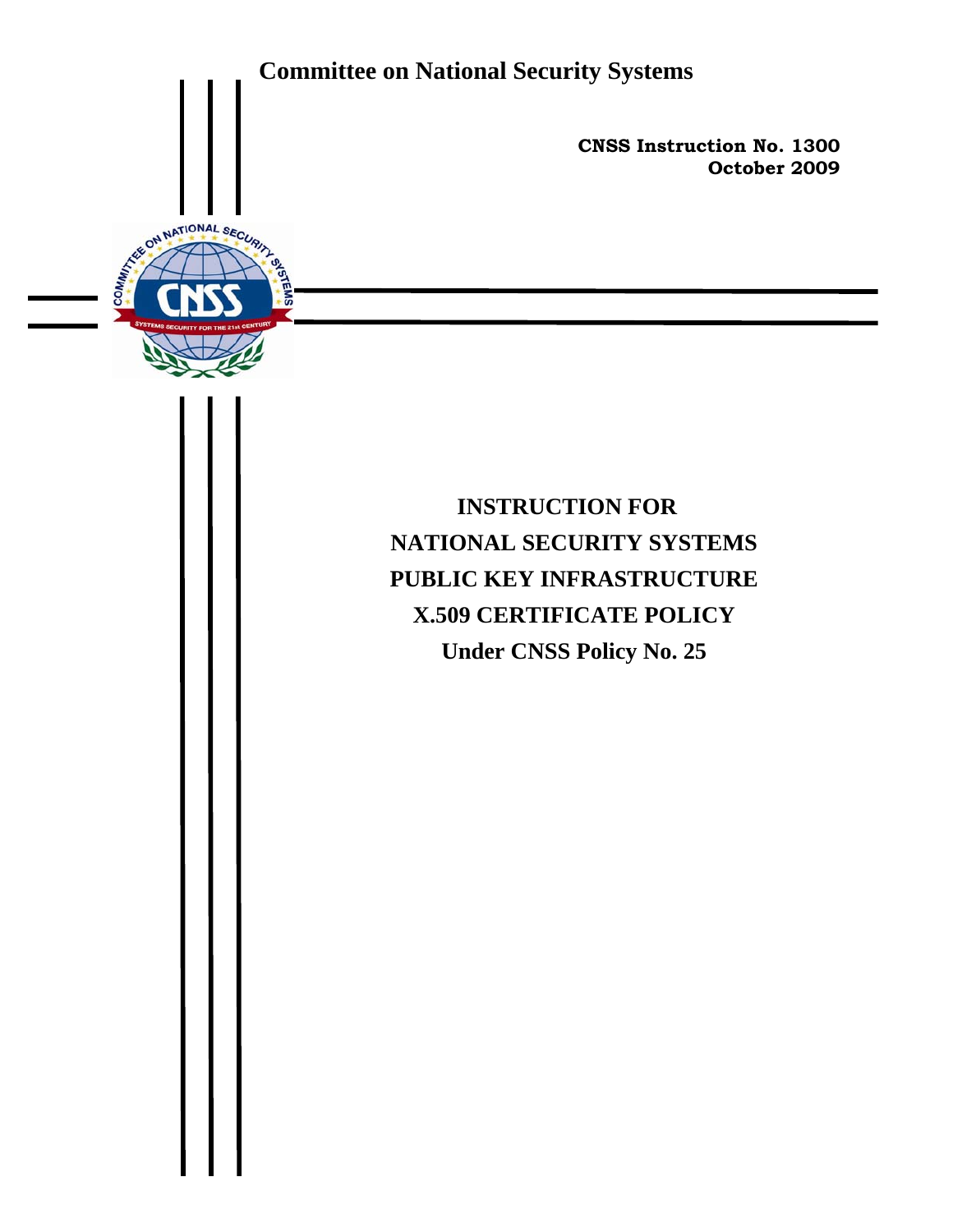**Committee on National Security Systems**

**CNSS Instruction No. 1300**
**October 2009**

# INSTRUCTION FOR NATIONAL SECURITY SYSTEMS PUBLIC KEY INFRASTRUCTURE X.509 CERTIFICATE POLICY Under CNSS Policy No. 25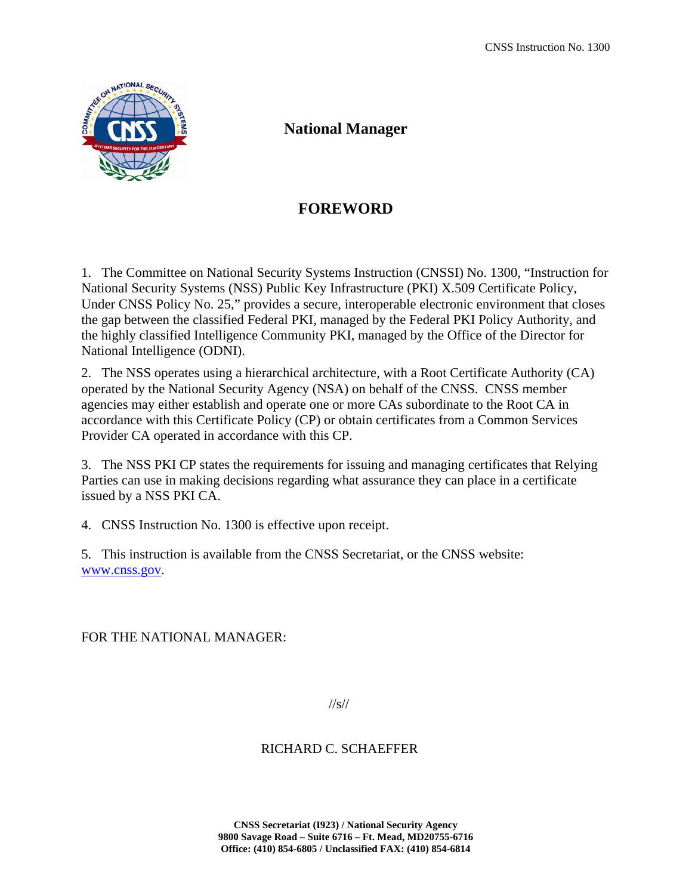# National Manager

## FOREWORD

1. The Committee on National Security Systems Instruction (CNSSI) No. 1300, "Instruction for National Security Systems (NSS) Public Key Infrastructure (PKI) X.509 Certificate Policy, Under CNSS Policy No. 25," provides a secure, interoperable electronic environment that closes the gap between the classified Federal PKI, managed by the Federal PKI Policy Authority, and the highly classified Intelligence Community PKI, managed by the Office of the Director for National Intelligence (ODNI).

2. The NSS operates using a hierarchical architecture, with a Root Certificate Authority (CA) operated by the National Security Agency (NSA) on behalf of the CNSS. CNSS member agencies may either establish and operate one or more CAs subordinate to the Root CA in accordance with this Certificate Policy (CP) or obtain certificates from a Common Services Provider CA operated in accordance with this CP.

3. The NSS PKI CP states the requirements for issuing and managing certificates that Relying Parties can use in making decisions regarding what assurance they can place in a certificate issued by a NSS PKI CA.

4. CNSS Instruction No. 1300 is effective upon receipt.

5. This instruction is available from the CNSS Secretariat, or the CNSS website: www.cnss.gov.

FOR THE NATIONAL MANAGER:

//s//

RICHARD C. SCHAEFFER

**CNSS Secretariat (I923) / National Security Agency**
**9800 Savage Road – Suite 6716 – Ft. Mead, MD20755-6716**
**Office: (410) 854-6805 / Unclassified FAX: (410) 854-6814**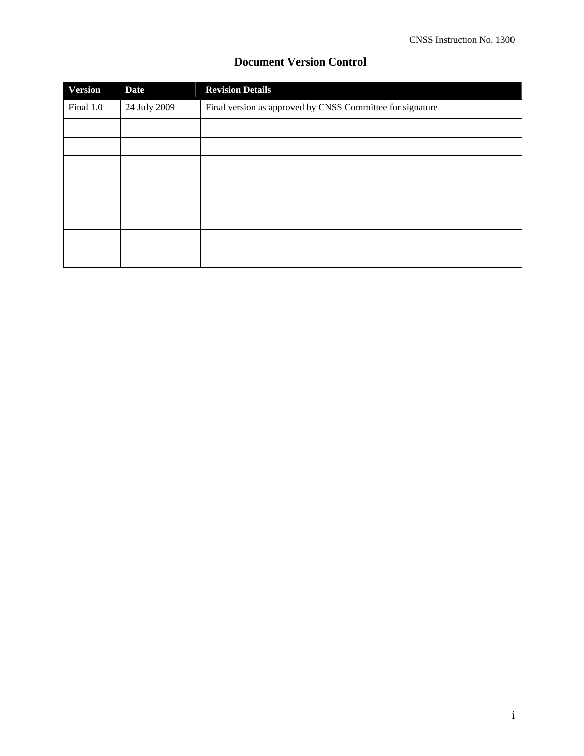# Document Version Control

| Version | Date | Revision Details |
| --- | --- | --- |
| Final 1.0 | 24 July 2009 | Final version as approved by CNSS Committee for signature |
| | | |
| | | |
| | | |
| | | |
| | | |
| | | |
| | | |
| | | |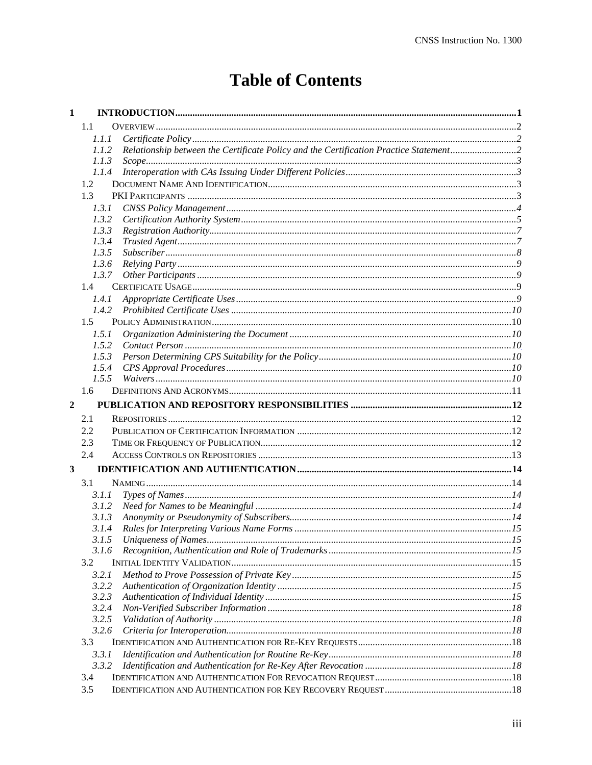# Table of Contents

**1 INTRODUCTION** ..... 1

- 1.1 OVERVIEW ..... 2
  - *1.1.1 Certificate Policy* ..... 2
  - *1.1.2 Relationship between the Certificate Policy and the Certification Practice Statement* ..... 2
  - *1.1.3 Scope* ..... 3
  - *1.1.4 Interoperation with CAs Issuing Under Different Policies* ..... 3
- 1.2 DOCUMENT NAME AND IDENTIFICATION ..... 3
- 1.3 PKI PARTICIPANTS ..... 3
  - *1.3.1 CNSS Policy Management* ..... 4
  - *1.3.2 Certification Authority System* ..... 5
  - *1.3.3 Registration Authority* ..... 7
  - *1.3.4 Trusted Agent* ..... 7
  - *1.3.5 Subscriber* ..... 8
  - *1.3.6 Relying Party* ..... 9
  - *1.3.7 Other Participants* ..... 9
- 1.4 CERTIFICATE USAGE ..... 9
  - *1.4.1 Appropriate Certificate Uses* ..... 9
  - *1.4.2 Prohibited Certificate Uses* ..... 10
- 1.5 POLICY ADMINISTRATION ..... 10
  - *1.5.1 Organization Administering the Document* ..... 10
  - *1.5.2 Contact Person* ..... 10
  - *1.5.3 Person Determining CPS Suitability for the Policy* ..... 10
  - *1.5.4 CPS Approval Procedures* ..... 10
  - *1.5.5 Waivers* ..... 10
- 1.6 DEFINITIONS AND ACRONYMS ..... 11

**2 PUBLICATION AND REPOSITORY RESPONSIBILITIES** ..... 12

- 2.1 REPOSITORIES ..... 12
- 2.2 PUBLICATION OF CERTIFICATION INFORMATION ..... 12
- 2.3 TIME OR FREQUENCY OF PUBLICATION ..... 12
- 2.4 ACCESS CONTROLS ON REPOSITORIES ..... 13

**3 IDENTIFICATION AND AUTHENTICATION** ..... 14

- 3.1 NAMING ..... 14
  - *3.1.1 Types of Names* ..... 14
  - *3.1.2 Need for Names to be Meaningful* ..... 14
  - *3.1.3 Anonymity or Pseudonymity of Subscribers* ..... 14
  - *3.1.4 Rules for Interpreting Various Name Forms* ..... 15
  - *3.1.5 Uniqueness of Names* ..... 15
  - *3.1.6 Recognition, Authentication and Role of Trademarks* ..... 15
- 3.2 INITIAL IDENTITY VALIDATION ..... 15
  - *3.2.1 Method to Prove Possession of Private Key* ..... 15
  - *3.2.2 Authentication of Organization Identity* ..... 15
  - *3.2.3 Authentication of Individual Identity* ..... 15
  - *3.2.4 Non-Verified Subscriber Information* ..... 18
  - *3.2.5 Validation of Authority* ..... 18
  - *3.2.6 Criteria for Interoperation* ..... 18
- 3.3 IDENTIFICATION AND AUTHENTICATION FOR RE-KEY REQUESTS ..... 18
  - *3.3.1 Identification and Authentication for Routine Re-Key* ..... 18
  - *3.3.2 Identification and Authentication for Re-Key After Revocation* ..... 18
- 3.4 IDENTIFICATION AND AUTHENTICATION FOR REVOCATION REQUEST ..... 18
- 3.5 IDENTIFICATION AND AUTHENTICATION FOR KEY RECOVERY REQUEST ..... 18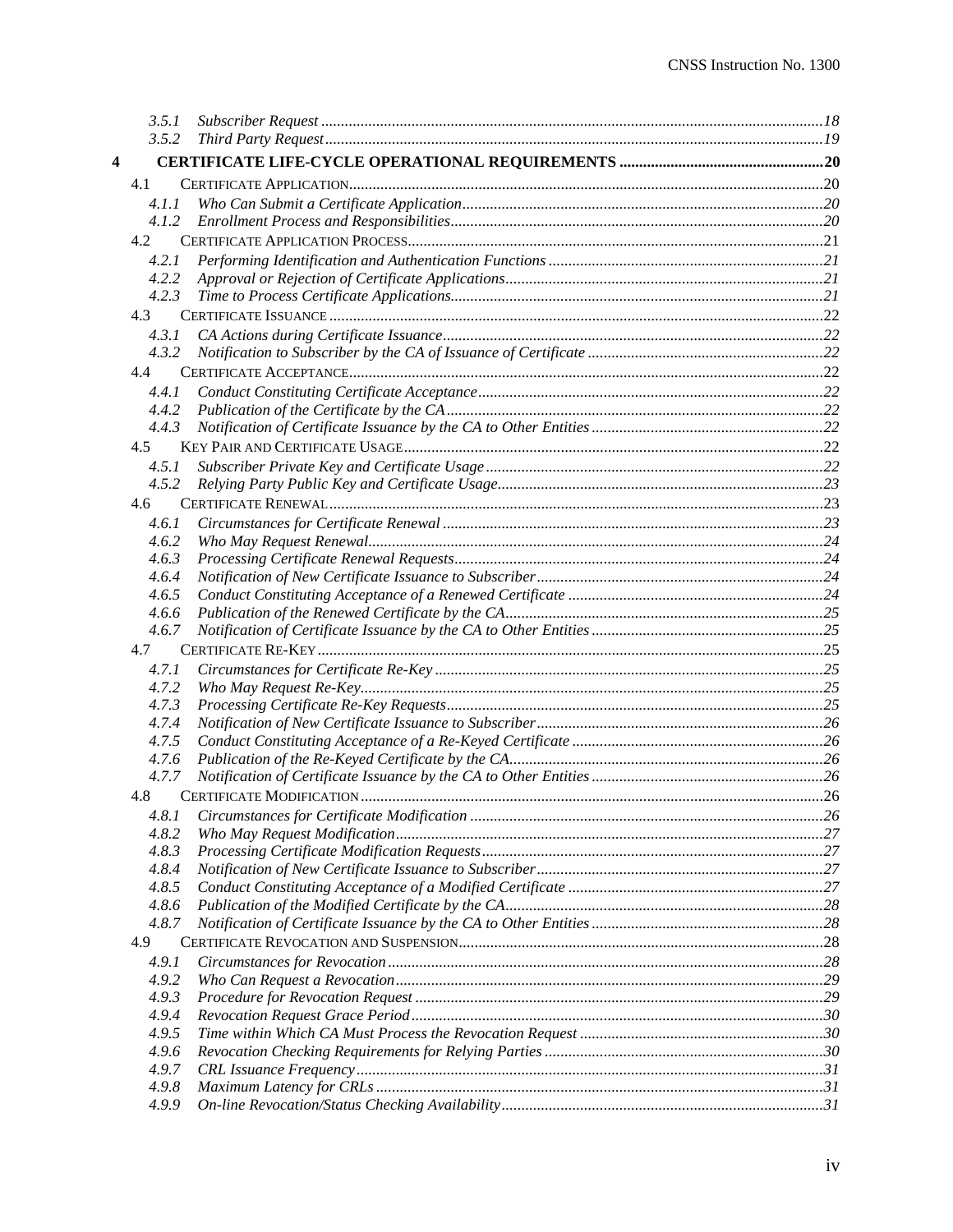3.5.1 *Subscriber Request* .......... 18
3.5.2 *Third Party Request* .......... 19

**4 CERTIFICATE LIFE-CYCLE OPERATIONAL REQUIREMENTS** .......... **20**

4.1 CERTIFICATE APPLICATION .......... 20
4.1.1 *Who Can Submit a Certificate Application* .......... 20
4.1.2 *Enrollment Process and Responsibilities* .......... 20

4.2 CERTIFICATE APPLICATION PROCESS .......... 21
4.2.1 *Performing Identification and Authentication Functions* .......... 21
4.2.2 *Approval or Rejection of Certificate Applications* .......... 21
4.2.3 *Time to Process Certificate Applications* .......... 21

4.3 CERTIFICATE ISSUANCE .......... 22
4.3.1 *CA Actions during Certificate Issuance* .......... 22
4.3.2 *Notification to Subscriber by the CA of Issuance of Certificate* .......... 22

4.4 CERTIFICATE ACCEPTANCE .......... 22
4.4.1 *Conduct Constituting Certificate Acceptance* .......... 22
4.4.2 *Publication of the Certificate by the CA* .......... 22
4.4.3 *Notification of Certificate Issuance by the CA to Other Entities* .......... 22

4.5 KEY PAIR AND CERTIFICATE USAGE .......... 22
4.5.1 *Subscriber Private Key and Certificate Usage* .......... 22
4.5.2 *Relying Party Public Key and Certificate Usage* .......... 23

4.6 CERTIFICATE RENEWAL .......... 23
4.6.1 *Circumstances for Certificate Renewal* .......... 23
4.6.2 *Who May Request Renewal* .......... 24
4.6.3 *Processing Certificate Renewal Requests* .......... 24
4.6.4 *Notification of New Certificate Issuance to Subscriber* .......... 24
4.6.5 *Conduct Constituting Acceptance of a Renewed Certificate* .......... 24
4.6.6 *Publication of the Renewed Certificate by the CA* .......... 25
4.6.7 *Notification of Certificate Issuance by the CA to Other Entities* .......... 25

4.7 CERTIFICATE RE-KEY .......... 25
4.7.1 *Circumstances for Certificate Re-Key* .......... 25
4.7.2 *Who May Request Re-Key* .......... 25
4.7.3 *Processing Certificate Re-Key Requests* .......... 25
4.7.4 *Notification of New Certificate Issuance to Subscriber* .......... 26
4.7.5 *Conduct Constituting Acceptance of a Re-Keyed Certificate* .......... 26
4.7.6 *Publication of the Re-Keyed Certificate by the CA* .......... 26
4.7.7 *Notification of Certificate Issuance by the CA to Other Entities* .......... 26

4.8 CERTIFICATE MODIFICATION .......... 26
4.8.1 *Circumstances for Certificate Modification* .......... 26
4.8.2 *Who May Request Modification* .......... 27
4.8.3 *Processing Certificate Modification Requests* .......... 27
4.8.4 *Notification of New Certificate Issuance to Subscriber* .......... 27
4.8.5 *Conduct Constituting Acceptance of a Modified Certificate* .......... 27
4.8.6 *Publication of the Modified Certificate by the CA* .......... 28
4.8.7 *Notification of Certificate Issuance by the CA to Other Entities* .......... 28

4.9 CERTIFICATE REVOCATION AND SUSPENSION .......... 28
4.9.1 *Circumstances for Revocation* .......... 28
4.9.2 *Who Can Request a Revocation* .......... 29
4.9.3 *Procedure for Revocation Request* .......... 29
4.9.4 *Revocation Request Grace Period* .......... 30
4.9.5 *Time within Which CA Must Process the Revocation Request* .......... 30
4.9.6 *Revocation Checking Requirements for Relying Parties* .......... 30
4.9.7 *CRL Issuance Frequency* .......... 31
4.9.8 *Maximum Latency for CRLs* .......... 31
4.9.9 *On-line Revocation/Status Checking Availability* .......... 31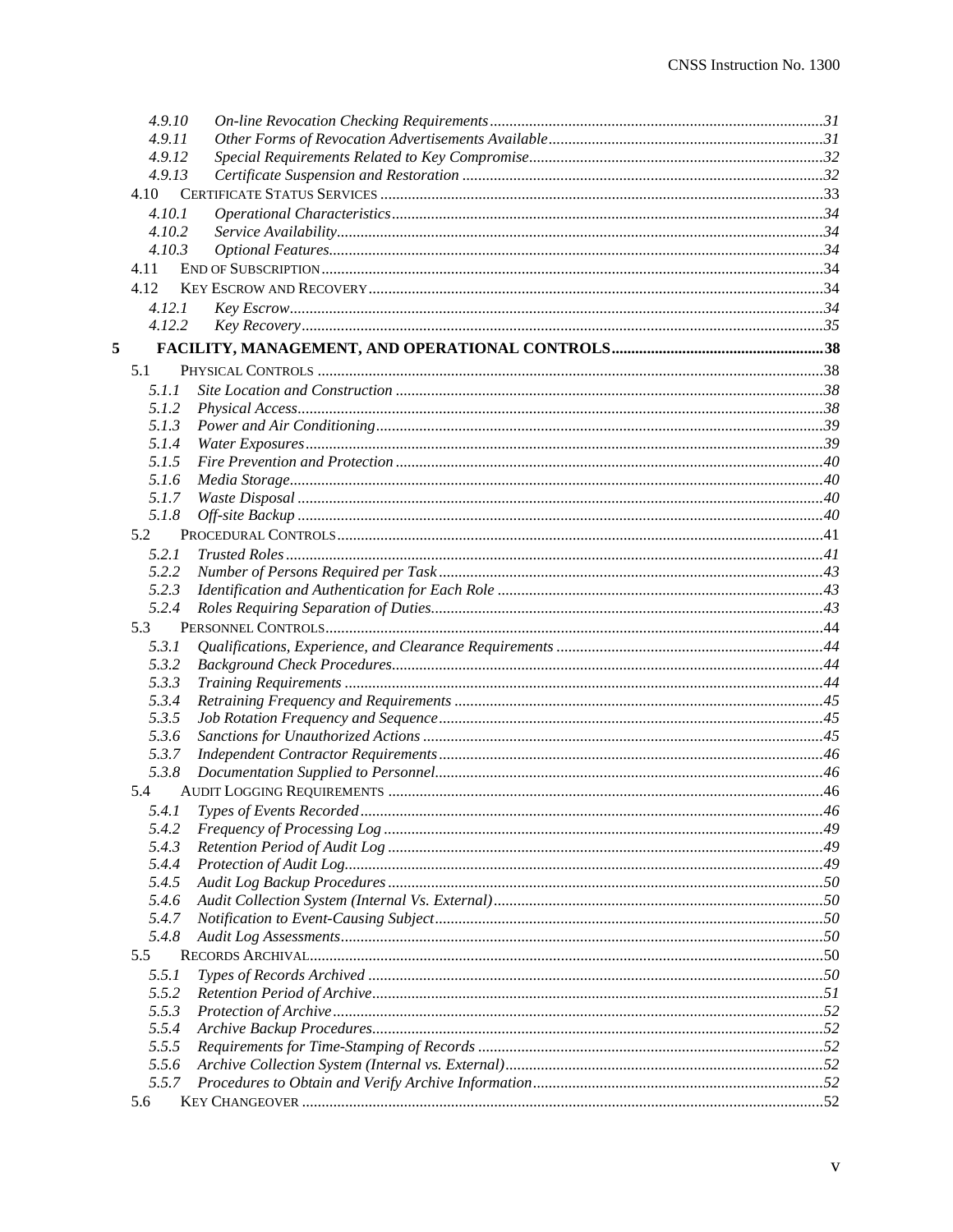4.9.10 On-line Revocation Checking Requirements ........ 31
4.9.11 Other Forms of Revocation Advertisements Available ........ 31
4.9.12 Special Requirements Related to Key Compromise ........ 32
4.9.13 Certificate Suspension and Restoration ........ 32
4.10 CERTIFICATE STATUS SERVICES ........ 33
4.10.1 Operational Characteristics ........ 34
4.10.2 Service Availability ........ 34
4.10.3 Optional Features ........ 34
4.11 END OF SUBSCRIPTION ........ 34
4.12 KEY ESCROW AND RECOVERY ........ 34
4.12.1 Key Escrow ........ 34
4.12.2 Key Recovery ........ 35

**5 FACILITY, MANAGEMENT, AND OPERATIONAL CONTROLS ........ 38**

5.1 PHYSICAL CONTROLS ........ 38
5.1.1 Site Location and Construction ........ 38
5.1.2 Physical Access ........ 38
5.1.3 Power and Air Conditioning ........ 39
5.1.4 Water Exposures ........ 39
5.1.5 Fire Prevention and Protection ........ 40
5.1.6 Media Storage ........ 40
5.1.7 Waste Disposal ........ 40
5.1.8 Off-site Backup ........ 40
5.2 PROCEDURAL CONTROLS ........ 41
5.2.1 Trusted Roles ........ 41
5.2.2 Number of Persons Required per Task ........ 43
5.2.3 Identification and Authentication for Each Role ........ 43
5.2.4 Roles Requiring Separation of Duties ........ 43
5.3 PERSONNEL CONTROLS ........ 44
5.3.1 Qualifications, Experience, and Clearance Requirements ........ 44
5.3.2 Background Check Procedures ........ 44
5.3.3 Training Requirements ........ 44
5.3.4 Retraining Frequency and Requirements ........ 45
5.3.5 Job Rotation Frequency and Sequence ........ 45
5.3.6 Sanctions for Unauthorized Actions ........ 45
5.3.7 Independent Contractor Requirements ........ 46
5.3.8 Documentation Supplied to Personnel ........ 46
5.4 AUDIT LOGGING REQUIREMENTS ........ 46
5.4.1 Types of Events Recorded ........ 46
5.4.2 Frequency of Processing Log ........ 49
5.4.3 Retention Period of Audit Log ........ 49
5.4.4 Protection of Audit Log ........ 49
5.4.5 Audit Log Backup Procedures ........ 50
5.4.6 Audit Collection System (Internal Vs. External) ........ 50
5.4.7 Notification to Event-Causing Subject ........ 50
5.4.8 Audit Log Assessments ........ 50
5.5 RECORDS ARCHIVAL ........ 50
5.5.1 Types of Records Archived ........ 50
5.5.2 Retention Period of Archive ........ 51
5.5.3 Protection of Archive ........ 52
5.5.4 Archive Backup Procedures ........ 52
5.5.5 Requirements for Time-Stamping of Records ........ 52
5.5.6 Archive Collection System (Internal vs. External) ........ 52
5.5.7 Procedures to Obtain and Verify Archive Information ........ 52
5.6 KEY CHANGEOVER ........ 52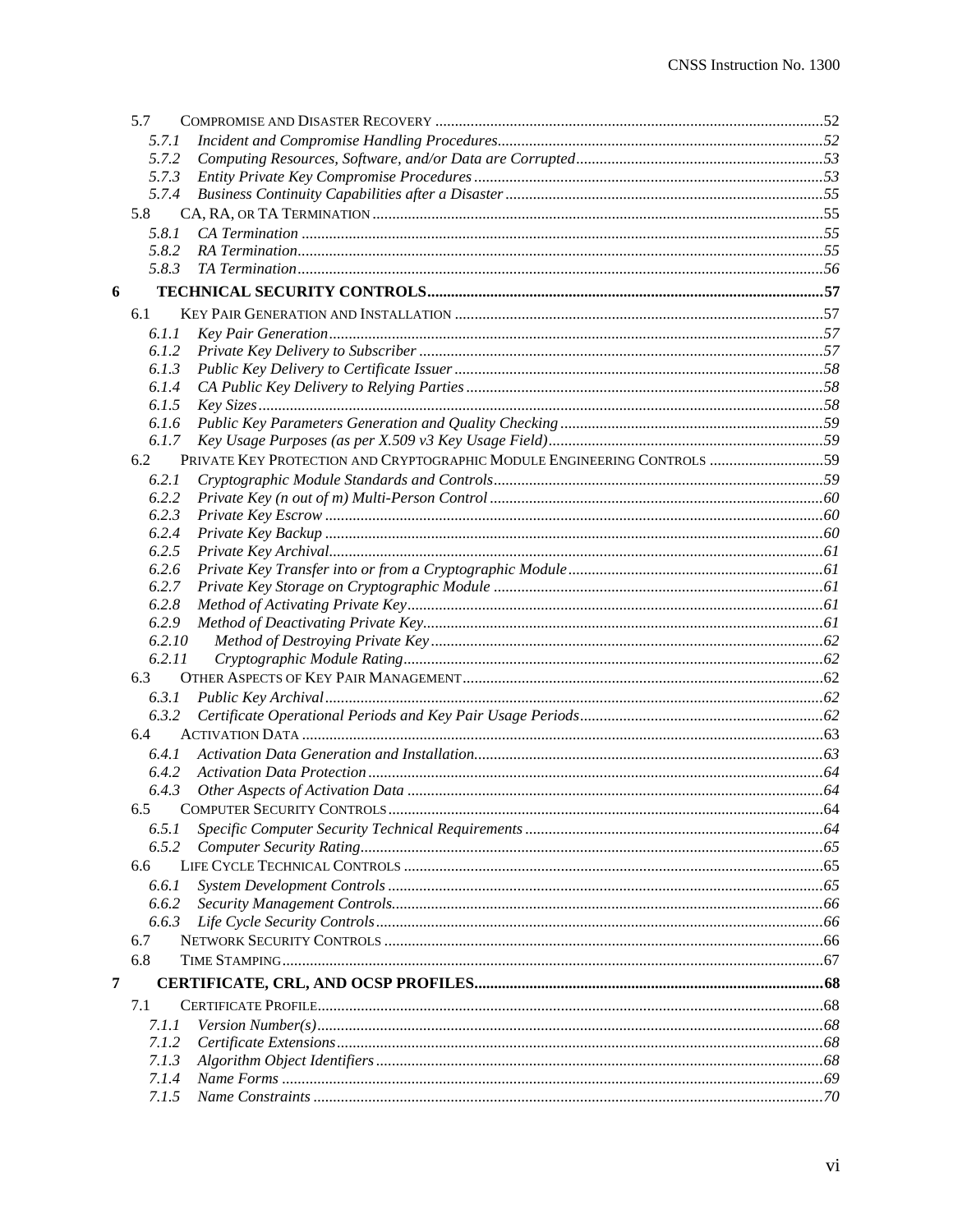5.7 COMPROMISE AND DISASTER RECOVERY ....52

*5.7.1 Incident and Compromise Handling Procedures....52*

*5.7.2 Computing Resources, Software, and/or Data are Corrupted....53*

*5.7.3 Entity Private Key Compromise Procedures....53*

*5.7.4 Business Continuity Capabilities after a Disaster....55*

5.8 CA, RA, OR TA TERMINATION....55

*5.8.1 CA Termination....55*

*5.8.2 RA Termination....55*

*5.8.3 TA Termination....56*

**6 TECHNICAL SECURITY CONTROLS....57**

6.1 KEY PAIR GENERATION AND INSTALLATION....57

*6.1.1 Key Pair Generation....57*

*6.1.2 Private Key Delivery to Subscriber....57*

*6.1.3 Public Key Delivery to Certificate Issuer....58*

*6.1.4 CA Public Key Delivery to Relying Parties....58*

*6.1.5 Key Sizes....58*

*6.1.6 Public Key Parameters Generation and Quality Checking....59*

*6.1.7 Key Usage Purposes (as per X.509 v3 Key Usage Field)....59*

6.2 PRIVATE KEY PROTECTION AND CRYPTOGRAPHIC MODULE ENGINEERING CONTROLS....59

*6.2.1 Cryptographic Module Standards and Controls....59*

*6.2.2 Private Key (n out of m) Multi-Person Control....60*

*6.2.3 Private Key Escrow....60*

*6.2.4 Private Key Backup....60*

*6.2.5 Private Key Archival....61*

*6.2.6 Private Key Transfer into or from a Cryptographic Module....61*

*6.2.7 Private Key Storage on Cryptographic Module....61*

*6.2.8 Method of Activating Private Key....61*

*6.2.9 Method of Deactivating Private Key....61*

*6.2.10 Method of Destroying Private Key....62*

*6.2.11 Cryptographic Module Rating....62*

6.3 OTHER ASPECTS OF KEY PAIR MANAGEMENT....62

*6.3.1 Public Key Archival....62*

*6.3.2 Certificate Operational Periods and Key Pair Usage Periods....62*

6.4 ACTIVATION DATA....63

*6.4.1 Activation Data Generation and Installation....63*

*6.4.2 Activation Data Protection....64*

*6.4.3 Other Aspects of Activation Data....64*

6.5 COMPUTER SECURITY CONTROLS....64

*6.5.1 Specific Computer Security Technical Requirements....64*

*6.5.2 Computer Security Rating....65*

6.6 LIFE CYCLE TECHNICAL CONTROLS....65

*6.6.1 System Development Controls....65*

*6.6.2 Security Management Controls....66*

*6.6.3 Life Cycle Security Controls....66*

6.7 NETWORK SECURITY CONTROLS....66

6.8 TIME STAMPING....67

**7 CERTIFICATE, CRL, AND OCSP PROFILES....68**

7.1 CERTIFICATE PROFILE....68

*7.1.1 Version Number(s)....68*

*7.1.2 Certificate Extensions....68*

*7.1.3 Algorithm Object Identifiers....68*

*7.1.4 Name Forms....69*

*7.1.5 Name Constraints....70*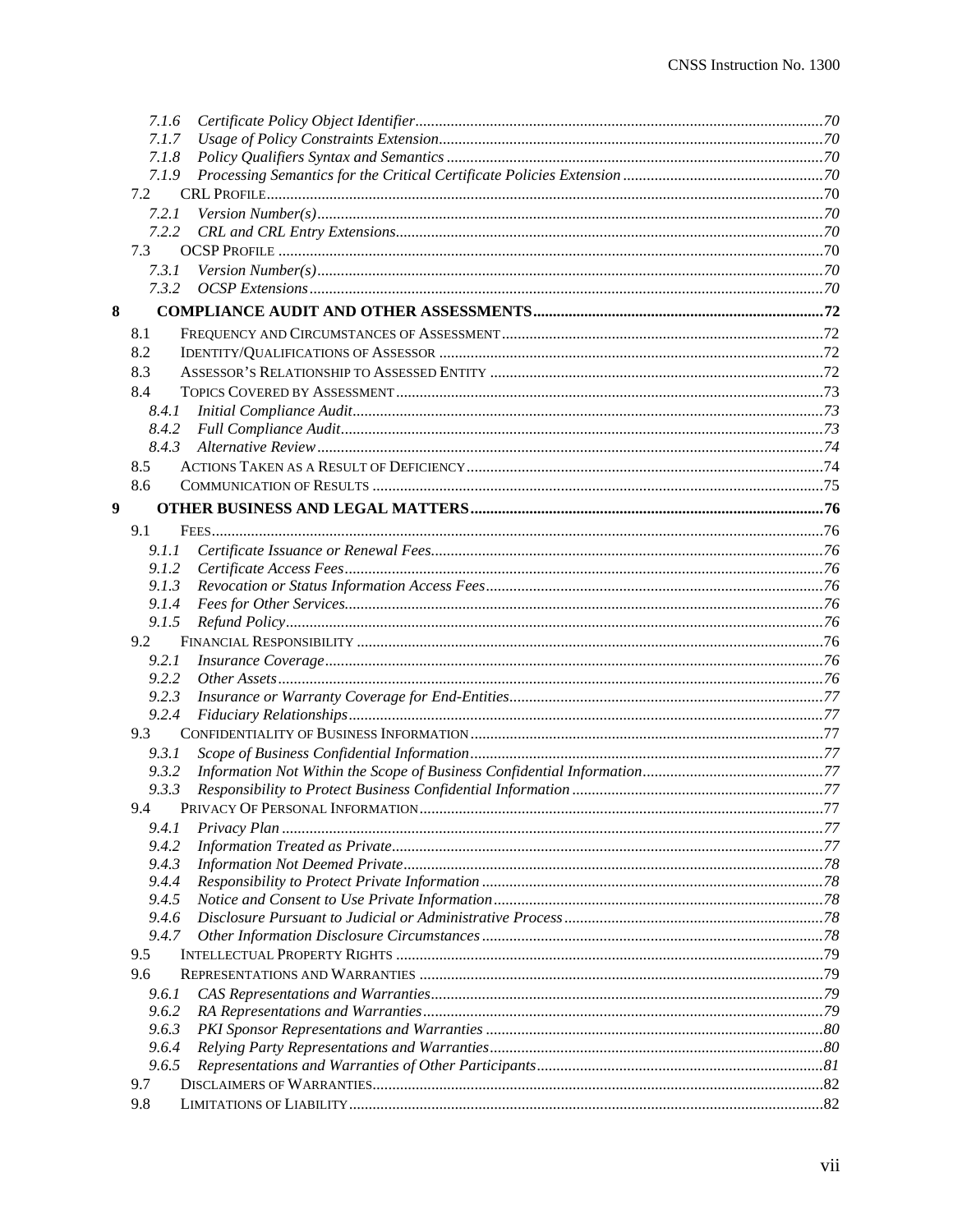7.1.6 *Certificate Policy Object Identifier* ... 70
7.1.7 *Usage of Policy Constraints Extension* ... 70
7.1.8 *Policy Qualifiers Syntax and Semantics* ... 70
7.1.9 *Processing Semantics for the Critical Certificate Policies Extension* ... 70
7.2 CRL PROFILE ... 70
7.2.1 *Version Number(s)* ... 70
7.2.2 *CRL and CRL Entry Extensions* ... 70
7.3 OCSP PROFILE ... 70
7.3.1 *Version Number(s)* ... 70
7.3.2 *OCSP Extensions* ... 70

**8 COMPLIANCE AUDIT AND OTHER ASSESSMENTS ... 72**

8.1 FREQUENCY AND CIRCUMSTANCES OF ASSESSMENT ... 72
8.2 IDENTITY/QUALIFICATIONS OF ASSESSOR ... 72
8.3 ASSESSOR'S RELATIONSHIP TO ASSESSED ENTITY ... 72
8.4 TOPICS COVERED BY ASSESSMENT ... 73
8.4.1 *Initial Compliance Audit* ... 73
8.4.2 *Full Compliance Audit* ... 73
8.4.3 *Alternative Review* ... 74
8.5 ACTIONS TAKEN AS A RESULT OF DEFICIENCY ... 74
8.6 COMMUNICATION OF RESULTS ... 75

**9 OTHER BUSINESS AND LEGAL MATTERS ... 76**

9.1 FEES ... 76
9.1.1 *Certificate Issuance or Renewal Fees* ... 76
9.1.2 *Certificate Access Fees* ... 76
9.1.3 *Revocation or Status Information Access Fees* ... 76
9.1.4 *Fees for Other Services* ... 76
9.1.5 *Refund Policy* ... 76
9.2 FINANCIAL RESPONSIBILITY ... 76
9.2.1 *Insurance Coverage* ... 76
9.2.2 *Other Assets* ... 76
9.2.3 *Insurance or Warranty Coverage for End-Entities* ... 77
9.2.4 *Fiduciary Relationships* ... 77
9.3 CONFIDENTIALITY OF BUSINESS INFORMATION ... 77
9.3.1 *Scope of Business Confidential Information* ... 77
9.3.2 *Information Not Within the Scope of Business Confidential Information* ... 77
9.3.3 *Responsibility to Protect Business Confidential Information* ... 77
9.4 PRIVACY OF PERSONAL INFORMATION ... 77
9.4.1 *Privacy Plan* ... 77
9.4.2 *Information Treated as Private* ... 77
9.4.3 *Information Not Deemed Private* ... 78
9.4.4 *Responsibility to Protect Private Information* ... 78
9.4.5 *Notice and Consent to Use Private Information* ... 78
9.4.6 *Disclosure Pursuant to Judicial or Administrative Process* ... 78
9.4.7 *Other Information Disclosure Circumstances* ... 78
9.5 INTELLECTUAL PROPERTY RIGHTS ... 79
9.6 REPRESENTATIONS AND WARRANTIES ... 79
9.6.1 *CAS Representations and Warranties* ... 79
9.6.2 *RA Representations and Warranties* ... 79
9.6.3 *PKI Sponsor Representations and Warranties* ... 80
9.6.4 *Relying Party Representations and Warranties* ... 80
9.6.5 *Representations and Warranties of Other Participants* ... 81
9.7 DISCLAIMERS OF WARRANTIES ... 82
9.8 LIMITATIONS OF LIABILITY ... 82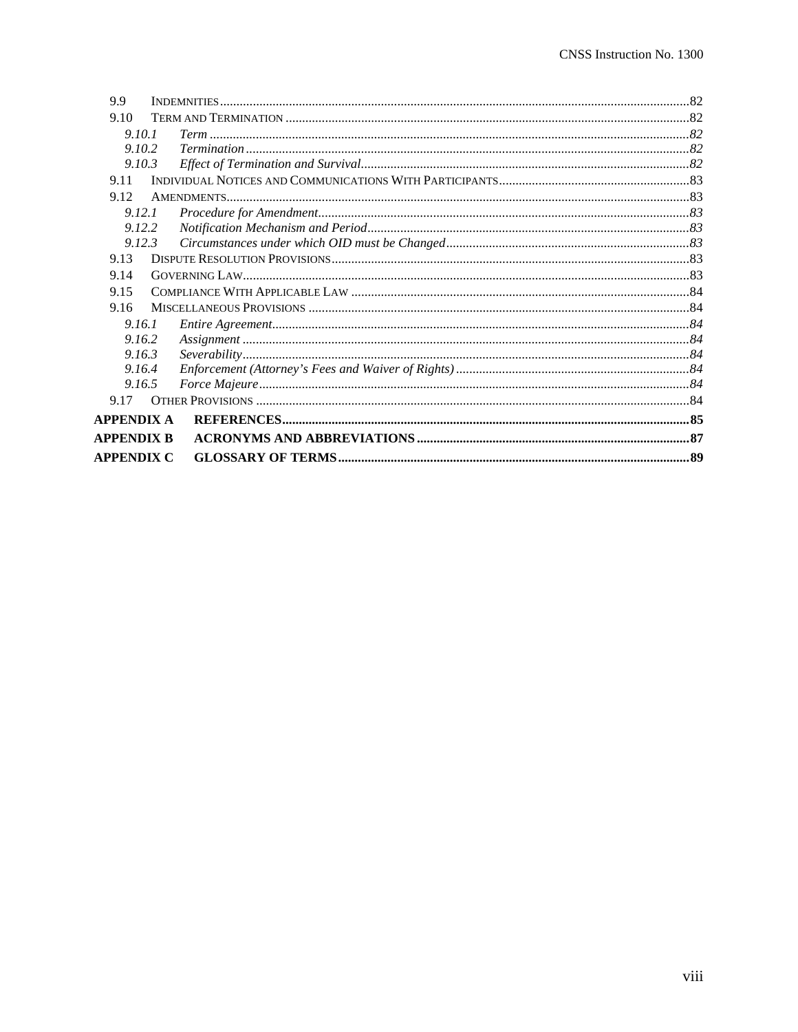9.9 INDEMNITIES ... 82
9.10 TERM AND TERMINATION ... 82
*9.10.1 Term ... 82*
*9.10.2 Termination ... 82*
*9.10.3 Effect of Termination and Survival ... 82*
9.11 INDIVIDUAL NOTICES AND COMMUNICATIONS WITH PARTICIPANTS ... 83
9.12 AMENDMENTS ... 83
*9.12.1 Procedure for Amendment ... 83*
*9.12.2 Notification Mechanism and Period ... 83*
*9.12.3 Circumstances under which OID must be Changed ... 83*
9.13 DISPUTE RESOLUTION PROVISIONS ... 83
9.14 GOVERNING LAW ... 83
9.15 COMPLIANCE WITH APPLICABLE LAW ... 84
9.16 MISCELLANEOUS PROVISIONS ... 84
*9.16.1 Entire Agreement ... 84*
*9.16.2 Assignment ... 84*
*9.16.3 Severability ... 84*
*9.16.4 Enforcement (Attorney's Fees and Waiver of Rights) ... 84*
*9.16.5 Force Majeure ... 84*
9.17 OTHER PROVISIONS ... 84

**APPENDIX A REFERENCES ... 85**

**APPENDIX B ACRONYMS AND ABBREVIATIONS ... 87**

**APPENDIX C GLOSSARY OF TERMS ... 89**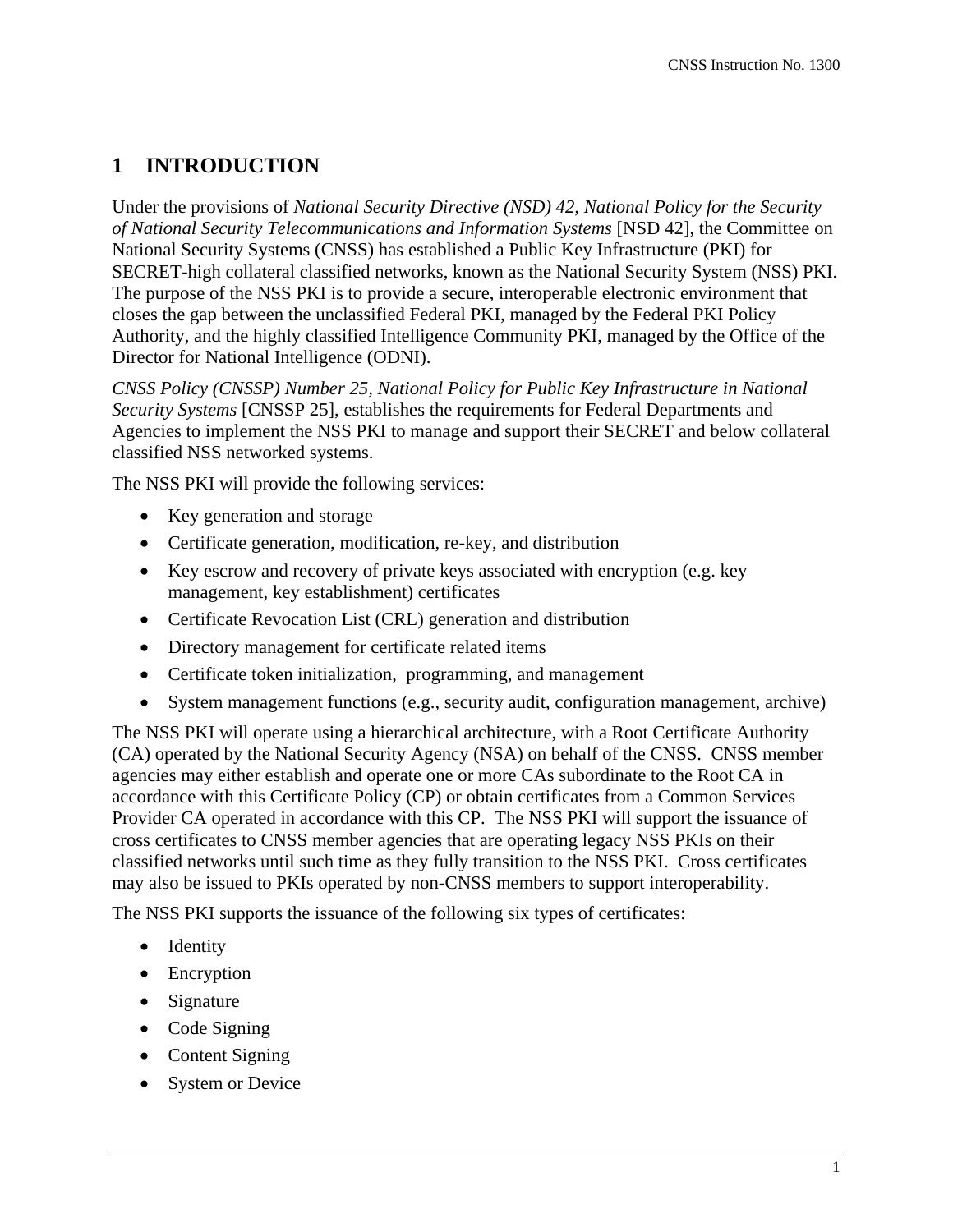# 1 INTRODUCTION

Under the provisions of *National Security Directive (NSD) 42, National Policy for the Security of National Security Telecommunications and Information Systems* [NSD 42], the Committee on National Security Systems (CNSS) has established a Public Key Infrastructure (PKI) for SECRET-high collateral classified networks, known as the National Security System (NSS) PKI. The purpose of the NSS PKI is to provide a secure, interoperable electronic environment that closes the gap between the unclassified Federal PKI, managed by the Federal PKI Policy Authority, and the highly classified Intelligence Community PKI, managed by the Office of the Director for National Intelligence (ODNI).

*CNSS Policy (CNSSP) Number 25, National Policy for Public Key Infrastructure in National Security Systems* [CNSSP 25], establishes the requirements for Federal Departments and Agencies to implement the NSS PKI to manage and support their SECRET and below collateral classified NSS networked systems.

The NSS PKI will provide the following services:

- Key generation and storage
- Certificate generation, modification, re-key, and distribution
- Key escrow and recovery of private keys associated with encryption (e.g. key management, key establishment) certificates
- Certificate Revocation List (CRL) generation and distribution
- Directory management for certificate related items
- Certificate token initialization, programming, and management
- System management functions (e.g., security audit, configuration management, archive)

The NSS PKI will operate using a hierarchical architecture, with a Root Certificate Authority (CA) operated by the National Security Agency (NSA) on behalf of the CNSS. CNSS member agencies may either establish and operate one or more CAs subordinate to the Root CA in accordance with this Certificate Policy (CP) or obtain certificates from a Common Services Provider CA operated in accordance with this CP. The NSS PKI will support the issuance of cross certificates to CNSS member agencies that are operating legacy NSS PKIs on their classified networks until such time as they fully transition to the NSS PKI. Cross certificates may also be issued to PKIs operated by non-CNSS members to support interoperability.

The NSS PKI supports the issuance of the following six types of certificates:

- Identity
- Encryption
- Signature
- Code Signing
- Content Signing
- System or Device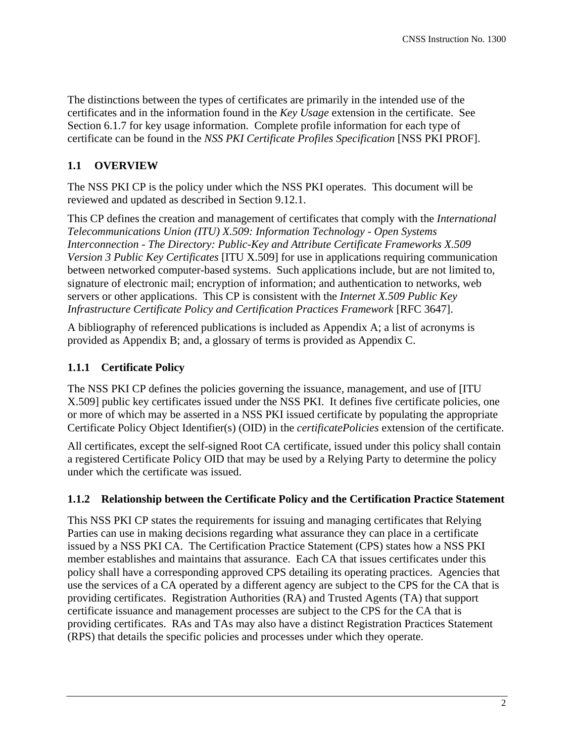The distinctions between the types of certificates are primarily in the intended use of the certificates and in the information found in the *Key Usage* extension in the certificate. See Section 6.1.7 for key usage information. Complete profile information for each type of certificate can be found in the *NSS PKI Certificate Profiles Specification* [NSS PKI PROF].

## 1.1 OVERVIEW

The NSS PKI CP is the policy under which the NSS PKI operates. This document will be reviewed and updated as described in Section 9.12.1.

This CP defines the creation and management of certificates that comply with the *International Telecommunications Union (ITU) X.509: Information Technology - Open Systems Interconnection - The Directory: Public-Key and Attribute Certificate Frameworks X.509 Version 3 Public Key Certificates* [ITU X.509] for use in applications requiring communication between networked computer-based systems. Such applications include, but are not limited to, signature of electronic mail; encryption of information; and authentication to networks, web servers or other applications. This CP is consistent with the *Internet X.509 Public Key Infrastructure Certificate Policy and Certification Practices Framework* [RFC 3647].

A bibliography of referenced publications is included as Appendix A; a list of acronyms is provided as Appendix B; and, a glossary of terms is provided as Appendix C.

### 1.1.1 Certificate Policy

The NSS PKI CP defines the policies governing the issuance, management, and use of [ITU X.509] public key certificates issued under the NSS PKI. It defines five certificate policies, one or more of which may be asserted in a NSS PKI issued certificate by populating the appropriate Certificate Policy Object Identifier(s) (OID) in the *certificatePolicies* extension of the certificate.

All certificates, except the self-signed Root CA certificate, issued under this policy shall contain a registered Certificate Policy OID that may be used by a Relying Party to determine the policy under which the certificate was issued.

### 1.1.2 Relationship between the Certificate Policy and the Certification Practice Statement

This NSS PKI CP states the requirements for issuing and managing certificates that Relying Parties can use in making decisions regarding what assurance they can place in a certificate issued by a NSS PKI CA. The Certification Practice Statement (CPS) states how a NSS PKI member establishes and maintains that assurance. Each CA that issues certificates under this policy shall have a corresponding approved CPS detailing its operating practices. Agencies that use the services of a CA operated by a different agency are subject to the CPS for the CA that is providing certificates. Registration Authorities (RA) and Trusted Agents (TA) that support certificate issuance and management processes are subject to the CPS for the CA that is providing certificates. RAs and TAs may also have a distinct Registration Practices Statement (RPS) that details the specific policies and processes under which they operate.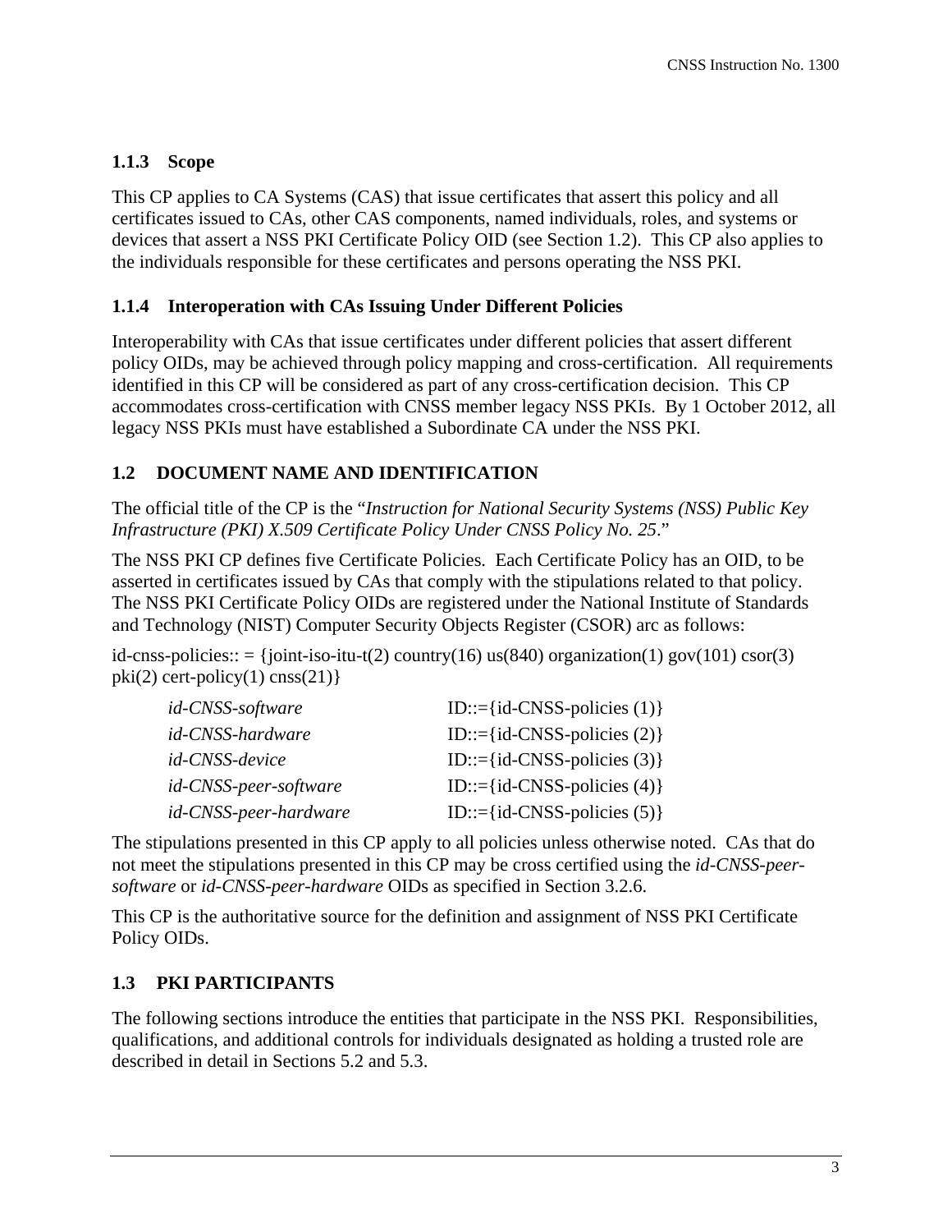### 1.1.3 Scope

This CP applies to CA Systems (CAS) that issue certificates that assert this policy and all certificates issued to CAs, other CAS components, named individuals, roles, and systems or devices that assert a NSS PKI Certificate Policy OID (see Section 1.2). This CP also applies to the individuals responsible for these certificates and persons operating the NSS PKI.

### 1.1.4 Interoperation with CAs Issuing Under Different Policies

Interoperability with CAs that issue certificates under different policies that assert different policy OIDs, may be achieved through policy mapping and cross-certification. All requirements identified in this CP will be considered as part of any cross-certification decision. This CP accommodates cross-certification with CNSS member legacy NSS PKIs. By 1 October 2012, all legacy NSS PKIs must have established a Subordinate CA under the NSS PKI.

## 1.2 DOCUMENT NAME AND IDENTIFICATION

The official title of the CP is the "*Instruction for National Security Systems (NSS) Public Key Infrastructure (PKI) X.509 Certificate Policy Under CNSS Policy No. 25*."

The NSS PKI CP defines five Certificate Policies. Each Certificate Policy has an OID, to be asserted in certificates issued by CAs that comply with the stipulations related to that policy. The NSS PKI Certificate Policy OIDs are registered under the National Institute of Standards and Technology (NIST) Computer Security Objects Register (CSOR) arc as follows:

id-cnss-policies:: = {joint-iso-itu-t(2) country(16) us(840) organization(1) gov(101) csor(3) pki(2) cert-policy(1) cnss(21)}

| | |
|---|---|
| *id-CNSS-software* | ID::={id-CNSS-policies (1)} |
| *id-CNSS-hardware* | ID::={id-CNSS-policies (2)} |
| *id-CNSS-device* | ID::={id-CNSS-policies (3)} |
| *id-CNSS-peer-software* | ID::={id-CNSS-policies (4)} |
| *id-CNSS-peer-hardware* | ID::={id-CNSS-policies (5)} |

The stipulations presented in this CP apply to all policies unless otherwise noted. CAs that do not meet the stipulations presented in this CP may be cross certified using the *id-CNSS-peer-software* or *id-CNSS-peer-hardware* OIDs as specified in Section 3.2.6.

This CP is the authoritative source for the definition and assignment of NSS PKI Certificate Policy OIDs.

## 1.3 PKI PARTICIPANTS

The following sections introduce the entities that participate in the NSS PKI. Responsibilities, qualifications, and additional controls for individuals designated as holding a trusted role are described in detail in Sections 5.2 and 5.3.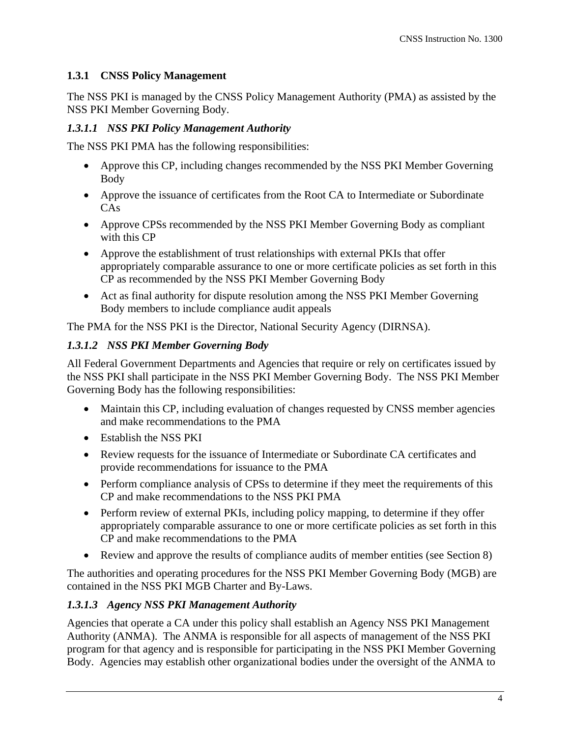### 1.3.1 CNSS Policy Management

The NSS PKI is managed by the CNSS Policy Management Authority (PMA) as assisted by the NSS PKI Member Governing Body.

#### *1.3.1.1 NSS PKI Policy Management Authority*

The NSS PKI PMA has the following responsibilities:

- Approve this CP, including changes recommended by the NSS PKI Member Governing Body
- Approve the issuance of certificates from the Root CA to Intermediate or Subordinate CAs
- Approve CPSs recommended by the NSS PKI Member Governing Body as compliant with this CP
- Approve the establishment of trust relationships with external PKIs that offer appropriately comparable assurance to one or more certificate policies as set forth in this CP as recommended by the NSS PKI Member Governing Body
- Act as final authority for dispute resolution among the NSS PKI Member Governing Body members to include compliance audit appeals

The PMA for the NSS PKI is the Director, National Security Agency (DIRNSA).

#### *1.3.1.2 NSS PKI Member Governing Body*

All Federal Government Departments and Agencies that require or rely on certificates issued by the NSS PKI shall participate in the NSS PKI Member Governing Body. The NSS PKI Member Governing Body has the following responsibilities:

- Maintain this CP, including evaluation of changes requested by CNSS member agencies and make recommendations to the PMA
- Establish the NSS PKI
- Review requests for the issuance of Intermediate or Subordinate CA certificates and provide recommendations for issuance to the PMA
- Perform compliance analysis of CPSs to determine if they meet the requirements of this CP and make recommendations to the NSS PKI PMA
- Perform review of external PKIs, including policy mapping, to determine if they offer appropriately comparable assurance to one or more certificate policies as set forth in this CP and make recommendations to the PMA
- Review and approve the results of compliance audits of member entities (see Section 8)

The authorities and operating procedures for the NSS PKI Member Governing Body (MGB) are contained in the NSS PKI MGB Charter and By-Laws.

#### *1.3.1.3 Agency NSS PKI Management Authority*

Agencies that operate a CA under this policy shall establish an Agency NSS PKI Management Authority (ANMA). The ANMA is responsible for all aspects of management of the NSS PKI program for that agency and is responsible for participating in the NSS PKI Member Governing Body. Agencies may establish other organizational bodies under the oversight of the ANMA to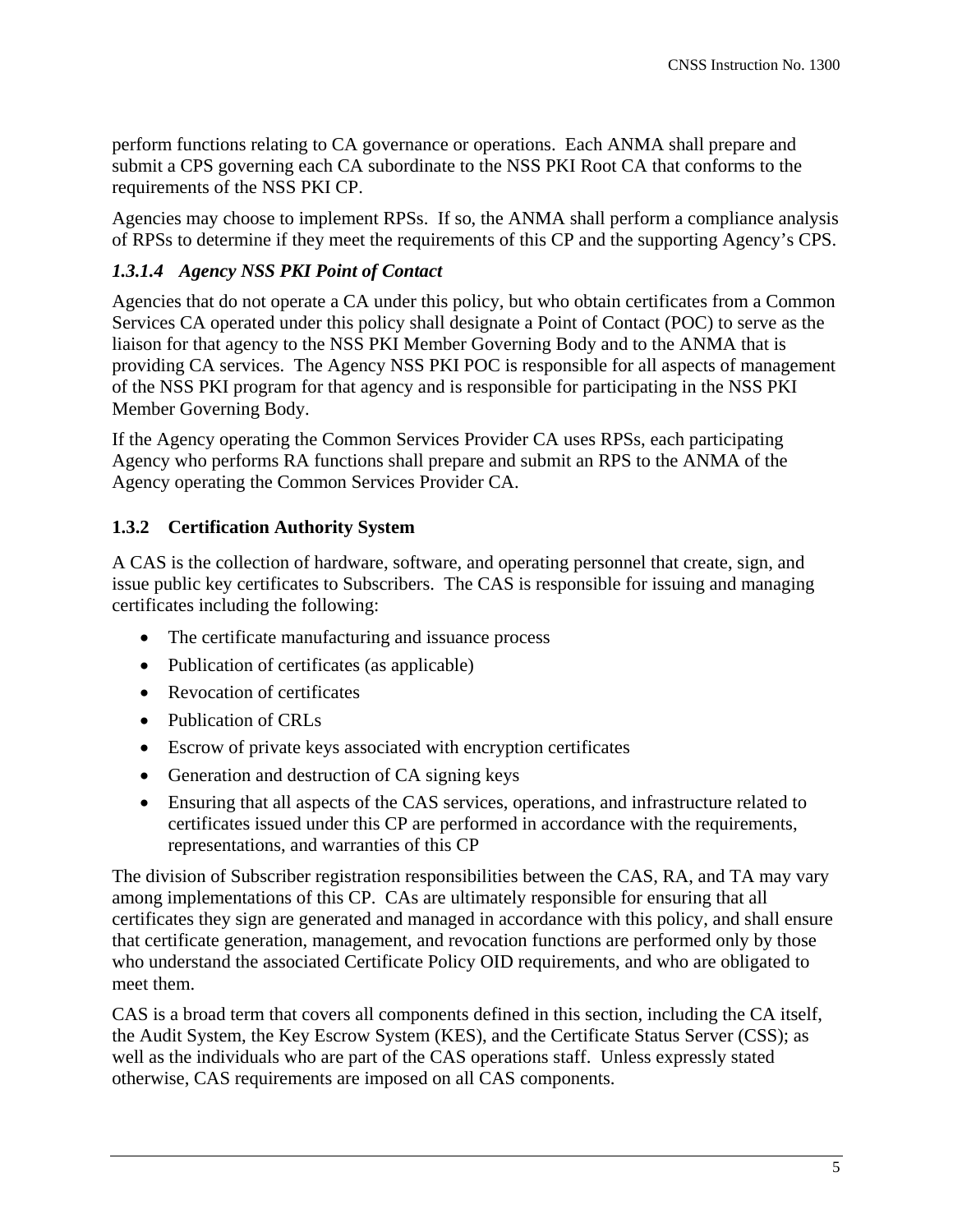perform functions relating to CA governance or operations. Each ANMA shall prepare and submit a CPS governing each CA subordinate to the NSS PKI Root CA that conforms to the requirements of the NSS PKI CP.

Agencies may choose to implement RPSs. If so, the ANMA shall perform a compliance analysis of RPSs to determine if they meet the requirements of this CP and the supporting Agency's CPS.

#### *1.3.1.4 Agency NSS PKI Point of Contact*

Agencies that do not operate a CA under this policy, but who obtain certificates from a Common Services CA operated under this policy shall designate a Point of Contact (POC) to serve as the liaison for that agency to the NSS PKI Member Governing Body and to the ANMA that is providing CA services. The Agency NSS PKI POC is responsible for all aspects of management of the NSS PKI program for that agency and is responsible for participating in the NSS PKI Member Governing Body.

If the Agency operating the Common Services Provider CA uses RPSs, each participating Agency who performs RA functions shall prepare and submit an RPS to the ANMA of the Agency operating the Common Services Provider CA.

### 1.3.2 Certification Authority System

A CAS is the collection of hardware, software, and operating personnel that create, sign, and issue public key certificates to Subscribers. The CAS is responsible for issuing and managing certificates including the following:

- The certificate manufacturing and issuance process
- Publication of certificates (as applicable)
- Revocation of certificates
- Publication of CRLs
- Escrow of private keys associated with encryption certificates
- Generation and destruction of CA signing keys
- Ensuring that all aspects of the CAS services, operations, and infrastructure related to certificates issued under this CP are performed in accordance with the requirements, representations, and warranties of this CP

The division of Subscriber registration responsibilities between the CAS, RA, and TA may vary among implementations of this CP. CAs are ultimately responsible for ensuring that all certificates they sign are generated and managed in accordance with this policy, and shall ensure that certificate generation, management, and revocation functions are performed only by those who understand the associated Certificate Policy OID requirements, and who are obligated to meet them.

CAS is a broad term that covers all components defined in this section, including the CA itself, the Audit System, the Key Escrow System (KES), and the Certificate Status Server (CSS); as well as the individuals who are part of the CAS operations staff. Unless expressly stated otherwise, CAS requirements are imposed on all CAS components.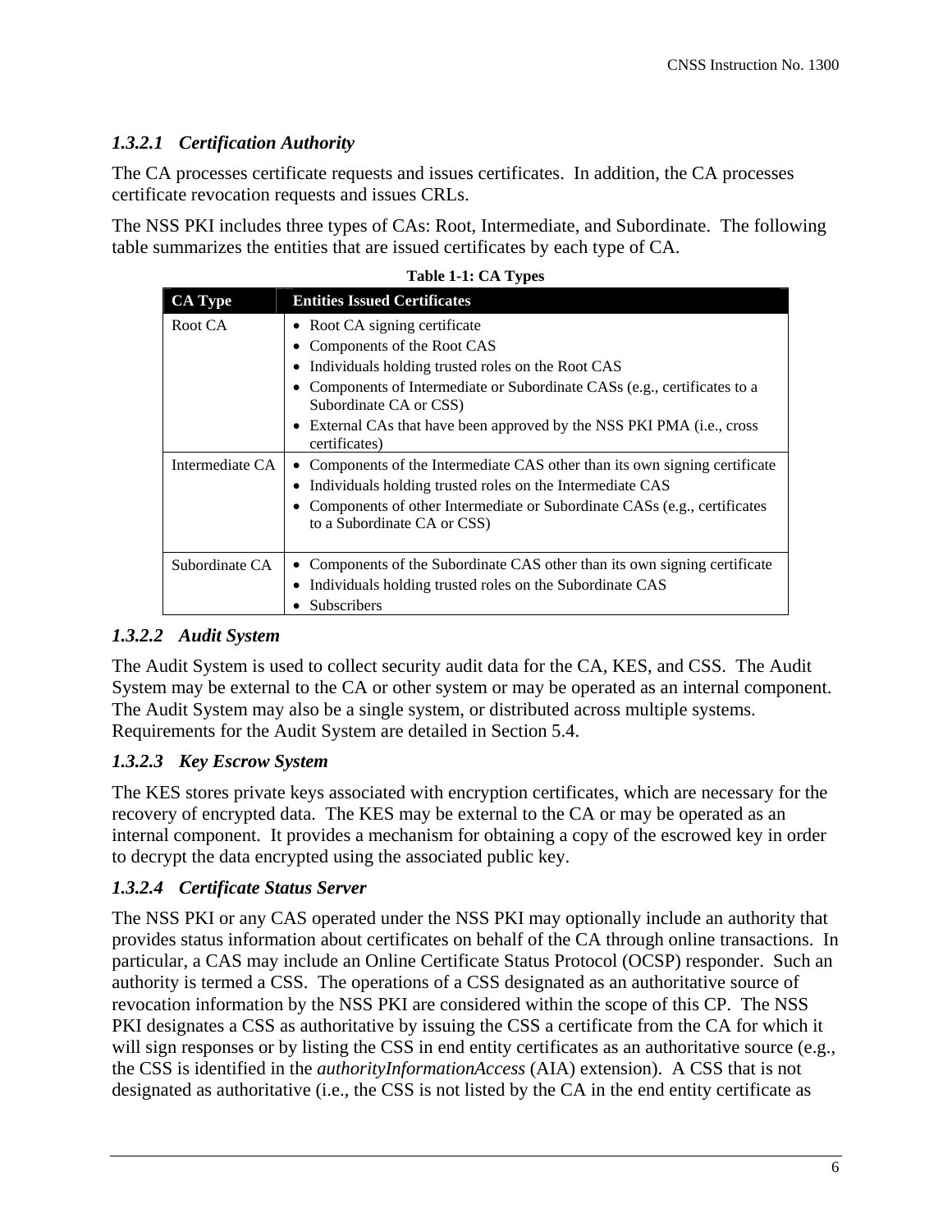#### *1.3.2.1 Certification Authority*

The CA processes certificate requests and issues certificates. In addition, the CA processes certificate revocation requests and issues CRLs.

The NSS PKI includes three types of CAs: Root, Intermediate, and Subordinate. The following table summarizes the entities that are issued certificates by each type of CA.

**Table 1-1: CA Types**

| CA Type | Entities Issued Certificates |
|---|---|
| Root CA | • Root CA signing certificate<br>• Components of the Root CAS<br>• Individuals holding trusted roles on the Root CAS<br>• Components of Intermediate or Subordinate CASs (e.g., certificates to a Subordinate CA or CSS)<br>• External CAs that have been approved by the NSS PKI PMA (i.e., cross certificates) |
| Intermediate CA | • Components of the Intermediate CAS other than its own signing certificate<br>• Individuals holding trusted roles on the Intermediate CAS<br>• Components of other Intermediate or Subordinate CASs (e.g., certificates to a Subordinate CA or CSS) |
| Subordinate CA | • Components of the Subordinate CAS other than its own signing certificate<br>• Individuals holding trusted roles on the Subordinate CAS<br>• Subscribers |

#### *1.3.2.2 Audit System*

The Audit System is used to collect security audit data for the CA, KES, and CSS. The Audit System may be external to the CA or other system or may be operated as an internal component. The Audit System may also be a single system, or distributed across multiple systems. Requirements for the Audit System are detailed in Section 5.4.

#### *1.3.2.3 Key Escrow System*

The KES stores private keys associated with encryption certificates, which are necessary for the recovery of encrypted data. The KES may be external to the CA or may be operated as an internal component. It provides a mechanism for obtaining a copy of the escrowed key in order to decrypt the data encrypted using the associated public key.

#### *1.3.2.4 Certificate Status Server*

The NSS PKI or any CAS operated under the NSS PKI may optionally include an authority that provides status information about certificates on behalf of the CA through online transactions. In particular, a CAS may include an Online Certificate Status Protocol (OCSP) responder. Such an authority is termed a CSS. The operations of a CSS designated as an authoritative source of revocation information by the NSS PKI are considered within the scope of this CP. The NSS PKI designates a CSS as authoritative by issuing the CSS a certificate from the CA for which it will sign responses or by listing the CSS in end entity certificates as an authoritative source (e.g., the CSS is identified in the *authorityInformationAccess* (AIA) extension). A CSS that is not designated as authoritative (i.e., the CSS is not listed by the CA in the end entity certificate as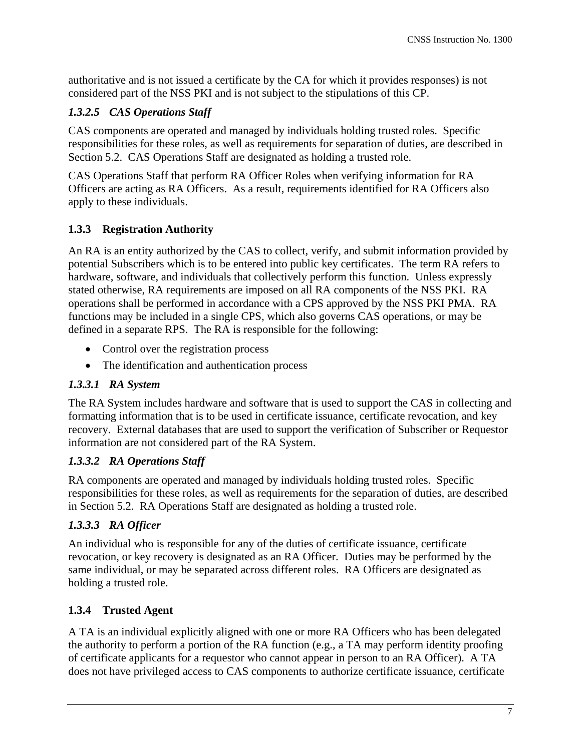authoritative and is not issued a certificate by the CA for which it provides responses) is not considered part of the NSS PKI and is not subject to the stipulations of this CP.

#### *1.3.2.5 CAS Operations Staff*

CAS components are operated and managed by individuals holding trusted roles. Specific responsibilities for these roles, as well as requirements for separation of duties, are described in Section 5.2. CAS Operations Staff are designated as holding a trusted role.

CAS Operations Staff that perform RA Officer Roles when verifying information for RA Officers are acting as RA Officers. As a result, requirements identified for RA Officers also apply to these individuals.

### 1.3.3 Registration Authority

An RA is an entity authorized by the CAS to collect, verify, and submit information provided by potential Subscribers which is to be entered into public key certificates. The term RA refers to hardware, software, and individuals that collectively perform this function. Unless expressly stated otherwise, RA requirements are imposed on all RA components of the NSS PKI. RA operations shall be performed in accordance with a CPS approved by the NSS PKI PMA. RA functions may be included in a single CPS, which also governs CAS operations, or may be defined in a separate RPS. The RA is responsible for the following:

- Control over the registration process
- The identification and authentication process

#### *1.3.3.1 RA System*

The RA System includes hardware and software that is used to support the CAS in collecting and formatting information that is to be used in certificate issuance, certificate revocation, and key recovery. External databases that are used to support the verification of Subscriber or Requestor information are not considered part of the RA System.

#### *1.3.3.2 RA Operations Staff*

RA components are operated and managed by individuals holding trusted roles. Specific responsibilities for these roles, as well as requirements for the separation of duties, are described in Section 5.2. RA Operations Staff are designated as holding a trusted role.

#### *1.3.3.3 RA Officer*

An individual who is responsible for any of the duties of certificate issuance, certificate revocation, or key recovery is designated as an RA Officer. Duties may be performed by the same individual, or may be separated across different roles. RA Officers are designated as holding a trusted role.

### 1.3.4 Trusted Agent

A TA is an individual explicitly aligned with one or more RA Officers who has been delegated the authority to perform a portion of the RA function (e.g., a TA may perform identity proofing of certificate applicants for a requestor who cannot appear in person to an RA Officer). A TA does not have privileged access to CAS components to authorize certificate issuance, certificate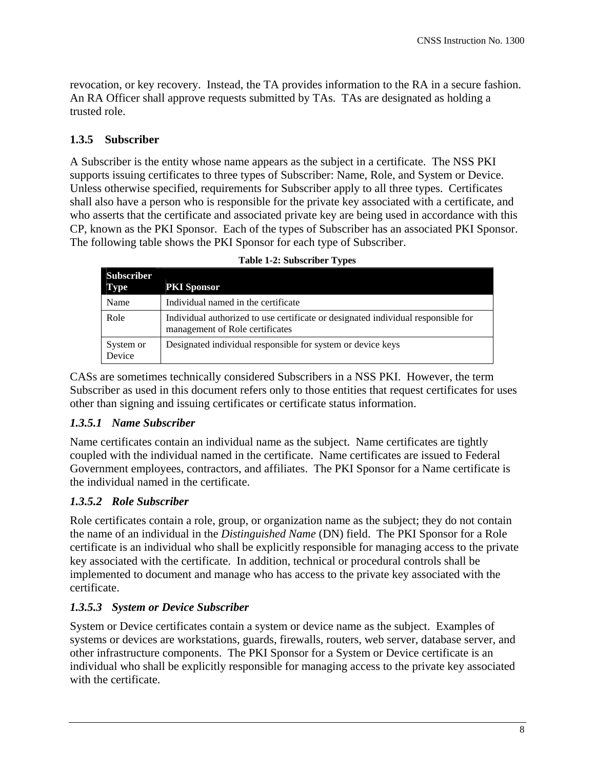revocation, or key recovery. Instead, the TA provides information to the RA in a secure fashion. An RA Officer shall approve requests submitted by TAs. TAs are designated as holding a trusted role.

### 1.3.5 Subscriber

A Subscriber is the entity whose name appears as the subject in a certificate. The NSS PKI supports issuing certificates to three types of Subscriber: Name, Role, and System or Device. Unless otherwise specified, requirements for Subscriber apply to all three types. Certificates shall also have a person who is responsible for the private key associated with a certificate, and who asserts that the certificate and associated private key are being used in accordance with this CP, known as the PKI Sponsor. Each of the types of Subscriber has an associated PKI Sponsor. The following table shows the PKI Sponsor for each type of Subscriber.

**Table 1-2: Subscriber Types**

| Subscriber Type | PKI Sponsor |
| --- | --- |
| Name | Individual named in the certificate |
| Role | Individual authorized to use certificate or designated individual responsible for management of Role certificates |
| System or Device | Designated individual responsible for system or device keys |

CASs are sometimes technically considered Subscribers in a NSS PKI. However, the term Subscriber as used in this document refers only to those entities that request certificates for uses other than signing and issuing certificates or certificate status information.

#### *1.3.5.1 Name Subscriber*

Name certificates contain an individual name as the subject. Name certificates are tightly coupled with the individual named in the certificate. Name certificates are issued to Federal Government employees, contractors, and affiliates. The PKI Sponsor for a Name certificate is the individual named in the certificate.

#### *1.3.5.2 Role Subscriber*

Role certificates contain a role, group, or organization name as the subject; they do not contain the name of an individual in the *Distinguished Name* (DN) field. The PKI Sponsor for a Role certificate is an individual who shall be explicitly responsible for managing access to the private key associated with the certificate. In addition, technical or procedural controls shall be implemented to document and manage who has access to the private key associated with the certificate.

#### *1.3.5.3 System or Device Subscriber*

System or Device certificates contain a system or device name as the subject. Examples of systems or devices are workstations, guards, firewalls, routers, web server, database server, and other infrastructure components. The PKI Sponsor for a System or Device certificate is an individual who shall be explicitly responsible for managing access to the private key associated with the certificate.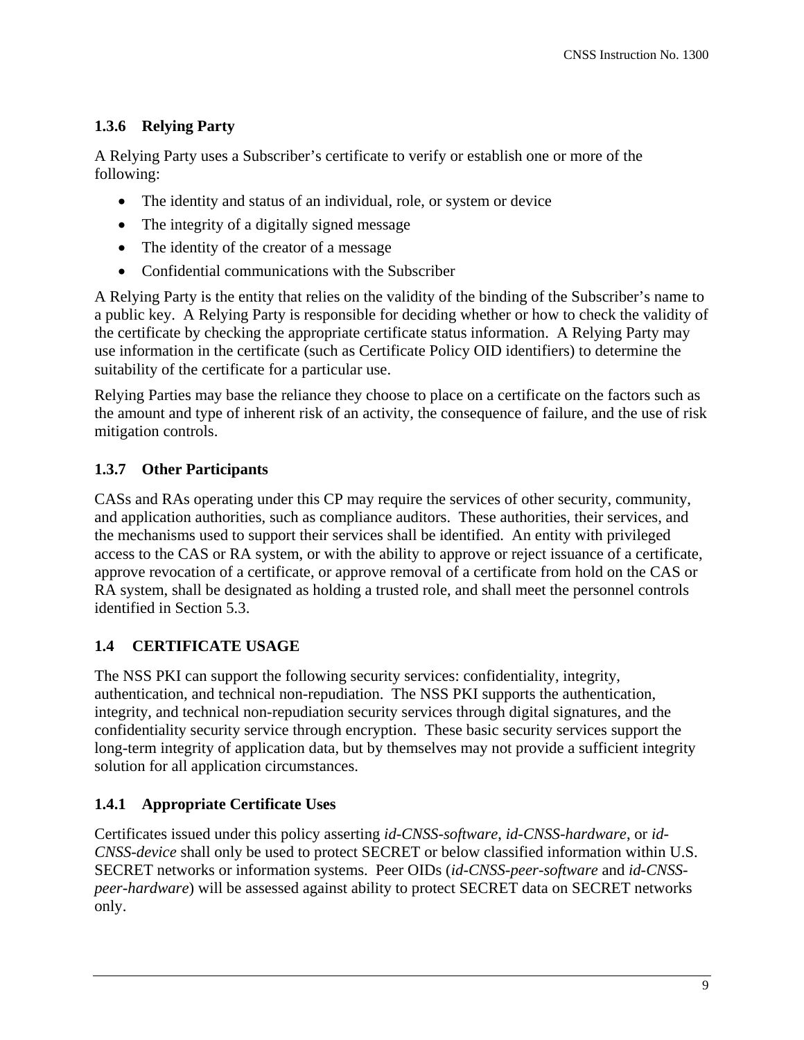### 1.3.6 Relying Party

A Relying Party uses a Subscriber's certificate to verify or establish one or more of the following:

- The identity and status of an individual, role, or system or device
- The integrity of a digitally signed message
- The identity of the creator of a message
- Confidential communications with the Subscriber

A Relying Party is the entity that relies on the validity of the binding of the Subscriber's name to a public key. A Relying Party is responsible for deciding whether or how to check the validity of the certificate by checking the appropriate certificate status information. A Relying Party may use information in the certificate (such as Certificate Policy OID identifiers) to determine the suitability of the certificate for a particular use.

Relying Parties may base the reliance they choose to place on a certificate on the factors such as the amount and type of inherent risk of an activity, the consequence of failure, and the use of risk mitigation controls.

### 1.3.7 Other Participants

CASs and RAs operating under this CP may require the services of other security, community, and application authorities, such as compliance auditors. These authorities, their services, and the mechanisms used to support their services shall be identified. An entity with privileged access to the CAS or RA system, or with the ability to approve or reject issuance of a certificate, approve revocation of a certificate, or approve removal of a certificate from hold on the CAS or RA system, shall be designated as holding a trusted role, and shall meet the personnel controls identified in Section 5.3.

## 1.4 CERTIFICATE USAGE

The NSS PKI can support the following security services: confidentiality, integrity, authentication, and technical non-repudiation. The NSS PKI supports the authentication, integrity, and technical non-repudiation security services through digital signatures, and the confidentiality security service through encryption. These basic security services support the long-term integrity of application data, but by themselves may not provide a sufficient integrity solution for all application circumstances.

### 1.4.1 Appropriate Certificate Uses

Certificates issued under this policy asserting *id-CNSS-software*, *id-CNSS-hardware*, or *id-CNSS-device* shall only be used to protect SECRET or below classified information within U.S. SECRET networks or information systems. Peer OIDs (*id-CNSS-peer-software* and *id-CNSS-peer-hardware*) will be assessed against ability to protect SECRET data on SECRET networks only.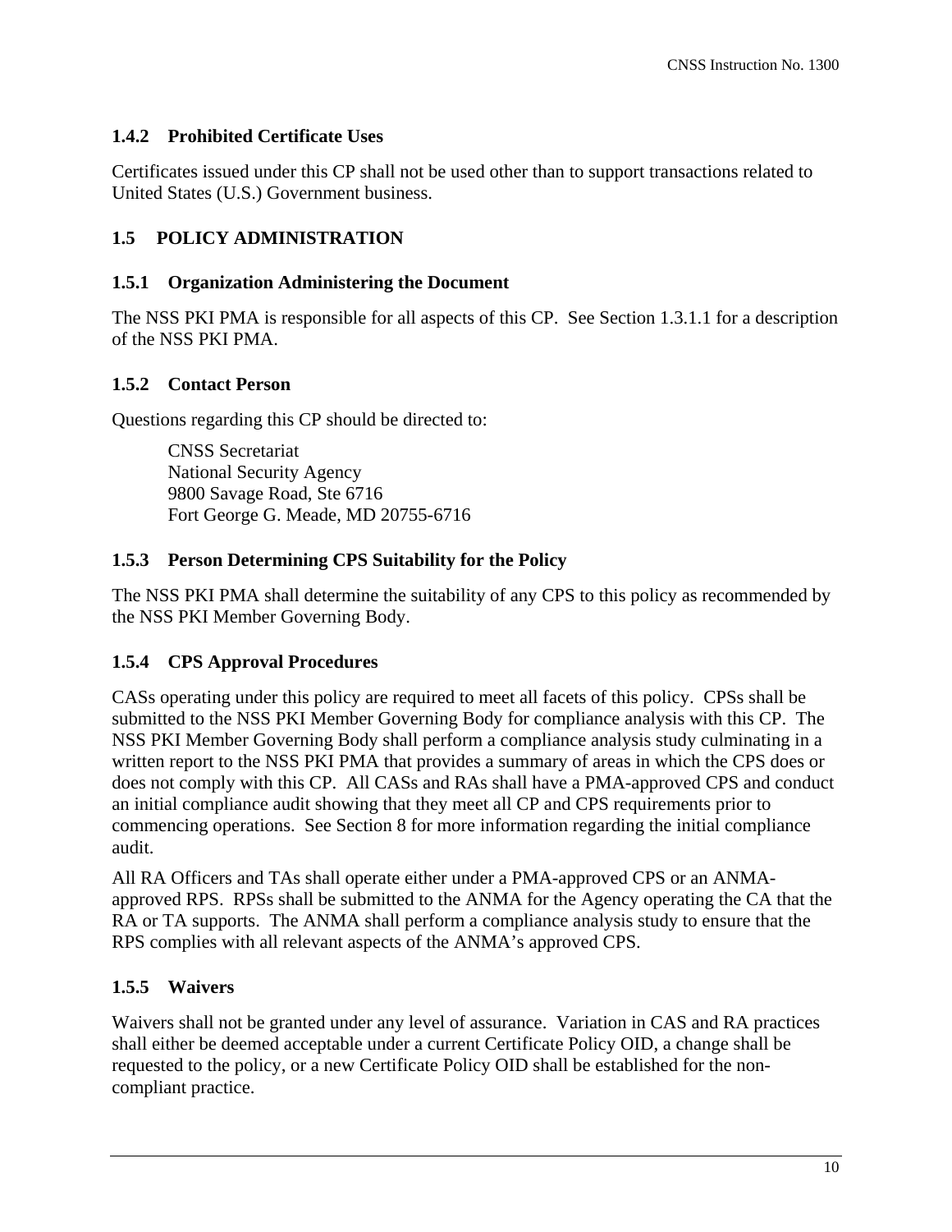### 1.4.2 Prohibited Certificate Uses

Certificates issued under this CP shall not be used other than to support transactions related to United States (U.S.) Government business.

## 1.5 POLICY ADMINISTRATION

### 1.5.1 Organization Administering the Document

The NSS PKI PMA is responsible for all aspects of this CP. See Section 1.3.1.1 for a description of the NSS PKI PMA.

### 1.5.2 Contact Person

Questions regarding this CP should be directed to:

> CNSS Secretariat
> National Security Agency
> 9800 Savage Road, Ste 6716
> Fort George G. Meade, MD 20755-6716

### 1.5.3 Person Determining CPS Suitability for the Policy

The NSS PKI PMA shall determine the suitability of any CPS to this policy as recommended by the NSS PKI Member Governing Body.

### 1.5.4 CPS Approval Procedures

CASs operating under this policy are required to meet all facets of this policy. CPSs shall be submitted to the NSS PKI Member Governing Body for compliance analysis with this CP. The NSS PKI Member Governing Body shall perform a compliance analysis study culminating in a written report to the NSS PKI PMA that provides a summary of areas in which the CPS does or does not comply with this CP. All CASs and RAs shall have a PMA-approved CPS and conduct an initial compliance audit showing that they meet all CP and CPS requirements prior to commencing operations. See Section 8 for more information regarding the initial compliance audit.

All RA Officers and TAs shall operate either under a PMA-approved CPS or an ANMA-approved RPS. RPSs shall be submitted to the ANMA for the Agency operating the CA that the RA or TA supports. The ANMA shall perform a compliance analysis study to ensure that the RPS complies with all relevant aspects of the ANMA's approved CPS.

### 1.5.5 Waivers

Waivers shall not be granted under any level of assurance. Variation in CAS and RA practices shall either be deemed acceptable under a current Certificate Policy OID, a change shall be requested to the policy, or a new Certificate Policy OID shall be established for the non-compliant practice.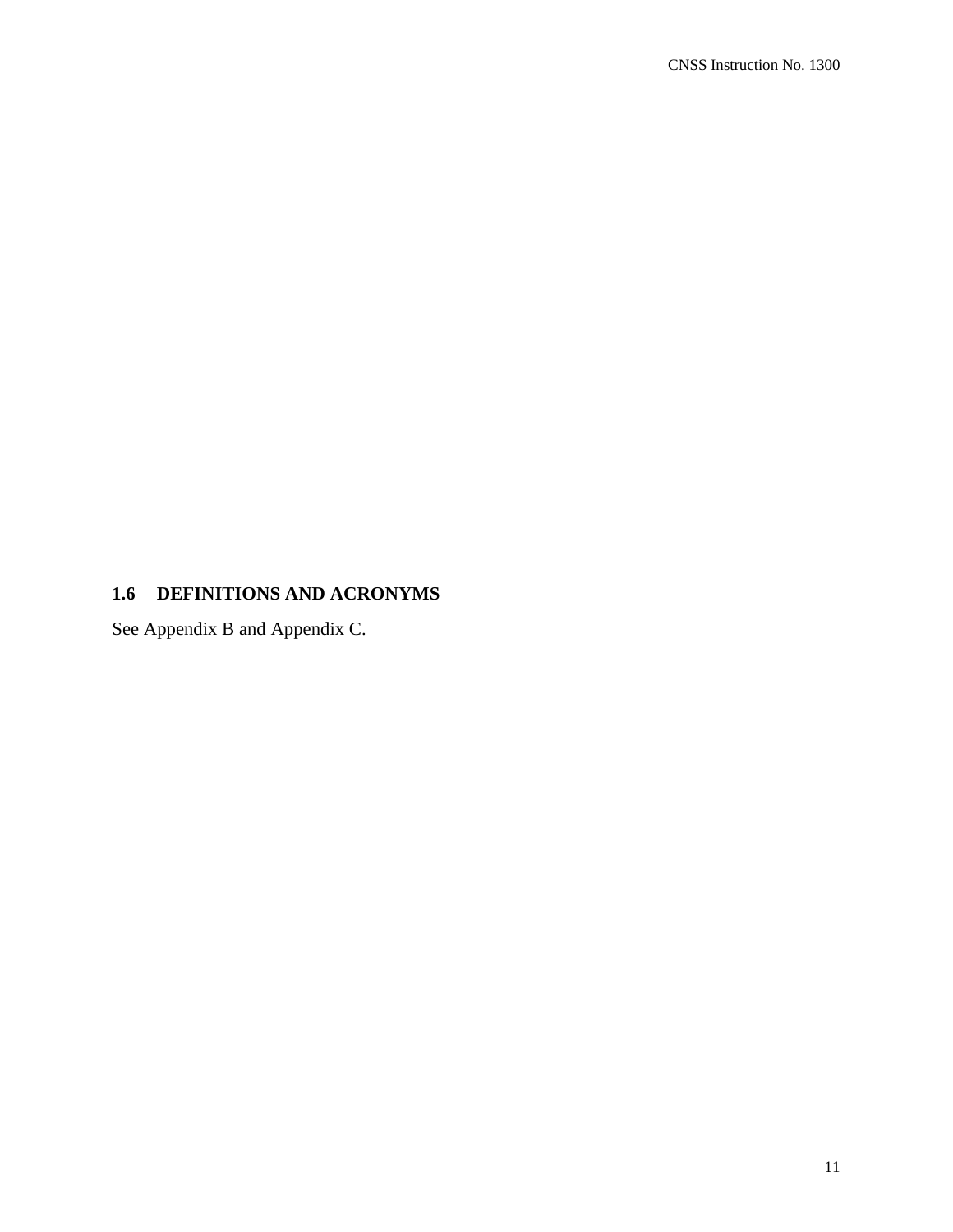## 1.6 DEFINITIONS AND ACRONYMS

See Appendix B and Appendix C.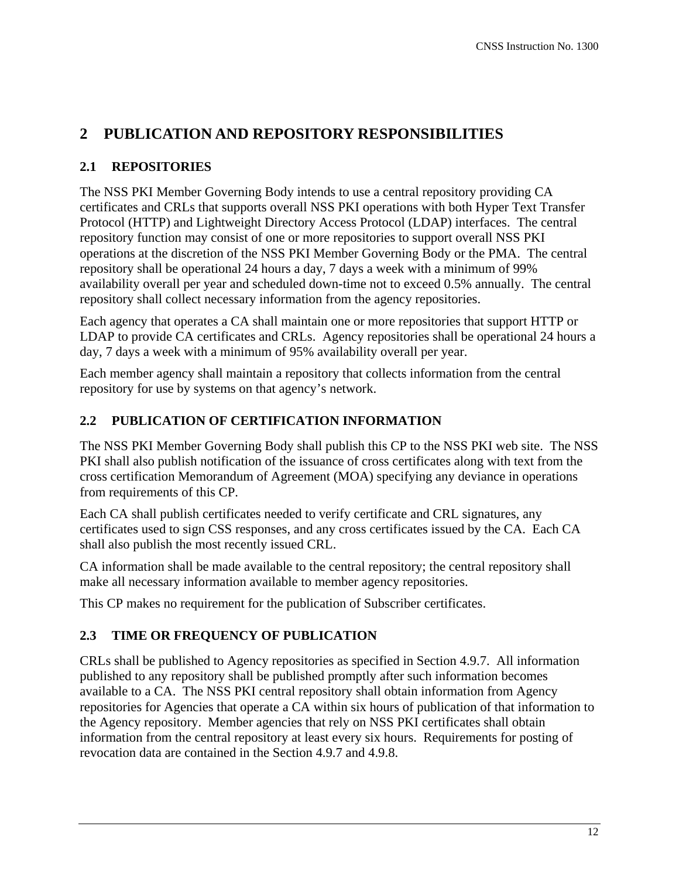# 2 PUBLICATION AND REPOSITORY RESPONSIBILITIES

## 2.1 REPOSITORIES

The NSS PKI Member Governing Body intends to use a central repository providing CA certificates and CRLs that supports overall NSS PKI operations with both Hyper Text Transfer Protocol (HTTP) and Lightweight Directory Access Protocol (LDAP) interfaces. The central repository function may consist of one or more repositories to support overall NSS PKI operations at the discretion of the NSS PKI Member Governing Body or the PMA. The central repository shall be operational 24 hours a day, 7 days a week with a minimum of 99% availability overall per year and scheduled down-time not to exceed 0.5% annually. The central repository shall collect necessary information from the agency repositories.

Each agency that operates a CA shall maintain one or more repositories that support HTTP or LDAP to provide CA certificates and CRLs. Agency repositories shall be operational 24 hours a day, 7 days a week with a minimum of 95% availability overall per year.

Each member agency shall maintain a repository that collects information from the central repository for use by systems on that agency's network.

## 2.2 PUBLICATION OF CERTIFICATION INFORMATION

The NSS PKI Member Governing Body shall publish this CP to the NSS PKI web site. The NSS PKI shall also publish notification of the issuance of cross certificates along with text from the cross certification Memorandum of Agreement (MOA) specifying any deviance in operations from requirements of this CP.

Each CA shall publish certificates needed to verify certificate and CRL signatures, any certificates used to sign CSS responses, and any cross certificates issued by the CA. Each CA shall also publish the most recently issued CRL.

CA information shall be made available to the central repository; the central repository shall make all necessary information available to member agency repositories.

This CP makes no requirement for the publication of Subscriber certificates.

## 2.3 TIME OR FREQUENCY OF PUBLICATION

CRLs shall be published to Agency repositories as specified in Section 4.9.7. All information published to any repository shall be published promptly after such information becomes available to a CA. The NSS PKI central repository shall obtain information from Agency repositories for Agencies that operate a CA within six hours of publication of that information to the Agency repository. Member agencies that rely on NSS PKI certificates shall obtain information from the central repository at least every six hours. Requirements for posting of revocation data are contained in the Section 4.9.7 and 4.9.8.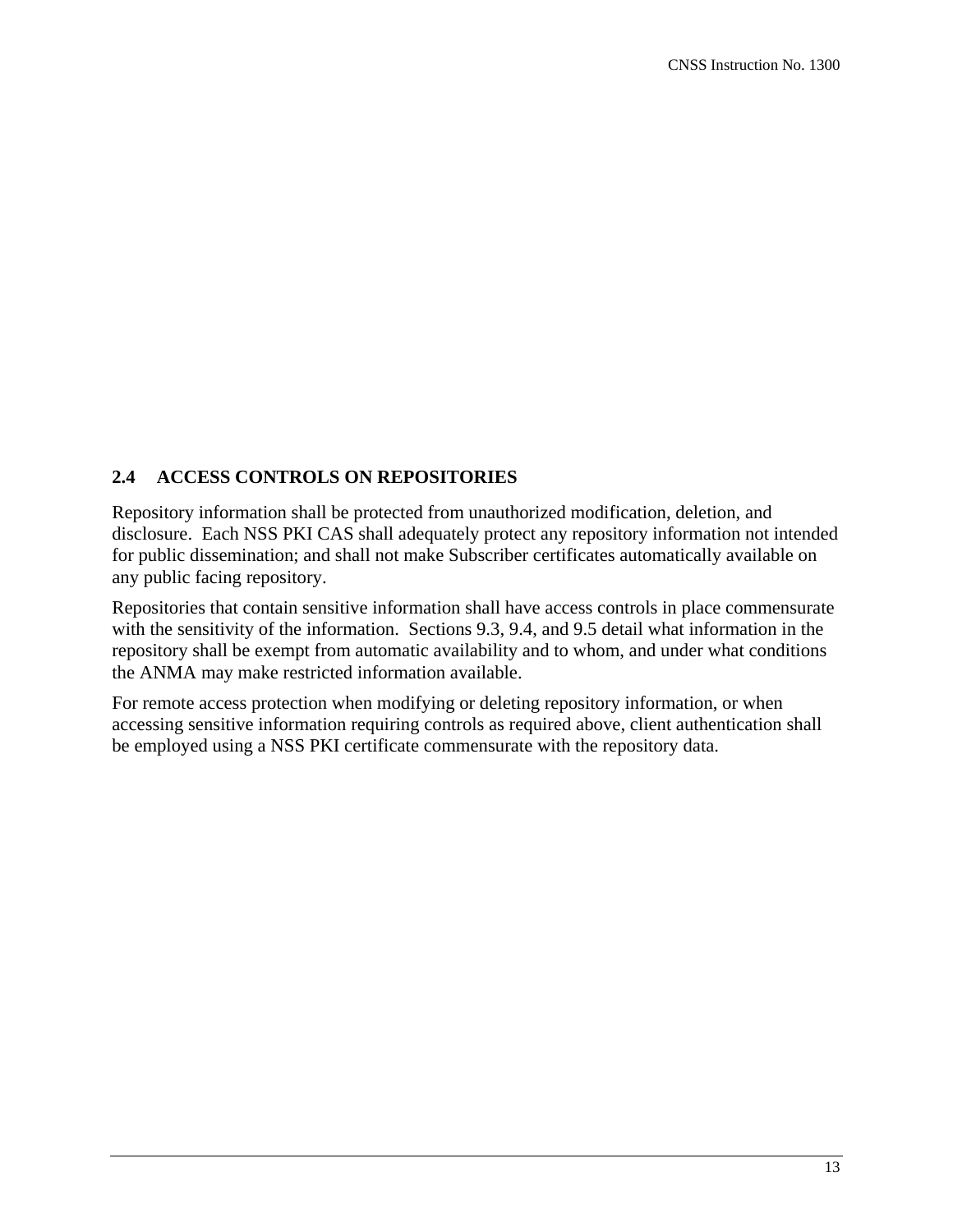## 2.4 ACCESS CONTROLS ON REPOSITORIES

Repository information shall be protected from unauthorized modification, deletion, and disclosure. Each NSS PKI CAS shall adequately protect any repository information not intended for public dissemination; and shall not make Subscriber certificates automatically available on any public facing repository.

Repositories that contain sensitive information shall have access controls in place commensurate with the sensitivity of the information. Sections 9.3, 9.4, and 9.5 detail what information in the repository shall be exempt from automatic availability and to whom, and under what conditions the ANMA may make restricted information available.

For remote access protection when modifying or deleting repository information, or when accessing sensitive information requiring controls as required above, client authentication shall be employed using a NSS PKI certificate commensurate with the repository data.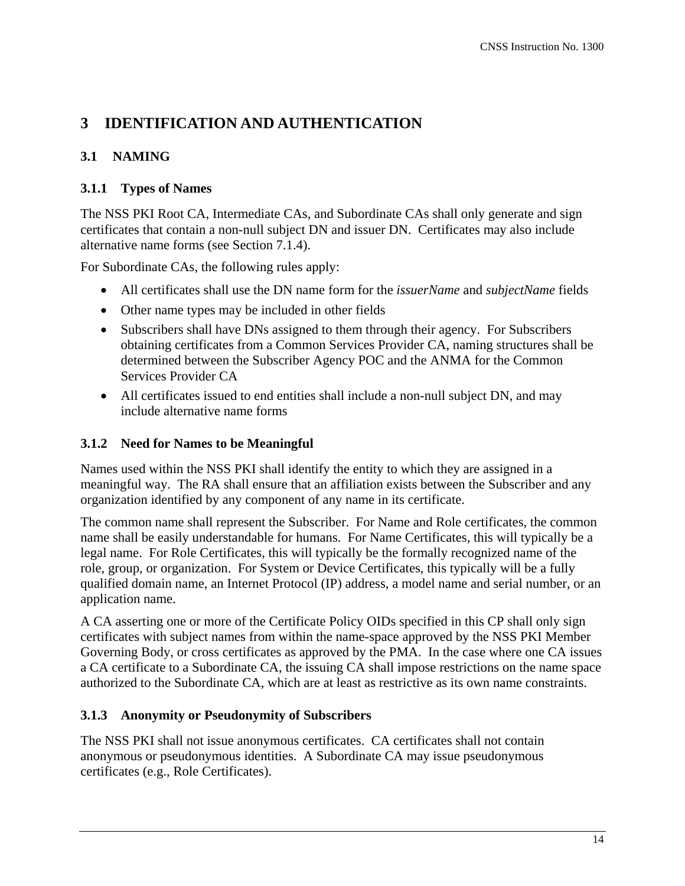# 3 IDENTIFICATION AND AUTHENTICATION

## 3.1 NAMING

### 3.1.1 Types of Names

The NSS PKI Root CA, Intermediate CAs, and Subordinate CAs shall only generate and sign certificates that contain a non-null subject DN and issuer DN. Certificates may also include alternative name forms (see Section 7.1.4).

For Subordinate CAs, the following rules apply:

- All certificates shall use the DN name form for the *issuerName* and *subjectName* fields
- Other name types may be included in other fields
- Subscribers shall have DNs assigned to them through their agency. For Subscribers obtaining certificates from a Common Services Provider CA, naming structures shall be determined between the Subscriber Agency POC and the ANMA for the Common Services Provider CA
- All certificates issued to end entities shall include a non-null subject DN, and may include alternative name forms

### 3.1.2 Need for Names to be Meaningful

Names used within the NSS PKI shall identify the entity to which they are assigned in a meaningful way. The RA shall ensure that an affiliation exists between the Subscriber and any organization identified by any component of any name in its certificate.

The common name shall represent the Subscriber. For Name and Role certificates, the common name shall be easily understandable for humans. For Name Certificates, this will typically be a legal name. For Role Certificates, this will typically be the formally recognized name of the role, group, or organization. For System or Device Certificates, this typically will be a fully qualified domain name, an Internet Protocol (IP) address, a model name and serial number, or an application name.

A CA asserting one or more of the Certificate Policy OIDs specified in this CP shall only sign certificates with subject names from within the name-space approved by the NSS PKI Member Governing Body, or cross certificates as approved by the PMA. In the case where one CA issues a CA certificate to a Subordinate CA, the issuing CA shall impose restrictions on the name space authorized to the Subordinate CA, which are at least as restrictive as its own name constraints.

### 3.1.3 Anonymity or Pseudonymity of Subscribers

The NSS PKI shall not issue anonymous certificates. CA certificates shall not contain anonymous or pseudonymous identities. A Subordinate CA may issue pseudonymous certificates (e.g., Role Certificates).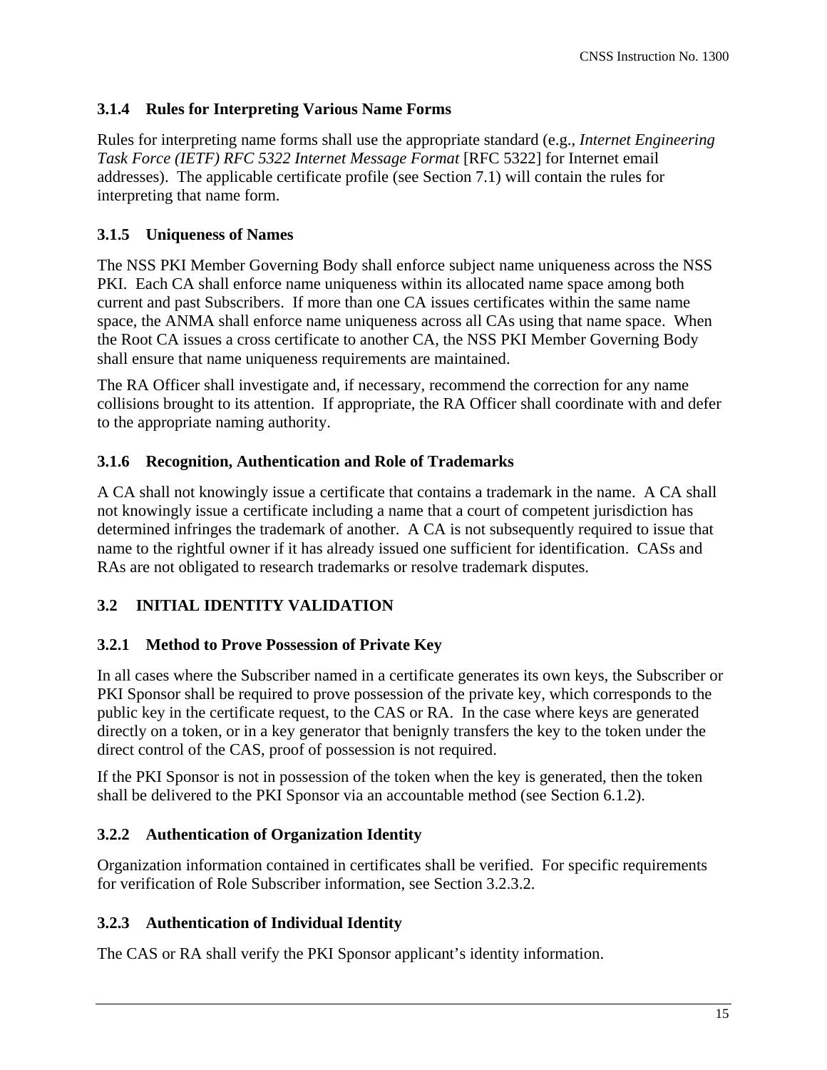### 3.1.4 Rules for Interpreting Various Name Forms

Rules for interpreting name forms shall use the appropriate standard (e.g., *Internet Engineering Task Force (IETF) RFC 5322 Internet Message Format* [RFC 5322] for Internet email addresses). The applicable certificate profile (see Section 7.1) will contain the rules for interpreting that name form.

### 3.1.5 Uniqueness of Names

The NSS PKI Member Governing Body shall enforce subject name uniqueness across the NSS PKI. Each CA shall enforce name uniqueness within its allocated name space among both current and past Subscribers. If more than one CA issues certificates within the same name space, the ANMA shall enforce name uniqueness across all CAs using that name space. When the Root CA issues a cross certificate to another CA, the NSS PKI Member Governing Body shall ensure that name uniqueness requirements are maintained.

The RA Officer shall investigate and, if necessary, recommend the correction for any name collisions brought to its attention. If appropriate, the RA Officer shall coordinate with and defer to the appropriate naming authority.

### 3.1.6 Recognition, Authentication and Role of Trademarks

A CA shall not knowingly issue a certificate that contains a trademark in the name. A CA shall not knowingly issue a certificate including a name that a court of competent jurisdiction has determined infringes the trademark of another. A CA is not subsequently required to issue that name to the rightful owner if it has already issued one sufficient for identification. CASs and RAs are not obligated to research trademarks or resolve trademark disputes.

## 3.2 INITIAL IDENTITY VALIDATION

### 3.2.1 Method to Prove Possession of Private Key

In all cases where the Subscriber named in a certificate generates its own keys, the Subscriber or PKI Sponsor shall be required to prove possession of the private key, which corresponds to the public key in the certificate request, to the CAS or RA. In the case where keys are generated directly on a token, or in a key generator that benignly transfers the key to the token under the direct control of the CAS, proof of possession is not required.

If the PKI Sponsor is not in possession of the token when the key is generated, then the token shall be delivered to the PKI Sponsor via an accountable method (see Section 6.1.2).

### 3.2.2 Authentication of Organization Identity

Organization information contained in certificates shall be verified. For specific requirements for verification of Role Subscriber information, see Section 3.2.3.2.

### 3.2.3 Authentication of Individual Identity

The CAS or RA shall verify the PKI Sponsor applicant's identity information.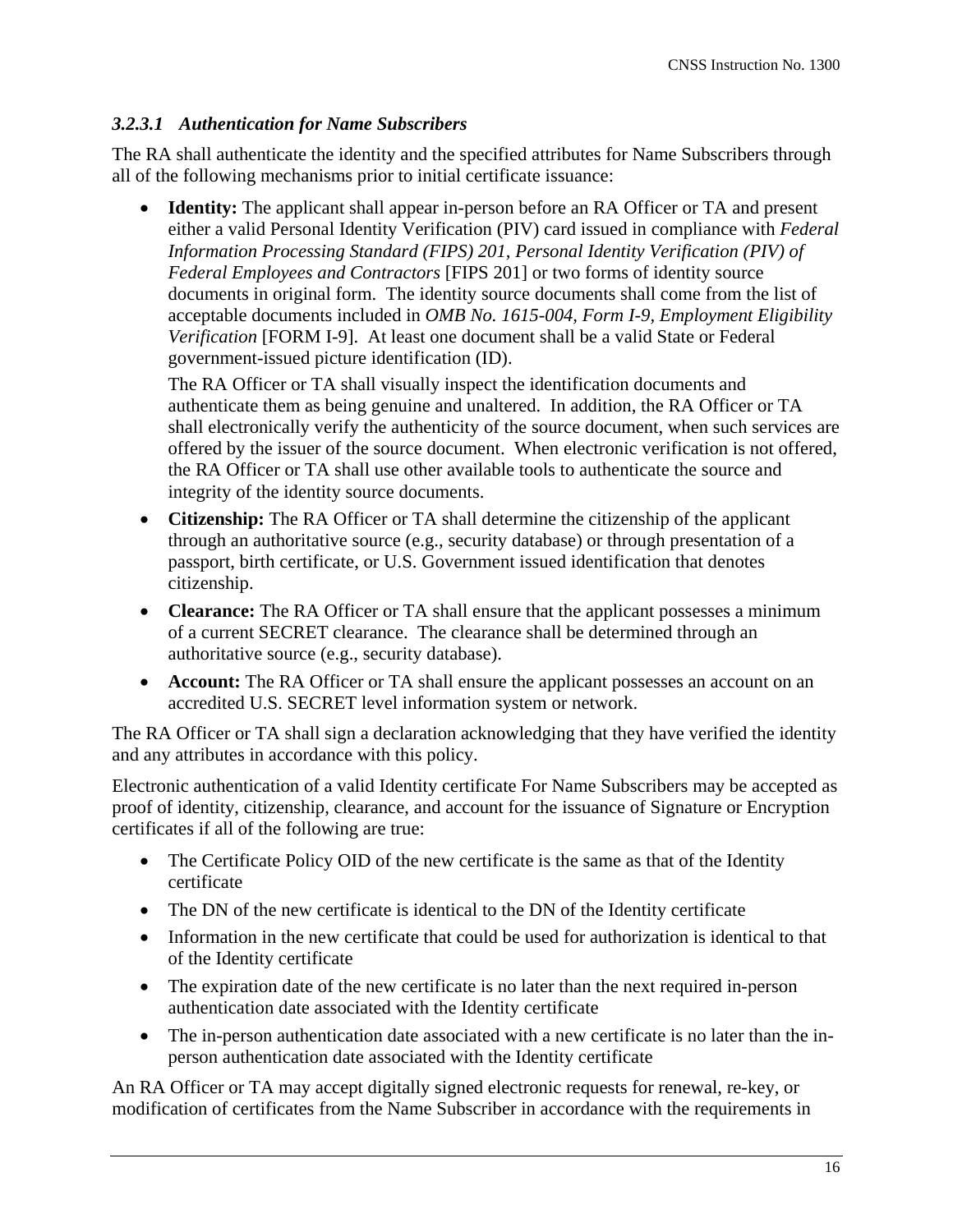#### *3.2.3.1 Authentication for Name Subscribers*

The RA shall authenticate the identity and the specified attributes for Name Subscribers through all of the following mechanisms prior to initial certificate issuance:

- **Identity:** The applicant shall appear in-person before an RA Officer or TA and present either a valid Personal Identity Verification (PIV) card issued in compliance with *Federal Information Processing Standard (FIPS) 201, Personal Identity Verification (PIV) of Federal Employees and Contractors* [FIPS 201] or two forms of identity source documents in original form. The identity source documents shall come from the list of acceptable documents included in *OMB No. 1615-004, Form I-9, Employment Eligibility Verification* [FORM I-9]. At least one document shall be a valid State or Federal government-issued picture identification (ID).

  The RA Officer or TA shall visually inspect the identification documents and authenticate them as being genuine and unaltered. In addition, the RA Officer or TA shall electronically verify the authenticity of the source document, when such services are offered by the issuer of the source document. When electronic verification is not offered, the RA Officer or TA shall use other available tools to authenticate the source and integrity of the identity source documents.

- **Citizenship:** The RA Officer or TA shall determine the citizenship of the applicant through an authoritative source (e.g., security database) or through presentation of a passport, birth certificate, or U.S. Government issued identification that denotes citizenship.
- **Clearance:** The RA Officer or TA shall ensure that the applicant possesses a minimum of a current SECRET clearance. The clearance shall be determined through an authoritative source (e.g., security database).
- **Account:** The RA Officer or TA shall ensure the applicant possesses an account on an accredited U.S. SECRET level information system or network.

The RA Officer or TA shall sign a declaration acknowledging that they have verified the identity and any attributes in accordance with this policy.

Electronic authentication of a valid Identity certificate For Name Subscribers may be accepted as proof of identity, citizenship, clearance, and account for the issuance of Signature or Encryption certificates if all of the following are true:

- The Certificate Policy OID of the new certificate is the same as that of the Identity certificate
- The DN of the new certificate is identical to the DN of the Identity certificate
- Information in the new certificate that could be used for authorization is identical to that of the Identity certificate
- The expiration date of the new certificate is no later than the next required in-person authentication date associated with the Identity certificate
- The in-person authentication date associated with a new certificate is no later than the in-person authentication date associated with the Identity certificate

An RA Officer or TA may accept digitally signed electronic requests for renewal, re-key, or modification of certificates from the Name Subscriber in accordance with the requirements in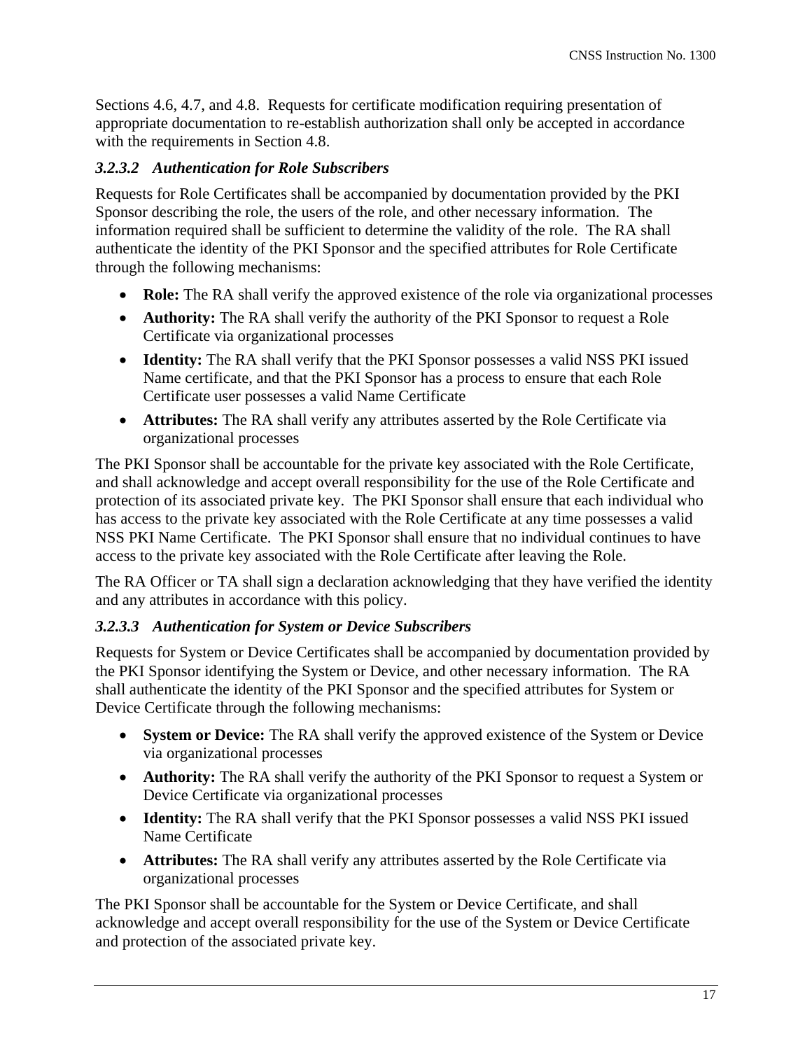Sections 4.6, 4.7, and 4.8. Requests for certificate modification requiring presentation of appropriate documentation to re-establish authorization shall only be accepted in accordance with the requirements in Section 4.8.

#### *3.2.3.2 Authentication for Role Subscribers*

Requests for Role Certificates shall be accompanied by documentation provided by the PKI Sponsor describing the role, the users of the role, and other necessary information. The information required shall be sufficient to determine the validity of the role. The RA shall authenticate the identity of the PKI Sponsor and the specified attributes for Role Certificate through the following mechanisms:

- **Role:** The RA shall verify the approved existence of the role via organizational processes
- **Authority:** The RA shall verify the authority of the PKI Sponsor to request a Role Certificate via organizational processes
- **Identity:** The RA shall verify that the PKI Sponsor possesses a valid NSS PKI issued Name certificate, and that the PKI Sponsor has a process to ensure that each Role Certificate user possesses a valid Name Certificate
- **Attributes:** The RA shall verify any attributes asserted by the Role Certificate via organizational processes

The PKI Sponsor shall be accountable for the private key associated with the Role Certificate, and shall acknowledge and accept overall responsibility for the use of the Role Certificate and protection of its associated private key. The PKI Sponsor shall ensure that each individual who has access to the private key associated with the Role Certificate at any time possesses a valid NSS PKI Name Certificate. The PKI Sponsor shall ensure that no individual continues to have access to the private key associated with the Role Certificate after leaving the Role.

The RA Officer or TA shall sign a declaration acknowledging that they have verified the identity and any attributes in accordance with this policy.

#### *3.2.3.3 Authentication for System or Device Subscribers*

Requests for System or Device Certificates shall be accompanied by documentation provided by the PKI Sponsor identifying the System or Device, and other necessary information. The RA shall authenticate the identity of the PKI Sponsor and the specified attributes for System or Device Certificate through the following mechanisms:

- **System or Device:** The RA shall verify the approved existence of the System or Device via organizational processes
- **Authority:** The RA shall verify the authority of the PKI Sponsor to request a System or Device Certificate via organizational processes
- **Identity:** The RA shall verify that the PKI Sponsor possesses a valid NSS PKI issued Name Certificate
- **Attributes:** The RA shall verify any attributes asserted by the Role Certificate via organizational processes

The PKI Sponsor shall be accountable for the System or Device Certificate, and shall acknowledge and accept overall responsibility for the use of the System or Device Certificate and protection of the associated private key.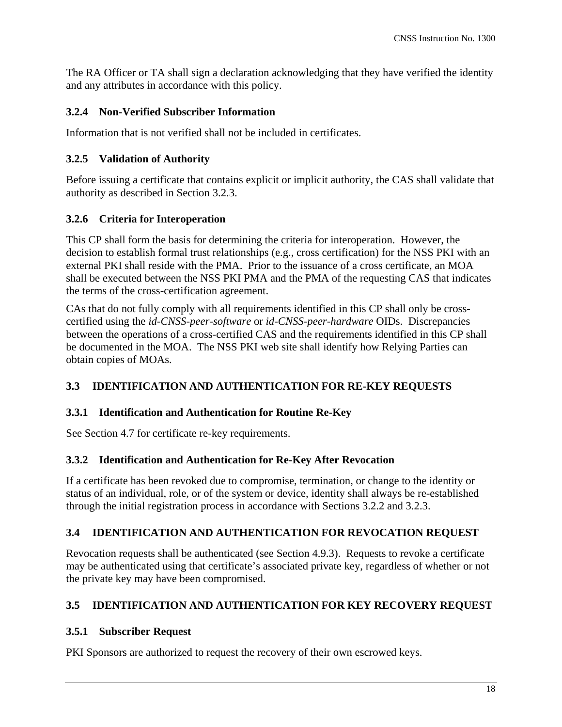The RA Officer or TA shall sign a declaration acknowledging that they have verified the identity and any attributes in accordance with this policy.

### 3.2.4 Non-Verified Subscriber Information

Information that is not verified shall not be included in certificates.

### 3.2.5 Validation of Authority

Before issuing a certificate that contains explicit or implicit authority, the CAS shall validate that authority as described in Section 3.2.3.

### 3.2.6 Criteria for Interoperation

This CP shall form the basis for determining the criteria for interoperation. However, the decision to establish formal trust relationships (e.g., cross certification) for the NSS PKI with an external PKI shall reside with the PMA. Prior to the issuance of a cross certificate, an MOA shall be executed between the NSS PKI PMA and the PMA of the requesting CAS that indicates the terms of the cross-certification agreement.

CAs that do not fully comply with all requirements identified in this CP shall only be cross-certified using the *id-CNSS-peer-software* or *id-CNSS-peer-hardware* OIDs. Discrepancies between the operations of a cross-certified CAS and the requirements identified in this CP shall be documented in the MOA. The NSS PKI web site shall identify how Relying Parties can obtain copies of MOAs.

## 3.3 IDENTIFICATION AND AUTHENTICATION FOR RE-KEY REQUESTS

### 3.3.1 Identification and Authentication for Routine Re-Key

See Section 4.7 for certificate re-key requirements.

### 3.3.2 Identification and Authentication for Re-Key After Revocation

If a certificate has been revoked due to compromise, termination, or change to the identity or status of an individual, role, or of the system or device, identity shall always be re-established through the initial registration process in accordance with Sections 3.2.2 and 3.2.3.

## 3.4 IDENTIFICATION AND AUTHENTICATION FOR REVOCATION REQUEST

Revocation requests shall be authenticated (see Section 4.9.3). Requests to revoke a certificate may be authenticated using that certificate's associated private key, regardless of whether or not the private key may have been compromised.

## 3.5 IDENTIFICATION AND AUTHENTICATION FOR KEY RECOVERY REQUEST

### 3.5.1 Subscriber Request

PKI Sponsors are authorized to request the recovery of their own escrowed keys.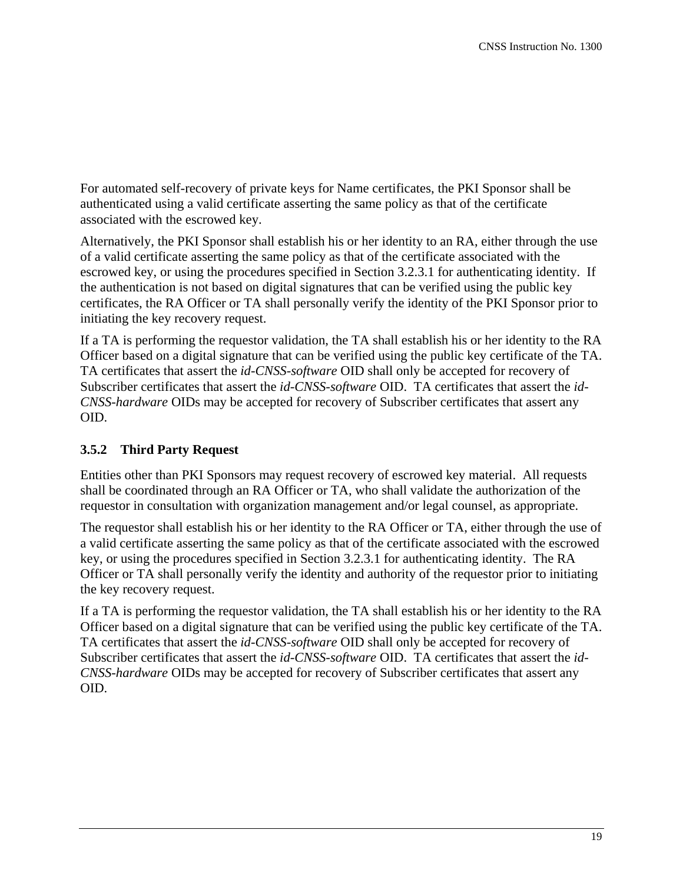For automated self-recovery of private keys for Name certificates, the PKI Sponsor shall be authenticated using a valid certificate asserting the same policy as that of the certificate associated with the escrowed key.

Alternatively, the PKI Sponsor shall establish his or her identity to an RA, either through the use of a valid certificate asserting the same policy as that of the certificate associated with the escrowed key, or using the procedures specified in Section 3.2.3.1 for authenticating identity. If the authentication is not based on digital signatures that can be verified using the public key certificates, the RA Officer or TA shall personally verify the identity of the PKI Sponsor prior to initiating the key recovery request.

If a TA is performing the requestor validation, the TA shall establish his or her identity to the RA Officer based on a digital signature that can be verified using the public key certificate of the TA. TA certificates that assert the *id-CNSS-software* OID shall only be accepted for recovery of Subscriber certificates that assert the *id-CNSS-software* OID. TA certificates that assert the *id-CNSS-hardware* OIDs may be accepted for recovery of Subscriber certificates that assert any OID.

### 3.5.2 Third Party Request

Entities other than PKI Sponsors may request recovery of escrowed key material. All requests shall be coordinated through an RA Officer or TA, who shall validate the authorization of the requestor in consultation with organization management and/or legal counsel, as appropriate.

The requestor shall establish his or her identity to the RA Officer or TA, either through the use of a valid certificate asserting the same policy as that of the certificate associated with the escrowed key, or using the procedures specified in Section 3.2.3.1 for authenticating identity. The RA Officer or TA shall personally verify the identity and authority of the requestor prior to initiating the key recovery request.

If a TA is performing the requestor validation, the TA shall establish his or her identity to the RA Officer based on a digital signature that can be verified using the public key certificate of the TA. TA certificates that assert the *id-CNSS-software* OID shall only be accepted for recovery of Subscriber certificates that assert the *id-CNSS-software* OID. TA certificates that assert the *id-CNSS-hardware* OIDs may be accepted for recovery of Subscriber certificates that assert any OID.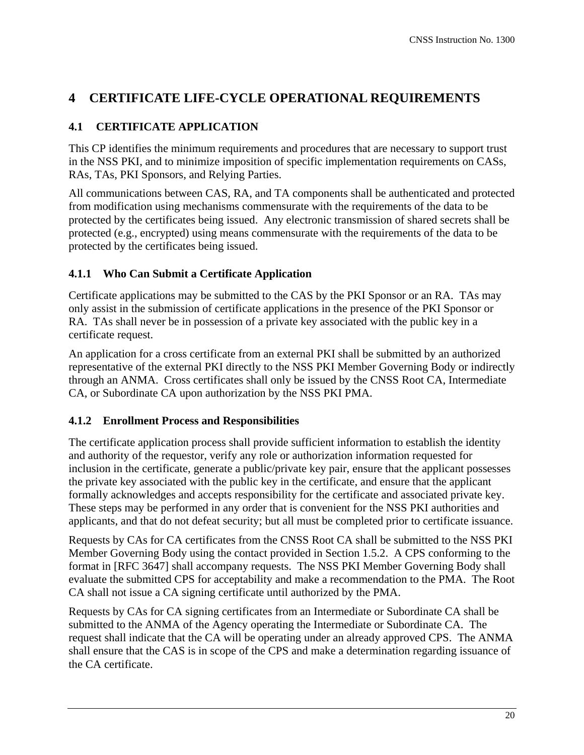# 4 CERTIFICATE LIFE-CYCLE OPERATIONAL REQUIREMENTS

## 4.1 CERTIFICATE APPLICATION

This CP identifies the minimum requirements and procedures that are necessary to support trust in the NSS PKI, and to minimize imposition of specific implementation requirements on CASs, RAs, TAs, PKI Sponsors, and Relying Parties.

All communications between CAS, RA, and TA components shall be authenticated and protected from modification using mechanisms commensurate with the requirements of the data to be protected by the certificates being issued. Any electronic transmission of shared secrets shall be protected (e.g., encrypted) using means commensurate with the requirements of the data to be protected by the certificates being issued.

### 4.1.1 Who Can Submit a Certificate Application

Certificate applications may be submitted to the CAS by the PKI Sponsor or an RA. TAs may only assist in the submission of certificate applications in the presence of the PKI Sponsor or RA. TAs shall never be in possession of a private key associated with the public key in a certificate request.

An application for a cross certificate from an external PKI shall be submitted by an authorized representative of the external PKI directly to the NSS PKI Member Governing Body or indirectly through an ANMA. Cross certificates shall only be issued by the CNSS Root CA, Intermediate CA, or Subordinate CA upon authorization by the NSS PKI PMA.

### 4.1.2 Enrollment Process and Responsibilities

The certificate application process shall provide sufficient information to establish the identity and authority of the requestor, verify any role or authorization information requested for inclusion in the certificate, generate a public/private key pair, ensure that the applicant possesses the private key associated with the public key in the certificate, and ensure that the applicant formally acknowledges and accepts responsibility for the certificate and associated private key. These steps may be performed in any order that is convenient for the NSS PKI authorities and applicants, and that do not defeat security; but all must be completed prior to certificate issuance.

Requests by CAs for CA certificates from the CNSS Root CA shall be submitted to the NSS PKI Member Governing Body using the contact provided in Section 1.5.2. A CPS conforming to the format in [RFC 3647] shall accompany requests. The NSS PKI Member Governing Body shall evaluate the submitted CPS for acceptability and make a recommendation to the PMA. The Root CA shall not issue a CA signing certificate until authorized by the PMA.

Requests by CAs for CA signing certificates from an Intermediate or Subordinate CA shall be submitted to the ANMA of the Agency operating the Intermediate or Subordinate CA. The request shall indicate that the CA will be operating under an already approved CPS. The ANMA shall ensure that the CAS is in scope of the CPS and make a determination regarding issuance of the CA certificate.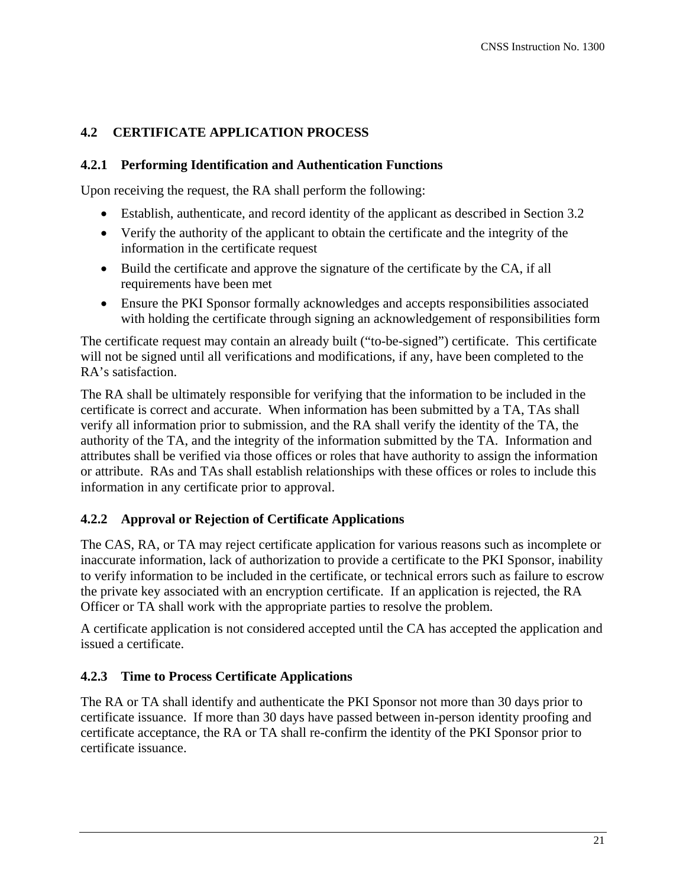## 4.2 CERTIFICATE APPLICATION PROCESS

### 4.2.1 Performing Identification and Authentication Functions

Upon receiving the request, the RA shall perform the following:

- Establish, authenticate, and record identity of the applicant as described in Section 3.2
- Verify the authority of the applicant to obtain the certificate and the integrity of the information in the certificate request
- Build the certificate and approve the signature of the certificate by the CA, if all requirements have been met
- Ensure the PKI Sponsor formally acknowledges and accepts responsibilities associated with holding the certificate through signing an acknowledgement of responsibilities form

The certificate request may contain an already built ("to-be-signed") certificate. This certificate will not be signed until all verifications and modifications, if any, have been completed to the RA's satisfaction.

The RA shall be ultimately responsible for verifying that the information to be included in the certificate is correct and accurate. When information has been submitted by a TA, TAs shall verify all information prior to submission, and the RA shall verify the identity of the TA, the authority of the TA, and the integrity of the information submitted by the TA. Information and attributes shall be verified via those offices or roles that have authority to assign the information or attribute. RAs and TAs shall establish relationships with these offices or roles to include this information in any certificate prior to approval.

### 4.2.2 Approval or Rejection of Certificate Applications

The CAS, RA, or TA may reject certificate application for various reasons such as incomplete or inaccurate information, lack of authorization to provide a certificate to the PKI Sponsor, inability to verify information to be included in the certificate, or technical errors such as failure to escrow the private key associated with an encryption certificate. If an application is rejected, the RA Officer or TA shall work with the appropriate parties to resolve the problem.

A certificate application is not considered accepted until the CA has accepted the application and issued a certificate.

### 4.2.3 Time to Process Certificate Applications

The RA or TA shall identify and authenticate the PKI Sponsor not more than 30 days prior to certificate issuance. If more than 30 days have passed between in-person identity proofing and certificate acceptance, the RA or TA shall re-confirm the identity of the PKI Sponsor prior to certificate issuance.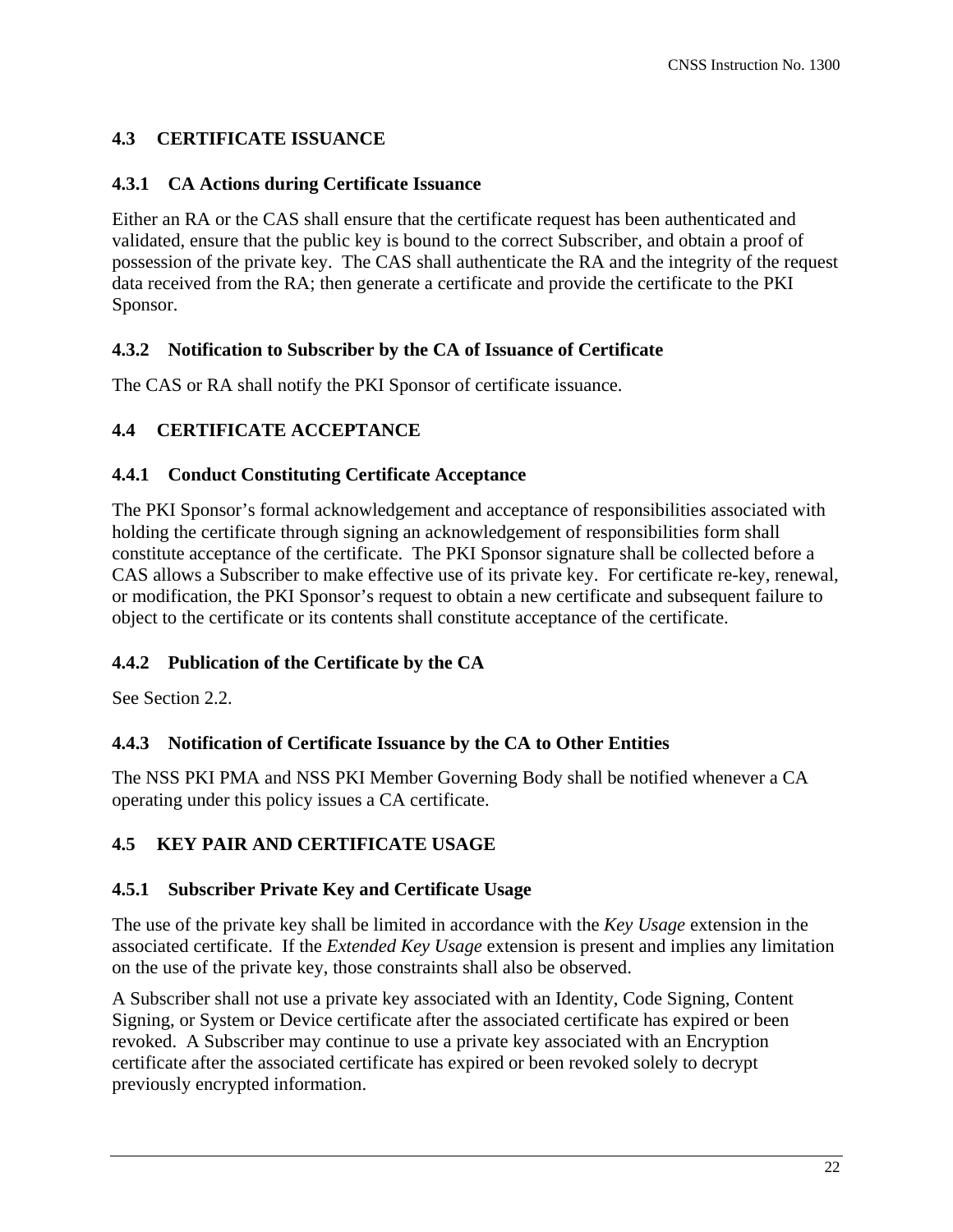## 4.3 CERTIFICATE ISSUANCE

### 4.3.1 CA Actions during Certificate Issuance

Either an RA or the CAS shall ensure that the certificate request has been authenticated and validated, ensure that the public key is bound to the correct Subscriber, and obtain a proof of possession of the private key. The CAS shall authenticate the RA and the integrity of the request data received from the RA; then generate a certificate and provide the certificate to the PKI Sponsor.

### 4.3.2 Notification to Subscriber by the CA of Issuance of Certificate

The CAS or RA shall notify the PKI Sponsor of certificate issuance.

## 4.4 CERTIFICATE ACCEPTANCE

### 4.4.1 Conduct Constituting Certificate Acceptance

The PKI Sponsor's formal acknowledgement and acceptance of responsibilities associated with holding the certificate through signing an acknowledgement of responsibilities form shall constitute acceptance of the certificate. The PKI Sponsor signature shall be collected before a CAS allows a Subscriber to make effective use of its private key. For certificate re-key, renewal, or modification, the PKI Sponsor's request to obtain a new certificate and subsequent failure to object to the certificate or its contents shall constitute acceptance of the certificate.

### 4.4.2 Publication of the Certificate by the CA

See Section 2.2.

### 4.4.3 Notification of Certificate Issuance by the CA to Other Entities

The NSS PKI PMA and NSS PKI Member Governing Body shall be notified whenever a CA operating under this policy issues a CA certificate.

## 4.5 KEY PAIR AND CERTIFICATE USAGE

### 4.5.1 Subscriber Private Key and Certificate Usage

The use of the private key shall be limited in accordance with the *Key Usage* extension in the associated certificate. If the *Extended Key Usage* extension is present and implies any limitation on the use of the private key, those constraints shall also be observed.

A Subscriber shall not use a private key associated with an Identity, Code Signing, Content Signing, or System or Device certificate after the associated certificate has expired or been revoked. A Subscriber may continue to use a private key associated with an Encryption certificate after the associated certificate has expired or been revoked solely to decrypt previously encrypted information.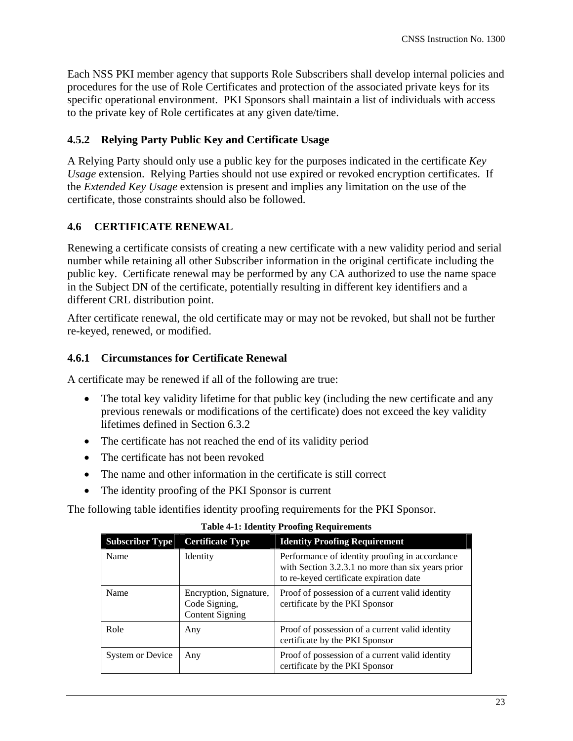Each NSS PKI member agency that supports Role Subscribers shall develop internal policies and procedures for the use of Role Certificates and protection of the associated private keys for its specific operational environment. PKI Sponsors shall maintain a list of individuals with access to the private key of Role certificates at any given date/time.

### 4.5.2 Relying Party Public Key and Certificate Usage

A Relying Party should only use a public key for the purposes indicated in the certificate *Key Usage* extension. Relying Parties should not use expired or revoked encryption certificates. If the *Extended Key Usage* extension is present and implies any limitation on the use of the certificate, those constraints should also be followed.

## 4.6 CERTIFICATE RENEWAL

Renewing a certificate consists of creating a new certificate with a new validity period and serial number while retaining all other Subscriber information in the original certificate including the public key. Certificate renewal may be performed by any CA authorized to use the name space in the Subject DN of the certificate, potentially resulting in different key identifiers and a different CRL distribution point.

After certificate renewal, the old certificate may or may not be revoked, but shall not be further re-keyed, renewed, or modified.

### 4.6.1 Circumstances for Certificate Renewal

A certificate may be renewed if all of the following are true:

- The total key validity lifetime for that public key (including the new certificate and any previous renewals or modifications of the certificate) does not exceed the key validity lifetimes defined in Section 6.3.2
- The certificate has not reached the end of its validity period
- The certificate has not been revoked
- The name and other information in the certificate is still correct
- The identity proofing of the PKI Sponsor is current

The following table identifies identity proofing requirements for the PKI Sponsor.

**Table 4-1: Identity Proofing Requirements**

| Subscriber Type | Certificate Type | Identity Proofing Requirement |
|---|---|---|
| Name | Identity | Performance of identity proofing in accordance with Section 3.2.3.1 no more than six years prior to re-keyed certificate expiration date |
| Name | Encryption, Signature, Code Signing, Content Signing | Proof of possession of a current valid identity certificate by the PKI Sponsor |
| Role | Any | Proof of possession of a current valid identity certificate by the PKI Sponsor |
| System or Device | Any | Proof of possession of a current valid identity certificate by the PKI Sponsor |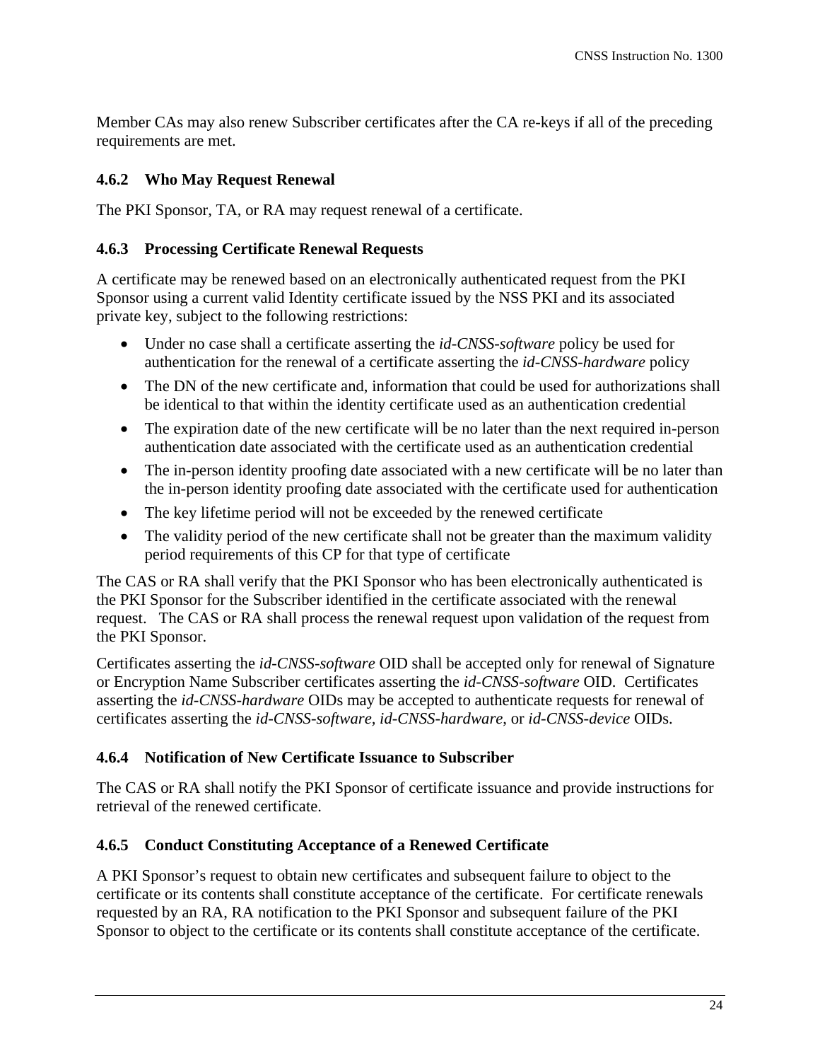Member CAs may also renew Subscriber certificates after the CA re-keys if all of the preceding requirements are met.

### 4.6.2 Who May Request Renewal

The PKI Sponsor, TA, or RA may request renewal of a certificate.

### 4.6.3 Processing Certificate Renewal Requests

A certificate may be renewed based on an electronically authenticated request from the PKI Sponsor using a current valid Identity certificate issued by the NSS PKI and its associated private key, subject to the following restrictions:

- Under no case shall a certificate asserting the *id-CNSS-software* policy be used for authentication for the renewal of a certificate asserting the *id-CNSS-hardware* policy
- The DN of the new certificate and, information that could be used for authorizations shall be identical to that within the identity certificate used as an authentication credential
- The expiration date of the new certificate will be no later than the next required in-person authentication date associated with the certificate used as an authentication credential
- The in-person identity proofing date associated with a new certificate will be no later than the in-person identity proofing date associated with the certificate used for authentication
- The key lifetime period will not be exceeded by the renewed certificate
- The validity period of the new certificate shall not be greater than the maximum validity period requirements of this CP for that type of certificate

The CAS or RA shall verify that the PKI Sponsor who has been electronically authenticated is the PKI Sponsor for the Subscriber identified in the certificate associated with the renewal request. The CAS or RA shall process the renewal request upon validation of the request from the PKI Sponsor.

Certificates asserting the *id-CNSS-software* OID shall be accepted only for renewal of Signature or Encryption Name Subscriber certificates asserting the *id-CNSS-software* OID. Certificates asserting the *id-CNSS-hardware* OIDs may be accepted to authenticate requests for renewal of certificates asserting the *id-CNSS-software*, *id-CNSS-hardware*, or *id-CNSS-device* OIDs.

### 4.6.4 Notification of New Certificate Issuance to Subscriber

The CAS or RA shall notify the PKI Sponsor of certificate issuance and provide instructions for retrieval of the renewed certificate.

### 4.6.5 Conduct Constituting Acceptance of a Renewed Certificate

A PKI Sponsor's request to obtain new certificates and subsequent failure to object to the certificate or its contents shall constitute acceptance of the certificate. For certificate renewals requested by an RA, RA notification to the PKI Sponsor and subsequent failure of the PKI Sponsor to object to the certificate or its contents shall constitute acceptance of the certificate.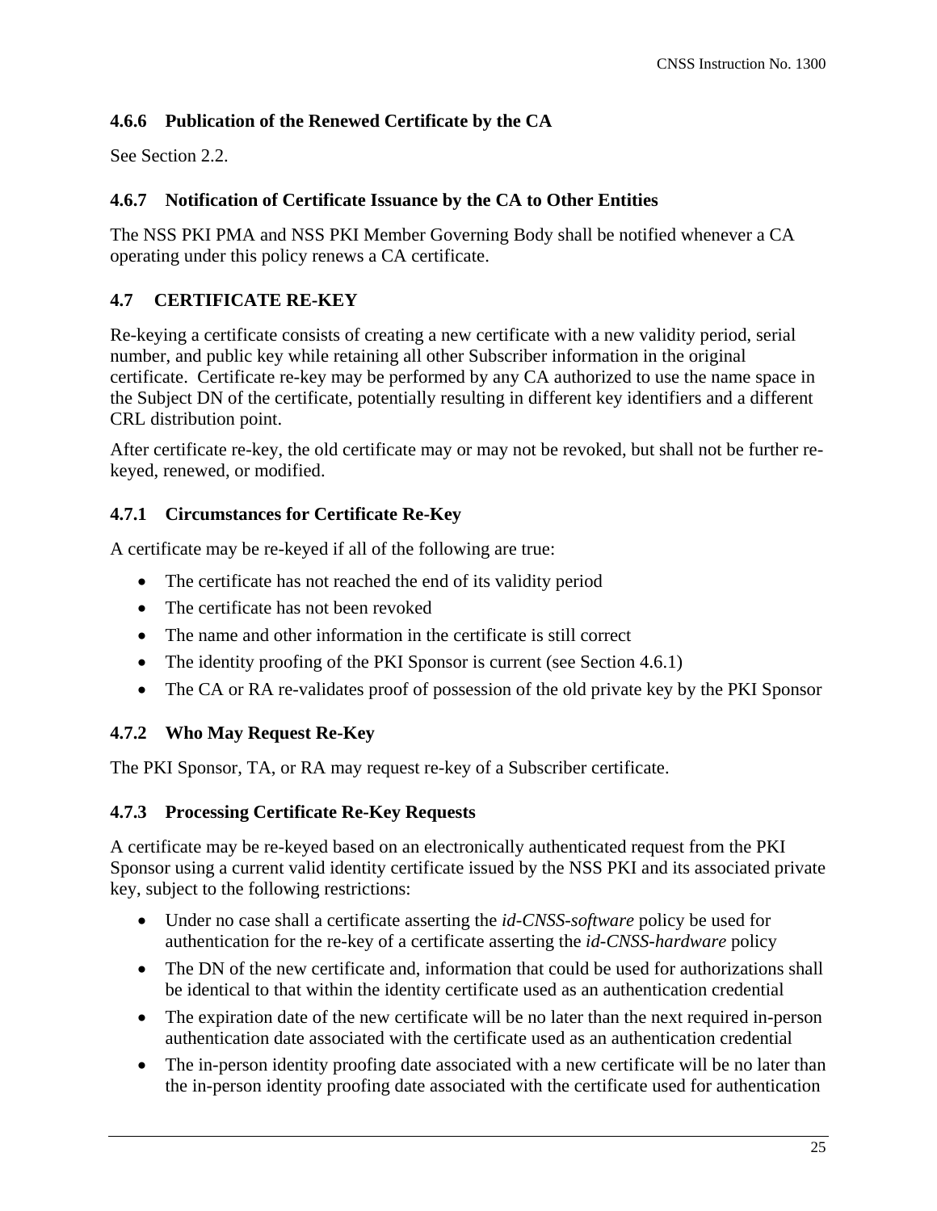### 4.6.6 Publication of the Renewed Certificate by the CA

See Section 2.2.

### 4.6.7 Notification of Certificate Issuance by the CA to Other Entities

The NSS PKI PMA and NSS PKI Member Governing Body shall be notified whenever a CA operating under this policy renews a CA certificate.

## 4.7 CERTIFICATE RE-KEY

Re-keying a certificate consists of creating a new certificate with a new validity period, serial number, and public key while retaining all other Subscriber information in the original certificate. Certificate re-key may be performed by any CA authorized to use the name space in the Subject DN of the certificate, potentially resulting in different key identifiers and a different CRL distribution point.

After certificate re-key, the old certificate may or may not be revoked, but shall not be further re-keyed, renewed, or modified.

### 4.7.1 Circumstances for Certificate Re-Key

A certificate may be re-keyed if all of the following are true:

- The certificate has not reached the end of its validity period
- The certificate has not been revoked
- The name and other information in the certificate is still correct
- The identity proofing of the PKI Sponsor is current (see Section 4.6.1)
- The CA or RA re-validates proof of possession of the old private key by the PKI Sponsor

### 4.7.2 Who May Request Re-Key

The PKI Sponsor, TA, or RA may request re-key of a Subscriber certificate.

### 4.7.3 Processing Certificate Re-Key Requests

A certificate may be re-keyed based on an electronically authenticated request from the PKI Sponsor using a current valid identity certificate issued by the NSS PKI and its associated private key, subject to the following restrictions:

- Under no case shall a certificate asserting the *id-CNSS-software* policy be used for authentication for the re-key of a certificate asserting the *id-CNSS-hardware* policy
- The DN of the new certificate and, information that could be used for authorizations shall be identical to that within the identity certificate used as an authentication credential
- The expiration date of the new certificate will be no later than the next required in-person authentication date associated with the certificate used as an authentication credential
- The in-person identity proofing date associated with a new certificate will be no later than the in-person identity proofing date associated with the certificate used for authentication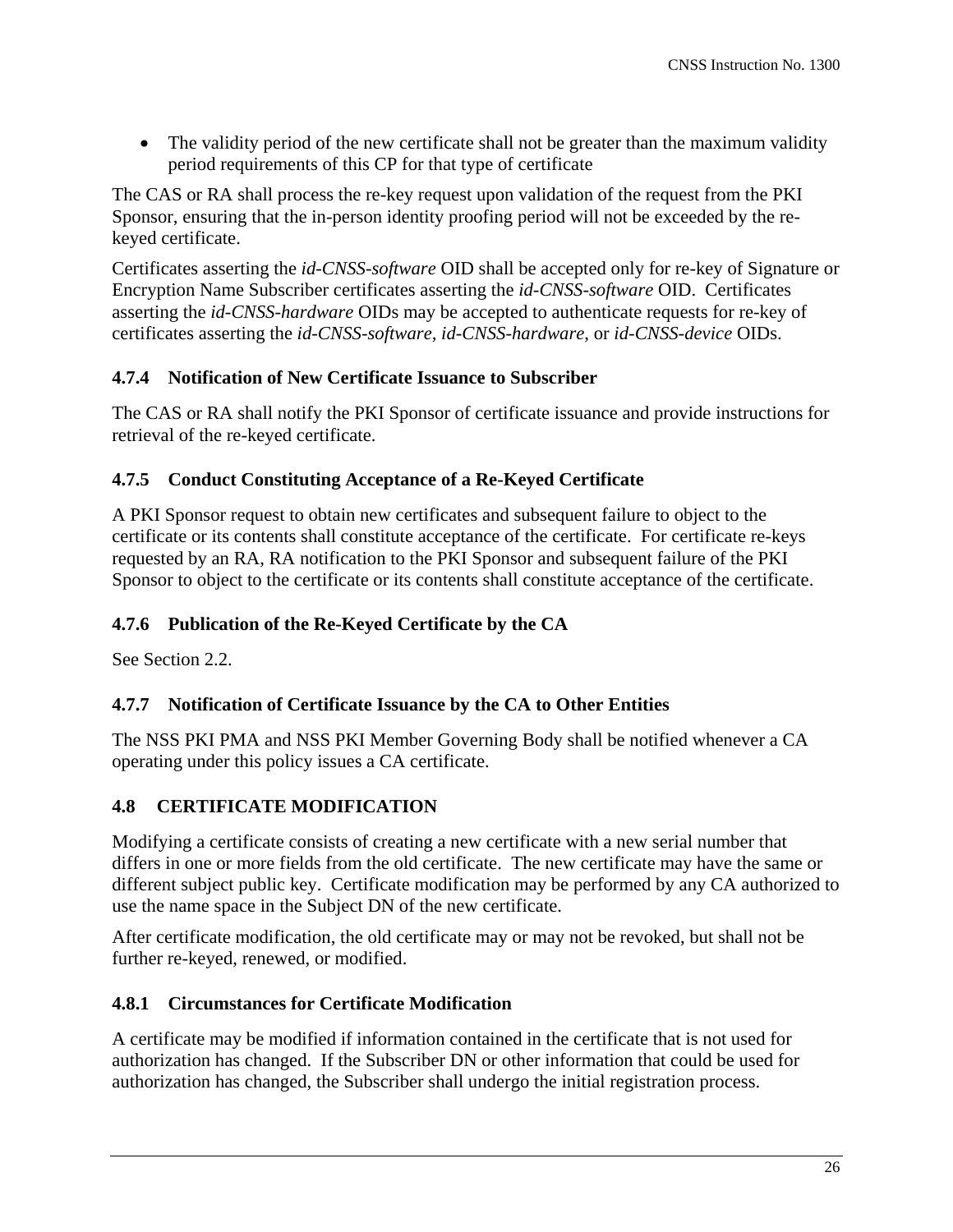- The validity period of the new certificate shall not be greater than the maximum validity period requirements of this CP for that type of certificate

The CAS or RA shall process the re-key request upon validation of the request from the PKI Sponsor, ensuring that the in-person identity proofing period will not be exceeded by the re-keyed certificate.

Certificates asserting the *id-CNSS-software* OID shall be accepted only for re-key of Signature or Encryption Name Subscriber certificates asserting the *id-CNSS-software* OID. Certificates asserting the *id-CNSS-hardware* OIDs may be accepted to authenticate requests for re-key of certificates asserting the *id-CNSS-software*, *id-CNSS-hardware*, or *id-CNSS-device* OIDs.

### 4.7.4 Notification of New Certificate Issuance to Subscriber

The CAS or RA shall notify the PKI Sponsor of certificate issuance and provide instructions for retrieval of the re-keyed certificate.

### 4.7.5 Conduct Constituting Acceptance of a Re-Keyed Certificate

A PKI Sponsor request to obtain new certificates and subsequent failure to object to the certificate or its contents shall constitute acceptance of the certificate. For certificate re-keys requested by an RA, RA notification to the PKI Sponsor and subsequent failure of the PKI Sponsor to object to the certificate or its contents shall constitute acceptance of the certificate.

### 4.7.6 Publication of the Re-Keyed Certificate by the CA

See Section 2.2.

### 4.7.7 Notification of Certificate Issuance by the CA to Other Entities

The NSS PKI PMA and NSS PKI Member Governing Body shall be notified whenever a CA operating under this policy issues a CA certificate.

## 4.8 CERTIFICATE MODIFICATION

Modifying a certificate consists of creating a new certificate with a new serial number that differs in one or more fields from the old certificate. The new certificate may have the same or different subject public key. Certificate modification may be performed by any CA authorized to use the name space in the Subject DN of the new certificate.

After certificate modification, the old certificate may or may not be revoked, but shall not be further re-keyed, renewed, or modified.

### 4.8.1 Circumstances for Certificate Modification

A certificate may be modified if information contained in the certificate that is not used for authorization has changed. If the Subscriber DN or other information that could be used for authorization has changed, the Subscriber shall undergo the initial registration process.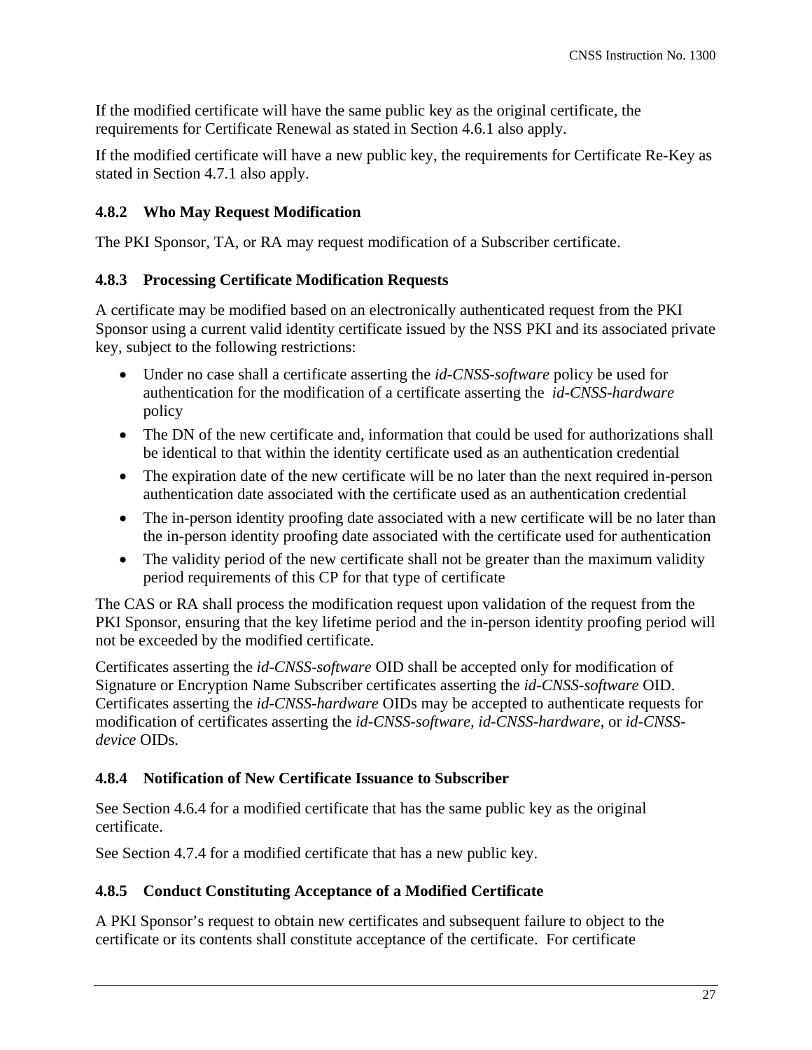If the modified certificate will have the same public key as the original certificate, the requirements for Certificate Renewal as stated in Section 4.6.1 also apply.

If the modified certificate will have a new public key, the requirements for Certificate Re-Key as stated in Section 4.7.1 also apply.

### 4.8.2 Who May Request Modification

The PKI Sponsor, TA, or RA may request modification of a Subscriber certificate.

### 4.8.3 Processing Certificate Modification Requests

A certificate may be modified based on an electronically authenticated request from the PKI Sponsor using a current valid identity certificate issued by the NSS PKI and its associated private key, subject to the following restrictions:

- Under no case shall a certificate asserting the *id-CNSS-software* policy be used for authentication for the modification of a certificate asserting the *id-CNSS-hardware* policy
- The DN of the new certificate and, information that could be used for authorizations shall be identical to that within the identity certificate used as an authentication credential
- The expiration date of the new certificate will be no later than the next required in-person authentication date associated with the certificate used as an authentication credential
- The in-person identity proofing date associated with a new certificate will be no later than the in-person identity proofing date associated with the certificate used for authentication
- The validity period of the new certificate shall not be greater than the maximum validity period requirements of this CP for that type of certificate

The CAS or RA shall process the modification request upon validation of the request from the PKI Sponsor, ensuring that the key lifetime period and the in-person identity proofing period will not be exceeded by the modified certificate.

Certificates asserting the *id-CNSS-software* OID shall be accepted only for modification of Signature or Encryption Name Subscriber certificates asserting the *id-CNSS-software* OID. Certificates asserting the *id-CNSS-hardware* OIDs may be accepted to authenticate requests for modification of certificates asserting the *id-CNSS-software*, *id-CNSS-hardware*, or *id-CNSS-device* OIDs.

### 4.8.4 Notification of New Certificate Issuance to Subscriber

See Section 4.6.4 for a modified certificate that has the same public key as the original certificate.

See Section 4.7.4 for a modified certificate that has a new public key.

### 4.8.5 Conduct Constituting Acceptance of a Modified Certificate

A PKI Sponsor's request to obtain new certificates and subsequent failure to object to the certificate or its contents shall constitute acceptance of the certificate. For certificate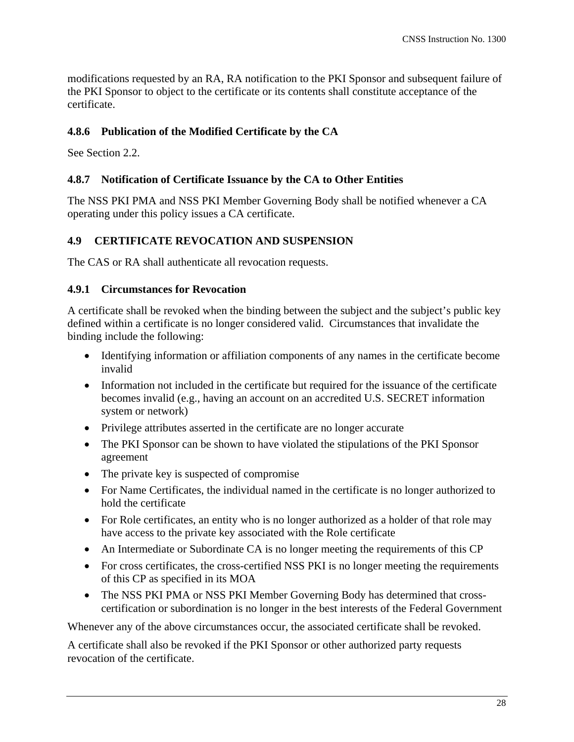modifications requested by an RA, RA notification to the PKI Sponsor and subsequent failure of the PKI Sponsor to object to the certificate or its contents shall constitute acceptance of the certificate.

#### 4.8.6 Publication of the Modified Certificate by the CA

See Section 2.2.

#### 4.8.7 Notification of Certificate Issuance by the CA to Other Entities

The NSS PKI PMA and NSS PKI Member Governing Body shall be notified whenever a CA operating under this policy issues a CA certificate.

### 4.9 CERTIFICATE REVOCATION AND SUSPENSION

The CAS or RA shall authenticate all revocation requests.

#### 4.9.1 Circumstances for Revocation

A certificate shall be revoked when the binding between the subject and the subject's public key defined within a certificate is no longer considered valid. Circumstances that invalidate the binding include the following:

- Identifying information or affiliation components of any names in the certificate become invalid
- Information not included in the certificate but required for the issuance of the certificate becomes invalid (e.g., having an account on an accredited U.S. SECRET information system or network)
- Privilege attributes asserted in the certificate are no longer accurate
- The PKI Sponsor can be shown to have violated the stipulations of the PKI Sponsor agreement
- The private key is suspected of compromise
- For Name Certificates, the individual named in the certificate is no longer authorized to hold the certificate
- For Role certificates, an entity who is no longer authorized as a holder of that role may have access to the private key associated with the Role certificate
- An Intermediate or Subordinate CA is no longer meeting the requirements of this CP
- For cross certificates, the cross-certified NSS PKI is no longer meeting the requirements of this CP as specified in its MOA
- The NSS PKI PMA or NSS PKI Member Governing Body has determined that cross-certification or subordination is no longer in the best interests of the Federal Government

Whenever any of the above circumstances occur, the associated certificate shall be revoked.

A certificate shall also be revoked if the PKI Sponsor or other authorized party requests revocation of the certificate.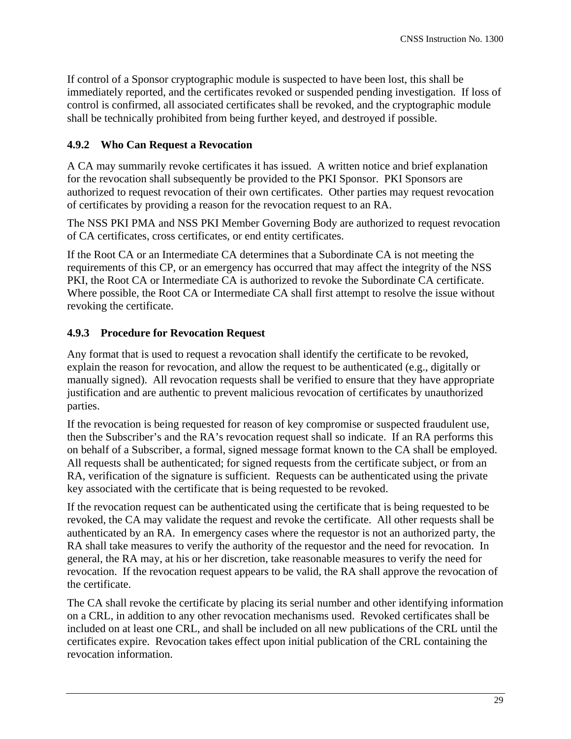If control of a Sponsor cryptographic module is suspected to have been lost, this shall be immediately reported, and the certificates revoked or suspended pending investigation. If loss of control is confirmed, all associated certificates shall be revoked, and the cryptographic module shall be technically prohibited from being further keyed, and destroyed if possible.

### 4.9.2 Who Can Request a Revocation

A CA may summarily revoke certificates it has issued. A written notice and brief explanation for the revocation shall subsequently be provided to the PKI Sponsor. PKI Sponsors are authorized to request revocation of their own certificates. Other parties may request revocation of certificates by providing a reason for the revocation request to an RA.

The NSS PKI PMA and NSS PKI Member Governing Body are authorized to request revocation of CA certificates, cross certificates, or end entity certificates.

If the Root CA or an Intermediate CA determines that a Subordinate CA is not meeting the requirements of this CP, or an emergency has occurred that may affect the integrity of the NSS PKI, the Root CA or Intermediate CA is authorized to revoke the Subordinate CA certificate. Where possible, the Root CA or Intermediate CA shall first attempt to resolve the issue without revoking the certificate.

### 4.9.3 Procedure for Revocation Request

Any format that is used to request a revocation shall identify the certificate to be revoked, explain the reason for revocation, and allow the request to be authenticated (e.g., digitally or manually signed). All revocation requests shall be verified to ensure that they have appropriate justification and are authentic to prevent malicious revocation of certificates by unauthorized parties.

If the revocation is being requested for reason of key compromise or suspected fraudulent use, then the Subscriber's and the RA's revocation request shall so indicate. If an RA performs this on behalf of a Subscriber, a formal, signed message format known to the CA shall be employed. All requests shall be authenticated; for signed requests from the certificate subject, or from an RA, verification of the signature is sufficient. Requests can be authenticated using the private key associated with the certificate that is being requested to be revoked.

If the revocation request can be authenticated using the certificate that is being requested to be revoked, the CA may validate the request and revoke the certificate. All other requests shall be authenticated by an RA. In emergency cases where the requestor is not an authorized party, the RA shall take measures to verify the authority of the requestor and the need for revocation. In general, the RA may, at his or her discretion, take reasonable measures to verify the need for revocation. If the revocation request appears to be valid, the RA shall approve the revocation of the certificate.

The CA shall revoke the certificate by placing its serial number and other identifying information on a CRL, in addition to any other revocation mechanisms used. Revoked certificates shall be included on at least one CRL, and shall be included on all new publications of the CRL until the certificates expire. Revocation takes effect upon initial publication of the CRL containing the revocation information.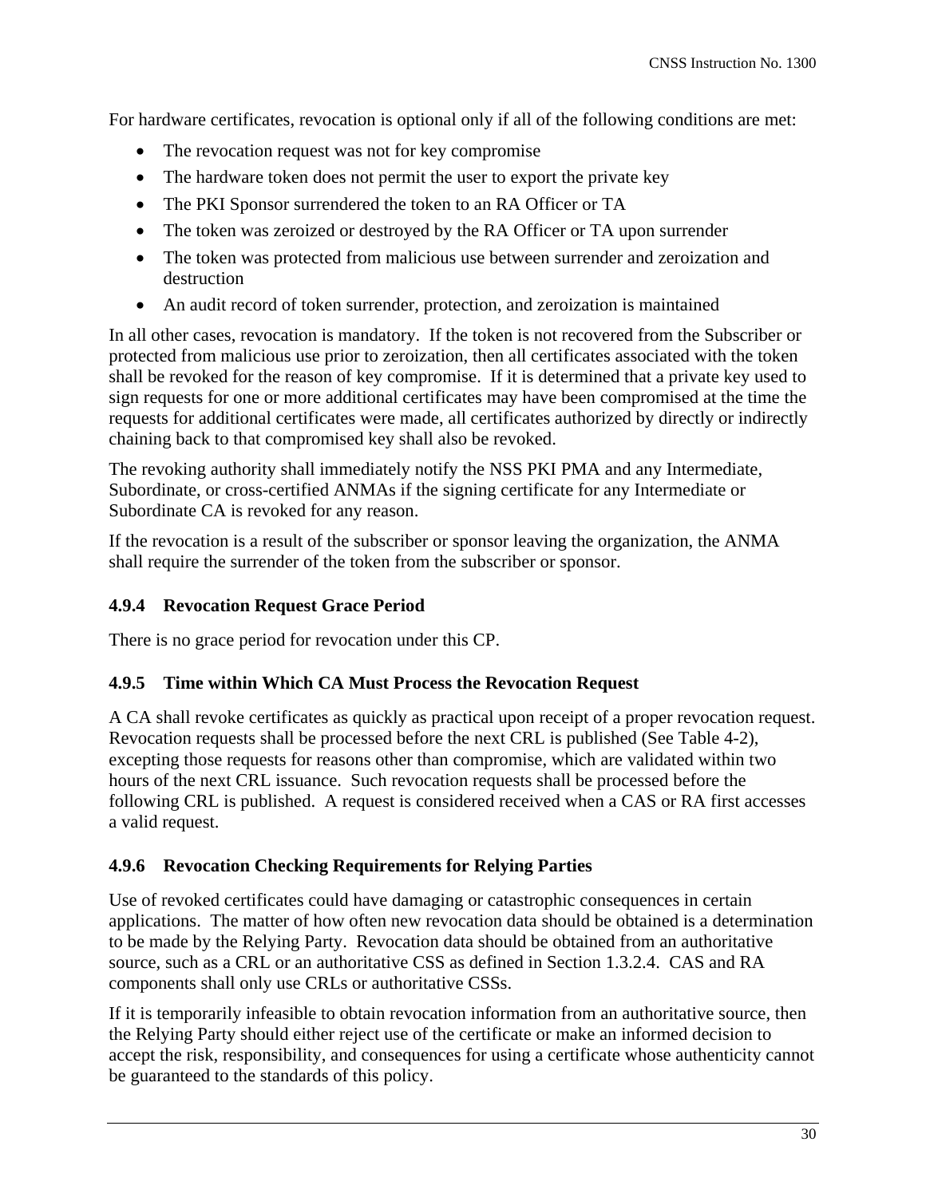For hardware certificates, revocation is optional only if all of the following conditions are met:

- The revocation request was not for key compromise
- The hardware token does not permit the user to export the private key
- The PKI Sponsor surrendered the token to an RA Officer or TA
- The token was zeroized or destroyed by the RA Officer or TA upon surrender
- The token was protected from malicious use between surrender and zeroization and destruction
- An audit record of token surrender, protection, and zeroization is maintained

In all other cases, revocation is mandatory. If the token is not recovered from the Subscriber or protected from malicious use prior to zeroization, then all certificates associated with the token shall be revoked for the reason of key compromise. If it is determined that a private key used to sign requests for one or more additional certificates may have been compromised at the time the requests for additional certificates were made, all certificates authorized by directly or indirectly chaining back to that compromised key shall also be revoked.

The revoking authority shall immediately notify the NSS PKI PMA and any Intermediate, Subordinate, or cross-certified ANMAs if the signing certificate for any Intermediate or Subordinate CA is revoked for any reason.

If the revocation is a result of the subscriber or sponsor leaving the organization, the ANMA shall require the surrender of the token from the subscriber or sponsor.

### 4.9.4 Revocation Request Grace Period

There is no grace period for revocation under this CP.

### 4.9.5 Time within Which CA Must Process the Revocation Request

A CA shall revoke certificates as quickly as practical upon receipt of a proper revocation request. Revocation requests shall be processed before the next CRL is published (See Table 4-2), excepting those requests for reasons other than compromise, which are validated within two hours of the next CRL issuance. Such revocation requests shall be processed before the following CRL is published. A request is considered received when a CAS or RA first accesses a valid request.

### 4.9.6 Revocation Checking Requirements for Relying Parties

Use of revoked certificates could have damaging or catastrophic consequences in certain applications. The matter of how often new revocation data should be obtained is a determination to be made by the Relying Party. Revocation data should be obtained from an authoritative source, such as a CRL or an authoritative CSS as defined in Section 1.3.2.4. CAS and RA components shall only use CRLs or authoritative CSSs.

If it is temporarily infeasible to obtain revocation information from an authoritative source, then the Relying Party should either reject use of the certificate or make an informed decision to accept the risk, responsibility, and consequences for using a certificate whose authenticity cannot be guaranteed to the standards of this policy.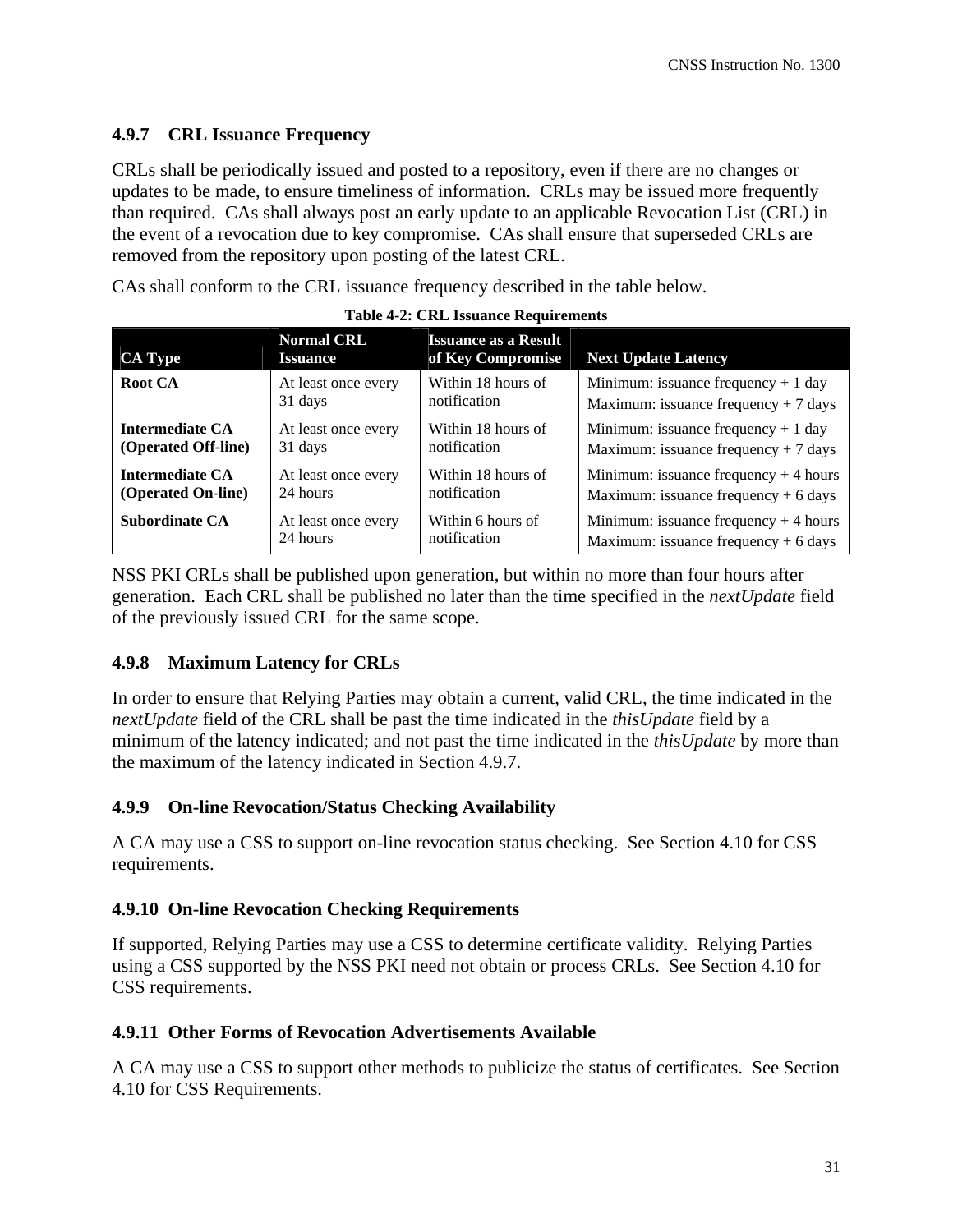### 4.9.7 CRL Issuance Frequency

CRLs shall be periodically issued and posted to a repository, even if there are no changes or updates to be made, to ensure timeliness of information. CRLs may be issued more frequently than required. CAs shall always post an early update to an applicable Revocation List (CRL) in the event of a revocation due to key compromise. CAs shall ensure that superseded CRLs are removed from the repository upon posting of the latest CRL.

CAs shall conform to the CRL issuance frequency described in the table below.

**Table 4-2: CRL Issuance Requirements**

| CA Type | Normal CRL Issuance | Issuance as a Result of Key Compromise | Next Update Latency |
|---|---|---|---|
| **Root CA** | At least once every 31 days | Within 18 hours of notification | Minimum: issuance frequency + 1 day<br>Maximum: issuance frequency + 7 days |
| **Intermediate CA (Operated Off-line)** | At least once every 31 days | Within 18 hours of notification | Minimum: issuance frequency + 1 day<br>Maximum: issuance frequency + 7 days |
| **Intermediate CA (Operated On-line)** | At least once every 24 hours | Within 18 hours of notification | Minimum: issuance frequency + 4 hours<br>Maximum: issuance frequency + 6 days |
| **Subordinate CA** | At least once every 24 hours | Within 6 hours of notification | Minimum: issuance frequency + 4 hours<br>Maximum: issuance frequency + 6 days |

NSS PKI CRLs shall be published upon generation, but within no more than four hours after generation. Each CRL shall be published no later than the time specified in the *nextUpdate* field of the previously issued CRL for the same scope.

### 4.9.8 Maximum Latency for CRLs

In order to ensure that Relying Parties may obtain a current, valid CRL, the time indicated in the *nextUpdate* field of the CRL shall be past the time indicated in the *thisUpdate* field by a minimum of the latency indicated; and not past the time indicated in the *thisUpdate* by more than the maximum of the latency indicated in Section 4.9.7.

### 4.9.9 On-line Revocation/Status Checking Availability

A CA may use a CSS to support on-line revocation status checking. See Section 4.10 for CSS requirements.

### 4.9.10 On-line Revocation Checking Requirements

If supported, Relying Parties may use a CSS to determine certificate validity. Relying Parties using a CSS supported by the NSS PKI need not obtain or process CRLs. See Section 4.10 for CSS requirements.

### 4.9.11 Other Forms of Revocation Advertisements Available

A CA may use a CSS to support other methods to publicize the status of certificates. See Section 4.10 for CSS Requirements.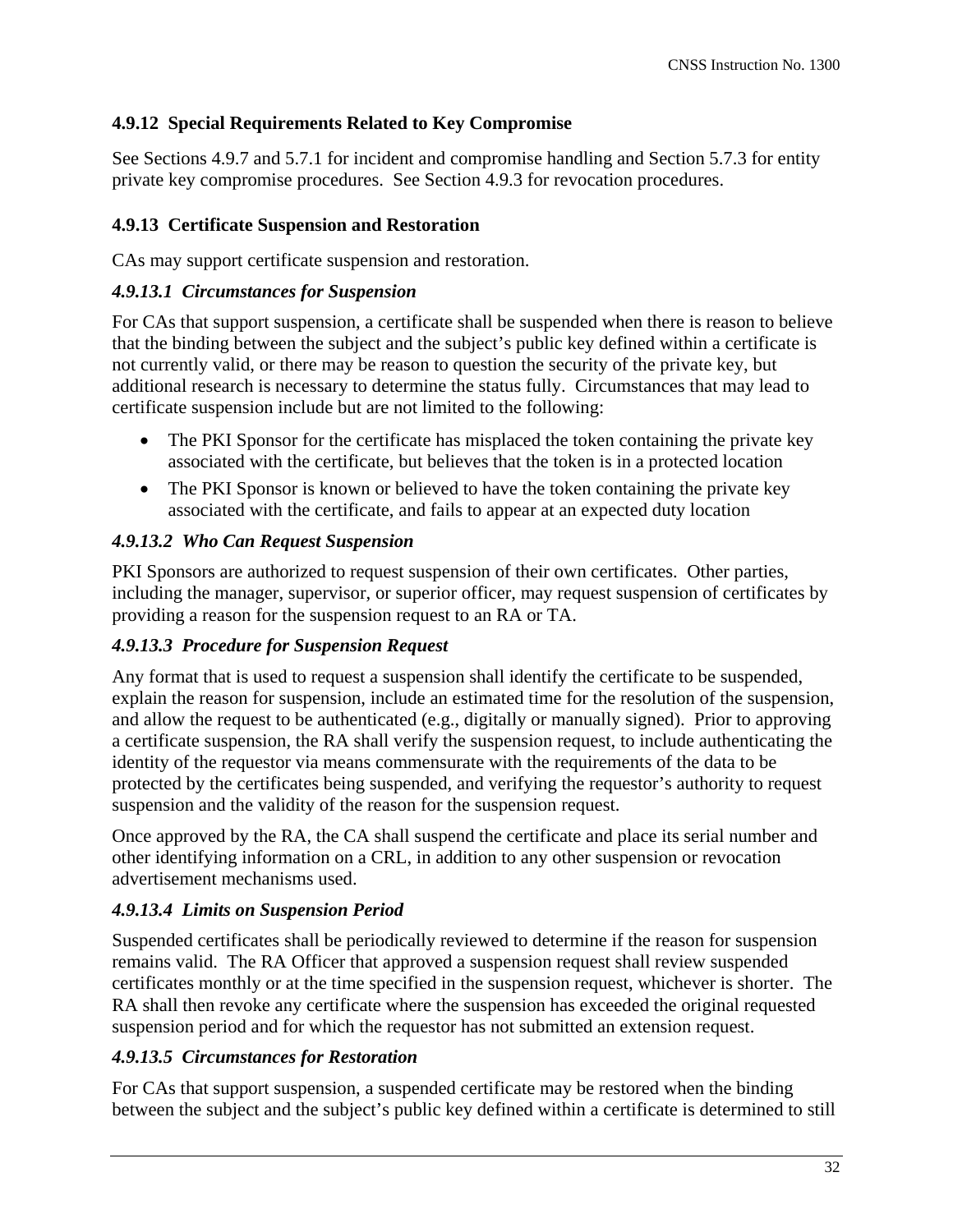### 4.9.12 Special Requirements Related to Key Compromise

See Sections 4.9.7 and 5.7.1 for incident and compromise handling and Section 5.7.3 for entity private key compromise procedures. See Section 4.9.3 for revocation procedures.

### 4.9.13 Certificate Suspension and Restoration

CAs may support certificate suspension and restoration.

#### *4.9.13.1 Circumstances for Suspension*

For CAs that support suspension, a certificate shall be suspended when there is reason to believe that the binding between the subject and the subject's public key defined within a certificate is not currently valid, or there may be reason to question the security of the private key, but additional research is necessary to determine the status fully. Circumstances that may lead to certificate suspension include but are not limited to the following:

- The PKI Sponsor for the certificate has misplaced the token containing the private key associated with the certificate, but believes that the token is in a protected location
- The PKI Sponsor is known or believed to have the token containing the private key associated with the certificate, and fails to appear at an expected duty location

#### *4.9.13.2 Who Can Request Suspension*

PKI Sponsors are authorized to request suspension of their own certificates. Other parties, including the manager, supervisor, or superior officer, may request suspension of certificates by providing a reason for the suspension request to an RA or TA.

#### *4.9.13.3 Procedure for Suspension Request*

Any format that is used to request a suspension shall identify the certificate to be suspended, explain the reason for suspension, include an estimated time for the resolution of the suspension, and allow the request to be authenticated (e.g., digitally or manually signed). Prior to approving a certificate suspension, the RA shall verify the suspension request, to include authenticating the identity of the requestor via means commensurate with the requirements of the data to be protected by the certificates being suspended, and verifying the requestor's authority to request suspension and the validity of the reason for the suspension request.

Once approved by the RA, the CA shall suspend the certificate and place its serial number and other identifying information on a CRL, in addition to any other suspension or revocation advertisement mechanisms used.

#### *4.9.13.4 Limits on Suspension Period*

Suspended certificates shall be periodically reviewed to determine if the reason for suspension remains valid. The RA Officer that approved a suspension request shall review suspended certificates monthly or at the time specified in the suspension request, whichever is shorter. The RA shall then revoke any certificate where the suspension has exceeded the original requested suspension period and for which the requestor has not submitted an extension request.

#### *4.9.13.5 Circumstances for Restoration*

For CAs that support suspension, a suspended certificate may be restored when the binding between the subject and the subject's public key defined within a certificate is determined to still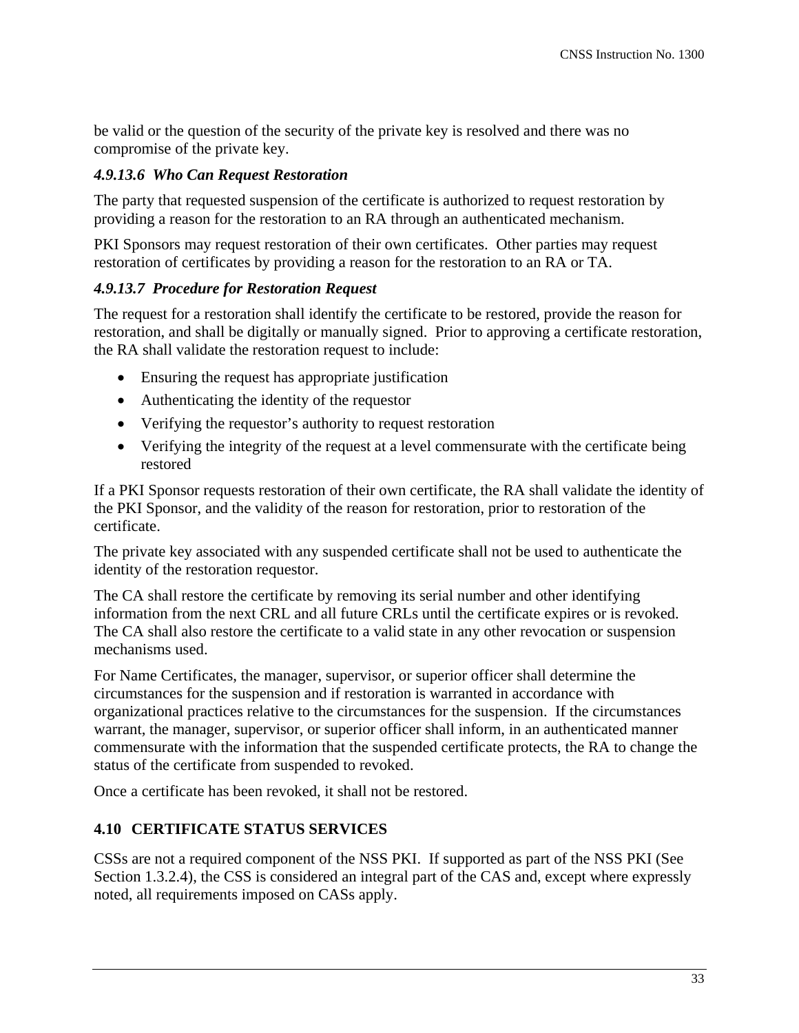be valid or the question of the security of the private key is resolved and there was no compromise of the private key.

#### *4.9.13.6 Who Can Request Restoration*

The party that requested suspension of the certificate is authorized to request restoration by providing a reason for the restoration to an RA through an authenticated mechanism.

PKI Sponsors may request restoration of their own certificates. Other parties may request restoration of certificates by providing a reason for the restoration to an RA or TA.

#### *4.9.13.7 Procedure for Restoration Request*

The request for a restoration shall identify the certificate to be restored, provide the reason for restoration, and shall be digitally or manually signed. Prior to approving a certificate restoration, the RA shall validate the restoration request to include:

- Ensuring the request has appropriate justification
- Authenticating the identity of the requestor
- Verifying the requestor's authority to request restoration
- Verifying the integrity of the request at a level commensurate with the certificate being restored

If a PKI Sponsor requests restoration of their own certificate, the RA shall validate the identity of the PKI Sponsor, and the validity of the reason for restoration, prior to restoration of the certificate.

The private key associated with any suspended certificate shall not be used to authenticate the identity of the restoration requestor.

The CA shall restore the certificate by removing its serial number and other identifying information from the next CRL and all future CRLs until the certificate expires or is revoked. The CA shall also restore the certificate to a valid state in any other revocation or suspension mechanisms used.

For Name Certificates, the manager, supervisor, or superior officer shall determine the circumstances for the suspension and if restoration is warranted in accordance with organizational practices relative to the circumstances for the suspension. If the circumstances warrant, the manager, supervisor, or superior officer shall inform, in an authenticated manner commensurate with the information that the suspended certificate protects, the RA to change the status of the certificate from suspended to revoked.

Once a certificate has been revoked, it shall not be restored.

## 4.10 CERTIFICATE STATUS SERVICES

CSSs are not a required component of the NSS PKI. If supported as part of the NSS PKI (See Section 1.3.2.4), the CSS is considered an integral part of the CAS and, except where expressly noted, all requirements imposed on CASs apply.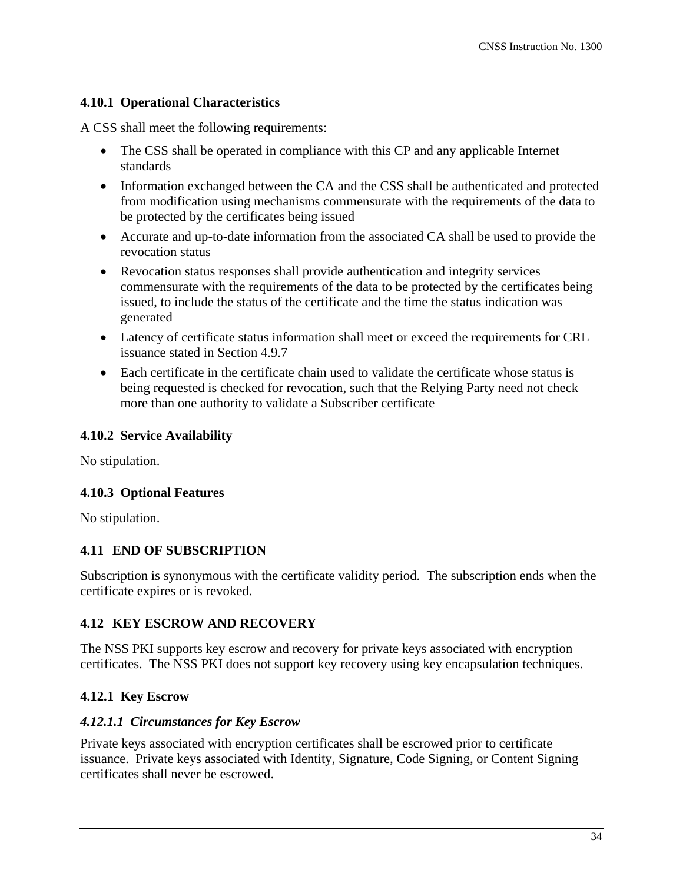### 4.10.1 Operational Characteristics

A CSS shall meet the following requirements:

- The CSS shall be operated in compliance with this CP and any applicable Internet standards
- Information exchanged between the CA and the CSS shall be authenticated and protected from modification using mechanisms commensurate with the requirements of the data to be protected by the certificates being issued
- Accurate and up-to-date information from the associated CA shall be used to provide the revocation status
- Revocation status responses shall provide authentication and integrity services commensurate with the requirements of the data to be protected by the certificates being issued, to include the status of the certificate and the time the status indication was generated
- Latency of certificate status information shall meet or exceed the requirements for CRL issuance stated in Section 4.9.7
- Each certificate in the certificate chain used to validate the certificate whose status is being requested is checked for revocation, such that the Relying Party need not check more than one authority to validate a Subscriber certificate

### 4.10.2 Service Availability

No stipulation.

### 4.10.3 Optional Features

No stipulation.

## 4.11 END OF SUBSCRIPTION

Subscription is synonymous with the certificate validity period. The subscription ends when the certificate expires or is revoked.

## 4.12 KEY ESCROW AND RECOVERY

The NSS PKI supports key escrow and recovery for private keys associated with encryption certificates. The NSS PKI does not support key recovery using key encapsulation techniques.

### 4.12.1 Key Escrow

#### *4.12.1.1 Circumstances for Key Escrow*

Private keys associated with encryption certificates shall be escrowed prior to certificate issuance. Private keys associated with Identity, Signature, Code Signing, or Content Signing certificates shall never be escrowed.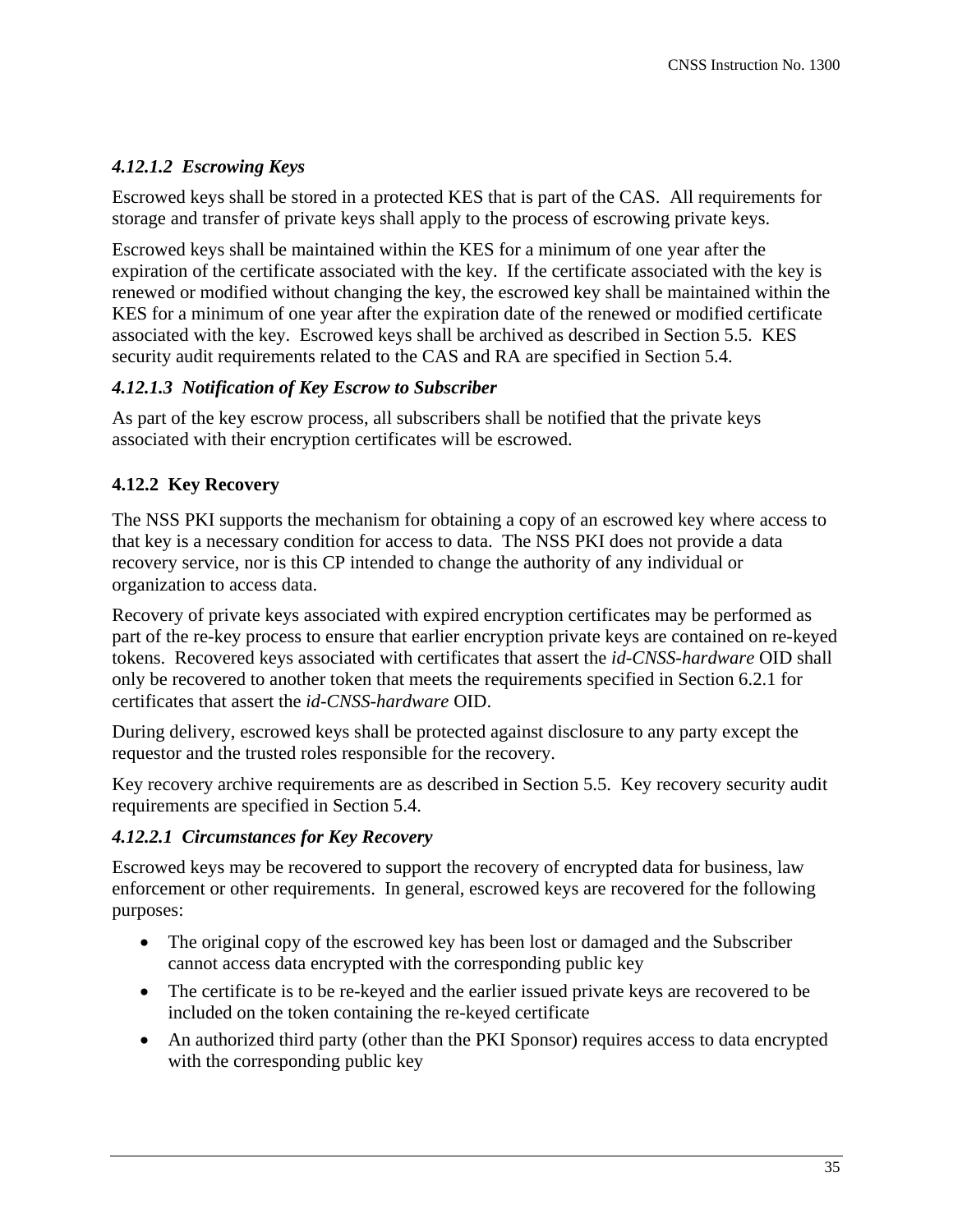#### *4.12.1.2 Escrowing Keys*

Escrowed keys shall be stored in a protected KES that is part of the CAS. All requirements for storage and transfer of private keys shall apply to the process of escrowing private keys.

Escrowed keys shall be maintained within the KES for a minimum of one year after the expiration of the certificate associated with the key. If the certificate associated with the key is renewed or modified without changing the key, the escrowed key shall be maintained within the KES for a minimum of one year after the expiration date of the renewed or modified certificate associated with the key. Escrowed keys shall be archived as described in Section 5.5. KES security audit requirements related to the CAS and RA are specified in Section 5.4.

#### *4.12.1.3 Notification of Key Escrow to Subscriber*

As part of the key escrow process, all subscribers shall be notified that the private keys associated with their encryption certificates will be escrowed.

### 4.12.2 Key Recovery

The NSS PKI supports the mechanism for obtaining a copy of an escrowed key where access to that key is a necessary condition for access to data. The NSS PKI does not provide a data recovery service, nor is this CP intended to change the authority of any individual or organization to access data.

Recovery of private keys associated with expired encryption certificates may be performed as part of the re-key process to ensure that earlier encryption private keys are contained on re-keyed tokens. Recovered keys associated with certificates that assert the *id-CNSS-hardware* OID shall only be recovered to another token that meets the requirements specified in Section 6.2.1 for certificates that assert the *id-CNSS-hardware* OID.

During delivery, escrowed keys shall be protected against disclosure to any party except the requestor and the trusted roles responsible for the recovery.

Key recovery archive requirements are as described in Section 5.5. Key recovery security audit requirements are specified in Section 5.4.

#### *4.12.2.1 Circumstances for Key Recovery*

Escrowed keys may be recovered to support the recovery of encrypted data for business, law enforcement or other requirements. In general, escrowed keys are recovered for the following purposes:

- The original copy of the escrowed key has been lost or damaged and the Subscriber cannot access data encrypted with the corresponding public key
- The certificate is to be re-keyed and the earlier issued private keys are recovered to be included on the token containing the re-keyed certificate
- An authorized third party (other than the PKI Sponsor) requires access to data encrypted with the corresponding public key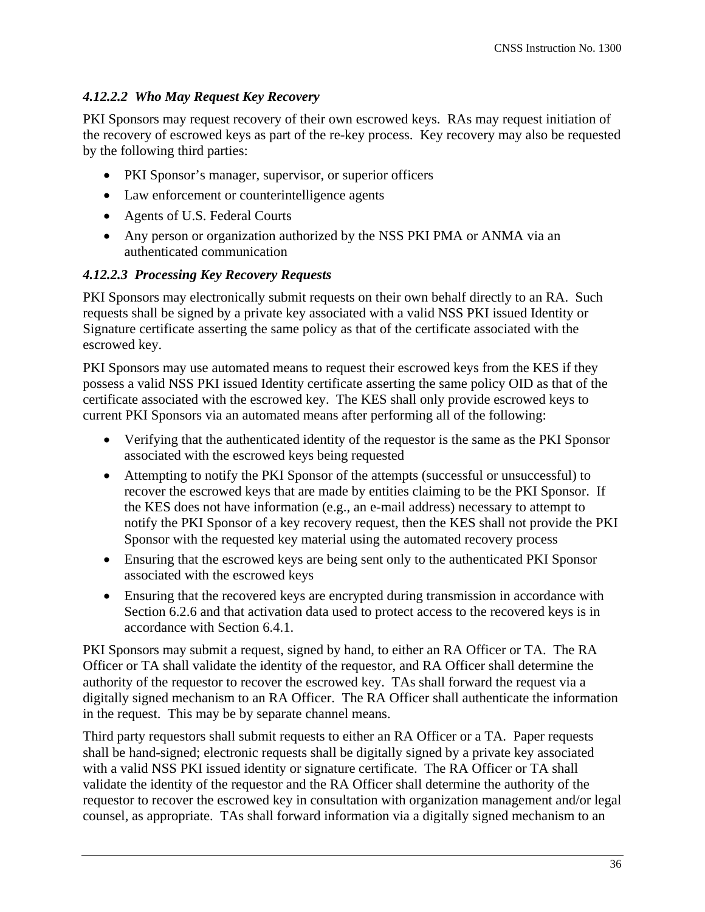#### *4.12.2.2 Who May Request Key Recovery*

PKI Sponsors may request recovery of their own escrowed keys. RAs may request initiation of the recovery of escrowed keys as part of the re-key process. Key recovery may also be requested by the following third parties:

- PKI Sponsor's manager, supervisor, or superior officers
- Law enforcement or counterintelligence agents
- Agents of U.S. Federal Courts
- Any person or organization authorized by the NSS PKI PMA or ANMA via an authenticated communication

#### *4.12.2.3 Processing Key Recovery Requests*

PKI Sponsors may electronically submit requests on their own behalf directly to an RA. Such requests shall be signed by a private key associated with a valid NSS PKI issued Identity or Signature certificate asserting the same policy as that of the certificate associated with the escrowed key.

PKI Sponsors may use automated means to request their escrowed keys from the KES if they possess a valid NSS PKI issued Identity certificate asserting the same policy OID as that of the certificate associated with the escrowed key. The KES shall only provide escrowed keys to current PKI Sponsors via an automated means after performing all of the following:

- Verifying that the authenticated identity of the requestor is the same as the PKI Sponsor associated with the escrowed keys being requested
- Attempting to notify the PKI Sponsor of the attempts (successful or unsuccessful) to recover the escrowed keys that are made by entities claiming to be the PKI Sponsor. If the KES does not have information (e.g., an e-mail address) necessary to attempt to notify the PKI Sponsor of a key recovery request, then the KES shall not provide the PKI Sponsor with the requested key material using the automated recovery process
- Ensuring that the escrowed keys are being sent only to the authenticated PKI Sponsor associated with the escrowed keys
- Ensuring that the recovered keys are encrypted during transmission in accordance with Section 6.2.6 and that activation data used to protect access to the recovered keys is in accordance with Section 6.4.1.

PKI Sponsors may submit a request, signed by hand, to either an RA Officer or TA. The RA Officer or TA shall validate the identity of the requestor, and RA Officer shall determine the authority of the requestor to recover the escrowed key. TAs shall forward the request via a digitally signed mechanism to an RA Officer. The RA Officer shall authenticate the information in the request. This may be by separate channel means.

Third party requestors shall submit requests to either an RA Officer or a TA. Paper requests shall be hand-signed; electronic requests shall be digitally signed by a private key associated with a valid NSS PKI issued identity or signature certificate. The RA Officer or TA shall validate the identity of the requestor and the RA Officer shall determine the authority of the requestor to recover the escrowed key in consultation with organization management and/or legal counsel, as appropriate. TAs shall forward information via a digitally signed mechanism to an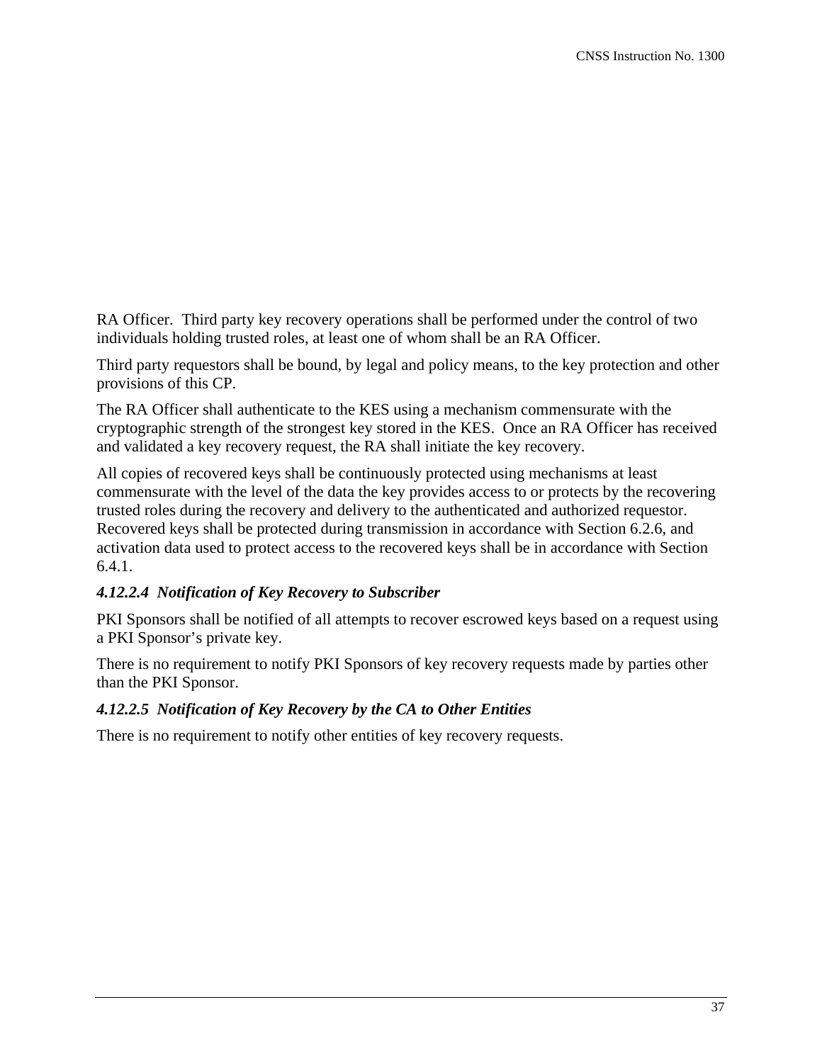RA Officer. Third party key recovery operations shall be performed under the control of two individuals holding trusted roles, at least one of whom shall be an RA Officer.

Third party requestors shall be bound, by legal and policy means, to the key protection and other provisions of this CP.

The RA Officer shall authenticate to the KES using a mechanism commensurate with the cryptographic strength of the strongest key stored in the KES. Once an RA Officer has received and validated a key recovery request, the RA shall initiate the key recovery.

All copies of recovered keys shall be continuously protected using mechanisms at least commensurate with the level of the data the key provides access to or protects by the recovering trusted roles during the recovery and delivery to the authenticated and authorized requestor. Recovered keys shall be protected during transmission in accordance with Section 6.2.6, and activation data used to protect access to the recovered keys shall be in accordance with Section 6.4.1.

#### *4.12.2.4 Notification of Key Recovery to Subscriber*

PKI Sponsors shall be notified of all attempts to recover escrowed keys based on a request using a PKI Sponsor's private key.

There is no requirement to notify PKI Sponsors of key recovery requests made by parties other than the PKI Sponsor.

#### *4.12.2.5 Notification of Key Recovery by the CA to Other Entities*

There is no requirement to notify other entities of key recovery requests.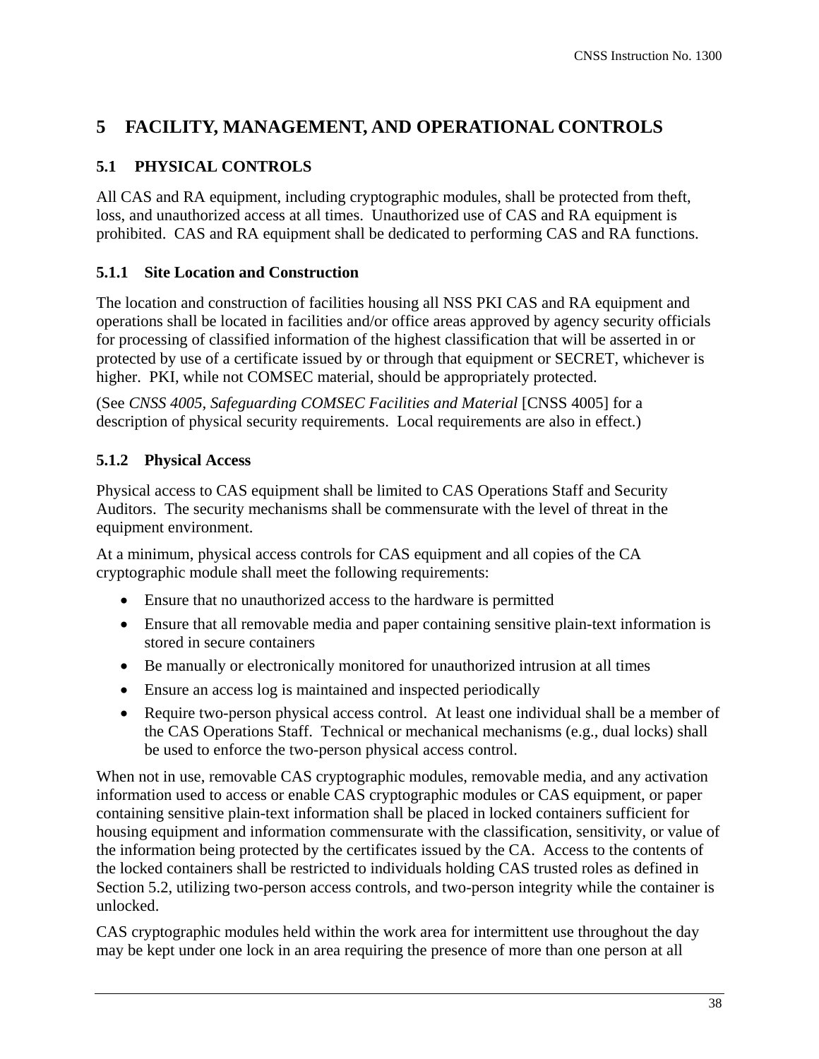# 5 FACILITY, MANAGEMENT, AND OPERATIONAL CONTROLS

## 5.1 PHYSICAL CONTROLS

All CAS and RA equipment, including cryptographic modules, shall be protected from theft, loss, and unauthorized access at all times. Unauthorized use of CAS and RA equipment is prohibited. CAS and RA equipment shall be dedicated to performing CAS and RA functions.

### 5.1.1 Site Location and Construction

The location and construction of facilities housing all NSS PKI CAS and RA equipment and operations shall be located in facilities and/or office areas approved by agency security officials for processing of classified information of the highest classification that will be asserted in or protected by use of a certificate issued by or through that equipment or SECRET, whichever is higher. PKI, while not COMSEC material, should be appropriately protected.

(See *CNSS 4005, Safeguarding COMSEC Facilities and Material* [CNSS 4005] for a description of physical security requirements. Local requirements are also in effect.)

### 5.1.2 Physical Access

Physical access to CAS equipment shall be limited to CAS Operations Staff and Security Auditors. The security mechanisms shall be commensurate with the level of threat in the equipment environment.

At a minimum, physical access controls for CAS equipment and all copies of the CA cryptographic module shall meet the following requirements:

- Ensure that no unauthorized access to the hardware is permitted
- Ensure that all removable media and paper containing sensitive plain-text information is stored in secure containers
- Be manually or electronically monitored for unauthorized intrusion at all times
- Ensure an access log is maintained and inspected periodically
- Require two-person physical access control. At least one individual shall be a member of the CAS Operations Staff. Technical or mechanical mechanisms (e.g., dual locks) shall be used to enforce the two-person physical access control.

When not in use, removable CAS cryptographic modules, removable media, and any activation information used to access or enable CAS cryptographic modules or CAS equipment, or paper containing sensitive plain-text information shall be placed in locked containers sufficient for housing equipment and information commensurate with the classification, sensitivity, or value of the information being protected by the certificates issued by the CA. Access to the contents of the locked containers shall be restricted to individuals holding CAS trusted roles as defined in Section 5.2, utilizing two-person access controls, and two-person integrity while the container is unlocked.

CAS cryptographic modules held within the work area for intermittent use throughout the day may be kept under one lock in an area requiring the presence of more than one person at all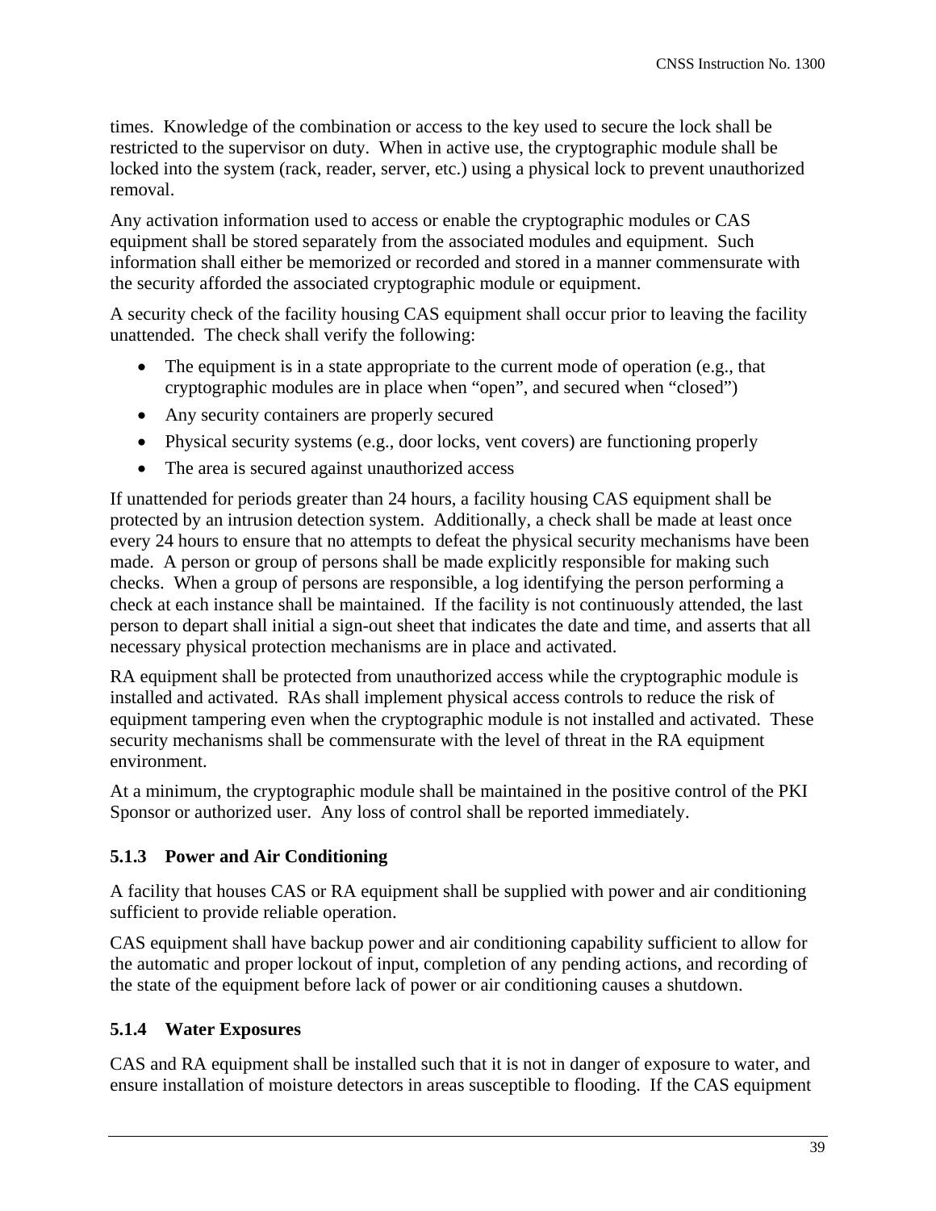times.  Knowledge of the combination or access to the key used to secure the lock shall be restricted to the supervisor on duty.  When in active use, the cryptographic module shall be locked into the system (rack, reader, server, etc.) using a physical lock to prevent unauthorized removal.

Any activation information used to access or enable the cryptographic modules or CAS equipment shall be stored separately from the associated modules and equipment.  Such information shall either be memorized or recorded and stored in a manner commensurate with the security afforded the associated cryptographic module or equipment.

A security check of the facility housing CAS equipment shall occur prior to leaving the facility unattended.  The check shall verify the following:

- The equipment is in a state appropriate to the current mode of operation (e.g., that cryptographic modules are in place when "open", and secured when "closed")
- Any security containers are properly secured
- Physical security systems (e.g., door locks, vent covers) are functioning properly
- The area is secured against unauthorized access

If unattended for periods greater than 24 hours, a facility housing CAS equipment shall be protected by an intrusion detection system.  Additionally, a check shall be made at least once every 24 hours to ensure that no attempts to defeat the physical security mechanisms have been made.  A person or group of persons shall be made explicitly responsible for making such checks.  When a group of persons are responsible, a log identifying the person performing a check at each instance shall be maintained.  If the facility is not continuously attended, the last person to depart shall initial a sign-out sheet that indicates the date and time, and asserts that all necessary physical protection mechanisms are in place and activated.

RA equipment shall be protected from unauthorized access while the cryptographic module is installed and activated.  RAs shall implement physical access controls to reduce the risk of equipment tampering even when the cryptographic module is not installed and activated.  These security mechanisms shall be commensurate with the level of threat in the RA equipment environment.

At a minimum, the cryptographic module shall be maintained in the positive control of the PKI Sponsor or authorized user.  Any loss of control shall be reported immediately.

### 5.1.3 Power and Air Conditioning

A facility that houses CAS or RA equipment shall be supplied with power and air conditioning sufficient to provide reliable operation.

CAS equipment shall have backup power and air conditioning capability sufficient to allow for the automatic and proper lockout of input, completion of any pending actions, and recording of the state of the equipment before lack of power or air conditioning causes a shutdown.

### 5.1.4 Water Exposures

CAS and RA equipment shall be installed such that it is not in danger of exposure to water, and ensure installation of moisture detectors in areas susceptible to flooding.  If the CAS equipment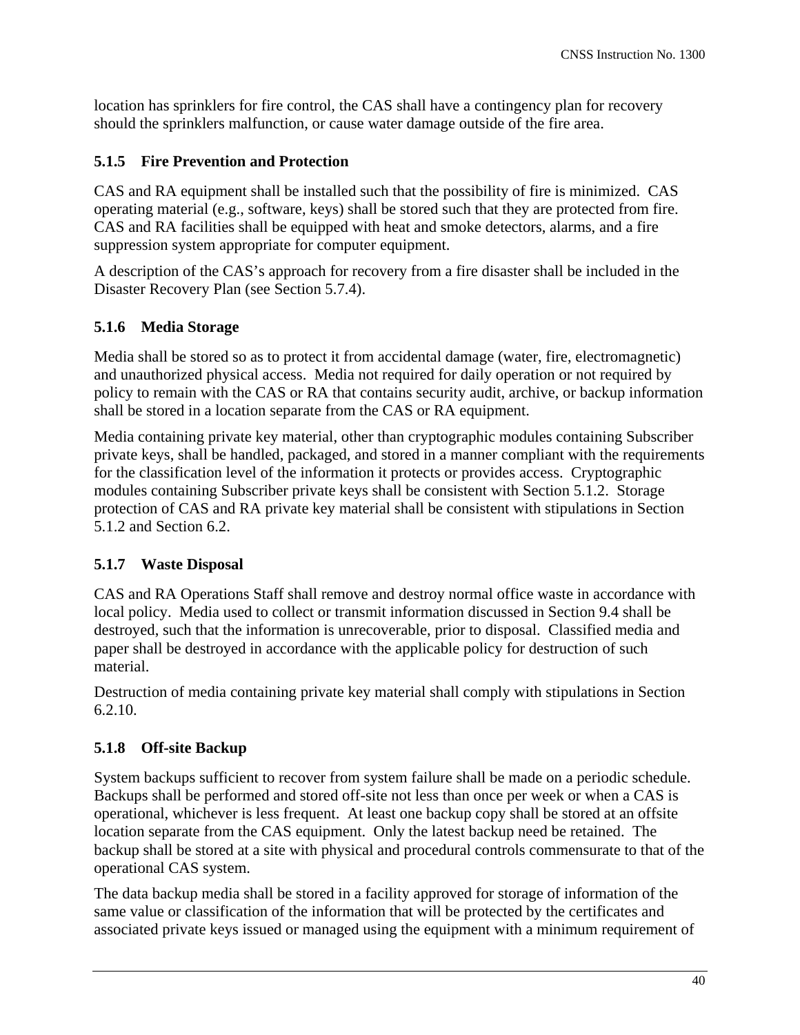location has sprinklers for fire control, the CAS shall have a contingency plan for recovery should the sprinklers malfunction, or cause water damage outside of the fire area.

### 5.1.5 Fire Prevention and Protection

CAS and RA equipment shall be installed such that the possibility of fire is minimized. CAS operating material (e.g., software, keys) shall be stored such that they are protected from fire. CAS and RA facilities shall be equipped with heat and smoke detectors, alarms, and a fire suppression system appropriate for computer equipment.

A description of the CAS's approach for recovery from a fire disaster shall be included in the Disaster Recovery Plan (see Section 5.7.4).

### 5.1.6 Media Storage

Media shall be stored so as to protect it from accidental damage (water, fire, electromagnetic) and unauthorized physical access. Media not required for daily operation or not required by policy to remain with the CAS or RA that contains security audit, archive, or backup information shall be stored in a location separate from the CAS or RA equipment.

Media containing private key material, other than cryptographic modules containing Subscriber private keys, shall be handled, packaged, and stored in a manner compliant with the requirements for the classification level of the information it protects or provides access. Cryptographic modules containing Subscriber private keys shall be consistent with Section 5.1.2. Storage protection of CAS and RA private key material shall be consistent with stipulations in Section 5.1.2 and Section 6.2.

### 5.1.7 Waste Disposal

CAS and RA Operations Staff shall remove and destroy normal office waste in accordance with local policy. Media used to collect or transmit information discussed in Section 9.4 shall be destroyed, such that the information is unrecoverable, prior to disposal. Classified media and paper shall be destroyed in accordance with the applicable policy for destruction of such material.

Destruction of media containing private key material shall comply with stipulations in Section 6.2.10.

### 5.1.8 Off-site Backup

System backups sufficient to recover from system failure shall be made on a periodic schedule. Backups shall be performed and stored off-site not less than once per week or when a CAS is operational, whichever is less frequent. At least one backup copy shall be stored at an offsite location separate from the CAS equipment. Only the latest backup need be retained. The backup shall be stored at a site with physical and procedural controls commensurate to that of the operational CAS system.

The data backup media shall be stored in a facility approved for storage of information of the same value or classification of the information that will be protected by the certificates and associated private keys issued or managed using the equipment with a minimum requirement of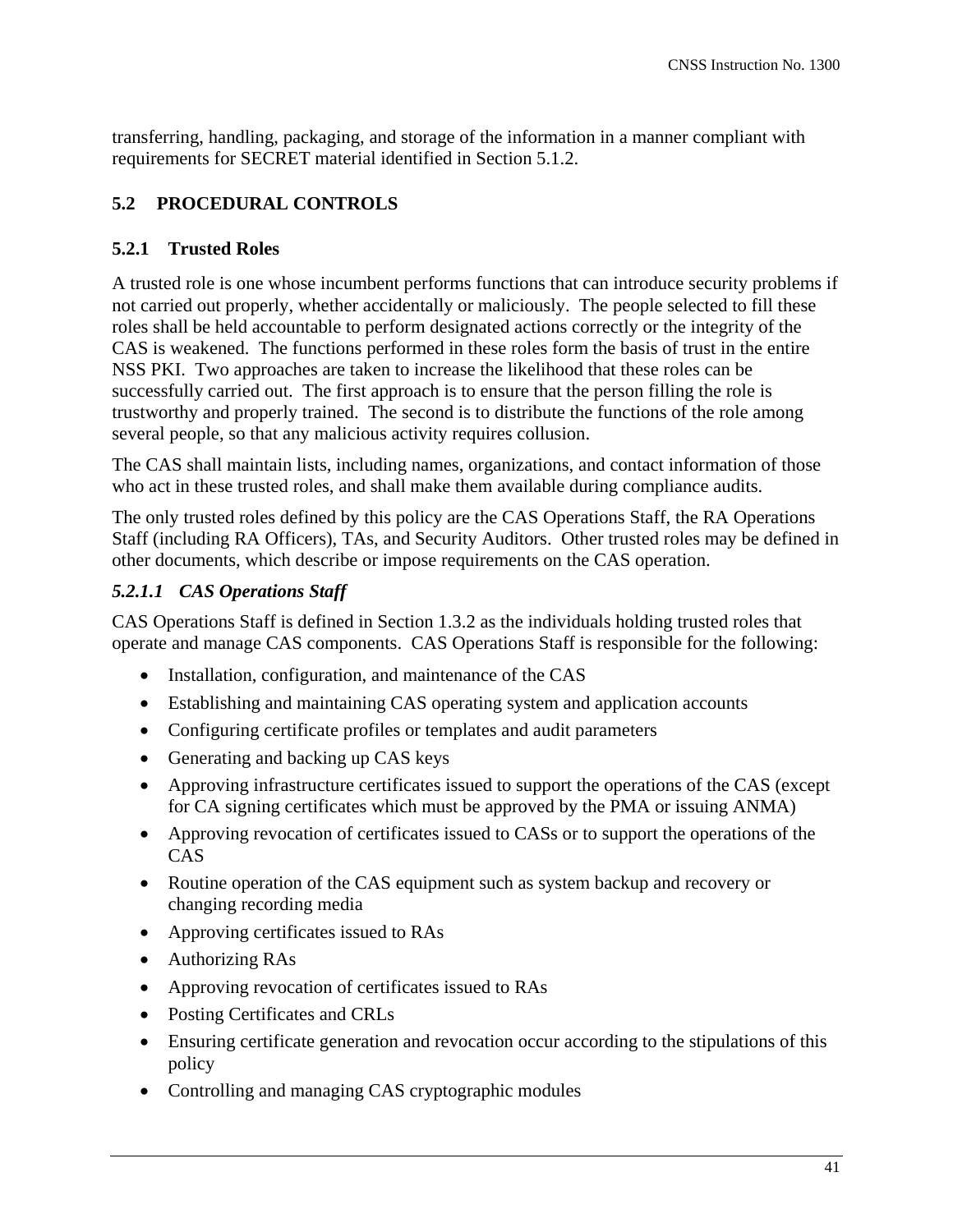transferring, handling, packaging, and storage of the information in a manner compliant with requirements for SECRET material identified in Section 5.1.2.

## 5.2 PROCEDURAL CONTROLS

### 5.2.1 Trusted Roles

A trusted role is one whose incumbent performs functions that can introduce security problems if not carried out properly, whether accidentally or maliciously. The people selected to fill these roles shall be held accountable to perform designated actions correctly or the integrity of the CAS is weakened. The functions performed in these roles form the basis of trust in the entire NSS PKI. Two approaches are taken to increase the likelihood that these roles can be successfully carried out. The first approach is to ensure that the person filling the role is trustworthy and properly trained. The second is to distribute the functions of the role among several people, so that any malicious activity requires collusion.

The CAS shall maintain lists, including names, organizations, and contact information of those who act in these trusted roles, and shall make them available during compliance audits.

The only trusted roles defined by this policy are the CAS Operations Staff, the RA Operations Staff (including RA Officers), TAs, and Security Auditors. Other trusted roles may be defined in other documents, which describe or impose requirements on the CAS operation.

#### *5.2.1.1 CAS Operations Staff*

CAS Operations Staff is defined in Section 1.3.2 as the individuals holding trusted roles that operate and manage CAS components. CAS Operations Staff is responsible for the following:

- Installation, configuration, and maintenance of the CAS
- Establishing and maintaining CAS operating system and application accounts
- Configuring certificate profiles or templates and audit parameters
- Generating and backing up CAS keys
- Approving infrastructure certificates issued to support the operations of the CAS (except for CA signing certificates which must be approved by the PMA or issuing ANMA)
- Approving revocation of certificates issued to CASs or to support the operations of the CAS
- Routine operation of the CAS equipment such as system backup and recovery or changing recording media
- Approving certificates issued to RAs
- Authorizing RAs
- Approving revocation of certificates issued to RAs
- Posting Certificates and CRLs
- Ensuring certificate generation and revocation occur according to the stipulations of this policy
- Controlling and managing CAS cryptographic modules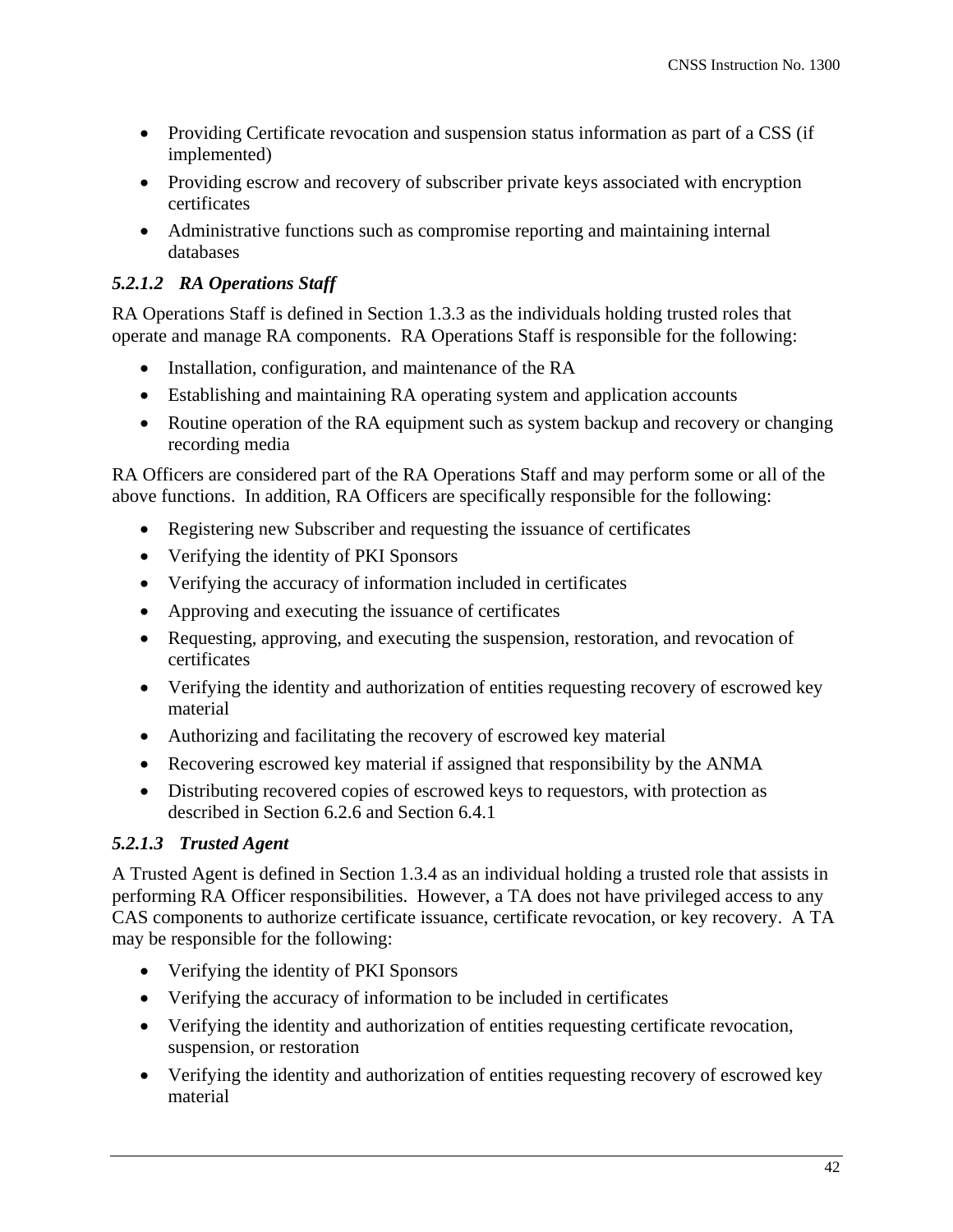- Providing Certificate revocation and suspension status information as part of a CSS (if implemented)
- Providing escrow and recovery of subscriber private keys associated with encryption certificates
- Administrative functions such as compromise reporting and maintaining internal databases

#### *5.2.1.2 RA Operations Staff*

RA Operations Staff is defined in Section 1.3.3 as the individuals holding trusted roles that operate and manage RA components. RA Operations Staff is responsible for the following:

- Installation, configuration, and maintenance of the RA
- Establishing and maintaining RA operating system and application accounts
- Routine operation of the RA equipment such as system backup and recovery or changing recording media

RA Officers are considered part of the RA Operations Staff and may perform some or all of the above functions. In addition, RA Officers are specifically responsible for the following:

- Registering new Subscriber and requesting the issuance of certificates
- Verifying the identity of PKI Sponsors
- Verifying the accuracy of information included in certificates
- Approving and executing the issuance of certificates
- Requesting, approving, and executing the suspension, restoration, and revocation of certificates
- Verifying the identity and authorization of entities requesting recovery of escrowed key material
- Authorizing and facilitating the recovery of escrowed key material
- Recovering escrowed key material if assigned that responsibility by the ANMA
- Distributing recovered copies of escrowed keys to requestors, with protection as described in Section 6.2.6 and Section 6.4.1

#### *5.2.1.3 Trusted Agent*

A Trusted Agent is defined in Section 1.3.4 as an individual holding a trusted role that assists in performing RA Officer responsibilities. However, a TA does not have privileged access to any CAS components to authorize certificate issuance, certificate revocation, or key recovery. A TA may be responsible for the following:

- Verifying the identity of PKI Sponsors
- Verifying the accuracy of information to be included in certificates
- Verifying the identity and authorization of entities requesting certificate revocation, suspension, or restoration
- Verifying the identity and authorization of entities requesting recovery of escrowed key material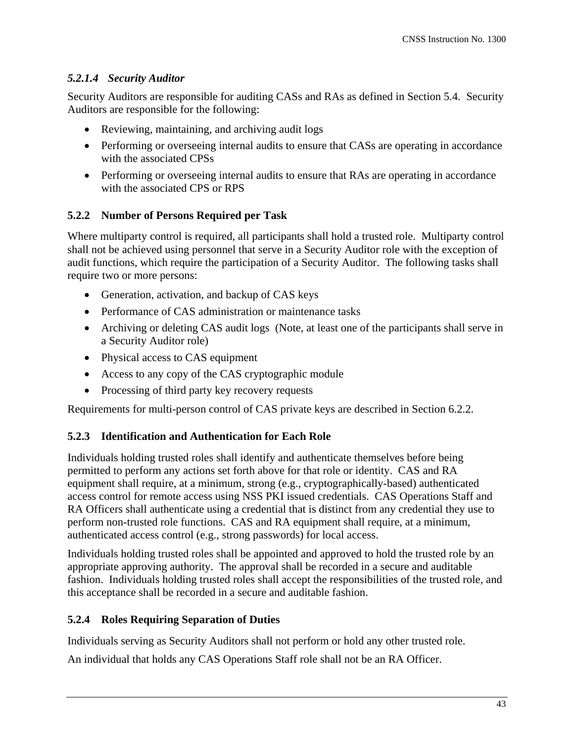#### *5.2.1.4 Security Auditor*

Security Auditors are responsible for auditing CASs and RAs as defined in Section 5.4. Security Auditors are responsible for the following:

- Reviewing, maintaining, and archiving audit logs
- Performing or overseeing internal audits to ensure that CASs are operating in accordance with the associated CPSs
- Performing or overseeing internal audits to ensure that RAs are operating in accordance with the associated CPS or RPS

### 5.2.2 Number of Persons Required per Task

Where multiparty control is required, all participants shall hold a trusted role. Multiparty control shall not be achieved using personnel that serve in a Security Auditor role with the exception of audit functions, which require the participation of a Security Auditor. The following tasks shall require two or more persons:

- Generation, activation, and backup of CAS keys
- Performance of CAS administration or maintenance tasks
- Archiving or deleting CAS audit logs (Note, at least one of the participants shall serve in a Security Auditor role)
- Physical access to CAS equipment
- Access to any copy of the CAS cryptographic module
- Processing of third party key recovery requests

Requirements for multi-person control of CAS private keys are described in Section 6.2.2.

### 5.2.3 Identification and Authentication for Each Role

Individuals holding trusted roles shall identify and authenticate themselves before being permitted to perform any actions set forth above for that role or identity. CAS and RA equipment shall require, at a minimum, strong (e.g., cryptographically-based) authenticated access control for remote access using NSS PKI issued credentials. CAS Operations Staff and RA Officers shall authenticate using a credential that is distinct from any credential they use to perform non-trusted role functions. CAS and RA equipment shall require, at a minimum, authenticated access control (e.g., strong passwords) for local access.

Individuals holding trusted roles shall be appointed and approved to hold the trusted role by an appropriate approving authority. The approval shall be recorded in a secure and auditable fashion. Individuals holding trusted roles shall accept the responsibilities of the trusted role, and this acceptance shall be recorded in a secure and auditable fashion.

### 5.2.4 Roles Requiring Separation of Duties

Individuals serving as Security Auditors shall not perform or hold any other trusted role.

An individual that holds any CAS Operations Staff role shall not be an RA Officer.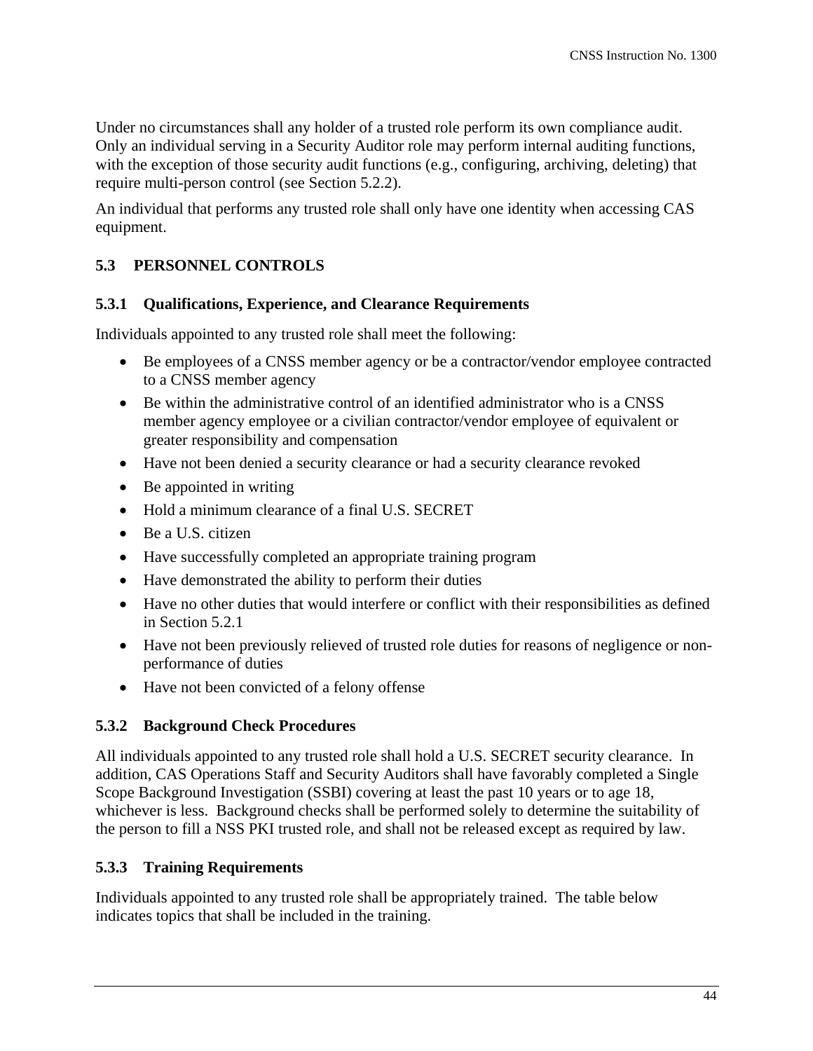Under no circumstances shall any holder of a trusted role perform its own compliance audit. Only an individual serving in a Security Auditor role may perform internal auditing functions, with the exception of those security audit functions (e.g., configuring, archiving, deleting) that require multi-person control (see Section 5.2.2).

An individual that performs any trusted role shall only have one identity when accessing CAS equipment.

## 5.3 PERSONNEL CONTROLS

### 5.3.1 Qualifications, Experience, and Clearance Requirements

Individuals appointed to any trusted role shall meet the following:

- Be employees of a CNSS member agency or be a contractor/vendor employee contracted to a CNSS member agency
- Be within the administrative control of an identified administrator who is a CNSS member agency employee or a civilian contractor/vendor employee of equivalent or greater responsibility and compensation
- Have not been denied a security clearance or had a security clearance revoked
- Be appointed in writing
- Hold a minimum clearance of a final U.S. SECRET
- Be a U.S. citizen
- Have successfully completed an appropriate training program
- Have demonstrated the ability to perform their duties
- Have no other duties that would interfere or conflict with their responsibilities as defined in Section 5.2.1
- Have not been previously relieved of trusted role duties for reasons of negligence or non-performance of duties
- Have not been convicted of a felony offense

### 5.3.2 Background Check Procedures

All individuals appointed to any trusted role shall hold a U.S. SECRET security clearance. In addition, CAS Operations Staff and Security Auditors shall have favorably completed a Single Scope Background Investigation (SSBI) covering at least the past 10 years or to age 18, whichever is less. Background checks shall be performed solely to determine the suitability of the person to fill a NSS PKI trusted role, and shall not be released except as required by law.

### 5.3.3 Training Requirements

Individuals appointed to any trusted role shall be appropriately trained. The table below indicates topics that shall be included in the training.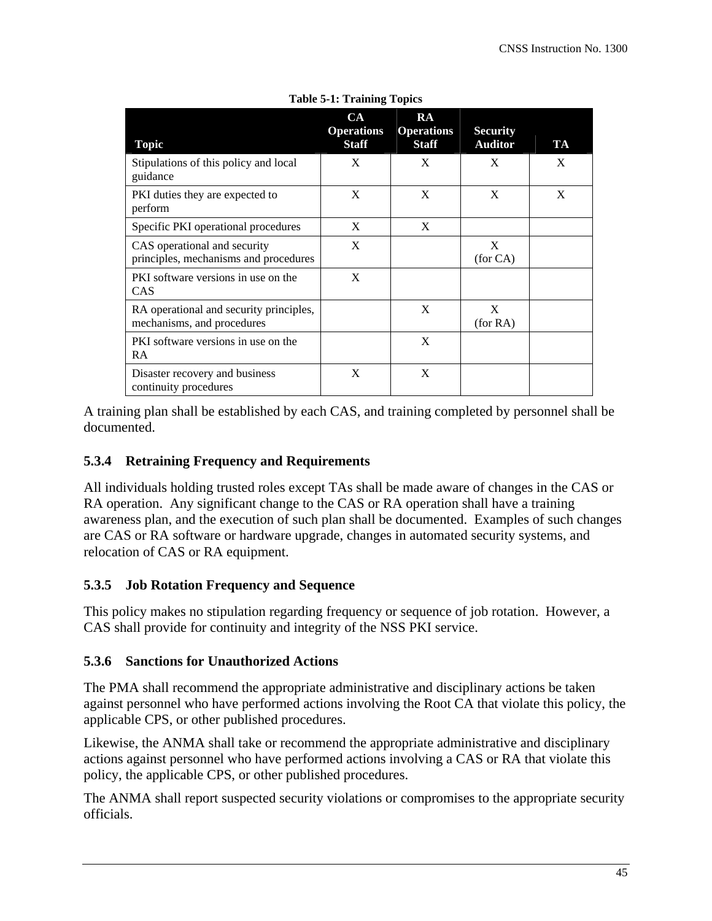**Table 5-1: Training Topics**

| Topic | CA Operations Staff | RA Operations Staff | Security Auditor | TA |
|---|---|---|---|---|
| Stipulations of this policy and local guidance | X | X | X | X |
| PKI duties they are expected to perform | X | X | X | X |
| Specific PKI operational procedures | X | X | | |
| CAS operational and security principles, mechanisms and procedures | X | | X (for CA) | |
| PKI software versions in use on the CAS | X | | | |
| RA operational and security principles, mechanisms, and procedures | | X | X (for RA) | |
| PKI software versions in use on the RA | | X | | |
| Disaster recovery and business continuity procedures | X | X | | |

A training plan shall be established by each CAS, and training completed by personnel shall be documented.

### 5.3.4 Retraining Frequency and Requirements

All individuals holding trusted roles except TAs shall be made aware of changes in the CAS or RA operation. Any significant change to the CAS or RA operation shall have a training awareness plan, and the execution of such plan shall be documented. Examples of such changes are CAS or RA software or hardware upgrade, changes in automated security systems, and relocation of CAS or RA equipment.

### 5.3.5 Job Rotation Frequency and Sequence

This policy makes no stipulation regarding frequency or sequence of job rotation. However, a CAS shall provide for continuity and integrity of the NSS PKI service.

### 5.3.6 Sanctions for Unauthorized Actions

The PMA shall recommend the appropriate administrative and disciplinary actions be taken against personnel who have performed actions involving the Root CA that violate this policy, the applicable CPS, or other published procedures.

Likewise, the ANMA shall take or recommend the appropriate administrative and disciplinary actions against personnel who have performed actions involving a CAS or RA that violate this policy, the applicable CPS, or other published procedures.

The ANMA shall report suspected security violations or compromises to the appropriate security officials.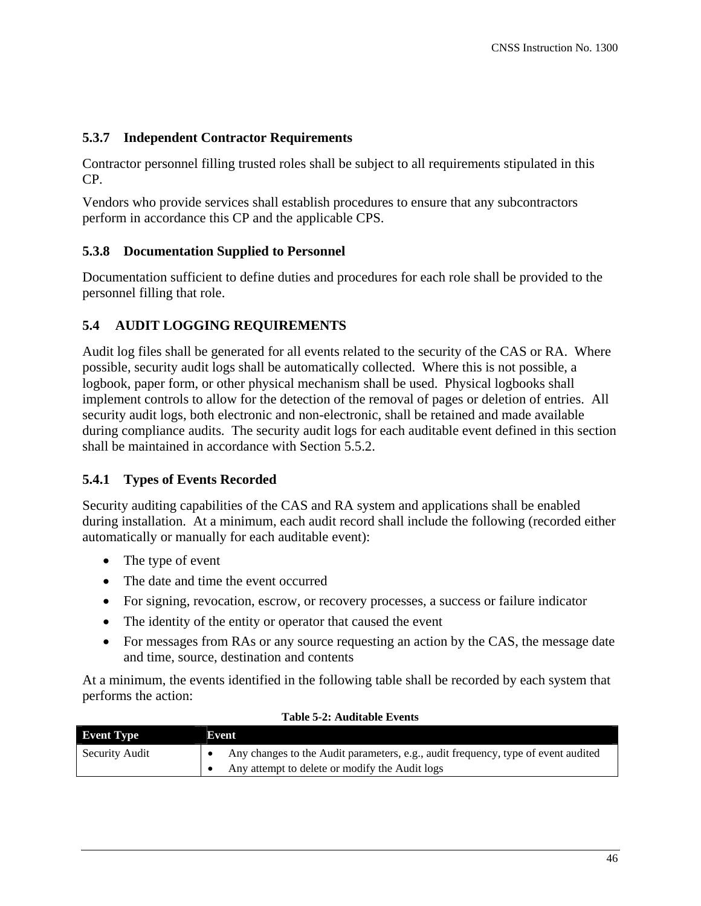### 5.3.7 Independent Contractor Requirements

Contractor personnel filling trusted roles shall be subject to all requirements stipulated in this CP.

Vendors who provide services shall establish procedures to ensure that any subcontractors perform in accordance this CP and the applicable CPS.

### 5.3.8 Documentation Supplied to Personnel

Documentation sufficient to define duties and procedures for each role shall be provided to the personnel filling that role.

## 5.4 AUDIT LOGGING REQUIREMENTS

Audit log files shall be generated for all events related to the security of the CAS or RA. Where possible, security audit logs shall be automatically collected. Where this is not possible, a logbook, paper form, or other physical mechanism shall be used. Physical logbooks shall implement controls to allow for the detection of the removal of pages or deletion of entries. All security audit logs, both electronic and non-electronic, shall be retained and made available during compliance audits. The security audit logs for each auditable event defined in this section shall be maintained in accordance with Section 5.5.2.

### 5.4.1 Types of Events Recorded

Security auditing capabilities of the CAS and RA system and applications shall be enabled during installation. At a minimum, each audit record shall include the following (recorded either automatically or manually for each auditable event):

- The type of event
- The date and time the event occurred
- For signing, revocation, escrow, or recovery processes, a success or failure indicator
- The identity of the entity or operator that caused the event
- For messages from RAs or any source requesting an action by the CAS, the message date and time, source, destination and contents

At a minimum, the events identified in the following table shall be recorded by each system that performs the action:

**Table 5-2: Auditable Events**

| Event Type | Event |
|---|---|
| Security Audit | • Any changes to the Audit parameters, e.g., audit frequency, type of event audited<br>• Any attempt to delete or modify the Audit logs |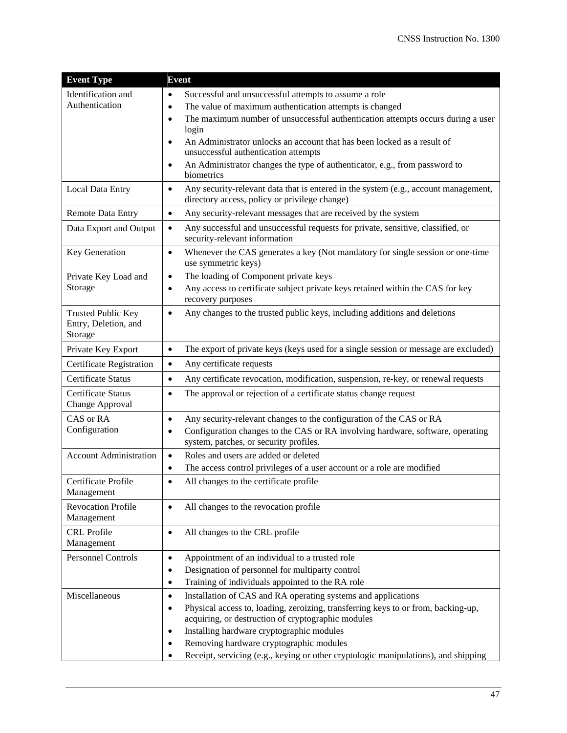| Event Type | Event |
|---|---|
| Identification and Authentication | • Successful and unsuccessful attempts to assume a role<br>• The value of maximum authentication attempts is changed<br>• The maximum number of unsuccessful authentication attempts occurs during a user login<br>• An Administrator unlocks an account that has been locked as a result of unsuccessful authentication attempts<br>• An Administrator changes the type of authenticator, e.g., from password to biometrics |
| Local Data Entry | • Any security-relevant data that is entered in the system (e.g., account management, directory access, policy or privilege change) |
| Remote Data Entry | • Any security-relevant messages that are received by the system |
| Data Export and Output | • Any successful and unsuccessful requests for private, sensitive, classified, or security-relevant information |
| Key Generation | • Whenever the CAS generates a key (Not mandatory for single session or one-time use symmetric keys) |
| Private Key Load and Storage | • The loading of Component private keys<br>• Any access to certificate subject private keys retained within the CAS for key recovery purposes |
| Trusted Public Key Entry, Deletion, and Storage | • Any changes to the trusted public keys, including additions and deletions |
| Private Key Export | • The export of private keys (keys used for a single session or message are excluded) |
| Certificate Registration | • Any certificate requests |
| Certificate Status | • Any certificate revocation, modification, suspension, re-key, or renewal requests |
| Certificate Status Change Approval | • The approval or rejection of a certificate status change request |
| CAS or RA Configuration | • Any security-relevant changes to the configuration of the CAS or RA<br>• Configuration changes to the CAS or RA involving hardware, software, operating system, patches, or security profiles. |
| Account Administration | • Roles and users are added or deleted<br>• The access control privileges of a user account or a role are modified |
| Certificate Profile Management | • All changes to the certificate profile |
| Revocation Profile Management | • All changes to the revocation profile |
| CRL Profile Management | • All changes to the CRL profile |
| Personnel Controls | • Appointment of an individual to a trusted role<br>• Designation of personnel for multiparty control<br>• Training of individuals appointed to the RA role |
| Miscellaneous | • Installation of CAS and RA operating systems and applications<br>• Physical access to, loading, zeroizing, transferring keys to or from, backing-up, acquiring, or destruction of cryptographic modules<br>• Installing hardware cryptographic modules<br>• Removing hardware cryptographic modules<br>• Receipt, servicing (e.g., keying or other cryptologic manipulations), and shipping |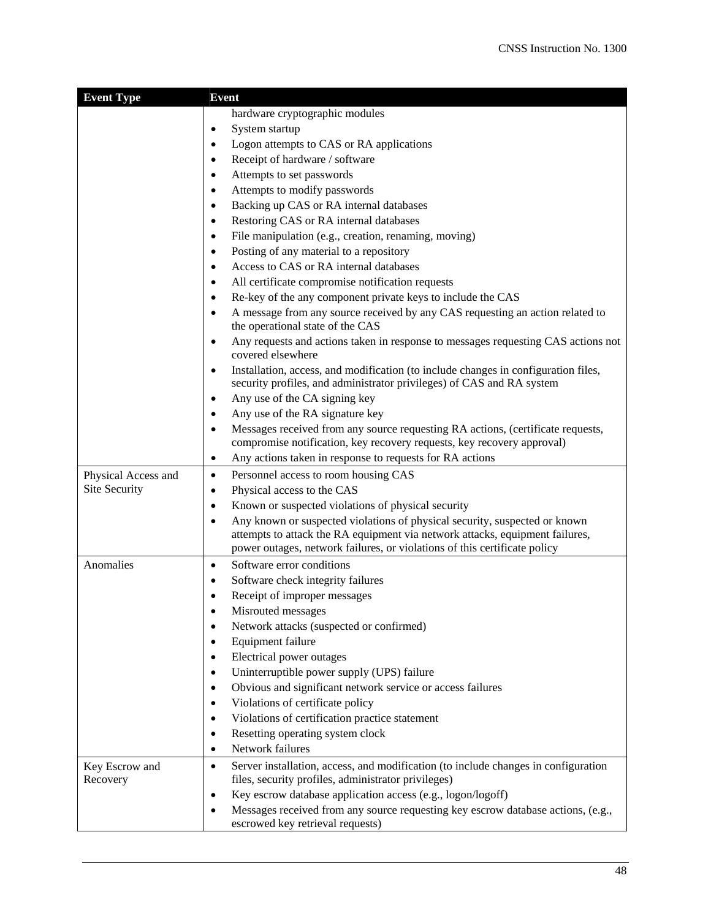| Event Type | Event |
|---|---|
| | hardware cryptographic modules<br>• System startup<br>• Logon attempts to CAS or RA applications<br>• Receipt of hardware / software<br>• Attempts to set passwords<br>• Attempts to modify passwords<br>• Backing up CAS or RA internal databases<br>• Restoring CAS or RA internal databases<br>• File manipulation (e.g., creation, renaming, moving)<br>• Posting of any material to a repository<br>• Access to CAS or RA internal databases<br>• All certificate compromise notification requests<br>• Re-key of the any component private keys to include the CAS<br>• A message from any source received by any CAS requesting an action related to the operational state of the CAS<br>• Any requests and actions taken in response to messages requesting CAS actions not covered elsewhere<br>• Installation, access, and modification (to include changes in configuration files, security profiles, and administrator privileges) of CAS and RA system<br>• Any use of the CA signing key<br>• Any use of the RA signature key<br>• Messages received from any source requesting RA actions, (certificate requests, compromise notification, key recovery requests, key recovery approval)<br>• Any actions taken in response to requests for RA actions |
| Physical Access and Site Security | • Personnel access to room housing CAS<br>• Physical access to the CAS<br>• Known or suspected violations of physical security<br>• Any known or suspected violations of physical security, suspected or known attempts to attack the RA equipment via network attacks, equipment failures, power outages, network failures, or violations of this certificate policy |
| Anomalies | • Software error conditions<br>• Software check integrity failures<br>• Receipt of improper messages<br>• Misrouted messages<br>• Network attacks (suspected or confirmed)<br>• Equipment failure<br>• Electrical power outages<br>• Uninterruptible power supply (UPS) failure<br>• Obvious and significant network service or access failures<br>• Violations of certificate policy<br>• Violations of certification practice statement<br>• Resetting operating system clock<br>• Network failures |
| Key Escrow and Recovery | • Server installation, access, and modification (to include changes in configuration files, security profiles, administrator privileges)<br>• Key escrow database application access (e.g., logon/logoff)<br>• Messages received from any source requesting key escrow database actions, (e.g., escrowed key retrieval requests) |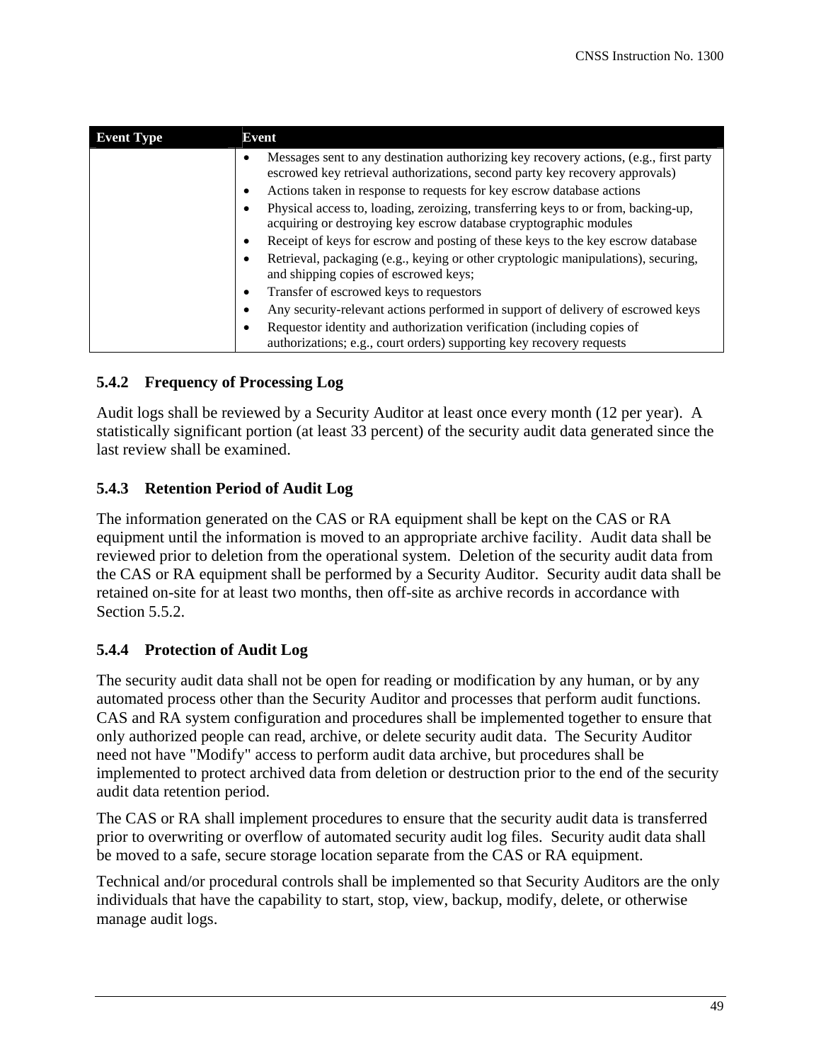| Event Type | Event |
|---|---|
| | • Messages sent to any destination authorizing key recovery actions, (e.g., first party escrowed key retrieval authorizations, second party key recovery approvals)<br>• Actions taken in response to requests for key escrow database actions<br>• Physical access to, loading, zeroizing, transferring keys to or from, backing-up, acquiring or destroying key escrow database cryptographic modules<br>• Receipt of keys for escrow and posting of these keys to the key escrow database<br>• Retrieval, packaging (e.g., keying or other cryptologic manipulations), securing, and shipping copies of escrowed keys;<br>• Transfer of escrowed keys to requestors<br>• Any security-relevant actions performed in support of delivery of escrowed keys<br>• Requestor identity and authorization verification (including copies of authorizations; e.g., court orders) supporting key recovery requests |

### 5.4.2 Frequency of Processing Log

Audit logs shall be reviewed by a Security Auditor at least once every month (12 per year). A statistically significant portion (at least 33 percent) of the security audit data generated since the last review shall be examined.

### 5.4.3 Retention Period of Audit Log

The information generated on the CAS or RA equipment shall be kept on the CAS or RA equipment until the information is moved to an appropriate archive facility. Audit data shall be reviewed prior to deletion from the operational system. Deletion of the security audit data from the CAS or RA equipment shall be performed by a Security Auditor. Security audit data shall be retained on-site for at least two months, then off-site as archive records in accordance with Section 5.5.2.

### 5.4.4 Protection of Audit Log

The security audit data shall not be open for reading or modification by any human, or by any automated process other than the Security Auditor and processes that perform audit functions. CAS and RA system configuration and procedures shall be implemented together to ensure that only authorized people can read, archive, or delete security audit data. The Security Auditor need not have "Modify" access to perform audit data archive, but procedures shall be implemented to protect archived data from deletion or destruction prior to the end of the security audit data retention period.

The CAS or RA shall implement procedures to ensure that the security audit data is transferred prior to overwriting or overflow of automated security audit log files. Security audit data shall be moved to a safe, secure storage location separate from the CAS or RA equipment.

Technical and/or procedural controls shall be implemented so that Security Auditors are the only individuals that have the capability to start, stop, view, backup, modify, delete, or otherwise manage audit logs.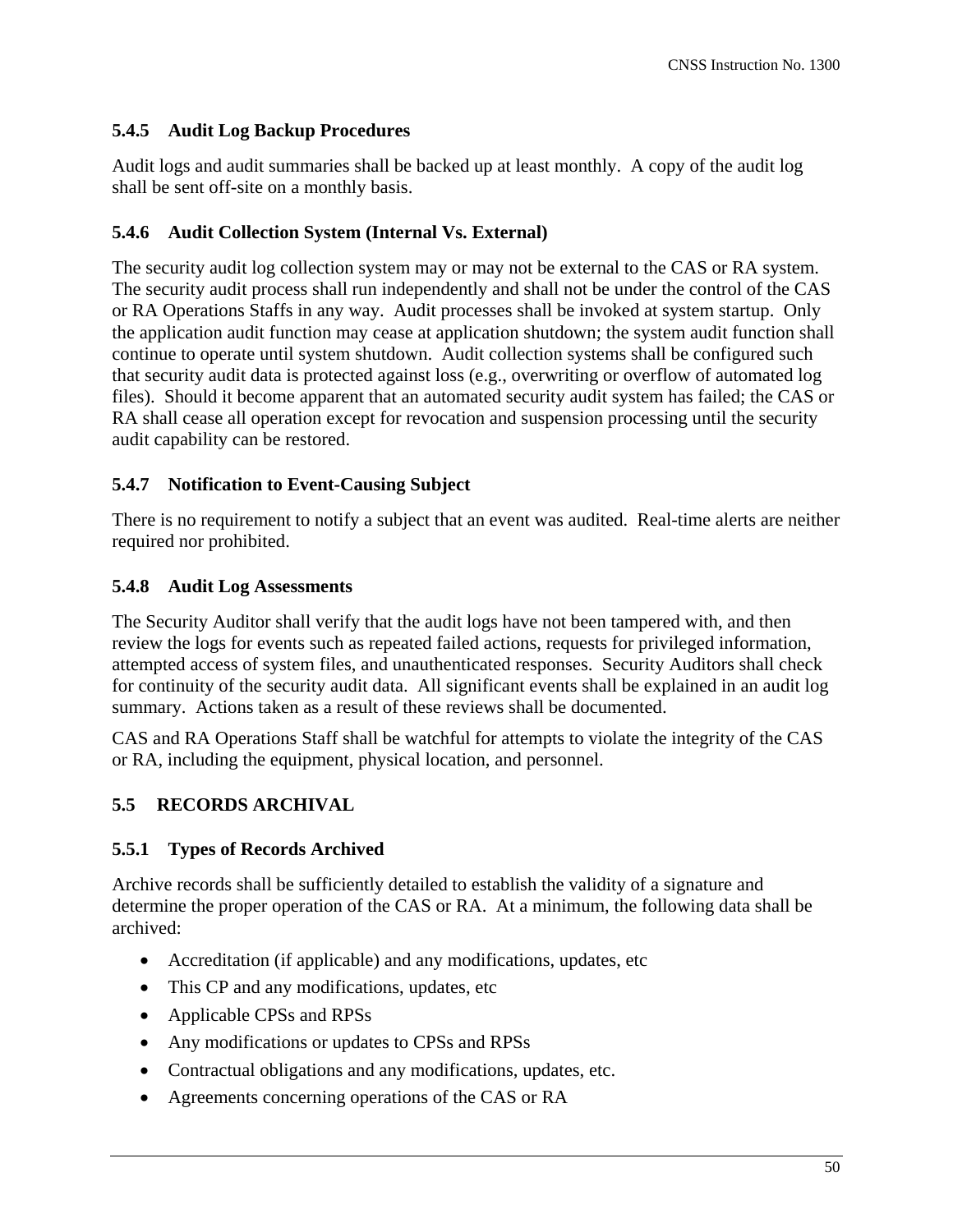### 5.4.5 Audit Log Backup Procedures

Audit logs and audit summaries shall be backed up at least monthly. A copy of the audit log shall be sent off-site on a monthly basis.

### 5.4.6 Audit Collection System (Internal Vs. External)

The security audit log collection system may or may not be external to the CAS or RA system. The security audit process shall run independently and shall not be under the control of the CAS or RA Operations Staffs in any way. Audit processes shall be invoked at system startup. Only the application audit function may cease at application shutdown; the system audit function shall continue to operate until system shutdown. Audit collection systems shall be configured such that security audit data is protected against loss (e.g., overwriting or overflow of automated log files). Should it become apparent that an automated security audit system has failed; the CAS or RA shall cease all operation except for revocation and suspension processing until the security audit capability can be restored.

### 5.4.7 Notification to Event-Causing Subject

There is no requirement to notify a subject that an event was audited. Real-time alerts are neither required nor prohibited.

### 5.4.8 Audit Log Assessments

The Security Auditor shall verify that the audit logs have not been tampered with, and then review the logs for events such as repeated failed actions, requests for privileged information, attempted access of system files, and unauthenticated responses. Security Auditors shall check for continuity of the security audit data. All significant events shall be explained in an audit log summary. Actions taken as a result of these reviews shall be documented.

CAS and RA Operations Staff shall be watchful for attempts to violate the integrity of the CAS or RA, including the equipment, physical location, and personnel.

## 5.5 RECORDS ARCHIVAL

### 5.5.1 Types of Records Archived

Archive records shall be sufficiently detailed to establish the validity of a signature and determine the proper operation of the CAS or RA. At a minimum, the following data shall be archived:

- Accreditation (if applicable) and any modifications, updates, etc
- This CP and any modifications, updates, etc
- Applicable CPSs and RPSs
- Any modifications or updates to CPSs and RPSs
- Contractual obligations and any modifications, updates, etc.
- Agreements concerning operations of the CAS or RA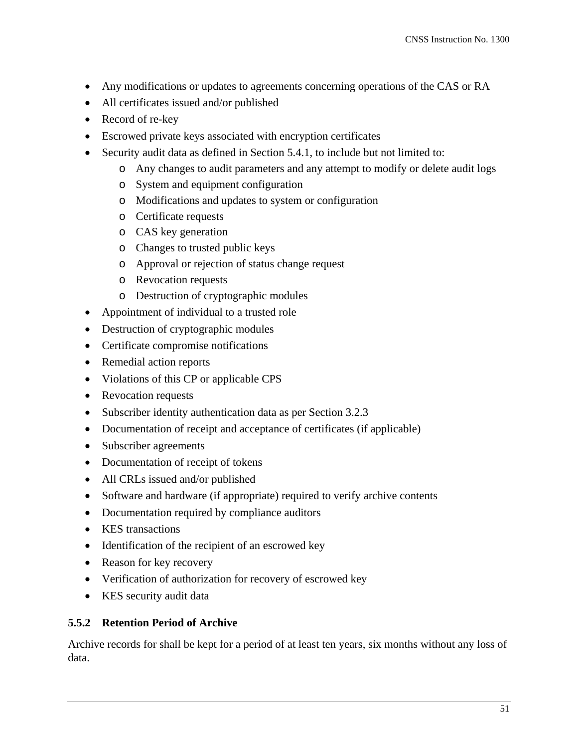- Any modifications or updates to agreements concerning operations of the CAS or RA
- All certificates issued and/or published
- Record of re-key
- Escrowed private keys associated with encryption certificates
- Security audit data as defined in Section 5.4.1, to include but not limited to:
  - Any changes to audit parameters and any attempt to modify or delete audit logs
  - System and equipment configuration
  - Modifications and updates to system or configuration
  - Certificate requests
  - CAS key generation
  - Changes to trusted public keys
  - Approval or rejection of status change request
  - Revocation requests
  - Destruction of cryptographic modules
- Appointment of individual to a trusted role
- Destruction of cryptographic modules
- Certificate compromise notifications
- Remedial action reports
- Violations of this CP or applicable CPS
- Revocation requests
- Subscriber identity authentication data as per Section 3.2.3
- Documentation of receipt and acceptance of certificates (if applicable)
- Subscriber agreements
- Documentation of receipt of tokens
- All CRLs issued and/or published
- Software and hardware (if appropriate) required to verify archive contents
- Documentation required by compliance auditors
- KES transactions
- Identification of the recipient of an escrowed key
- Reason for key recovery
- Verification of authorization for recovery of escrowed key
- KES security audit data

### 5.5.2 Retention Period of Archive

Archive records for shall be kept for a period of at least ten years, six months without any loss of data.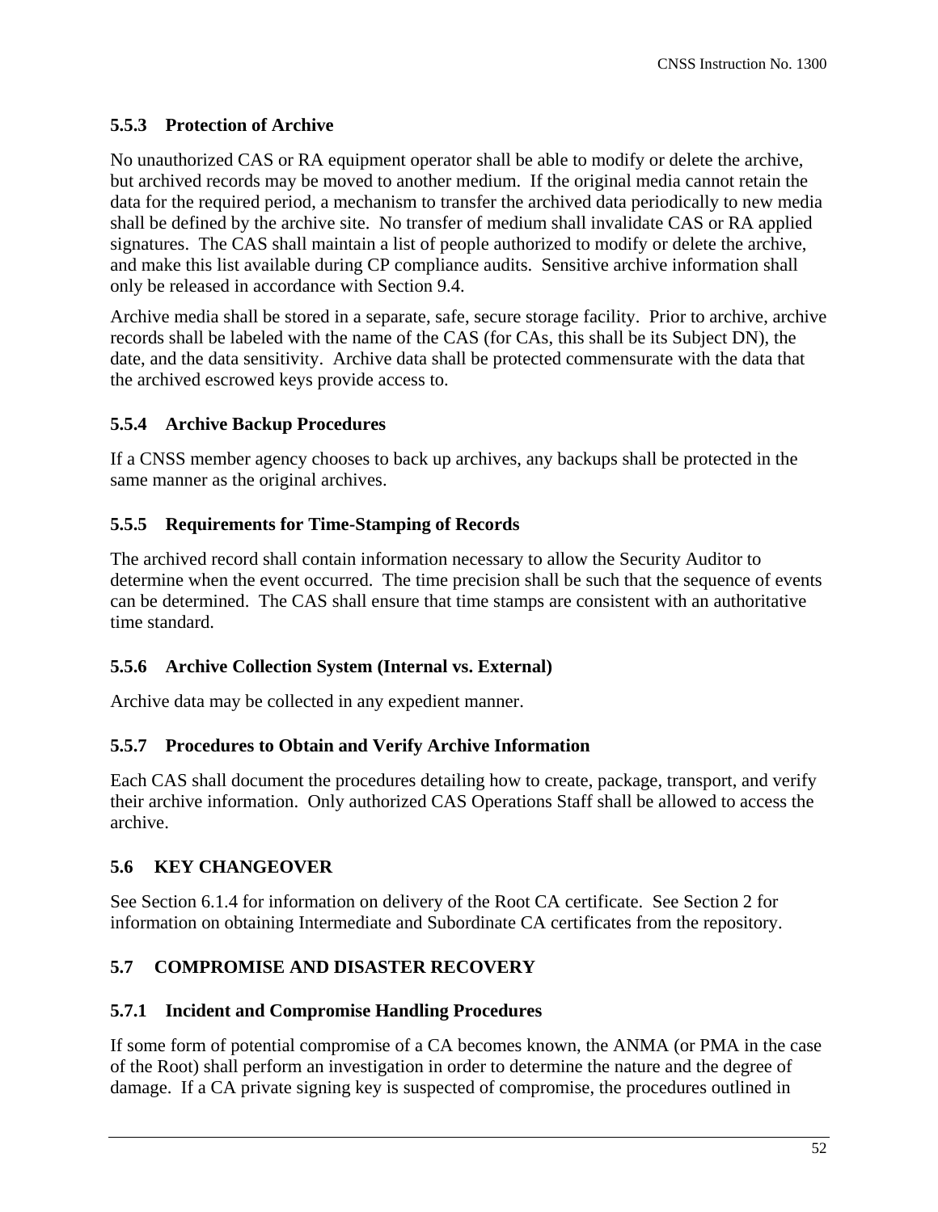### 5.5.3 Protection of Archive

No unauthorized CAS or RA equipment operator shall be able to modify or delete the archive, but archived records may be moved to another medium. If the original media cannot retain the data for the required period, a mechanism to transfer the archived data periodically to new media shall be defined by the archive site. No transfer of medium shall invalidate CAS or RA applied signatures. The CAS shall maintain a list of people authorized to modify or delete the archive, and make this list available during CP compliance audits. Sensitive archive information shall only be released in accordance with Section 9.4.

Archive media shall be stored in a separate, safe, secure storage facility. Prior to archive, archive records shall be labeled with the name of the CAS (for CAs, this shall be its Subject DN), the date, and the data sensitivity. Archive data shall be protected commensurate with the data that the archived escrowed keys provide access to.

### 5.5.4 Archive Backup Procedures

If a CNSS member agency chooses to back up archives, any backups shall be protected in the same manner as the original archives.

### 5.5.5 Requirements for Time-Stamping of Records

The archived record shall contain information necessary to allow the Security Auditor to determine when the event occurred. The time precision shall be such that the sequence of events can be determined. The CAS shall ensure that time stamps are consistent with an authoritative time standard.

### 5.5.6 Archive Collection System (Internal vs. External)

Archive data may be collected in any expedient manner.

### 5.5.7 Procedures to Obtain and Verify Archive Information

Each CAS shall document the procedures detailing how to create, package, transport, and verify their archive information. Only authorized CAS Operations Staff shall be allowed to access the archive.

## 5.6 KEY CHANGEOVER

See Section 6.1.4 for information on delivery of the Root CA certificate. See Section 2 for information on obtaining Intermediate and Subordinate CA certificates from the repository.

## 5.7 COMPROMISE AND DISASTER RECOVERY

### 5.7.1 Incident and Compromise Handling Procedures

If some form of potential compromise of a CA becomes known, the ANMA (or PMA in the case of the Root) shall perform an investigation in order to determine the nature and the degree of damage. If a CA private signing key is suspected of compromise, the procedures outlined in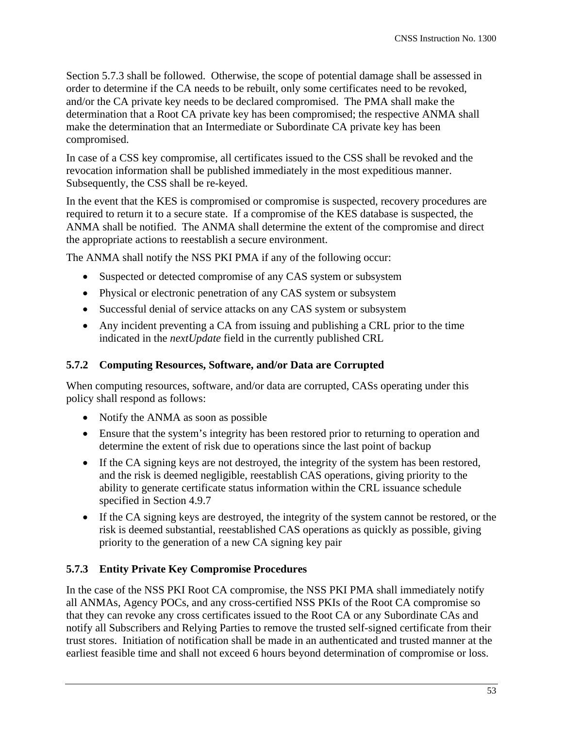Section 5.7.3 shall be followed. Otherwise, the scope of potential damage shall be assessed in order to determine if the CA needs to be rebuilt, only some certificates need to be revoked, and/or the CA private key needs to be declared compromised. The PMA shall make the determination that a Root CA private key has been compromised; the respective ANMA shall make the determination that an Intermediate or Subordinate CA private key has been compromised.

In case of a CSS key compromise, all certificates issued to the CSS shall be revoked and the revocation information shall be published immediately in the most expeditious manner. Subsequently, the CSS shall be re-keyed.

In the event that the KES is compromised or compromise is suspected, recovery procedures are required to return it to a secure state. If a compromise of the KES database is suspected, the ANMA shall be notified. The ANMA shall determine the extent of the compromise and direct the appropriate actions to reestablish a secure environment.

The ANMA shall notify the NSS PKI PMA if any of the following occur:

- Suspected or detected compromise of any CAS system or subsystem
- Physical or electronic penetration of any CAS system or subsystem
- Successful denial of service attacks on any CAS system or subsystem
- Any incident preventing a CA from issuing and publishing a CRL prior to the time indicated in the *nextUpdate* field in the currently published CRL

### 5.7.2 Computing Resources, Software, and/or Data are Corrupted

When computing resources, software, and/or data are corrupted, CASs operating under this policy shall respond as follows:

- Notify the ANMA as soon as possible
- Ensure that the system's integrity has been restored prior to returning to operation and determine the extent of risk due to operations since the last point of backup
- If the CA signing keys are not destroyed, the integrity of the system has been restored, and the risk is deemed negligible, reestablish CAS operations, giving priority to the ability to generate certificate status information within the CRL issuance schedule specified in Section 4.9.7
- If the CA signing keys are destroyed, the integrity of the system cannot be restored, or the risk is deemed substantial, reestablished CAS operations as quickly as possible, giving priority to the generation of a new CA signing key pair

### 5.7.3 Entity Private Key Compromise Procedures

In the case of the NSS PKI Root CA compromise, the NSS PKI PMA shall immediately notify all ANMAs, Agency POCs, and any cross-certified NSS PKIs of the Root CA compromise so that they can revoke any cross certificates issued to the Root CA or any Subordinate CAs and notify all Subscribers and Relying Parties to remove the trusted self-signed certificate from their trust stores. Initiation of notification shall be made in an authenticated and trusted manner at the earliest feasible time and shall not exceed 6 hours beyond determination of compromise or loss.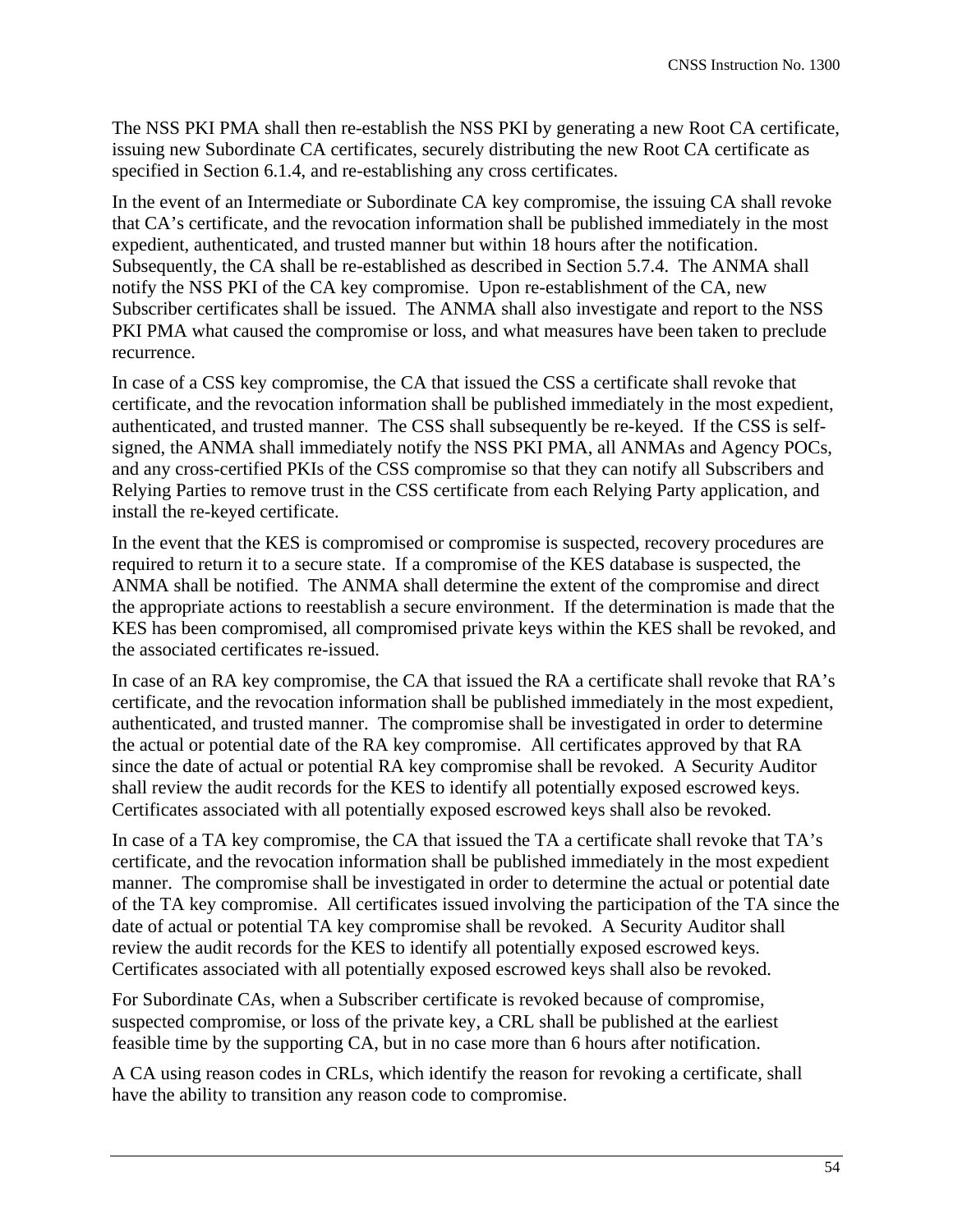The NSS PKI PMA shall then re-establish the NSS PKI by generating a new Root CA certificate, issuing new Subordinate CA certificates, securely distributing the new Root CA certificate as specified in Section 6.1.4, and re-establishing any cross certificates.

In the event of an Intermediate or Subordinate CA key compromise, the issuing CA shall revoke that CA's certificate, and the revocation information shall be published immediately in the most expedient, authenticated, and trusted manner but within 18 hours after the notification. Subsequently, the CA shall be re-established as described in Section 5.7.4. The ANMA shall notify the NSS PKI of the CA key compromise. Upon re-establishment of the CA, new Subscriber certificates shall be issued. The ANMA shall also investigate and report to the NSS PKI PMA what caused the compromise or loss, and what measures have been taken to preclude recurrence.

In case of a CSS key compromise, the CA that issued the CSS a certificate shall revoke that certificate, and the revocation information shall be published immediately in the most expedient, authenticated, and trusted manner. The CSS shall subsequently be re-keyed. If the CSS is self-signed, the ANMA shall immediately notify the NSS PKI PMA, all ANMAs and Agency POCs, and any cross-certified PKIs of the CSS compromise so that they can notify all Subscribers and Relying Parties to remove trust in the CSS certificate from each Relying Party application, and install the re-keyed certificate.

In the event that the KES is compromised or compromise is suspected, recovery procedures are required to return it to a secure state. If a compromise of the KES database is suspected, the ANMA shall be notified. The ANMA shall determine the extent of the compromise and direct the appropriate actions to reestablish a secure environment. If the determination is made that the KES has been compromised, all compromised private keys within the KES shall be revoked, and the associated certificates re-issued.

In case of an RA key compromise, the CA that issued the RA a certificate shall revoke that RA's certificate, and the revocation information shall be published immediately in the most expedient, authenticated, and trusted manner. The compromise shall be investigated in order to determine the actual or potential date of the RA key compromise. All certificates approved by that RA since the date of actual or potential RA key compromise shall be revoked. A Security Auditor shall review the audit records for the KES to identify all potentially exposed escrowed keys. Certificates associated with all potentially exposed escrowed keys shall also be revoked.

In case of a TA key compromise, the CA that issued the TA a certificate shall revoke that TA's certificate, and the revocation information shall be published immediately in the most expedient manner. The compromise shall be investigated in order to determine the actual or potential date of the TA key compromise. All certificates issued involving the participation of the TA since the date of actual or potential TA key compromise shall be revoked. A Security Auditor shall review the audit records for the KES to identify all potentially exposed escrowed keys. Certificates associated with all potentially exposed escrowed keys shall also be revoked.

For Subordinate CAs, when a Subscriber certificate is revoked because of compromise, suspected compromise, or loss of the private key, a CRL shall be published at the earliest feasible time by the supporting CA, but in no case more than 6 hours after notification.

A CA using reason codes in CRLs, which identify the reason for revoking a certificate, shall have the ability to transition any reason code to compromise.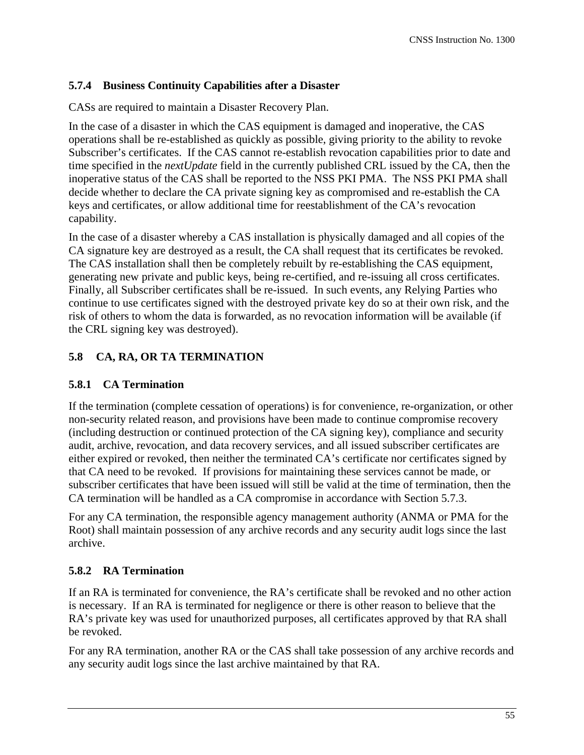### 5.7.4 Business Continuity Capabilities after a Disaster

CASs are required to maintain a Disaster Recovery Plan.

In the case of a disaster in which the CAS equipment is damaged and inoperative, the CAS operations shall be re-established as quickly as possible, giving priority to the ability to revoke Subscriber's certificates. If the CAS cannot re-establish revocation capabilities prior to date and time specified in the *nextUpdate* field in the currently published CRL issued by the CA, then the inoperative status of the CAS shall be reported to the NSS PKI PMA. The NSS PKI PMA shall decide whether to declare the CA private signing key as compromised and re-establish the CA keys and certificates, or allow additional time for reestablishment of the CA's revocation capability.

In the case of a disaster whereby a CAS installation is physically damaged and all copies of the CA signature key are destroyed as a result, the CA shall request that its certificates be revoked. The CAS installation shall then be completely rebuilt by re-establishing the CAS equipment, generating new private and public keys, being re-certified, and re-issuing all cross certificates. Finally, all Subscriber certificates shall be re-issued. In such events, any Relying Parties who continue to use certificates signed with the destroyed private key do so at their own risk, and the risk of others to whom the data is forwarded, as no revocation information will be available (if the CRL signing key was destroyed).

## 5.8 CA, RA, OR TA TERMINATION

### 5.8.1 CA Termination

If the termination (complete cessation of operations) is for convenience, re-organization, or other non-security related reason, and provisions have been made to continue compromise recovery (including destruction or continued protection of the CA signing key), compliance and security audit, archive, revocation, and data recovery services, and all issued subscriber certificates are either expired or revoked, then neither the terminated CA's certificate nor certificates signed by that CA need to be revoked. If provisions for maintaining these services cannot be made, or subscriber certificates that have been issued will still be valid at the time of termination, then the CA termination will be handled as a CA compromise in accordance with Section 5.7.3.

For any CA termination, the responsible agency management authority (ANMA or PMA for the Root) shall maintain possession of any archive records and any security audit logs since the last archive.

### 5.8.2 RA Termination

If an RA is terminated for convenience, the RA's certificate shall be revoked and no other action is necessary. If an RA is terminated for negligence or there is other reason to believe that the RA's private key was used for unauthorized purposes, all certificates approved by that RA shall be revoked.

For any RA termination, another RA or the CAS shall take possession of any archive records and any security audit logs since the last archive maintained by that RA.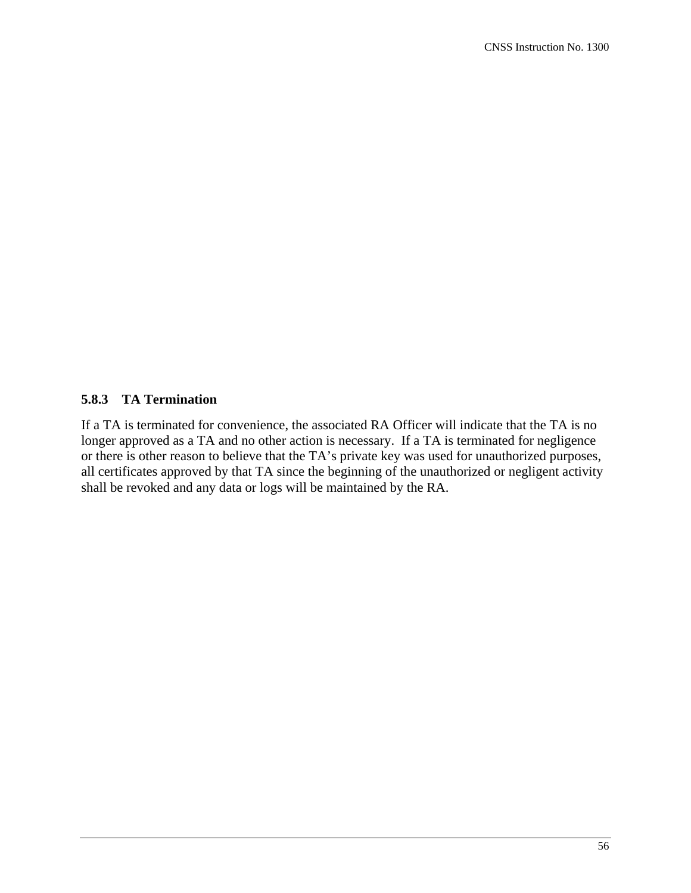#### 5.8.3 TA Termination

If a TA is terminated for convenience, the associated RA Officer will indicate that the TA is no longer approved as a TA and no other action is necessary. If a TA is terminated for negligence or there is other reason to believe that the TA's private key was used for unauthorized purposes, all certificates approved by that TA since the beginning of the unauthorized or negligent activity shall be revoked and any data or logs will be maintained by the RA.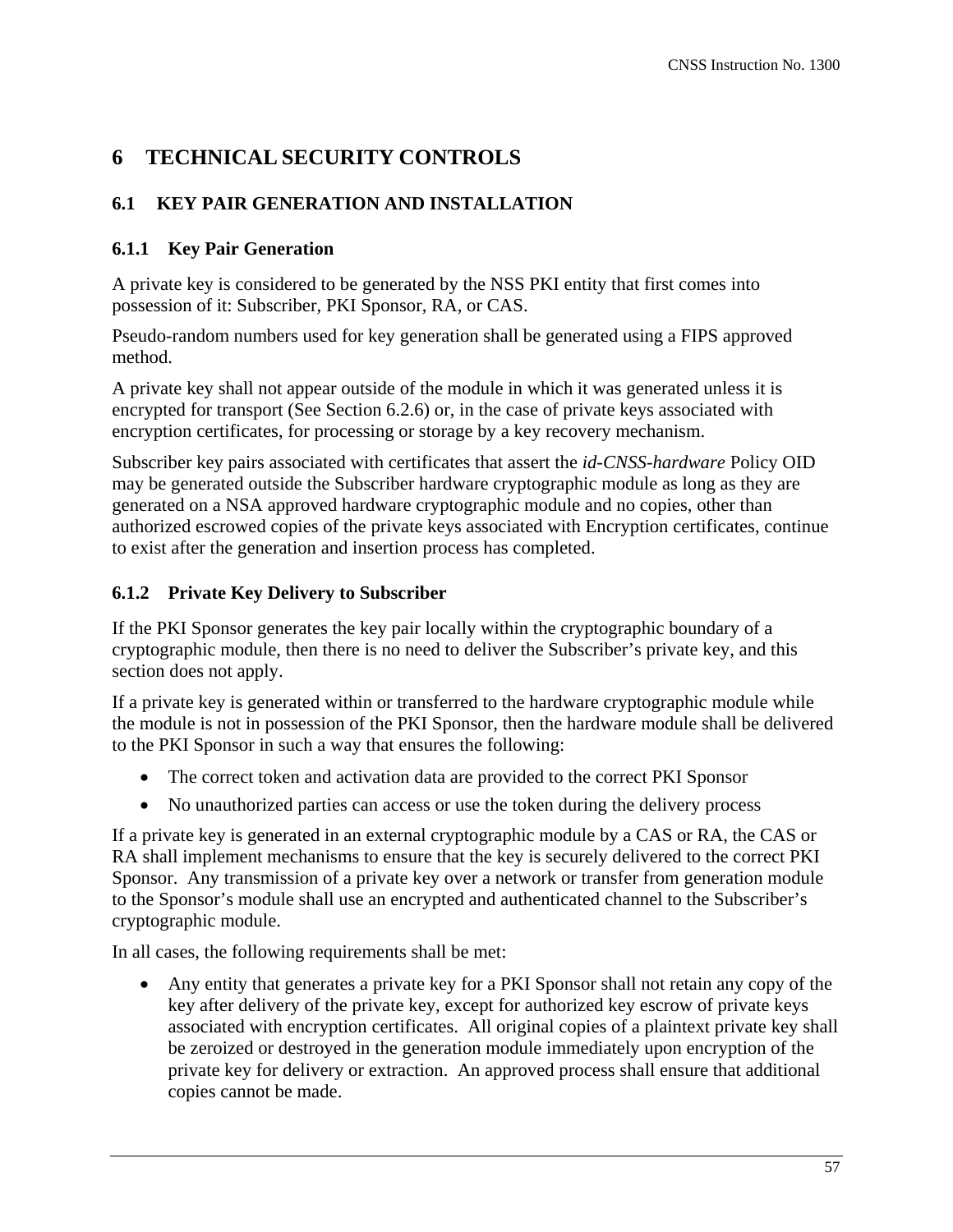# 6 TECHNICAL SECURITY CONTROLS

## 6.1 KEY PAIR GENERATION AND INSTALLATION

### 6.1.1 Key Pair Generation

A private key is considered to be generated by the NSS PKI entity that first comes into possession of it: Subscriber, PKI Sponsor, RA, or CAS.

Pseudo-random numbers used for key generation shall be generated using a FIPS approved method.

A private key shall not appear outside of the module in which it was generated unless it is encrypted for transport (See Section 6.2.6) or, in the case of private keys associated with encryption certificates, for processing or storage by a key recovery mechanism.

Subscriber key pairs associated with certificates that assert the *id-CNSS-hardware* Policy OID may be generated outside the Subscriber hardware cryptographic module as long as they are generated on a NSA approved hardware cryptographic module and no copies, other than authorized escrowed copies of the private keys associated with Encryption certificates, continue to exist after the generation and insertion process has completed.

### 6.1.2 Private Key Delivery to Subscriber

If the PKI Sponsor generates the key pair locally within the cryptographic boundary of a cryptographic module, then there is no need to deliver the Subscriber's private key, and this section does not apply.

If a private key is generated within or transferred to the hardware cryptographic module while the module is not in possession of the PKI Sponsor, then the hardware module shall be delivered to the PKI Sponsor in such a way that ensures the following:

- The correct token and activation data are provided to the correct PKI Sponsor
- No unauthorized parties can access or use the token during the delivery process

If a private key is generated in an external cryptographic module by a CAS or RA, the CAS or RA shall implement mechanisms to ensure that the key is securely delivered to the correct PKI Sponsor. Any transmission of a private key over a network or transfer from generation module to the Sponsor's module shall use an encrypted and authenticated channel to the Subscriber's cryptographic module.

In all cases, the following requirements shall be met:

- Any entity that generates a private key for a PKI Sponsor shall not retain any copy of the key after delivery of the private key, except for authorized key escrow of private keys associated with encryption certificates. All original copies of a plaintext private key shall be zeroized or destroyed in the generation module immediately upon encryption of the private key for delivery or extraction. An approved process shall ensure that additional copies cannot be made.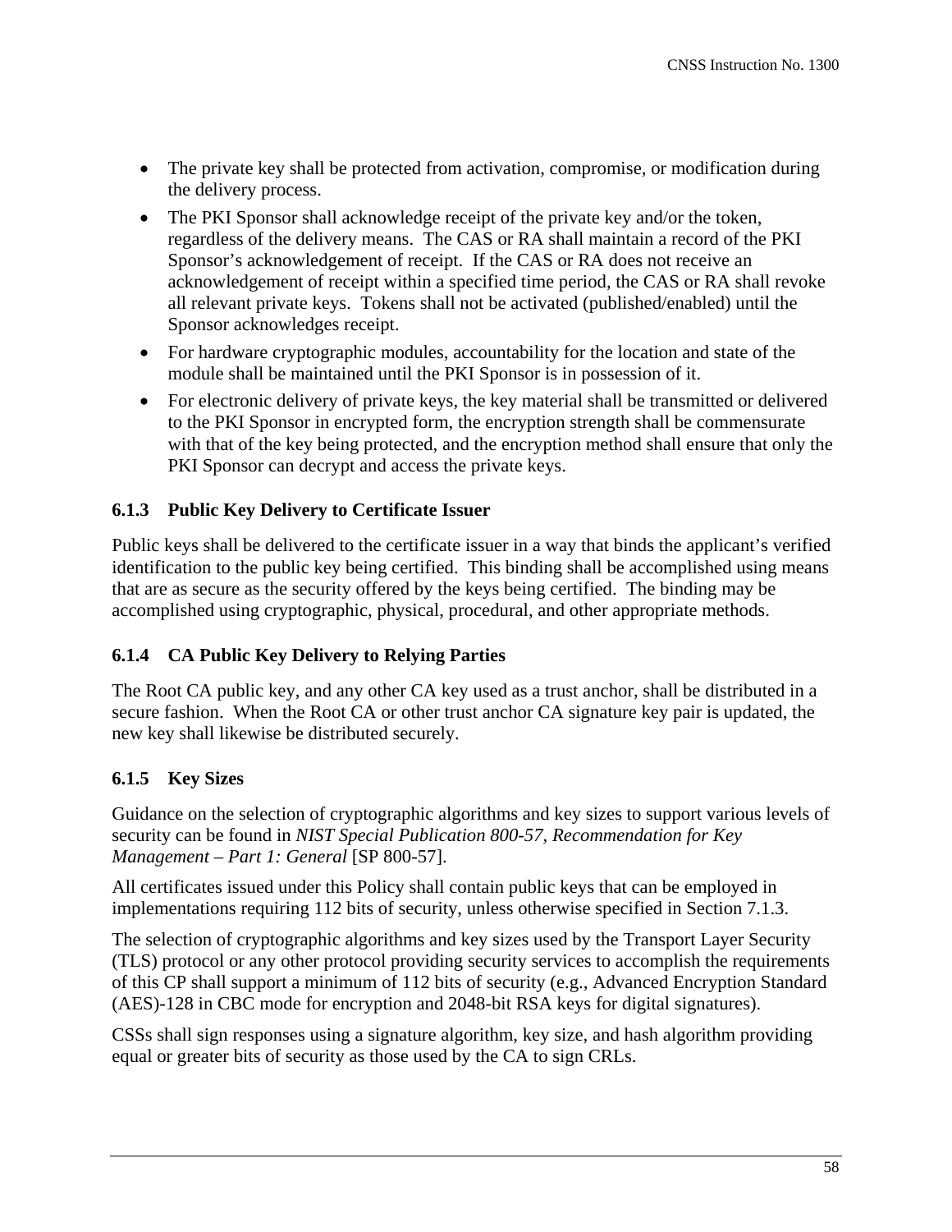- The private key shall be protected from activation, compromise, or modification during the delivery process.
- The PKI Sponsor shall acknowledge receipt of the private key and/or the token, regardless of the delivery means. The CAS or RA shall maintain a record of the PKI Sponsor's acknowledgement of receipt. If the CAS or RA does not receive an acknowledgement of receipt within a specified time period, the CAS or RA shall revoke all relevant private keys. Tokens shall not be activated (published/enabled) until the Sponsor acknowledges receipt.
- For hardware cryptographic modules, accountability for the location and state of the module shall be maintained until the PKI Sponsor is in possession of it.
- For electronic delivery of private keys, the key material shall be transmitted or delivered to the PKI Sponsor in encrypted form, the encryption strength shall be commensurate with that of the key being protected, and the encryption method shall ensure that only the PKI Sponsor can decrypt and access the private keys.

### 6.1.3 Public Key Delivery to Certificate Issuer

Public keys shall be delivered to the certificate issuer in a way that binds the applicant's verified identification to the public key being certified. This binding shall be accomplished using means that are as secure as the security offered by the keys being certified. The binding may be accomplished using cryptographic, physical, procedural, and other appropriate methods.

### 6.1.4 CA Public Key Delivery to Relying Parties

The Root CA public key, and any other CA key used as a trust anchor, shall be distributed in a secure fashion. When the Root CA or other trust anchor CA signature key pair is updated, the new key shall likewise be distributed securely.

### 6.1.5 Key Sizes

Guidance on the selection of cryptographic algorithms and key sizes to support various levels of security can be found in *NIST Special Publication 800-57, Recommendation for Key Management – Part 1: General* [SP 800-57].

All certificates issued under this Policy shall contain public keys that can be employed in implementations requiring 112 bits of security, unless otherwise specified in Section 7.1.3.

The selection of cryptographic algorithms and key sizes used by the Transport Layer Security (TLS) protocol or any other protocol providing security services to accomplish the requirements of this CP shall support a minimum of 112 bits of security (e.g., Advanced Encryption Standard (AES)-128 in CBC mode for encryption and 2048-bit RSA keys for digital signatures).

CSSs shall sign responses using a signature algorithm, key size, and hash algorithm providing equal or greater bits of security as those used by the CA to sign CRLs.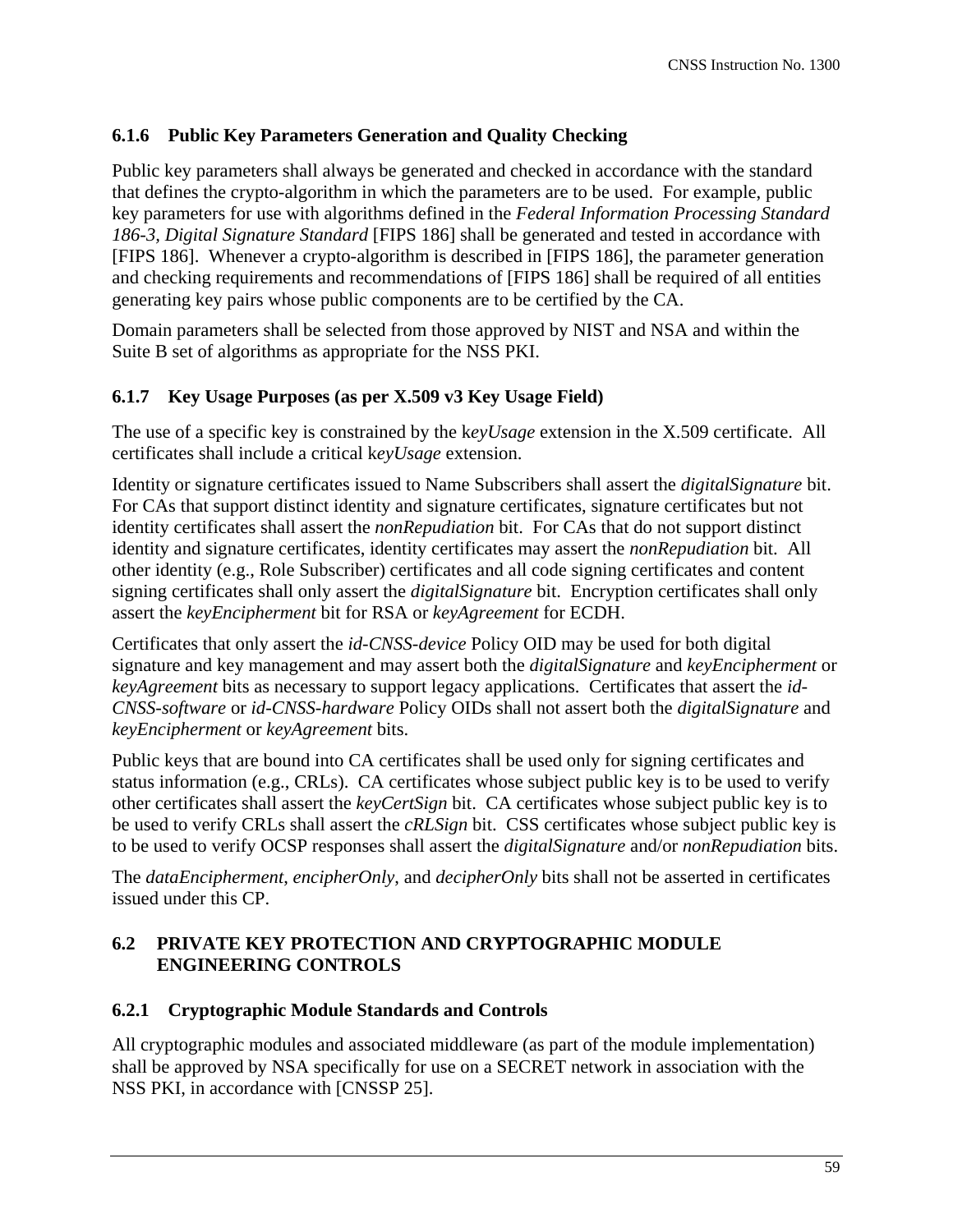### 6.1.6 Public Key Parameters Generation and Quality Checking

Public key parameters shall always be generated and checked in accordance with the standard that defines the crypto-algorithm in which the parameters are to be used. For example, public key parameters for use with algorithms defined in the *Federal Information Processing Standard 186-3, Digital Signature Standard* [FIPS 186] shall be generated and tested in accordance with [FIPS 186]. Whenever a crypto-algorithm is described in [FIPS 186], the parameter generation and checking requirements and recommendations of [FIPS 186] shall be required of all entities generating key pairs whose public components are to be certified by the CA.

Domain parameters shall be selected from those approved by NIST and NSA and within the Suite B set of algorithms as appropriate for the NSS PKI.

### 6.1.7 Key Usage Purposes (as per X.509 v3 Key Usage Field)

The use of a specific key is constrained by the k*eyUsage* extension in the X.509 certificate. All certificates shall include a critical k*eyUsage* extension.

Identity or signature certificates issued to Name Subscribers shall assert the *digitalSignature* bit. For CAs that support distinct identity and signature certificates, signature certificates but not identity certificates shall assert the *nonRepudiation* bit. For CAs that do not support distinct identity and signature certificates, identity certificates may assert the *nonRepudiation* bit. All other identity (e.g., Role Subscriber) certificates and all code signing certificates and content signing certificates shall only assert the *digitalSignature* bit. Encryption certificates shall only assert the *keyEncipherment* bit for RSA or *keyAgreement* for ECDH.

Certificates that only assert the *id-CNSS-device* Policy OID may be used for both digital signature and key management and may assert both the *digitalSignature* and *keyEncipherment* or *keyAgreement* bits as necessary to support legacy applications. Certificates that assert the *id-CNSS-software* or *id-CNSS-hardware* Policy OIDs shall not assert both the *digitalSignature* and *keyEncipherment* or *keyAgreement* bits.

Public keys that are bound into CA certificates shall be used only for signing certificates and status information (e.g., CRLs). CA certificates whose subject public key is to be used to verify other certificates shall assert the *keyCertSign* bit. CA certificates whose subject public key is to be used to verify CRLs shall assert the *cRLSign* bit. CSS certificates whose subject public key is to be used to verify OCSP responses shall assert the *digitalSignature* and/or *nonRepudiation* bits.

The *dataEncipherment*, *encipherOnly*, and *decipherOnly* bits shall not be asserted in certificates issued under this CP.

## 6.2 PRIVATE KEY PROTECTION AND CRYPTOGRAPHIC MODULE ENGINEERING CONTROLS

### 6.2.1 Cryptographic Module Standards and Controls

All cryptographic modules and associated middleware (as part of the module implementation) shall be approved by NSA specifically for use on a SECRET network in association with the NSS PKI, in accordance with [CNSSP 25].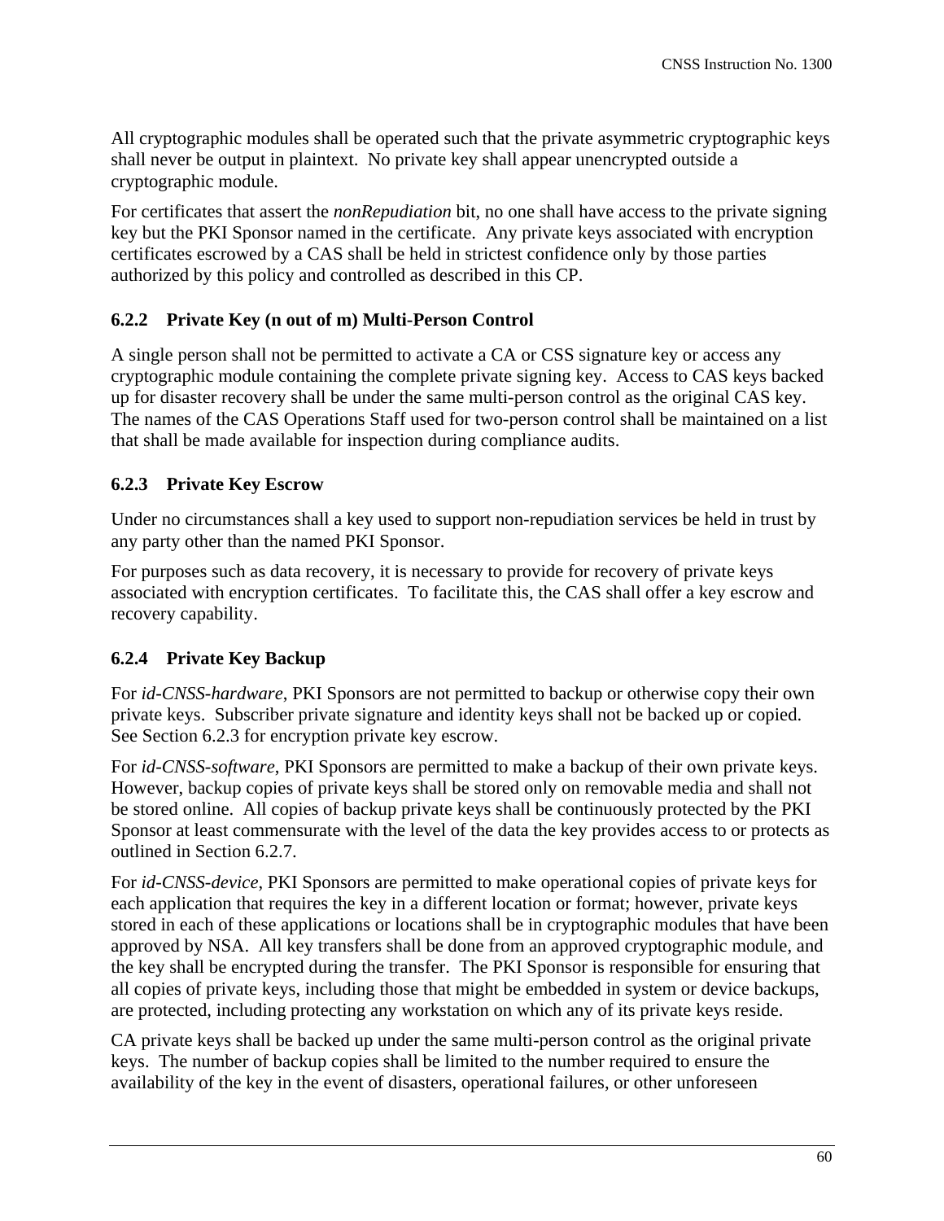All cryptographic modules shall be operated such that the private asymmetric cryptographic keys shall never be output in plaintext. No private key shall appear unencrypted outside a cryptographic module.

For certificates that assert the *nonRepudiation* bit, no one shall have access to the private signing key but the PKI Sponsor named in the certificate. Any private keys associated with encryption certificates escrowed by a CAS shall be held in strictest confidence only by those parties authorized by this policy and controlled as described in this CP.

### 6.2.2 Private Key (n out of m) Multi-Person Control

A single person shall not be permitted to activate a CA or CSS signature key or access any cryptographic module containing the complete private signing key. Access to CAS keys backed up for disaster recovery shall be under the same multi-person control as the original CAS key. The names of the CAS Operations Staff used for two-person control shall be maintained on a list that shall be made available for inspection during compliance audits.

### 6.2.3 Private Key Escrow

Under no circumstances shall a key used to support non-repudiation services be held in trust by any party other than the named PKI Sponsor.

For purposes such as data recovery, it is necessary to provide for recovery of private keys associated with encryption certificates. To facilitate this, the CAS shall offer a key escrow and recovery capability.

### 6.2.4 Private Key Backup

For *id-CNSS-hardware*, PKI Sponsors are not permitted to backup or otherwise copy their own private keys. Subscriber private signature and identity keys shall not be backed up or copied. See Section 6.2.3 for encryption private key escrow.

For *id-CNSS-software*, PKI Sponsors are permitted to make a backup of their own private keys. However, backup copies of private keys shall be stored only on removable media and shall not be stored online. All copies of backup private keys shall be continuously protected by the PKI Sponsor at least commensurate with the level of the data the key provides access to or protects as outlined in Section 6.2.7.

For *id-CNSS-device*, PKI Sponsors are permitted to make operational copies of private keys for each application that requires the key in a different location or format; however, private keys stored in each of these applications or locations shall be in cryptographic modules that have been approved by NSA. All key transfers shall be done from an approved cryptographic module, and the key shall be encrypted during the transfer. The PKI Sponsor is responsible for ensuring that all copies of private keys, including those that might be embedded in system or device backups, are protected, including protecting any workstation on which any of its private keys reside.

CA private keys shall be backed up under the same multi-person control as the original private keys. The number of backup copies shall be limited to the number required to ensure the availability of the key in the event of disasters, operational failures, or other unforeseen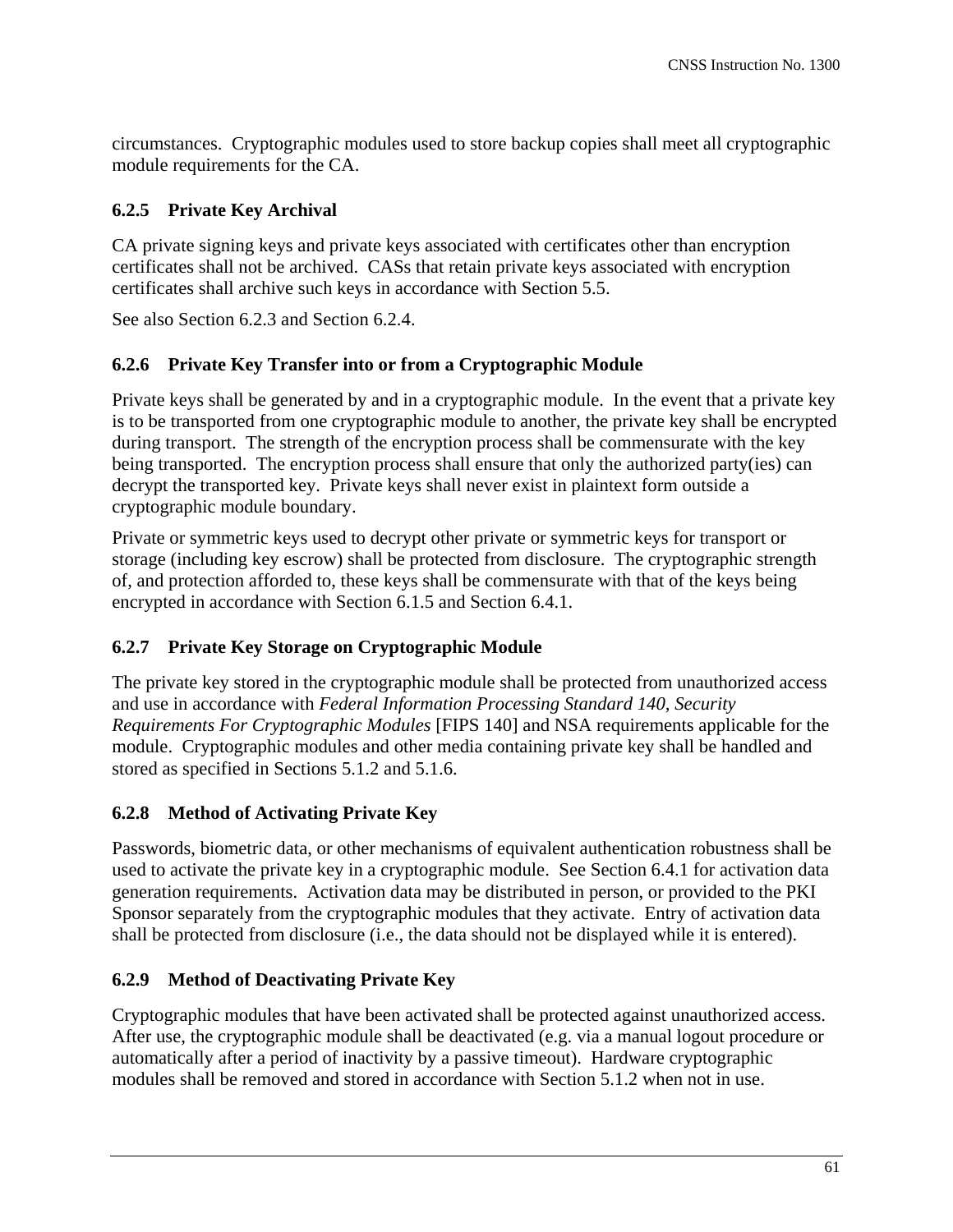circumstances. Cryptographic modules used to store backup copies shall meet all cryptographic module requirements for the CA.

### 6.2.5 Private Key Archival

CA private signing keys and private keys associated with certificates other than encryption certificates shall not be archived. CASs that retain private keys associated with encryption certificates shall archive such keys in accordance with Section 5.5.

See also Section 6.2.3 and Section 6.2.4.

### 6.2.6 Private Key Transfer into or from a Cryptographic Module

Private keys shall be generated by and in a cryptographic module. In the event that a private key is to be transported from one cryptographic module to another, the private key shall be encrypted during transport. The strength of the encryption process shall be commensurate with the key being transported. The encryption process shall ensure that only the authorized party(ies) can decrypt the transported key. Private keys shall never exist in plaintext form outside a cryptographic module boundary.

Private or symmetric keys used to decrypt other private or symmetric keys for transport or storage (including key escrow) shall be protected from disclosure. The cryptographic strength of, and protection afforded to, these keys shall be commensurate with that of the keys being encrypted in accordance with Section 6.1.5 and Section 6.4.1.

### 6.2.7 Private Key Storage on Cryptographic Module

The private key stored in the cryptographic module shall be protected from unauthorized access and use in accordance with *Federal Information Processing Standard 140, Security Requirements For Cryptographic Modules* [FIPS 140] and NSA requirements applicable for the module. Cryptographic modules and other media containing private key shall be handled and stored as specified in Sections 5.1.2 and 5.1.6.

### 6.2.8 Method of Activating Private Key

Passwords, biometric data, or other mechanisms of equivalent authentication robustness shall be used to activate the private key in a cryptographic module. See Section 6.4.1 for activation data generation requirements. Activation data may be distributed in person, or provided to the PKI Sponsor separately from the cryptographic modules that they activate. Entry of activation data shall be protected from disclosure (i.e., the data should not be displayed while it is entered).

### 6.2.9 Method of Deactivating Private Key

Cryptographic modules that have been activated shall be protected against unauthorized access. After use, the cryptographic module shall be deactivated (e.g. via a manual logout procedure or automatically after a period of inactivity by a passive timeout). Hardware cryptographic modules shall be removed and stored in accordance with Section 5.1.2 when not in use.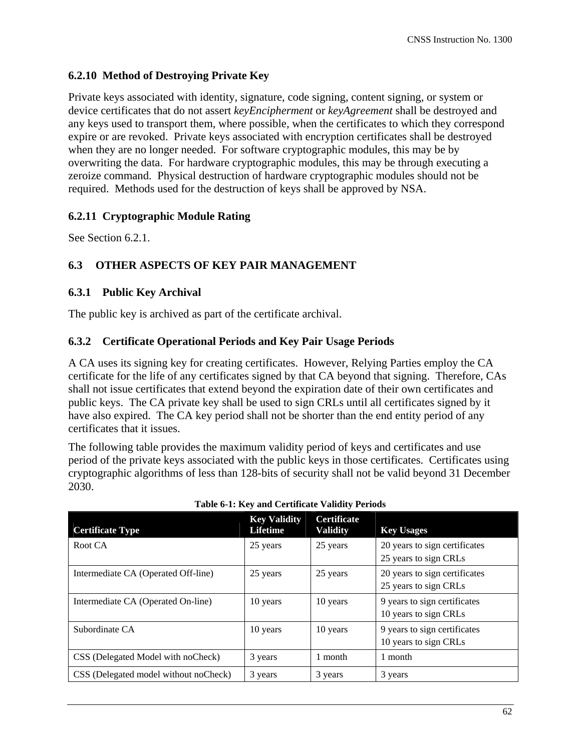### 6.2.10 Method of Destroying Private Key

Private keys associated with identity, signature, code signing, content signing, or system or device certificates that do not assert *keyEncipherment* or *keyAgreement* shall be destroyed and any keys used to transport them, where possible, when the certificates to which they correspond expire or are revoked. Private keys associated with encryption certificates shall be destroyed when they are no longer needed. For software cryptographic modules, this may be by overwriting the data. For hardware cryptographic modules, this may be through executing a zeroize command. Physical destruction of hardware cryptographic modules should not be required. Methods used for the destruction of keys shall be approved by NSA.

### 6.2.11 Cryptographic Module Rating

See Section 6.2.1.

## 6.3 OTHER ASPECTS OF KEY PAIR MANAGEMENT

### 6.3.1 Public Key Archival

The public key is archived as part of the certificate archival.

### 6.3.2 Certificate Operational Periods and Key Pair Usage Periods

A CA uses its signing key for creating certificates. However, Relying Parties employ the CA certificate for the life of any certificates signed by that CA beyond that signing. Therefore, CAs shall not issue certificates that extend beyond the expiration date of their own certificates and public keys. The CA private key shall be used to sign CRLs until all certificates signed by it have also expired. The CA key period shall not be shorter than the end entity period of any certificates that it issues.

The following table provides the maximum validity period of keys and certificates and use period of the private keys associated with the public keys in those certificates. Certificates using cryptographic algorithms of less than 128-bits of security shall not be valid beyond 31 December 2030.

**Table 6-1: Key and Certificate Validity Periods**

| Certificate Type | Key Validity Lifetime | Certificate Validity | Key Usages |
|---|---|---|---|
| Root CA | 25 years | 25 years | 20 years to sign certificates<br>25 years to sign CRLs |
| Intermediate CA (Operated Off-line) | 25 years | 25 years | 20 years to sign certificates<br>25 years to sign CRLs |
| Intermediate CA (Operated On-line) | 10 years | 10 years | 9 years to sign certificates<br>10 years to sign CRLs |
| Subordinate CA | 10 years | 10 years | 9 years to sign certificates<br>10 years to sign CRLs |
| CSS (Delegated Model with noCheck) | 3 years | 1 month | 1 month |
| CSS (Delegated model without noCheck) | 3 years | 3 years | 3 years |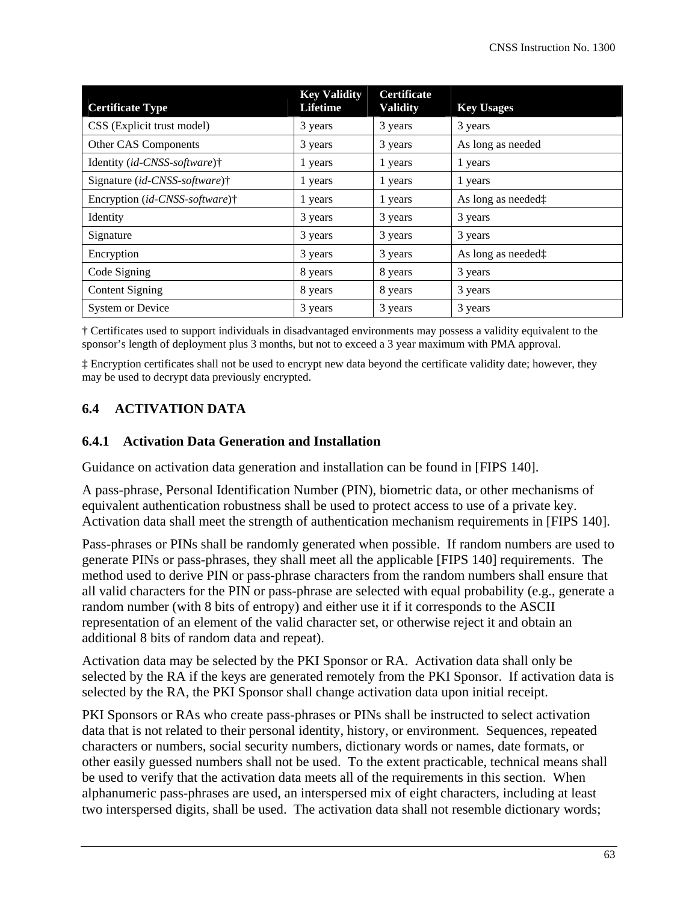| Certificate Type | Key Validity Lifetime | Certificate Validity | Key Usages |
|---|---|---|---|
| CSS (Explicit trust model) | 3 years | 3 years | 3 years |
| Other CAS Components | 3 years | 3 years | As long as needed |
| Identity (*id-CNSS-software*)† | 1 years | 1 years | 1 years |
| Signature (*id-CNSS-software*)† | 1 years | 1 years | 1 years |
| Encryption (*id-CNSS-software*)† | 1 years | 1 years | As long as needed‡ |
| Identity | 3 years | 3 years | 3 years |
| Signature | 3 years | 3 years | 3 years |
| Encryption | 3 years | 3 years | As long as needed‡ |
| Code Signing | 8 years | 8 years | 3 years |
| Content Signing | 8 years | 8 years | 3 years |
| System or Device | 3 years | 3 years | 3 years |

† Certificates used to support individuals in disadvantaged environments may possess a validity equivalent to the sponsor's length of deployment plus 3 months, but not to exceed a 3 year maximum with PMA approval.

‡ Encryption certificates shall not be used to encrypt new data beyond the certificate validity date; however, they may be used to decrypt data previously encrypted.

## 6.4 ACTIVATION DATA

### 6.4.1 Activation Data Generation and Installation

Guidance on activation data generation and installation can be found in [FIPS 140].

A pass-phrase, Personal Identification Number (PIN), biometric data, or other mechanisms of equivalent authentication robustness shall be used to protect access to use of a private key. Activation data shall meet the strength of authentication mechanism requirements in [FIPS 140].

Pass-phrases or PINs shall be randomly generated when possible. If random numbers are used to generate PINs or pass-phrases, they shall meet all the applicable [FIPS 140] requirements. The method used to derive PIN or pass-phrase characters from the random numbers shall ensure that all valid characters for the PIN or pass-phrase are selected with equal probability (e.g., generate a random number (with 8 bits of entropy) and either use it if it corresponds to the ASCII representation of an element of the valid character set, or otherwise reject it and obtain an additional 8 bits of random data and repeat).

Activation data may be selected by the PKI Sponsor or RA. Activation data shall only be selected by the RA if the keys are generated remotely from the PKI Sponsor. If activation data is selected by the RA, the PKI Sponsor shall change activation data upon initial receipt.

PKI Sponsors or RAs who create pass-phrases or PINs shall be instructed to select activation data that is not related to their personal identity, history, or environment. Sequences, repeated characters or numbers, social security numbers, dictionary words or names, date formats, or other easily guessed numbers shall not be used. To the extent practicable, technical means shall be used to verify that the activation data meets all of the requirements in this section. When alphanumeric pass-phrases are used, an interspersed mix of eight characters, including at least two interspersed digits, shall be used. The activation data shall not resemble dictionary words;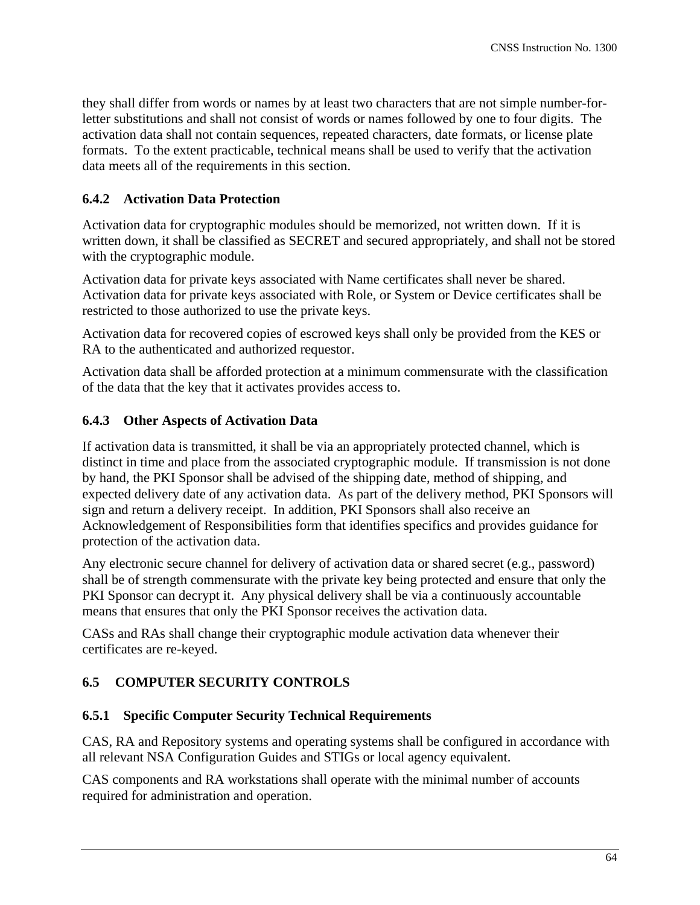they shall differ from words or names by at least two characters that are not simple number-for-letter substitutions and shall not consist of words or names followed by one to four digits. The activation data shall not contain sequences, repeated characters, date formats, or license plate formats. To the extent practicable, technical means shall be used to verify that the activation data meets all of the requirements in this section.

### 6.4.2 Activation Data Protection

Activation data for cryptographic modules should be memorized, not written down. If it is written down, it shall be classified as SECRET and secured appropriately, and shall not be stored with the cryptographic module.

Activation data for private keys associated with Name certificates shall never be shared. Activation data for private keys associated with Role, or System or Device certificates shall be restricted to those authorized to use the private keys.

Activation data for recovered copies of escrowed keys shall only be provided from the KES or RA to the authenticated and authorized requestor.

Activation data shall be afforded protection at a minimum commensurate with the classification of the data that the key that it activates provides access to.

### 6.4.3 Other Aspects of Activation Data

If activation data is transmitted, it shall be via an appropriately protected channel, which is distinct in time and place from the associated cryptographic module. If transmission is not done by hand, the PKI Sponsor shall be advised of the shipping date, method of shipping, and expected delivery date of any activation data. As part of the delivery method, PKI Sponsors will sign and return a delivery receipt. In addition, PKI Sponsors shall also receive an Acknowledgement of Responsibilities form that identifies specifics and provides guidance for protection of the activation data.

Any electronic secure channel for delivery of activation data or shared secret (e.g., password) shall be of strength commensurate with the private key being protected and ensure that only the PKI Sponsor can decrypt it. Any physical delivery shall be via a continuously accountable means that ensures that only the PKI Sponsor receives the activation data.

CASs and RAs shall change their cryptographic module activation data whenever their certificates are re-keyed.

## 6.5 COMPUTER SECURITY CONTROLS

### 6.5.1 Specific Computer Security Technical Requirements

CAS, RA and Repository systems and operating systems shall be configured in accordance with all relevant NSA Configuration Guides and STIGs or local agency equivalent.

CAS components and RA workstations shall operate with the minimal number of accounts required for administration and operation.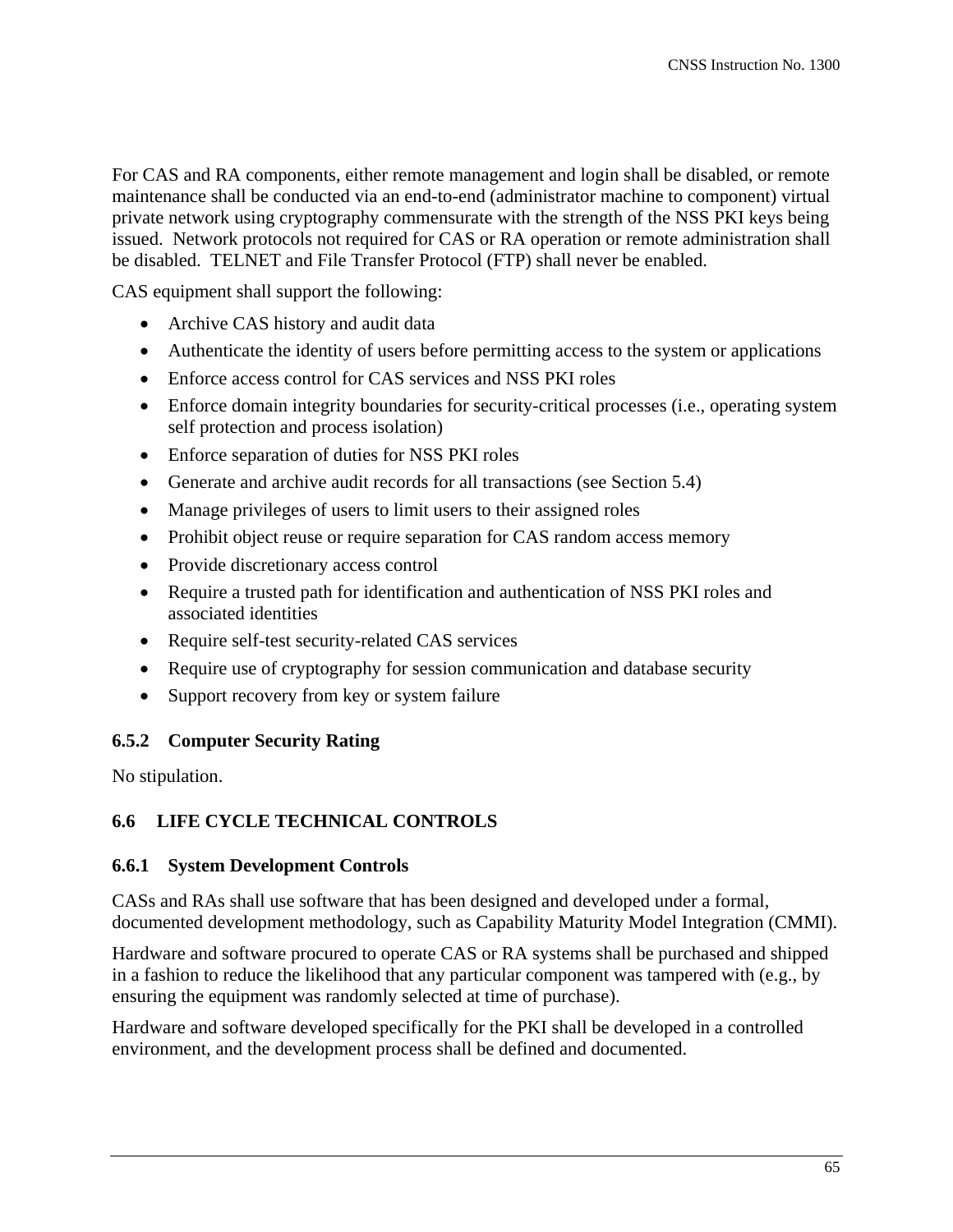For CAS and RA components, either remote management and login shall be disabled, or remote maintenance shall be conducted via an end-to-end (administrator machine to component) virtual private network using cryptography commensurate with the strength of the NSS PKI keys being issued. Network protocols not required for CAS or RA operation or remote administration shall be disabled. TELNET and File Transfer Protocol (FTP) shall never be enabled.

CAS equipment shall support the following:

- Archive CAS history and audit data
- Authenticate the identity of users before permitting access to the system or applications
- Enforce access control for CAS services and NSS PKI roles
- Enforce domain integrity boundaries for security-critical processes (i.e., operating system self protection and process isolation)
- Enforce separation of duties for NSS PKI roles
- Generate and archive audit records for all transactions (see Section 5.4)
- Manage privileges of users to limit users to their assigned roles
- Prohibit object reuse or require separation for CAS random access memory
- Provide discretionary access control
- Require a trusted path for identification and authentication of NSS PKI roles and associated identities
- Require self-test security-related CAS services
- Require use of cryptography for session communication and database security
- Support recovery from key or system failure

### 6.5.2 Computer Security Rating

No stipulation.

## 6.6 LIFE CYCLE TECHNICAL CONTROLS

### 6.6.1 System Development Controls

CASs and RAs shall use software that has been designed and developed under a formal, documented development methodology, such as Capability Maturity Model Integration (CMMI).

Hardware and software procured to operate CAS or RA systems shall be purchased and shipped in a fashion to reduce the likelihood that any particular component was tampered with (e.g., by ensuring the equipment was randomly selected at time of purchase).

Hardware and software developed specifically for the PKI shall be developed in a controlled environment, and the development process shall be defined and documented.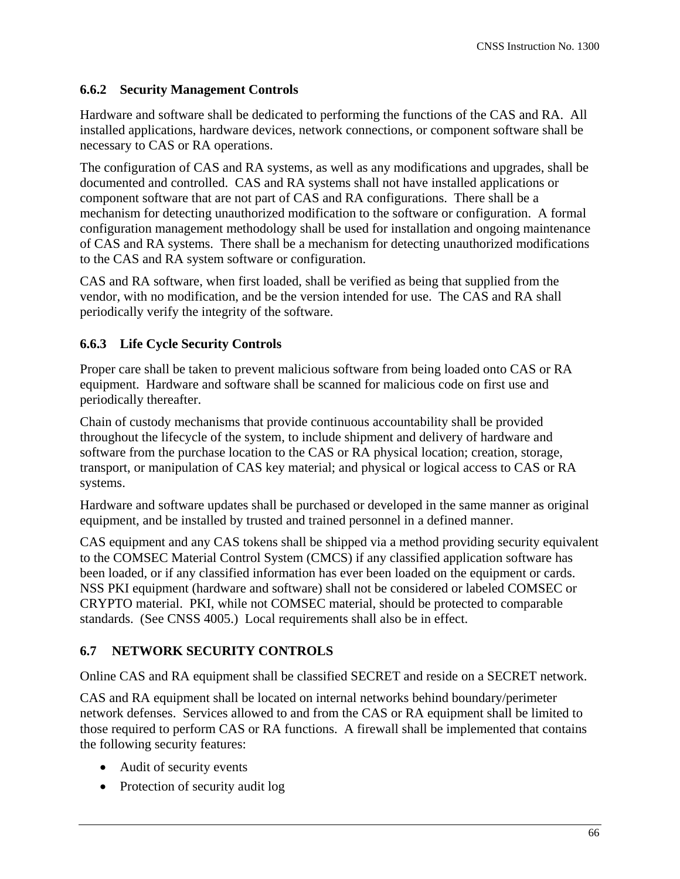### 6.6.2 Security Management Controls

Hardware and software shall be dedicated to performing the functions of the CAS and RA. All installed applications, hardware devices, network connections, or component software shall be necessary to CAS or RA operations.

The configuration of CAS and RA systems, as well as any modifications and upgrades, shall be documented and controlled. CAS and RA systems shall not have installed applications or component software that are not part of CAS and RA configurations. There shall be a mechanism for detecting unauthorized modification to the software or configuration. A formal configuration management methodology shall be used for installation and ongoing maintenance of CAS and RA systems. There shall be a mechanism for detecting unauthorized modifications to the CAS and RA system software or configuration.

CAS and RA software, when first loaded, shall be verified as being that supplied from the vendor, with no modification, and be the version intended for use. The CAS and RA shall periodically verify the integrity of the software.

### 6.6.3 Life Cycle Security Controls

Proper care shall be taken to prevent malicious software from being loaded onto CAS or RA equipment. Hardware and software shall be scanned for malicious code on first use and periodically thereafter.

Chain of custody mechanisms that provide continuous accountability shall be provided throughout the lifecycle of the system, to include shipment and delivery of hardware and software from the purchase location to the CAS or RA physical location; creation, storage, transport, or manipulation of CAS key material; and physical or logical access to CAS or RA systems.

Hardware and software updates shall be purchased or developed in the same manner as original equipment, and be installed by trusted and trained personnel in a defined manner.

CAS equipment and any CAS tokens shall be shipped via a method providing security equivalent to the COMSEC Material Control System (CMCS) if any classified application software has been loaded, or if any classified information has ever been loaded on the equipment or cards. NSS PKI equipment (hardware and software) shall not be considered or labeled COMSEC or CRYPTO material. PKI, while not COMSEC material, should be protected to comparable standards. (See CNSS 4005.) Local requirements shall also be in effect.

## 6.7 NETWORK SECURITY CONTROLS

Online CAS and RA equipment shall be classified SECRET and reside on a SECRET network.

CAS and RA equipment shall be located on internal networks behind boundary/perimeter network defenses. Services allowed to and from the CAS or RA equipment shall be limited to those required to perform CAS or RA functions. A firewall shall be implemented that contains the following security features:

- Audit of security events
- Protection of security audit log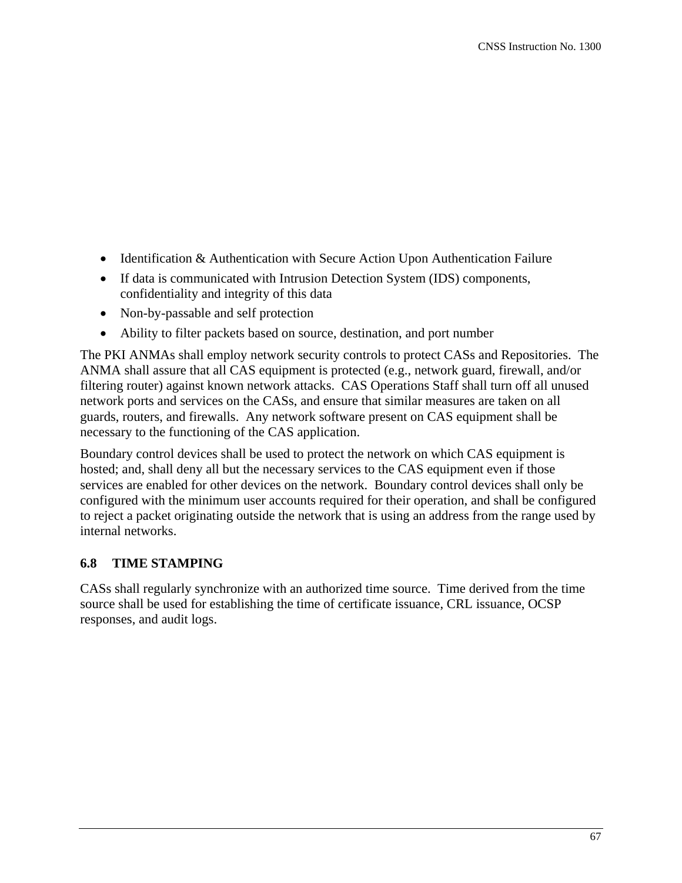- Identification & Authentication with Secure Action Upon Authentication Failure
- If data is communicated with Intrusion Detection System (IDS) components, confidentiality and integrity of this data
- Non-by-passable and self protection
- Ability to filter packets based on source, destination, and port number

The PKI ANMAs shall employ network security controls to protect CASs and Repositories. The ANMA shall assure that all CAS equipment is protected (e.g., network guard, firewall, and/or filtering router) against known network attacks. CAS Operations Staff shall turn off all unused network ports and services on the CASs, and ensure that similar measures are taken on all guards, routers, and firewalls. Any network software present on CAS equipment shall be necessary to the functioning of the CAS application.

Boundary control devices shall be used to protect the network on which CAS equipment is hosted; and, shall deny all but the necessary services to the CAS equipment even if those services are enabled for other devices on the network. Boundary control devices shall only be configured with the minimum user accounts required for their operation, and shall be configured to reject a packet originating outside the network that is using an address from the range used by internal networks.

## 6.8 TIME STAMPING

CASs shall regularly synchronize with an authorized time source. Time derived from the time source shall be used for establishing the time of certificate issuance, CRL issuance, OCSP responses, and audit logs.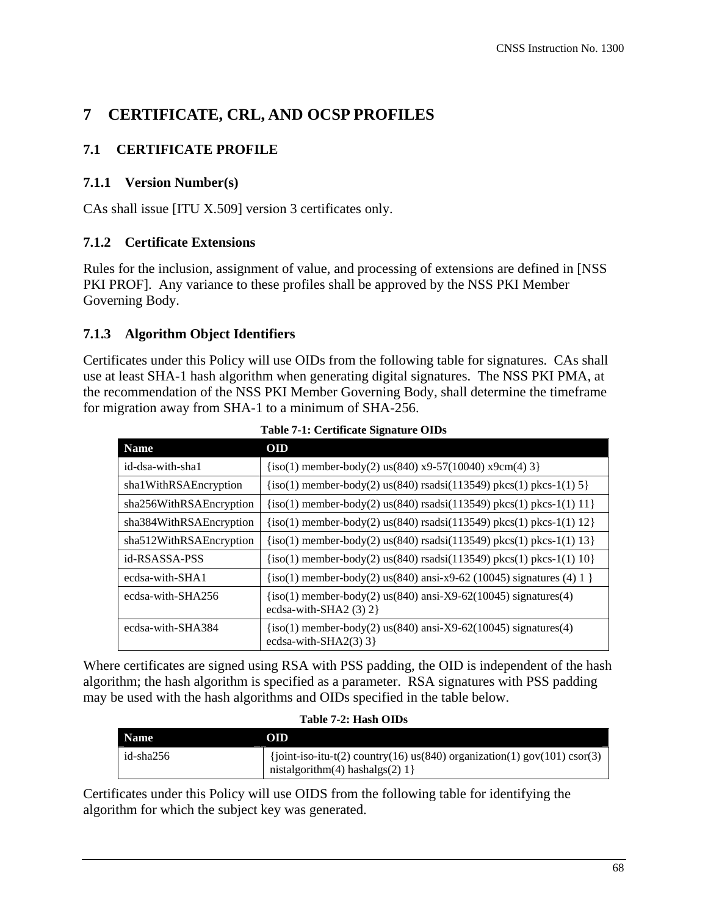# 7 CERTIFICATE, CRL, AND OCSP PROFILES

## 7.1 CERTIFICATE PROFILE

### 7.1.1 Version Number(s)

CAs shall issue [ITU X.509] version 3 certificates only.

### 7.1.2 Certificate Extensions

Rules for the inclusion, assignment of value, and processing of extensions are defined in [NSS PKI PROF]. Any variance to these profiles shall be approved by the NSS PKI Member Governing Body.

### 7.1.3 Algorithm Object Identifiers

Certificates under this Policy will use OIDs from the following table for signatures. CAs shall use at least SHA-1 hash algorithm when generating digital signatures. The NSS PKI PMA, at the recommendation of the NSS PKI Member Governing Body, shall determine the timeframe for migration away from SHA-1 to a minimum of SHA-256.

**Table 7-1: Certificate Signature OIDs**

| Name | OID |
|---|---|
| id-dsa-with-sha1 | {iso(1) member-body(2) us(840) x9-57(10040) x9cm(4) 3} |
| sha1WithRSAEncryption | {iso(1) member-body(2) us(840) rsadsi(113549) pkcs(1) pkcs-1(1) 5} |
| sha256WithRSAEncryption | {iso(1) member-body(2) us(840) rsadsi(113549) pkcs(1) pkcs-1(1) 11} |
| sha384WithRSAEncryption | {iso(1) member-body(2) us(840) rsadsi(113549) pkcs(1) pkcs-1(1) 12} |
| sha512WithRSAEncryption | {iso(1) member-body(2) us(840) rsadsi(113549) pkcs(1) pkcs-1(1) 13} |
| id-RSASSA-PSS | {iso(1) member-body(2) us(840) rsadsi(113549) pkcs(1) pkcs-1(1) 10} |
| ecdsa-with-SHA1 | {iso(1) member-body(2) us(840) ansi-x9-62 (10045) signatures (4) 1 } |
| ecdsa-with-SHA256 | {iso(1) member-body(2) us(840) ansi-X9-62(10045) signatures(4) ecdsa-with-SHA2 (3) 2} |
| ecdsa-with-SHA384 | {iso(1) member-body(2) us(840) ansi-X9-62(10045) signatures(4) ecdsa-with-SHA2(3) 3} |

Where certificates are signed using RSA with PSS padding, the OID is independent of the hash algorithm; the hash algorithm is specified as a parameter. RSA signatures with PSS padding may be used with the hash algorithms and OIDs specified in the table below.

**Table 7-2: Hash OIDs**

| Name | OID |
|---|---|
| id-sha256 | {joint-iso-itu-t(2) country(16) us(840) organization(1) gov(101) csor(3) nistalgorithm(4) hashalgs(2) 1} |

Certificates under this Policy will use OIDS from the following table for identifying the algorithm for which the subject key was generated.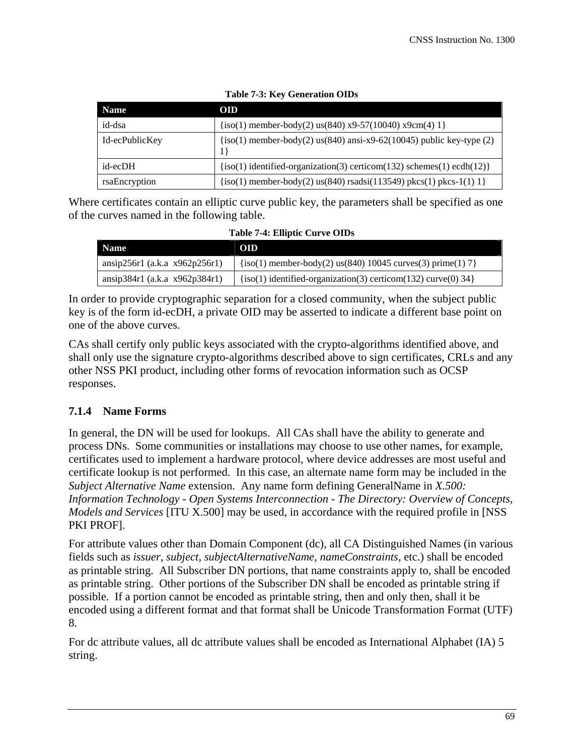**Table 7-3: Key Generation OIDs**

| Name | OID |
|---|---|
| id-dsa | {iso(1) member-body(2) us(840) x9-57(10040) x9cm(4) 1} |
| Id-ecPublicKey | {iso(1) member-body(2) us(840) ansi-x9-62(10045) public key-type (2) 1} |
| id-ecDH | {iso(1) identified-organization(3) certicom(132) schemes(1) ecdh(12)} |
| rsaEncryption | {iso(1) member-body(2) us(840) rsadsi(113549) pkcs(1) pkcs-1(1) 1} |

Where certificates contain an elliptic curve public key, the parameters shall be specified as one of the curves named in the following table.

**Table 7-4: Elliptic Curve OIDs**

| Name | OID |
|---|---|
| ansip256r1 (a.k.a x962p256r1) | {iso(1) member-body(2) us(840) 10045 curves(3) prime(1) 7} |
| ansip384r1 (a.k.a x962p384r1) | {iso(1) identified-organization(3) certicom(132) curve(0) 34} |

In order to provide cryptographic separation for a closed community, when the subject public key is of the form id-ecDH, a private OID may be asserted to indicate a different base point on one of the above curves.

CAs shall certify only public keys associated with the crypto-algorithms identified above, and shall only use the signature crypto-algorithms described above to sign certificates, CRLs and any other NSS PKI product, including other forms of revocation information such as OCSP responses.

### 7.1.4 Name Forms

In general, the DN will be used for lookups. All CAs shall have the ability to generate and process DNs. Some communities or installations may choose to use other names, for example, certificates used to implement a hardware protocol, where device addresses are most useful and certificate lookup is not performed. In this case, an alternate name form may be included in the *Subject Alternative Name* extension. Any name form defining GeneralName in *X.500: Information Technology - Open Systems Interconnection - The Directory: Overview of Concepts, Models and Services* [ITU X.500] may be used, in accordance with the required profile in [NSS PKI PROF].

For attribute values other than Domain Component (dc), all CA Distinguished Names (in various fields such as *issuer, subject, subjectAlternativeName, nameConstraints*, etc.) shall be encoded as printable string. All Subscriber DN portions, that name constraints apply to, shall be encoded as printable string. Other portions of the Subscriber DN shall be encoded as printable string if possible. If a portion cannot be encoded as printable string, then and only then, shall it be encoded using a different format and that format shall be Unicode Transformation Format (UTF) 8.

For dc attribute values, all dc attribute values shall be encoded as International Alphabet (IA) 5 string.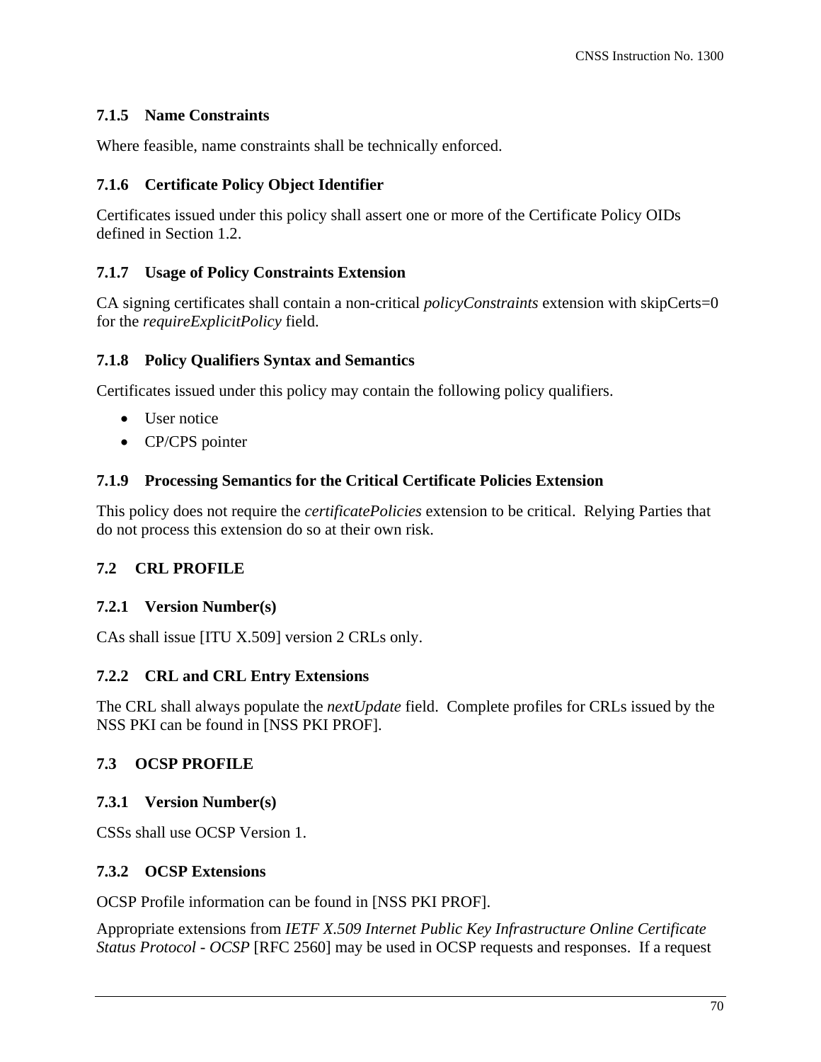### 7.1.5 Name Constraints

Where feasible, name constraints shall be technically enforced.

### 7.1.6 Certificate Policy Object Identifier

Certificates issued under this policy shall assert one or more of the Certificate Policy OIDs defined in Section 1.2.

### 7.1.7 Usage of Policy Constraints Extension

CA signing certificates shall contain a non-critical *policyConstraints* extension with skipCerts=0 for the *requireExplicitPolicy* field.

### 7.1.8 Policy Qualifiers Syntax and Semantics

Certificates issued under this policy may contain the following policy qualifiers.

- User notice
- CP/CPS pointer

### 7.1.9 Processing Semantics for the Critical Certificate Policies Extension

This policy does not require the *certificatePolicies* extension to be critical. Relying Parties that do not process this extension do so at their own risk.

## 7.2 CRL PROFILE

### 7.2.1 Version Number(s)

CAs shall issue [ITU X.509] version 2 CRLs only.

### 7.2.2 CRL and CRL Entry Extensions

The CRL shall always populate the *nextUpdate* field. Complete profiles for CRLs issued by the NSS PKI can be found in [NSS PKI PROF].

## 7.3 OCSP PROFILE

### 7.3.1 Version Number(s)

CSSs shall use OCSP Version 1.

### 7.3.2 OCSP Extensions

OCSP Profile information can be found in [NSS PKI PROF].

Appropriate extensions from *IETF X.509 Internet Public Key Infrastructure Online Certificate Status Protocol - OCSP* [RFC 2560] may be used in OCSP requests and responses. If a request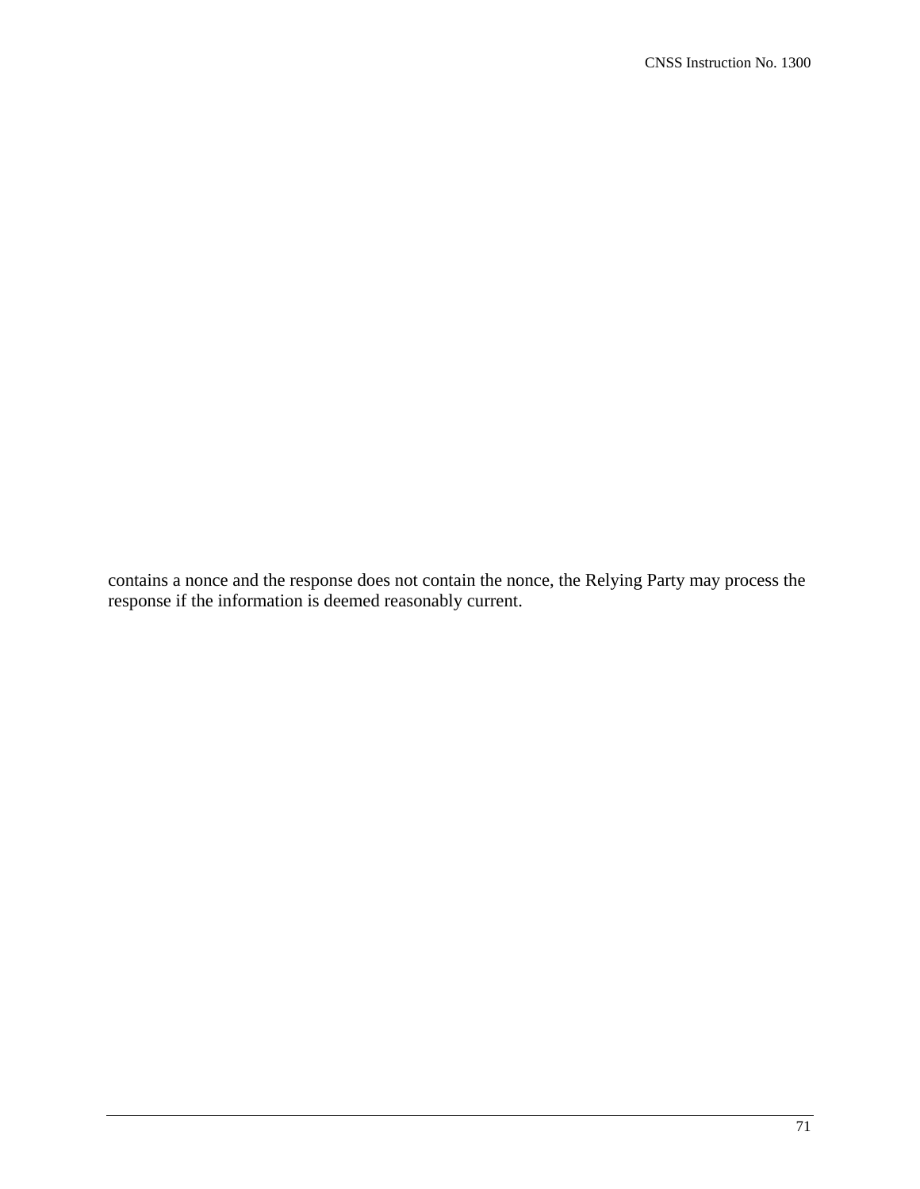contains a nonce and the response does not contain the nonce, the Relying Party may process the response if the information is deemed reasonably current.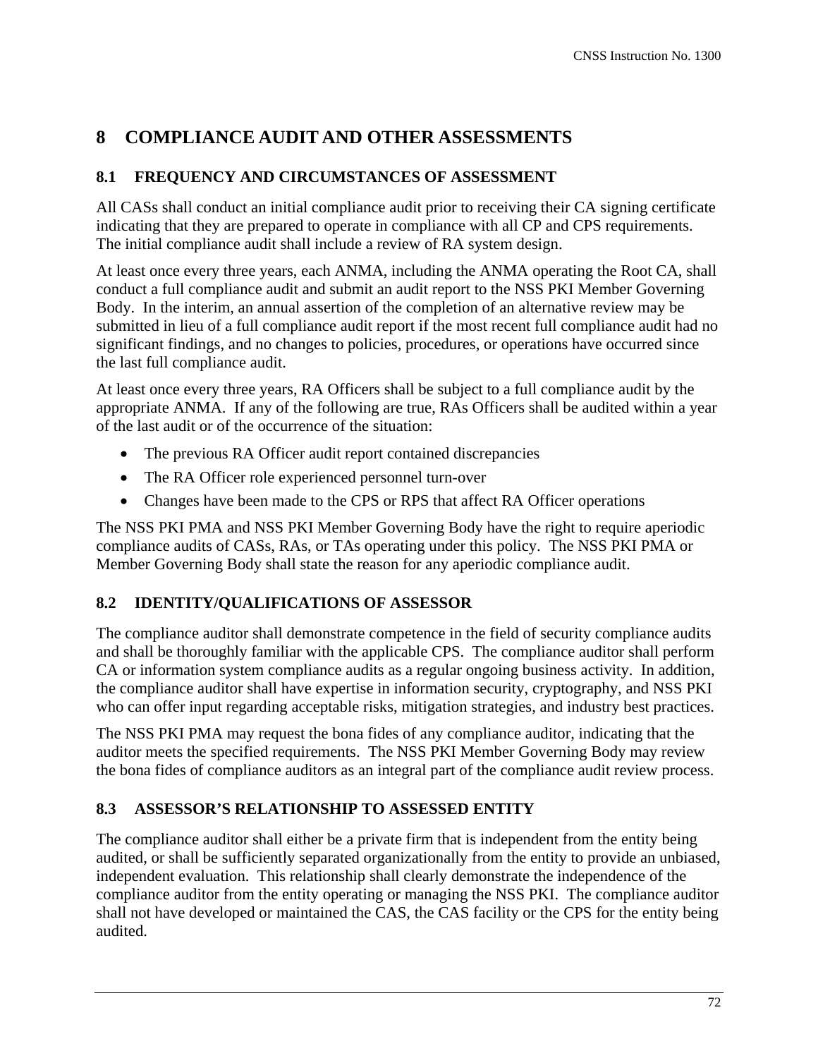# 8 COMPLIANCE AUDIT AND OTHER ASSESSMENTS

## 8.1 FREQUENCY AND CIRCUMSTANCES OF ASSESSMENT

All CASs shall conduct an initial compliance audit prior to receiving their CA signing certificate indicating that they are prepared to operate in compliance with all CP and CPS requirements. The initial compliance audit shall include a review of RA system design.

At least once every three years, each ANMA, including the ANMA operating the Root CA, shall conduct a full compliance audit and submit an audit report to the NSS PKI Member Governing Body. In the interim, an annual assertion of the completion of an alternative review may be submitted in lieu of a full compliance audit report if the most recent full compliance audit had no significant findings, and no changes to policies, procedures, or operations have occurred since the last full compliance audit.

At least once every three years, RA Officers shall be subject to a full compliance audit by the appropriate ANMA. If any of the following are true, RAs Officers shall be audited within a year of the last audit or of the occurrence of the situation:

- The previous RA Officer audit report contained discrepancies
- The RA Officer role experienced personnel turn-over
- Changes have been made to the CPS or RPS that affect RA Officer operations

The NSS PKI PMA and NSS PKI Member Governing Body have the right to require aperiodic compliance audits of CASs, RAs, or TAs operating under this policy. The NSS PKI PMA or Member Governing Body shall state the reason for any aperiodic compliance audit.

## 8.2 IDENTITY/QUALIFICATIONS OF ASSESSOR

The compliance auditor shall demonstrate competence in the field of security compliance audits and shall be thoroughly familiar with the applicable CPS. The compliance auditor shall perform CA or information system compliance audits as a regular ongoing business activity. In addition, the compliance auditor shall have expertise in information security, cryptography, and NSS PKI who can offer input regarding acceptable risks, mitigation strategies, and industry best practices.

The NSS PKI PMA may request the bona fides of any compliance auditor, indicating that the auditor meets the specified requirements. The NSS PKI Member Governing Body may review the bona fides of compliance auditors as an integral part of the compliance audit review process.

## 8.3 ASSESSOR'S RELATIONSHIP TO ASSESSED ENTITY

The compliance auditor shall either be a private firm that is independent from the entity being audited, or shall be sufficiently separated organizationally from the entity to provide an unbiased, independent evaluation. This relationship shall clearly demonstrate the independence of the compliance auditor from the entity operating or managing the NSS PKI. The compliance auditor shall not have developed or maintained the CAS, the CAS facility or the CPS for the entity being audited.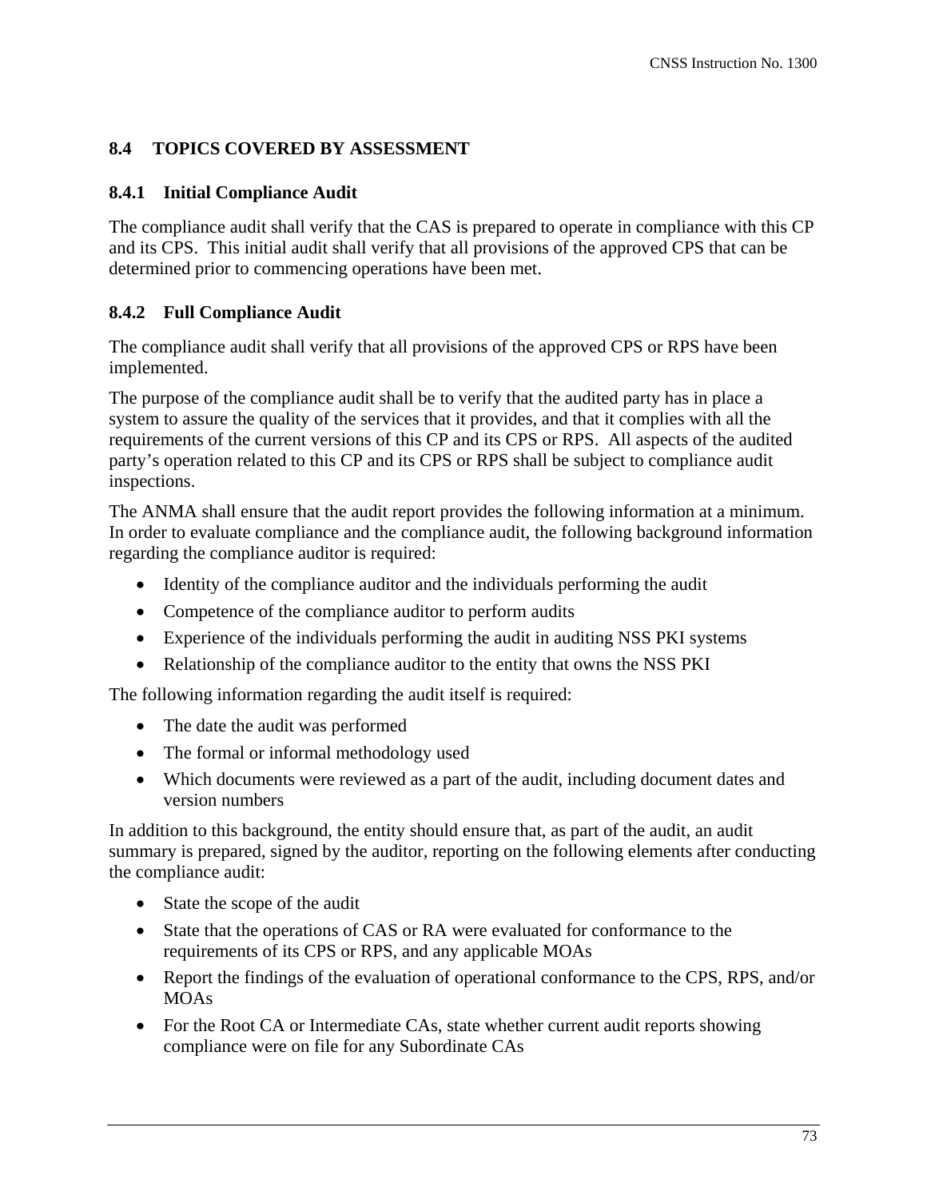## 8.4 TOPICS COVERED BY ASSESSMENT

### 8.4.1 Initial Compliance Audit

The compliance audit shall verify that the CAS is prepared to operate in compliance with this CP and its CPS. This initial audit shall verify that all provisions of the approved CPS that can be determined prior to commencing operations have been met.

### 8.4.2 Full Compliance Audit

The compliance audit shall verify that all provisions of the approved CPS or RPS have been implemented.

The purpose of the compliance audit shall be to verify that the audited party has in place a system to assure the quality of the services that it provides, and that it complies with all the requirements of the current versions of this CP and its CPS or RPS. All aspects of the audited party's operation related to this CP and its CPS or RPS shall be subject to compliance audit inspections.

The ANMA shall ensure that the audit report provides the following information at a minimum. In order to evaluate compliance and the compliance audit, the following background information regarding the compliance auditor is required:

- Identity of the compliance auditor and the individuals performing the audit
- Competence of the compliance auditor to perform audits
- Experience of the individuals performing the audit in auditing NSS PKI systems
- Relationship of the compliance auditor to the entity that owns the NSS PKI

The following information regarding the audit itself is required:

- The date the audit was performed
- The formal or informal methodology used
- Which documents were reviewed as a part of the audit, including document dates and version numbers

In addition to this background, the entity should ensure that, as part of the audit, an audit summary is prepared, signed by the auditor, reporting on the following elements after conducting the compliance audit:

- State the scope of the audit
- State that the operations of CAS or RA were evaluated for conformance to the requirements of its CPS or RPS, and any applicable MOAs
- Report the findings of the evaluation of operational conformance to the CPS, RPS, and/or MOAs
- For the Root CA or Intermediate CAs, state whether current audit reports showing compliance were on file for any Subordinate CAs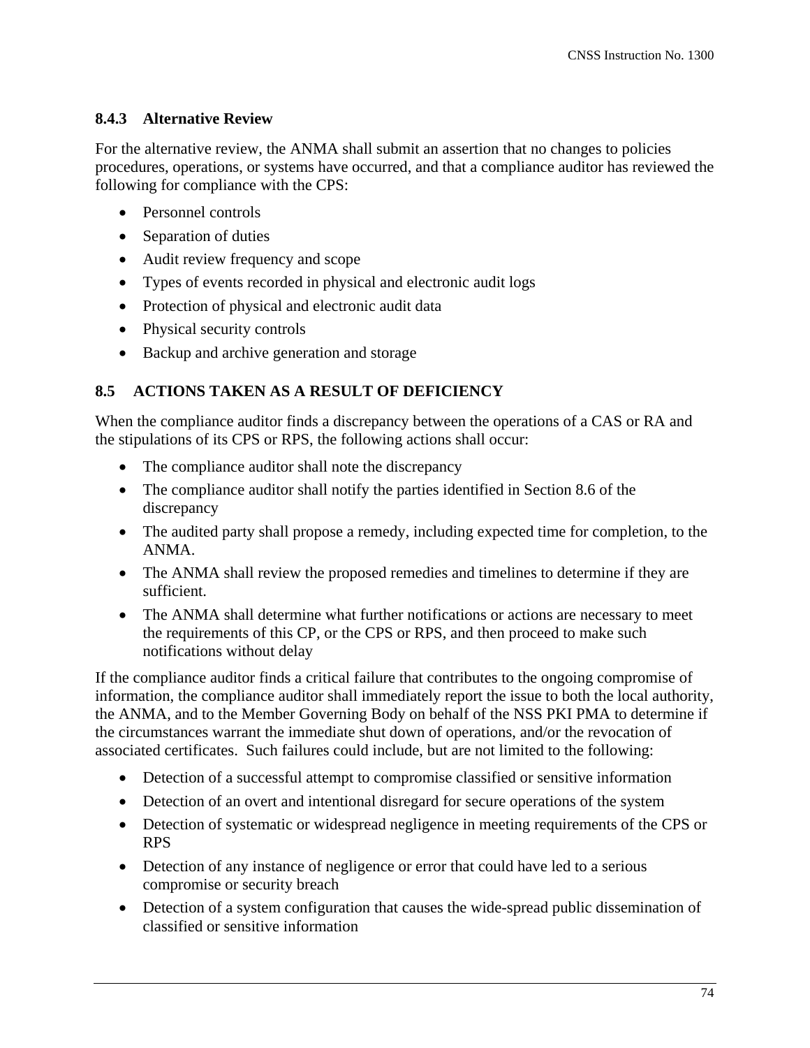### 8.4.3 Alternative Review

For the alternative review, the ANMA shall submit an assertion that no changes to policies procedures, operations, or systems have occurred, and that a compliance auditor has reviewed the following for compliance with the CPS:

- Personnel controls
- Separation of duties
- Audit review frequency and scope
- Types of events recorded in physical and electronic audit logs
- Protection of physical and electronic audit data
- Physical security controls
- Backup and archive generation and storage

## 8.5 ACTIONS TAKEN AS A RESULT OF DEFICIENCY

When the compliance auditor finds a discrepancy between the operations of a CAS or RA and the stipulations of its CPS or RPS, the following actions shall occur:

- The compliance auditor shall note the discrepancy
- The compliance auditor shall notify the parties identified in Section 8.6 of the discrepancy
- The audited party shall propose a remedy, including expected time for completion, to the ANMA.
- The ANMA shall review the proposed remedies and timelines to determine if they are sufficient.
- The ANMA shall determine what further notifications or actions are necessary to meet the requirements of this CP, or the CPS or RPS, and then proceed to make such notifications without delay

If the compliance auditor finds a critical failure that contributes to the ongoing compromise of information, the compliance auditor shall immediately report the issue to both the local authority, the ANMA, and to the Member Governing Body on behalf of the NSS PKI PMA to determine if the circumstances warrant the immediate shut down of operations, and/or the revocation of associated certificates. Such failures could include, but are not limited to the following:

- Detection of a successful attempt to compromise classified or sensitive information
- Detection of an overt and intentional disregard for secure operations of the system
- Detection of systematic or widespread negligence in meeting requirements of the CPS or RPS
- Detection of any instance of negligence or error that could have led to a serious compromise or security breach
- Detection of a system configuration that causes the wide-spread public dissemination of classified or sensitive information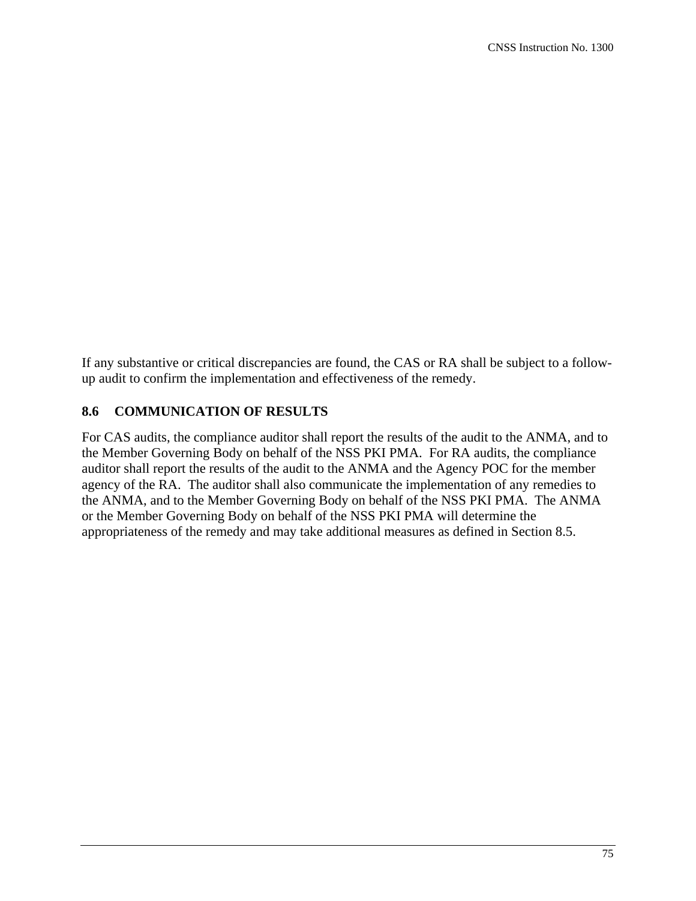If any substantive or critical discrepancies are found, the CAS or RA shall be subject to a follow-up audit to confirm the implementation and effectiveness of the remedy.

## 8.6 COMMUNICATION OF RESULTS

For CAS audits, the compliance auditor shall report the results of the audit to the ANMA, and to the Member Governing Body on behalf of the NSS PKI PMA. For RA audits, the compliance auditor shall report the results of the audit to the ANMA and the Agency POC for the member agency of the RA. The auditor shall also communicate the implementation of any remedies to the ANMA, and to the Member Governing Body on behalf of the NSS PKI PMA. The ANMA or the Member Governing Body on behalf of the NSS PKI PMA will determine the appropriateness of the remedy and may take additional measures as defined in Section 8.5.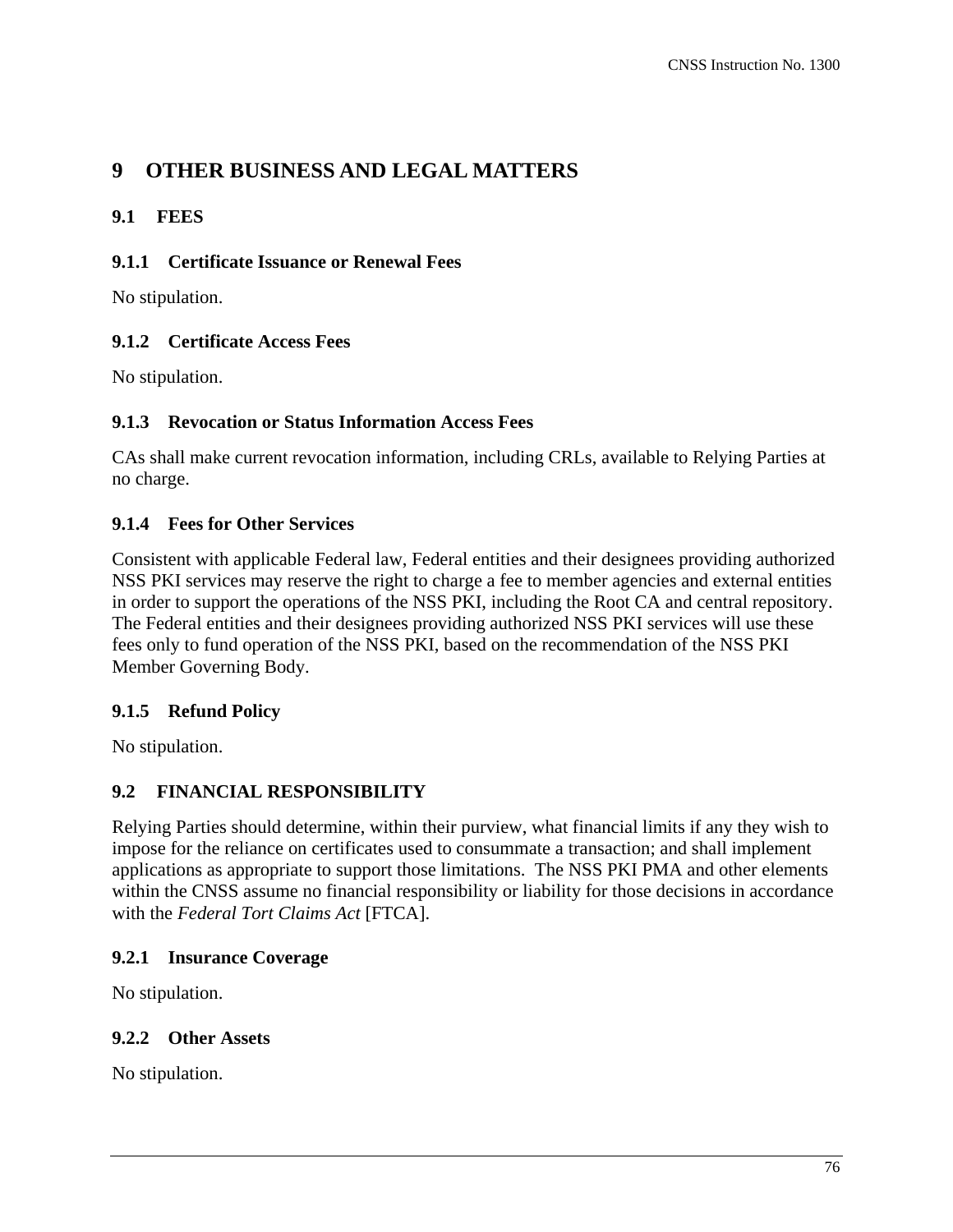# 9 OTHER BUSINESS AND LEGAL MATTERS

## 9.1 FEES

### 9.1.1 Certificate Issuance or Renewal Fees

No stipulation.

### 9.1.2 Certificate Access Fees

No stipulation.

### 9.1.3 Revocation or Status Information Access Fees

CAs shall make current revocation information, including CRLs, available to Relying Parties at no charge.

### 9.1.4 Fees for Other Services

Consistent with applicable Federal law, Federal entities and their designees providing authorized NSS PKI services may reserve the right to charge a fee to member agencies and external entities in order to support the operations of the NSS PKI, including the Root CA and central repository. The Federal entities and their designees providing authorized NSS PKI services will use these fees only to fund operation of the NSS PKI, based on the recommendation of the NSS PKI Member Governing Body.

### 9.1.5 Refund Policy

No stipulation.

## 9.2 FINANCIAL RESPONSIBILITY

Relying Parties should determine, within their purview, what financial limits if any they wish to impose for the reliance on certificates used to consummate a transaction; and shall implement applications as appropriate to support those limitations. The NSS PKI PMA and other elements within the CNSS assume no financial responsibility or liability for those decisions in accordance with the *Federal Tort Claims Act* [FTCA].

### 9.2.1 Insurance Coverage

No stipulation.

### 9.2.2 Other Assets

No stipulation.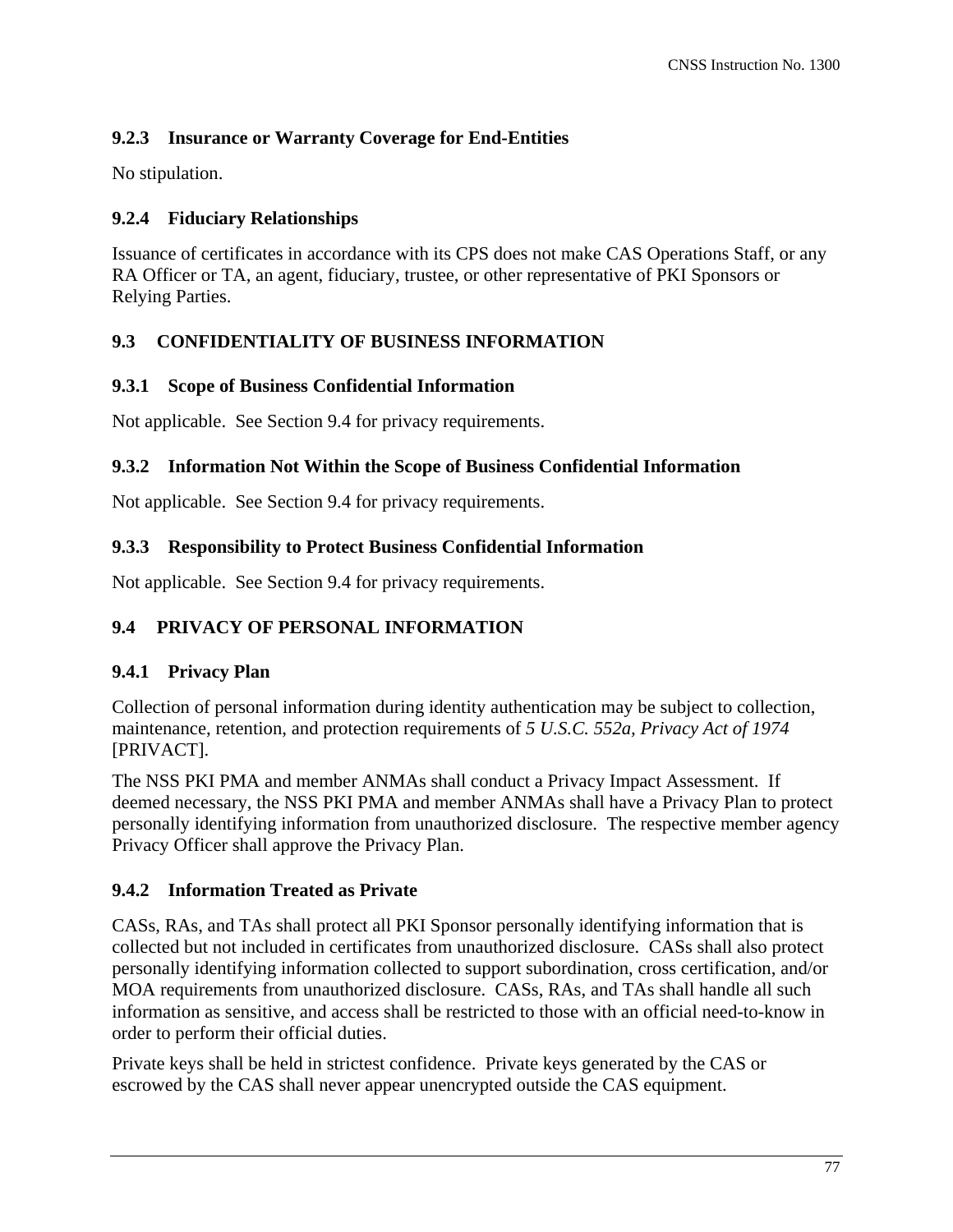### 9.2.3 Insurance or Warranty Coverage for End-Entities

No stipulation.

### 9.2.4 Fiduciary Relationships

Issuance of certificates in accordance with its CPS does not make CAS Operations Staff, or any RA Officer or TA, an agent, fiduciary, trustee, or other representative of PKI Sponsors or Relying Parties.

## 9.3 CONFIDENTIALITY OF BUSINESS INFORMATION

### 9.3.1 Scope of Business Confidential Information

Not applicable. See Section 9.4 for privacy requirements.

### 9.3.2 Information Not Within the Scope of Business Confidential Information

Not applicable. See Section 9.4 for privacy requirements.

### 9.3.3 Responsibility to Protect Business Confidential Information

Not applicable. See Section 9.4 for privacy requirements.

## 9.4 PRIVACY OF PERSONAL INFORMATION

### 9.4.1 Privacy Plan

Collection of personal information during identity authentication may be subject to collection, maintenance, retention, and protection requirements of *5 U.S.C. 552a, Privacy Act of 1974* [PRIVACT].

The NSS PKI PMA and member ANMAs shall conduct a Privacy Impact Assessment. If deemed necessary, the NSS PKI PMA and member ANMAs shall have a Privacy Plan to protect personally identifying information from unauthorized disclosure. The respective member agency Privacy Officer shall approve the Privacy Plan.

### 9.4.2 Information Treated as Private

CASs, RAs, and TAs shall protect all PKI Sponsor personally identifying information that is collected but not included in certificates from unauthorized disclosure. CASs shall also protect personally identifying information collected to support subordination, cross certification, and/or MOA requirements from unauthorized disclosure. CASs, RAs, and TAs shall handle all such information as sensitive, and access shall be restricted to those with an official need-to-know in order to perform their official duties.

Private keys shall be held in strictest confidence. Private keys generated by the CAS or escrowed by the CAS shall never appear unencrypted outside the CAS equipment.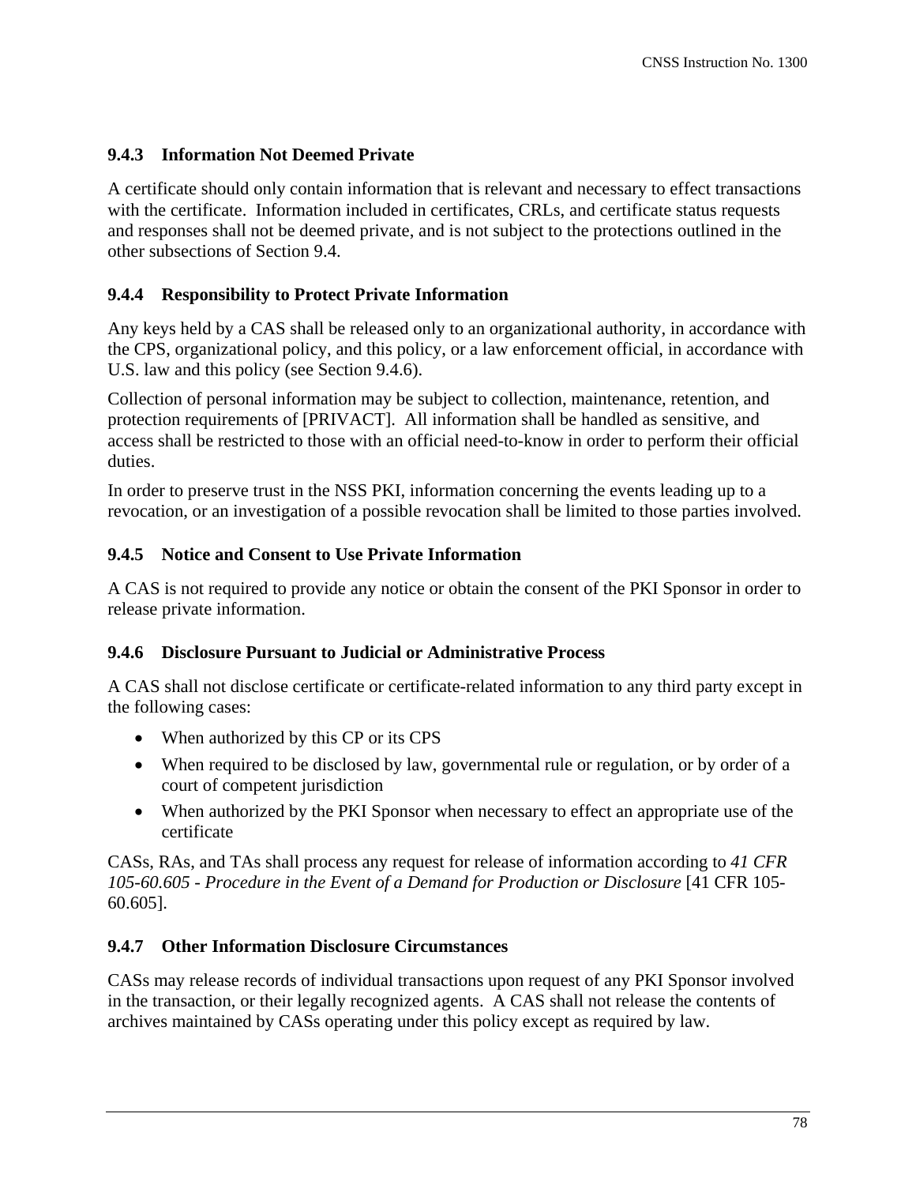### 9.4.3 Information Not Deemed Private

A certificate should only contain information that is relevant and necessary to effect transactions with the certificate. Information included in certificates, CRLs, and certificate status requests and responses shall not be deemed private, and is not subject to the protections outlined in the other subsections of Section 9.4.

### 9.4.4 Responsibility to Protect Private Information

Any keys held by a CAS shall be released only to an organizational authority, in accordance with the CPS, organizational policy, and this policy, or a law enforcement official, in accordance with U.S. law and this policy (see Section 9.4.6).

Collection of personal information may be subject to collection, maintenance, retention, and protection requirements of [PRIVACT]. All information shall be handled as sensitive, and access shall be restricted to those with an official need-to-know in order to perform their official duties.

In order to preserve trust in the NSS PKI, information concerning the events leading up to a revocation, or an investigation of a possible revocation shall be limited to those parties involved.

### 9.4.5 Notice and Consent to Use Private Information

A CAS is not required to provide any notice or obtain the consent of the PKI Sponsor in order to release private information.

### 9.4.6 Disclosure Pursuant to Judicial or Administrative Process

A CAS shall not disclose certificate or certificate-related information to any third party except in the following cases:

- When authorized by this CP or its CPS
- When required to be disclosed by law, governmental rule or regulation, or by order of a court of competent jurisdiction
- When authorized by the PKI Sponsor when necessary to effect an appropriate use of the certificate

CASs, RAs, and TAs shall process any request for release of information according to *41 CFR 105-60.605 - Procedure in the Event of a Demand for Production or Disclosure* [41 CFR 105-60.605].

### 9.4.7 Other Information Disclosure Circumstances

CASs may release records of individual transactions upon request of any PKI Sponsor involved in the transaction, or their legally recognized agents. A CAS shall not release the contents of archives maintained by CASs operating under this policy except as required by law.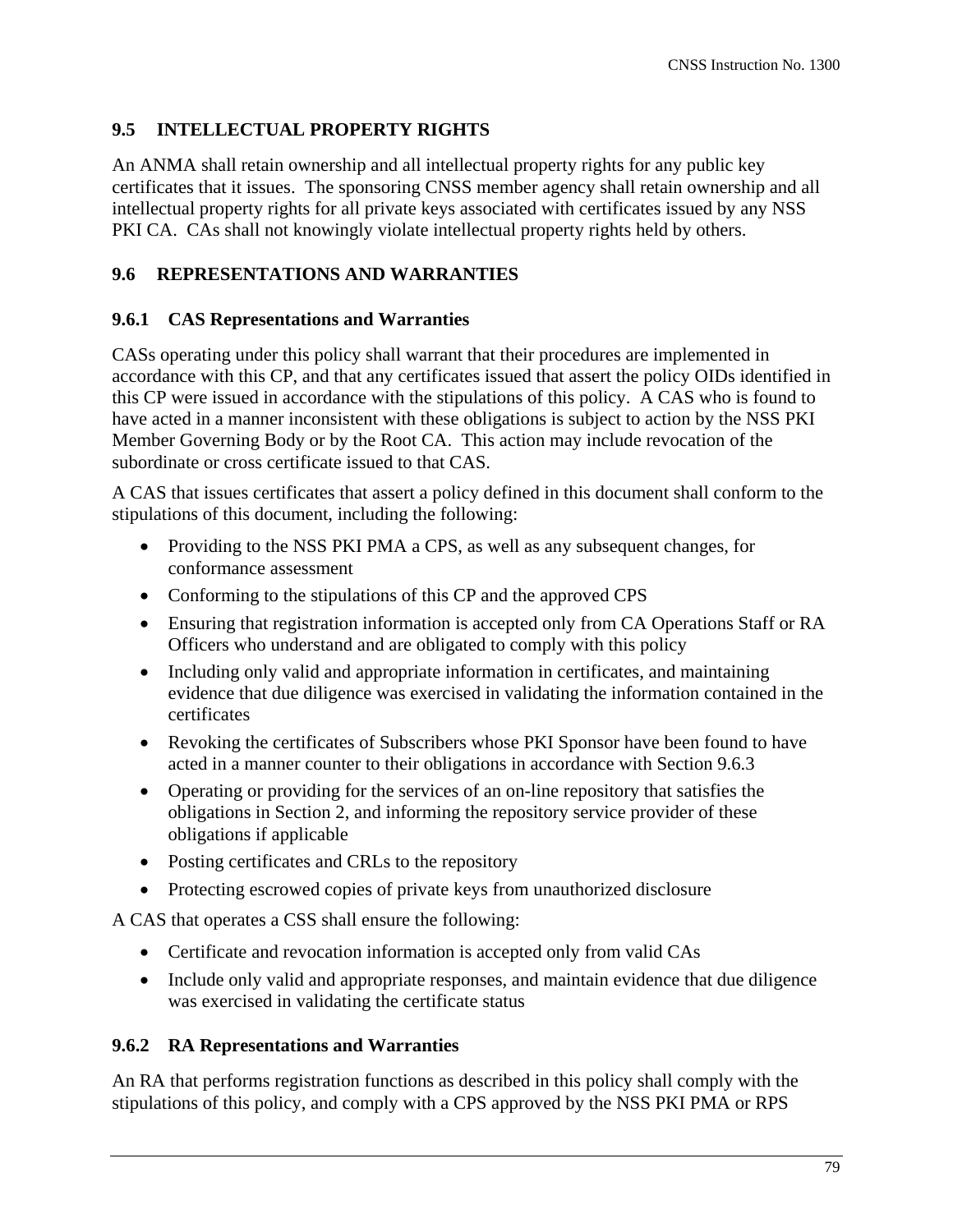## 9.5 INTELLECTUAL PROPERTY RIGHTS

An ANMA shall retain ownership and all intellectual property rights for any public key certificates that it issues. The sponsoring CNSS member agency shall retain ownership and all intellectual property rights for all private keys associated with certificates issued by any NSS PKI CA. CAs shall not knowingly violate intellectual property rights held by others.

## 9.6 REPRESENTATIONS AND WARRANTIES

### 9.6.1 CAS Representations and Warranties

CASs operating under this policy shall warrant that their procedures are implemented in accordance with this CP, and that any certificates issued that assert the policy OIDs identified in this CP were issued in accordance with the stipulations of this policy. A CAS who is found to have acted in a manner inconsistent with these obligations is subject to action by the NSS PKI Member Governing Body or by the Root CA. This action may include revocation of the subordinate or cross certificate issued to that CAS.

A CAS that issues certificates that assert a policy defined in this document shall conform to the stipulations of this document, including the following:

- Providing to the NSS PKI PMA a CPS, as well as any subsequent changes, for conformance assessment
- Conforming to the stipulations of this CP and the approved CPS
- Ensuring that registration information is accepted only from CA Operations Staff or RA Officers who understand and are obligated to comply with this policy
- Including only valid and appropriate information in certificates, and maintaining evidence that due diligence was exercised in validating the information contained in the certificates
- Revoking the certificates of Subscribers whose PKI Sponsor have been found to have acted in a manner counter to their obligations in accordance with Section 9.6.3
- Operating or providing for the services of an on-line repository that satisfies the obligations in Section 2, and informing the repository service provider of these obligations if applicable
- Posting certificates and CRLs to the repository
- Protecting escrowed copies of private keys from unauthorized disclosure

A CAS that operates a CSS shall ensure the following:

- Certificate and revocation information is accepted only from valid CAs
- Include only valid and appropriate responses, and maintain evidence that due diligence was exercised in validating the certificate status

### 9.6.2 RA Representations and Warranties

An RA that performs registration functions as described in this policy shall comply with the stipulations of this policy, and comply with a CPS approved by the NSS PKI PMA or RPS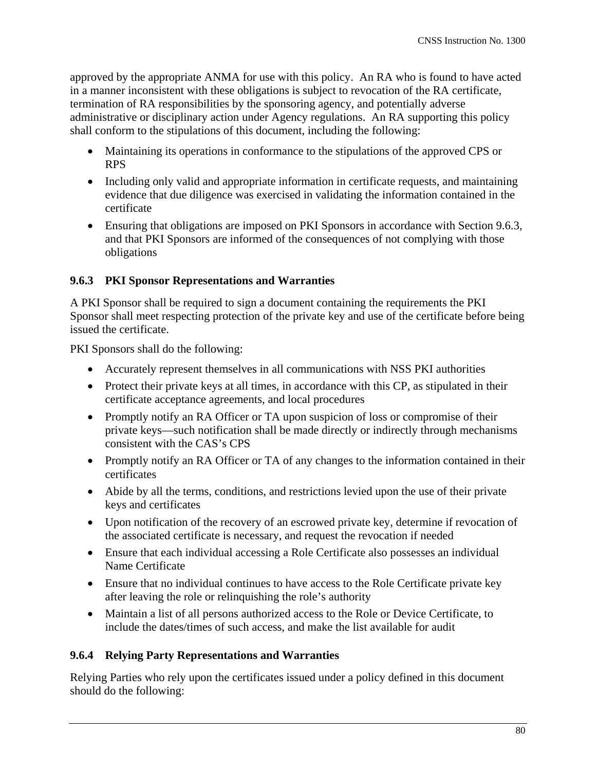approved by the appropriate ANMA for use with this policy. An RA who is found to have acted in a manner inconsistent with these obligations is subject to revocation of the RA certificate, termination of RA responsibilities by the sponsoring agency, and potentially adverse administrative or disciplinary action under Agency regulations. An RA supporting this policy shall conform to the stipulations of this document, including the following:

- Maintaining its operations in conformance to the stipulations of the approved CPS or RPS
- Including only valid and appropriate information in certificate requests, and maintaining evidence that due diligence was exercised in validating the information contained in the certificate
- Ensuring that obligations are imposed on PKI Sponsors in accordance with Section 9.6.3, and that PKI Sponsors are informed of the consequences of not complying with those obligations

### 9.6.3 PKI Sponsor Representations and Warranties

A PKI Sponsor shall be required to sign a document containing the requirements the PKI Sponsor shall meet respecting protection of the private key and use of the certificate before being issued the certificate.

PKI Sponsors shall do the following:

- Accurately represent themselves in all communications with NSS PKI authorities
- Protect their private keys at all times, in accordance with this CP, as stipulated in their certificate acceptance agreements, and local procedures
- Promptly notify an RA Officer or TA upon suspicion of loss or compromise of their private keys—such notification shall be made directly or indirectly through mechanisms consistent with the CAS's CPS
- Promptly notify an RA Officer or TA of any changes to the information contained in their certificates
- Abide by all the terms, conditions, and restrictions levied upon the use of their private keys and certificates
- Upon notification of the recovery of an escrowed private key, determine if revocation of the associated certificate is necessary, and request the revocation if needed
- Ensure that each individual accessing a Role Certificate also possesses an individual Name Certificate
- Ensure that no individual continues to have access to the Role Certificate private key after leaving the role or relinquishing the role's authority
- Maintain a list of all persons authorized access to the Role or Device Certificate, to include the dates/times of such access, and make the list available for audit

### 9.6.4 Relying Party Representations and Warranties

Relying Parties who rely upon the certificates issued under a policy defined in this document should do the following: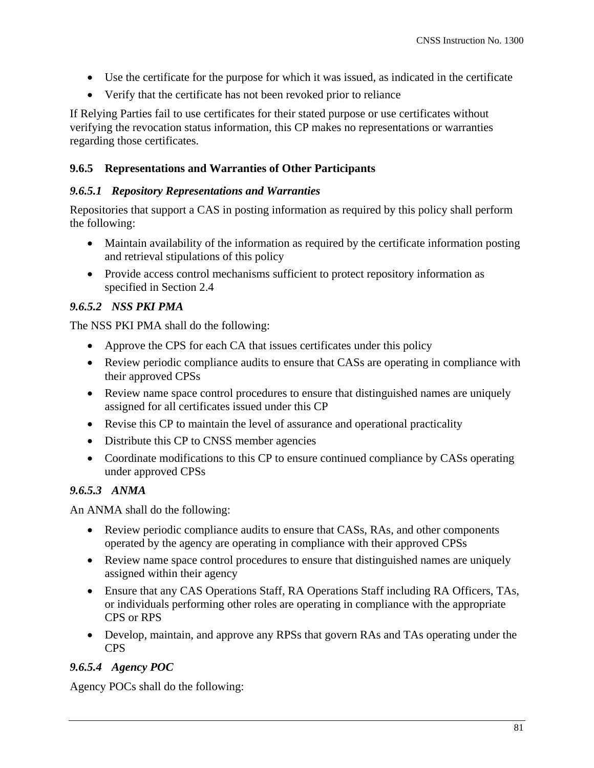- Use the certificate for the purpose for which it was issued, as indicated in the certificate
- Verify that the certificate has not been revoked prior to reliance

If Relying Parties fail to use certificates for their stated purpose or use certificates without verifying the revocation status information, this CP makes no representations or warranties regarding those certificates.

### 9.6.5 Representations and Warranties of Other Participants

#### *9.6.5.1 Repository Representations and Warranties*

Repositories that support a CAS in posting information as required by this policy shall perform the following:

- Maintain availability of the information as required by the certificate information posting and retrieval stipulations of this policy
- Provide access control mechanisms sufficient to protect repository information as specified in Section 2.4

#### *9.6.5.2 NSS PKI PMA*

The NSS PKI PMA shall do the following:

- Approve the CPS for each CA that issues certificates under this policy
- Review periodic compliance audits to ensure that CASs are operating in compliance with their approved CPSs
- Review name space control procedures to ensure that distinguished names are uniquely assigned for all certificates issued under this CP
- Revise this CP to maintain the level of assurance and operational practicality
- Distribute this CP to CNSS member agencies
- Coordinate modifications to this CP to ensure continued compliance by CASs operating under approved CPSs

#### *9.6.5.3 ANMA*

An ANMA shall do the following:

- Review periodic compliance audits to ensure that CASs, RAs, and other components operated by the agency are operating in compliance with their approved CPSs
- Review name space control procedures to ensure that distinguished names are uniquely assigned within their agency
- Ensure that any CAS Operations Staff, RA Operations Staff including RA Officers, TAs, or individuals performing other roles are operating in compliance with the appropriate CPS or RPS
- Develop, maintain, and approve any RPSs that govern RAs and TAs operating under the CPS

#### *9.6.5.4 Agency POC*

Agency POCs shall do the following: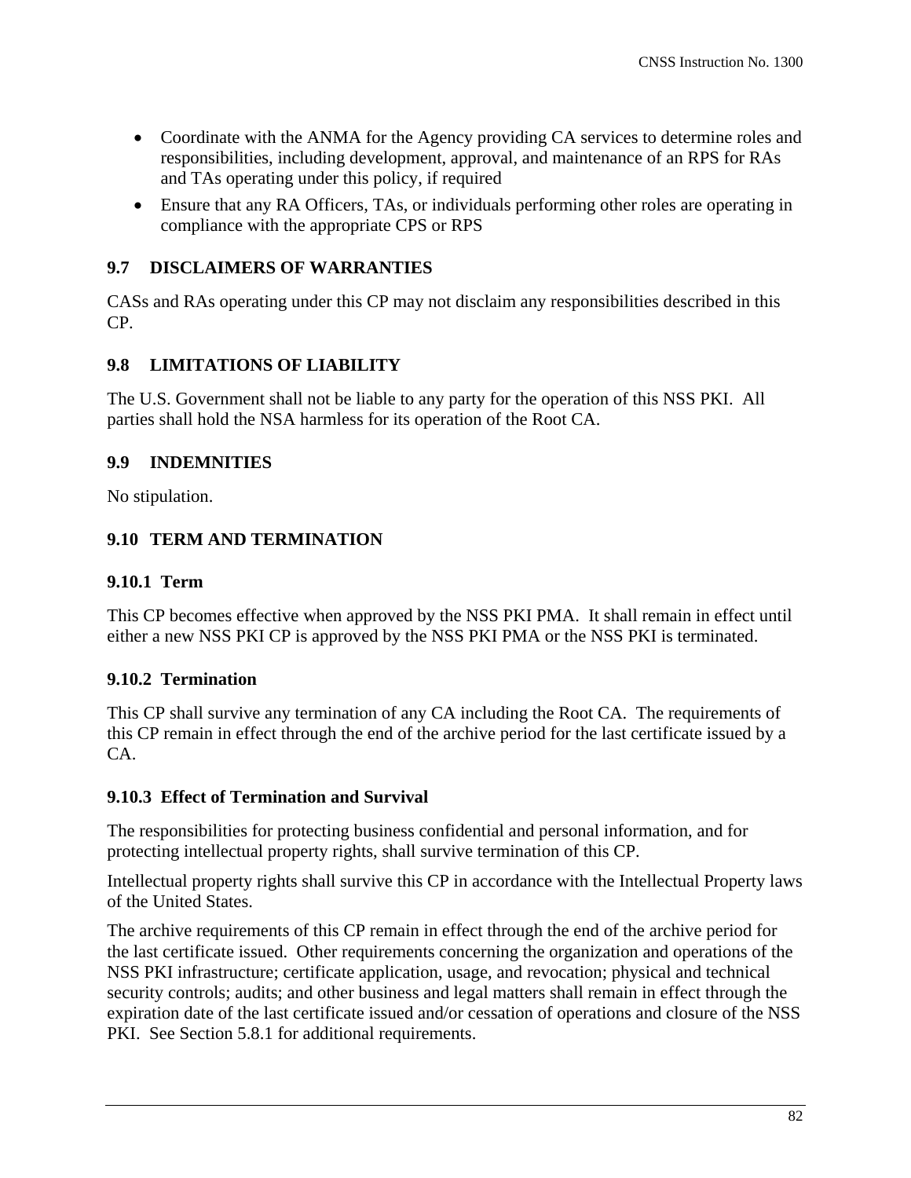- Coordinate with the ANMA for the Agency providing CA services to determine roles and responsibilities, including development, approval, and maintenance of an RPS for RAs and TAs operating under this policy, if required
- Ensure that any RA Officers, TAs, or individuals performing other roles are operating in compliance with the appropriate CPS or RPS

## 9.7 DISCLAIMERS OF WARRANTIES

CASs and RAs operating under this CP may not disclaim any responsibilities described in this CP.

## 9.8 LIMITATIONS OF LIABILITY

The U.S. Government shall not be liable to any party for the operation of this NSS PKI. All parties shall hold the NSA harmless for its operation of the Root CA.

## 9.9 INDEMNITIES

No stipulation.

## 9.10 TERM AND TERMINATION

### 9.10.1 Term

This CP becomes effective when approved by the NSS PKI PMA. It shall remain in effect until either a new NSS PKI CP is approved by the NSS PKI PMA or the NSS PKI is terminated.

### 9.10.2 Termination

This CP shall survive any termination of any CA including the Root CA. The requirements of this CP remain in effect through the end of the archive period for the last certificate issued by a CA.

### 9.10.3 Effect of Termination and Survival

The responsibilities for protecting business confidential and personal information, and for protecting intellectual property rights, shall survive termination of this CP.

Intellectual property rights shall survive this CP in accordance with the Intellectual Property laws of the United States.

The archive requirements of this CP remain in effect through the end of the archive period for the last certificate issued. Other requirements concerning the organization and operations of the NSS PKI infrastructure; certificate application, usage, and revocation; physical and technical security controls; audits; and other business and legal matters shall remain in effect through the expiration date of the last certificate issued and/or cessation of operations and closure of the NSS PKI. See Section 5.8.1 for additional requirements.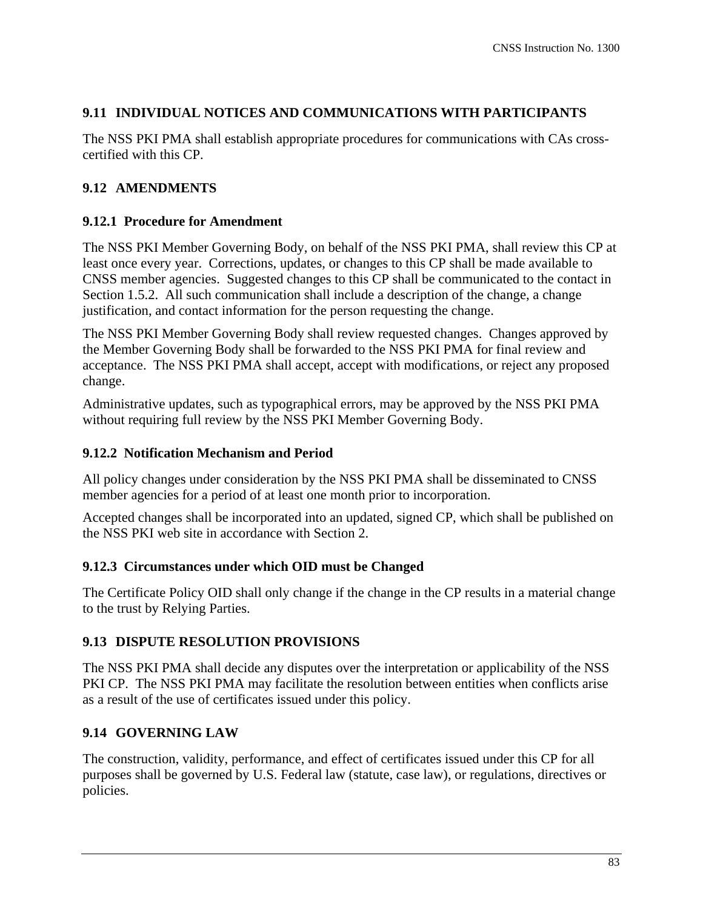## 9.11 INDIVIDUAL NOTICES AND COMMUNICATIONS WITH PARTICIPANTS

The NSS PKI PMA shall establish appropriate procedures for communications with CAs cross-certified with this CP.

## 9.12 AMENDMENTS

### 9.12.1 Procedure for Amendment

The NSS PKI Member Governing Body, on behalf of the NSS PKI PMA, shall review this CP at least once every year. Corrections, updates, or changes to this CP shall be made available to CNSS member agencies. Suggested changes to this CP shall be communicated to the contact in Section 1.5.2. All such communication shall include a description of the change, a change justification, and contact information for the person requesting the change.

The NSS PKI Member Governing Body shall review requested changes. Changes approved by the Member Governing Body shall be forwarded to the NSS PKI PMA for final review and acceptance. The NSS PKI PMA shall accept, accept with modifications, or reject any proposed change.

Administrative updates, such as typographical errors, may be approved by the NSS PKI PMA without requiring full review by the NSS PKI Member Governing Body.

### 9.12.2 Notification Mechanism and Period

All policy changes under consideration by the NSS PKI PMA shall be disseminated to CNSS member agencies for a period of at least one month prior to incorporation.

Accepted changes shall be incorporated into an updated, signed CP, which shall be published on the NSS PKI web site in accordance with Section 2.

### 9.12.3 Circumstances under which OID must be Changed

The Certificate Policy OID shall only change if the change in the CP results in a material change to the trust by Relying Parties.

## 9.13 DISPUTE RESOLUTION PROVISIONS

The NSS PKI PMA shall decide any disputes over the interpretation or applicability of the NSS PKI CP. The NSS PKI PMA may facilitate the resolution between entities when conflicts arise as a result of the use of certificates issued under this policy.

## 9.14 GOVERNING LAW

The construction, validity, performance, and effect of certificates issued under this CP for all purposes shall be governed by U.S. Federal law (statute, case law), or regulations, directives or policies.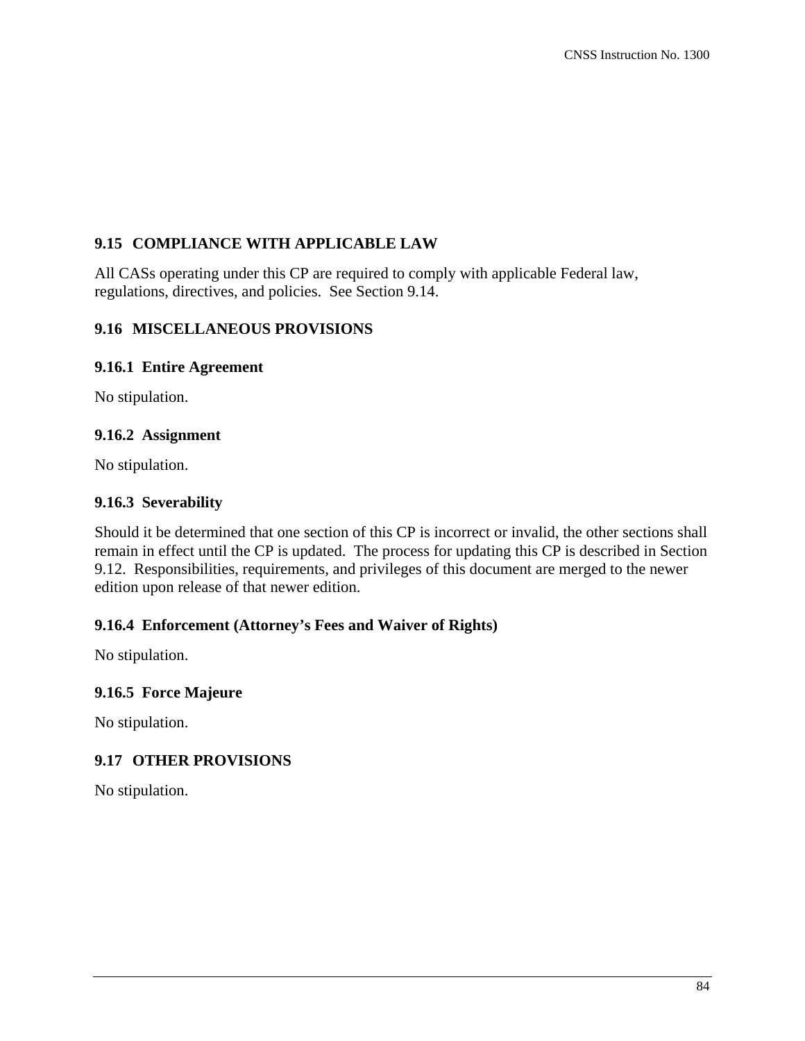## 9.15 COMPLIANCE WITH APPLICABLE LAW

All CASs operating under this CP are required to comply with applicable Federal law, regulations, directives, and policies. See Section 9.14.

## 9.16 MISCELLANEOUS PROVISIONS

### 9.16.1 Entire Agreement

No stipulation.

### 9.16.2 Assignment

No stipulation.

### 9.16.3 Severability

Should it be determined that one section of this CP is incorrect or invalid, the other sections shall remain in effect until the CP is updated. The process for updating this CP is described in Section 9.12. Responsibilities, requirements, and privileges of this document are merged to the newer edition upon release of that newer edition.

### 9.16.4 Enforcement (Attorney's Fees and Waiver of Rights)

No stipulation.

### 9.16.5 Force Majeure

No stipulation.

## 9.17 OTHER PROVISIONS

No stipulation.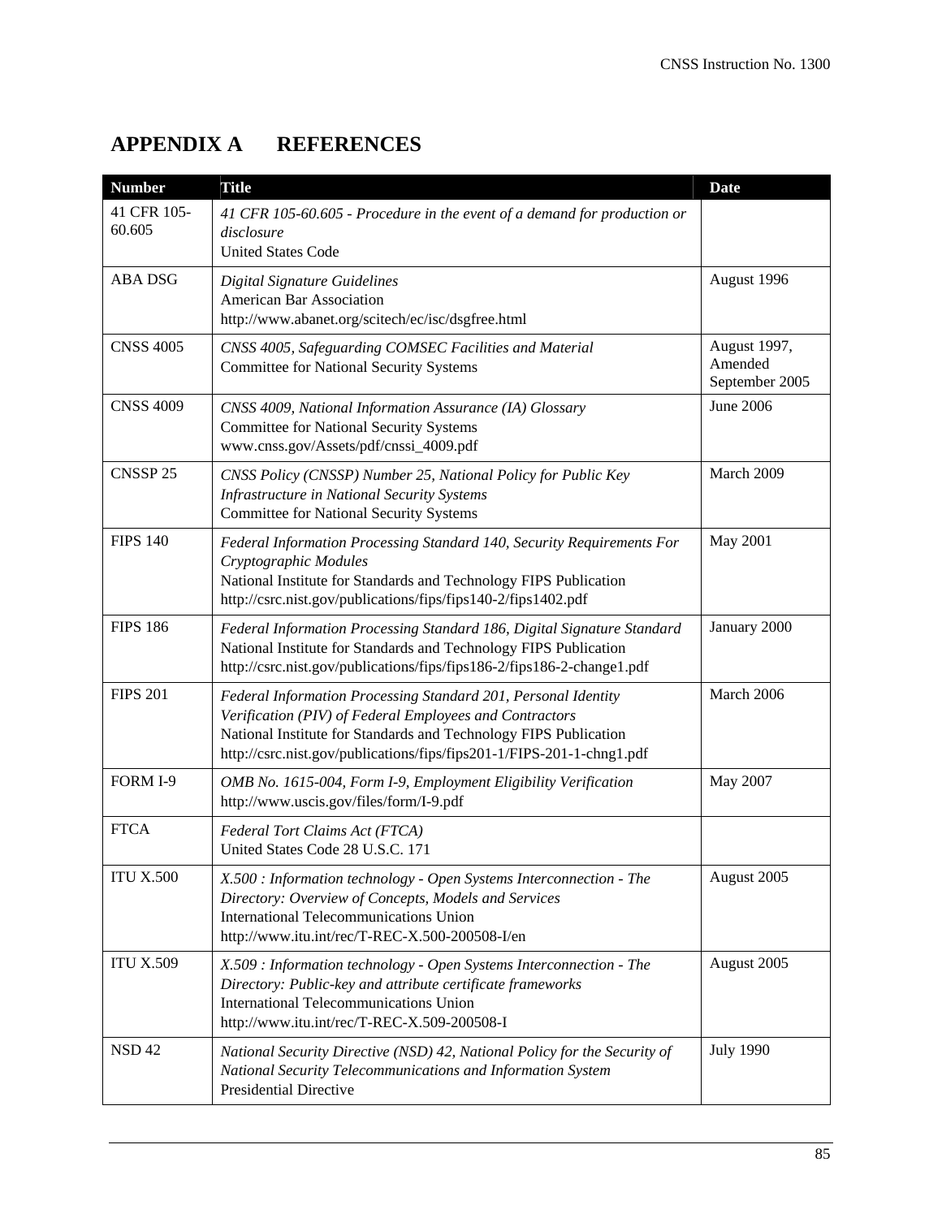# APPENDIX A REFERENCES

| Number | Title | Date |
|---|---|---|
| 41 CFR 105-60.605 | *41 CFR 105-60.605 - Procedure in the event of a demand for production or disclosure*<br>United States Code | |
| ABA DSG | *Digital Signature Guidelines*<br>American Bar Association<br>http://www.abanet.org/scitech/ec/isc/dsgfree.html | August 1996 |
| CNSS 4005 | *CNSS 4005, Safeguarding COMSEC Facilities and Material*<br>Committee for National Security Systems | August 1997, Amended September 2005 |
| CNSS 4009 | *CNSS 4009, National Information Assurance (IA) Glossary*<br>Committee for National Security Systems<br>www.cnss.gov/Assets/pdf/cnssi_4009.pdf | June 2006 |
| CNSSP 25 | *CNSS Policy (CNSSP) Number 25, National Policy for Public Key Infrastructure in National Security Systems*<br>Committee for National Security Systems | March 2009 |
| FIPS 140 | *Federal Information Processing Standard 140, Security Requirements For Cryptographic Modules*<br>National Institute for Standards and Technology FIPS Publication<br>http://csrc.nist.gov/publications/fips/fips140-2/fips1402.pdf | May 2001 |
| FIPS 186 | *Federal Information Processing Standard 186, Digital Signature Standard*<br>National Institute for Standards and Technology FIPS Publication<br>http://csrc.nist.gov/publications/fips/fips186-2/fips186-2-change1.pdf | January 2000 |
| FIPS 201 | *Federal Information Processing Standard 201, Personal Identity Verification (PIV) of Federal Employees and Contractors*<br>National Institute for Standards and Technology FIPS Publication<br>http://csrc.nist.gov/publications/fips/fips201-1/FIPS-201-1-chng1.pdf | March 2006 |
| FORM I-9 | *OMB No. 1615-004, Form I-9, Employment Eligibility Verification*<br>http://www.uscis.gov/files/form/I-9.pdf | May 2007 |
| FTCA | *Federal Tort Claims Act (FTCA)*<br>United States Code 28 U.S.C. 171 | |
| ITU X.500 | *X.500 : Information technology - Open Systems Interconnection - The Directory: Overview of Concepts, Models and Services*<br>International Telecommunications Union<br>http://www.itu.int/rec/T-REC-X.500-200508-I/en | August 2005 |
| ITU X.509 | *X.509 : Information technology - Open Systems Interconnection - The Directory: Public-key and attribute certificate frameworks*<br>International Telecommunications Union<br>http://www.itu.int/rec/T-REC-X.509-200508-I | August 2005 |
| NSD 42 | *National Security Directive (NSD) 42, National Policy for the Security of National Security Telecommunications and Information System*<br>Presidential Directive | July 1990 |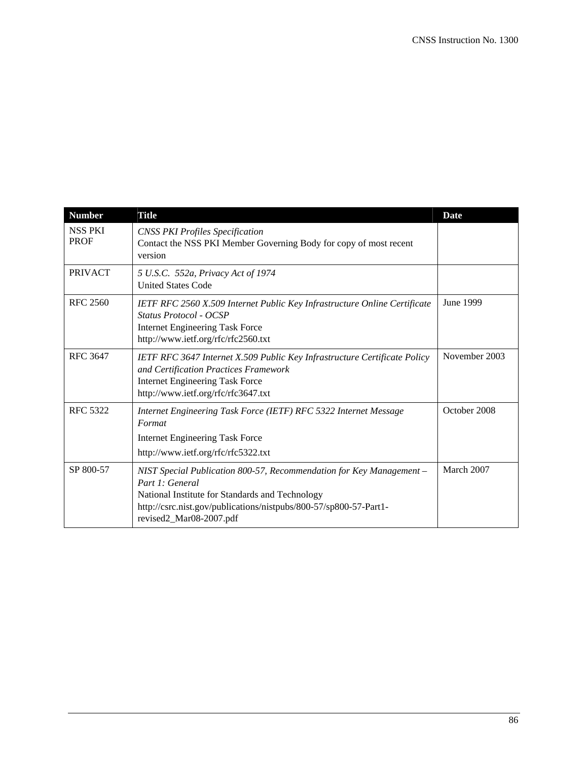| Number | Title | Date |
|---|---|---|
| NSS PKI PROF | *CNSS PKI Profiles Specification*<br>Contact the NSS PKI Member Governing Body for copy of most recent version | |
| PRIVACT | *5 U.S.C. 552a, Privacy Act of 1974*<br>United States Code | |
| RFC 2560 | *IETF RFC 2560 X.509 Internet Public Key Infrastructure Online Certificate Status Protocol - OCSP*<br>Internet Engineering Task Force<br>http://www.ietf.org/rfc/rfc2560.txt | June 1999 |
| RFC 3647 | *IETF RFC 3647 Internet X.509 Public Key Infrastructure Certificate Policy and Certification Practices Framework*<br>Internet Engineering Task Force<br>http://www.ietf.org/rfc/rfc3647.txt | November 2003 |
| RFC 5322 | *Internet Engineering Task Force (IETF) RFC 5322 Internet Message Format*<br>Internet Engineering Task Force<br>http://www.ietf.org/rfc/rfc5322.txt | October 2008 |
| SP 800-57 | *NIST Special Publication 800-57, Recommendation for Key Management – Part 1: General*<br>National Institute for Standards and Technology<br>http://csrc.nist.gov/publications/nistpubs/800-57/sp800-57-Part1-revised2_Mar08-2007.pdf | March 2007 |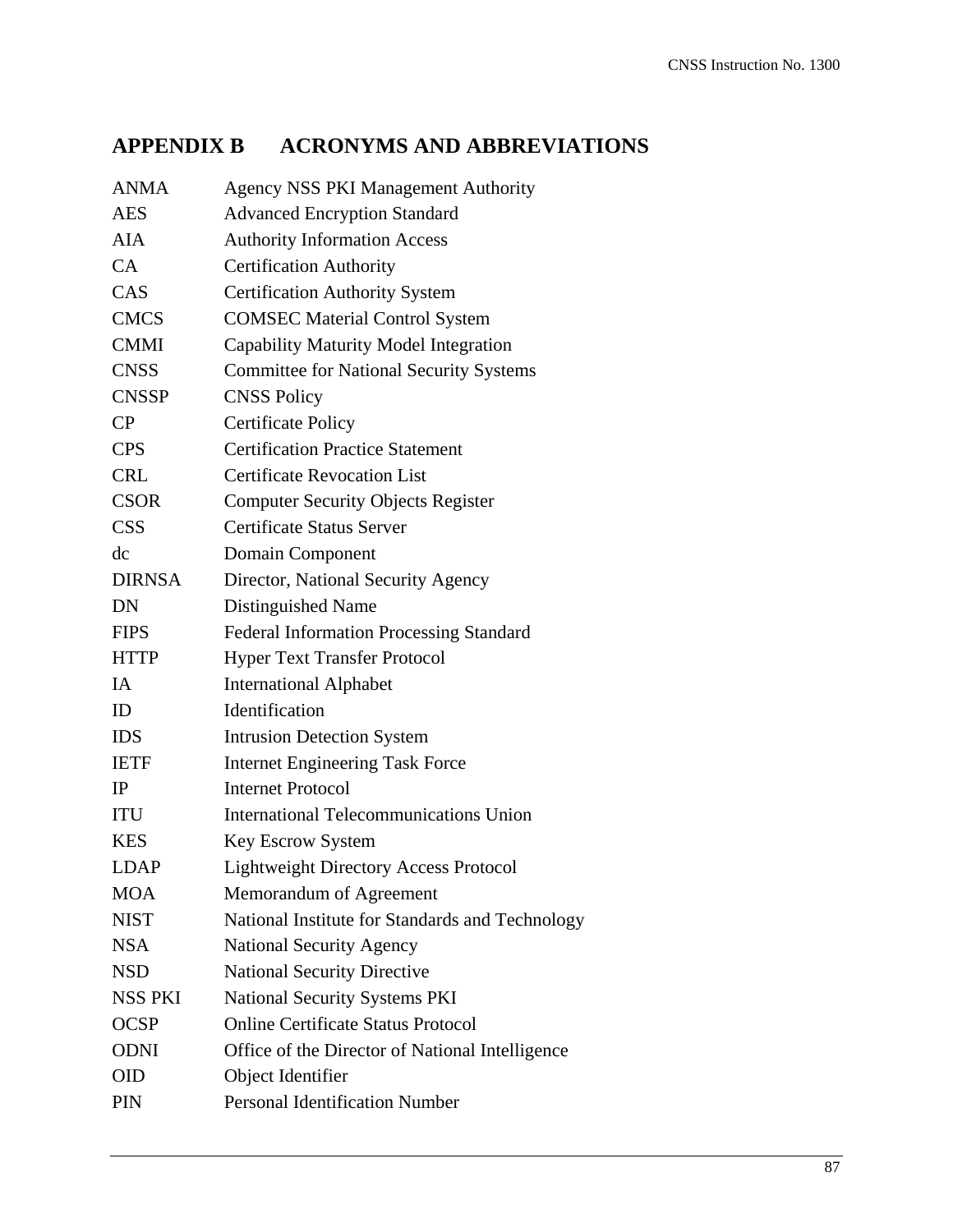# APPENDIX B ACRONYMS AND ABBREVIATIONS

| | |
|---|---|
| ANMA | Agency NSS PKI Management Authority |
| AES | Advanced Encryption Standard |
| AIA | Authority Information Access |
| CA | Certification Authority |
| CAS | Certification Authority System |
| CMCS | COMSEC Material Control System |
| CMMI | Capability Maturity Model Integration |
| CNSS | Committee for National Security Systems |
| CNSSP | CNSS Policy |
| CP | Certificate Policy |
| CPS | Certification Practice Statement |
| CRL | Certificate Revocation List |
| CSOR | Computer Security Objects Register |
| CSS | Certificate Status Server |
| dc | Domain Component |
| DIRNSA | Director, National Security Agency |
| DN | Distinguished Name |
| FIPS | Federal Information Processing Standard |
| HTTP | Hyper Text Transfer Protocol |
| IA | International Alphabet |
| ID | Identification |
| IDS | Intrusion Detection System |
| IETF | Internet Engineering Task Force |
| IP | Internet Protocol |
| ITU | International Telecommunications Union |
| KES | Key Escrow System |
| LDAP | Lightweight Directory Access Protocol |
| MOA | Memorandum of Agreement |
| NIST | National Institute for Standards and Technology |
| NSA | National Security Agency |
| NSD | National Security Directive |
| NSS PKI | National Security Systems PKI |
| OCSP | Online Certificate Status Protocol |
| ODNI | Office of the Director of National Intelligence |
| OID | Object Identifier |
| PIN | Personal Identification Number |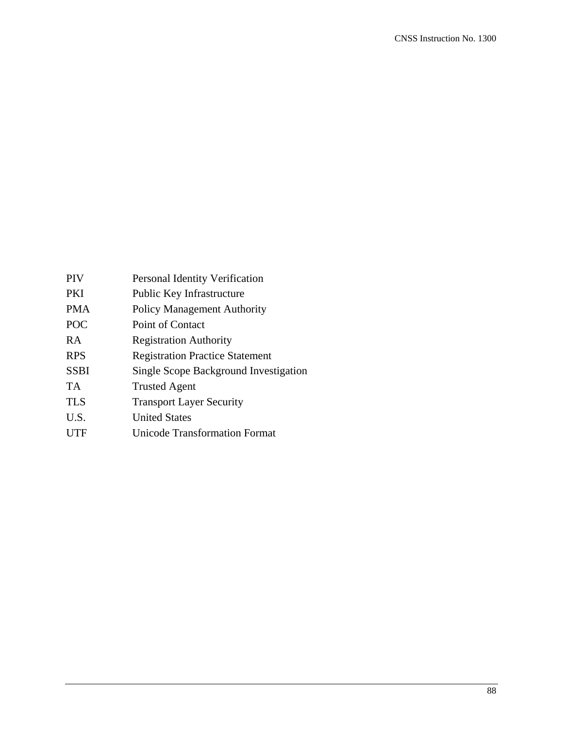| | |
|---|---|
| PIV | Personal Identity Verification |
| PKI | Public Key Infrastructure |
| PMA | Policy Management Authority |
| POC | Point of Contact |
| RA | Registration Authority |
| RPS | Registration Practice Statement |
| SSBI | Single Scope Background Investigation |
| TA | Trusted Agent |
| TLS | Transport Layer Security |
| U.S. | United States |
| UTF | Unicode Transformation Format |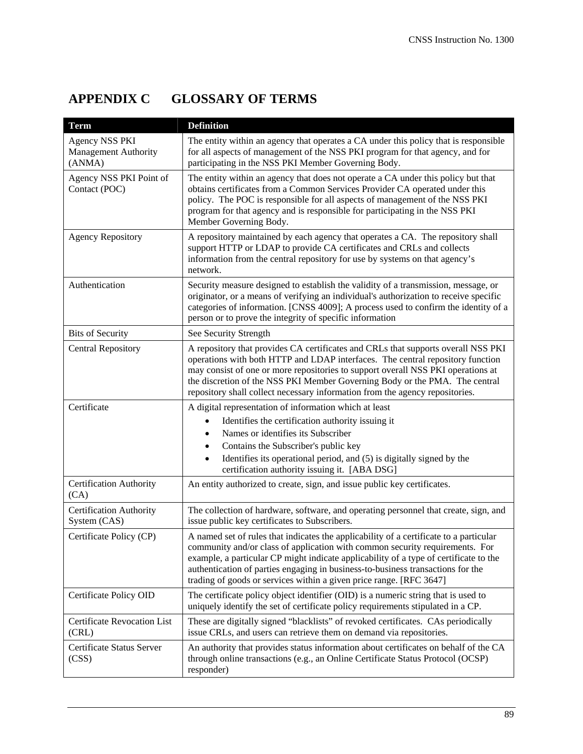# APPENDIX C GLOSSARY OF TERMS

| Term | Definition |
|---|---|
| Agency NSS PKI Management Authority (ANMA) | The entity within an agency that operates a CA under this policy that is responsible for all aspects of management of the NSS PKI program for that agency, and for participating in the NSS PKI Member Governing Body. |
| Agency NSS PKI Point of Contact (POC) | The entity within an agency that does not operate a CA under this policy but that obtains certificates from a Common Services Provider CA operated under this policy. The POC is responsible for all aspects of management of the NSS PKI program for that agency and is responsible for participating in the NSS PKI Member Governing Body. |
| Agency Repository | A repository maintained by each agency that operates a CA. The repository shall support HTTP or LDAP to provide CA certificates and CRLs and collects information from the central repository for use by systems on that agency's network. |
| Authentication | Security measure designed to establish the validity of a transmission, message, or originator, or a means of verifying an individual's authorization to receive specific categories of information. [CNSS 4009]; A process used to confirm the identity of a person or to prove the integrity of specific information |
| Bits of Security | See Security Strength |
| Central Repository | A repository that provides CA certificates and CRLs that supports overall NSS PKI operations with both HTTP and LDAP interfaces. The central repository function may consist of one or more repositories to support overall NSS PKI operations at the discretion of the NSS PKI Member Governing Body or the PMA. The central repository shall collect necessary information from the agency repositories. |
| Certificate | A digital representation of information which at least<br>• Identifies the certification authority issuing it<br>• Names or identifies its Subscriber<br>• Contains the Subscriber's public key<br>• Identifies its operational period, and (5) is digitally signed by the certification authority issuing it. [ABA DSG] |
| Certification Authority (CA) | An entity authorized to create, sign, and issue public key certificates. |
| Certification Authority System (CAS) | The collection of hardware, software, and operating personnel that create, sign, and issue public key certificates to Subscribers. |
| Certificate Policy (CP) | A named set of rules that indicates the applicability of a certificate to a particular community and/or class of application with common security requirements. For example, a particular CP might indicate applicability of a type of certificate to the authentication of parties engaging in business-to-business transactions for the trading of goods or services within a given price range. [RFC 3647] |
| Certificate Policy OID | The certificate policy object identifier (OID) is a numeric string that is used to uniquely identify the set of certificate policy requirements stipulated in a CP. |
| Certificate Revocation List (CRL) | These are digitally signed "blacklists" of revoked certificates. CAs periodically issue CRLs, and users can retrieve them on demand via repositories. |
| Certificate Status Server (CSS) | An authority that provides status information about certificates on behalf of the CA through online transactions (e.g., an Online Certificate Status Protocol (OCSP) responder) |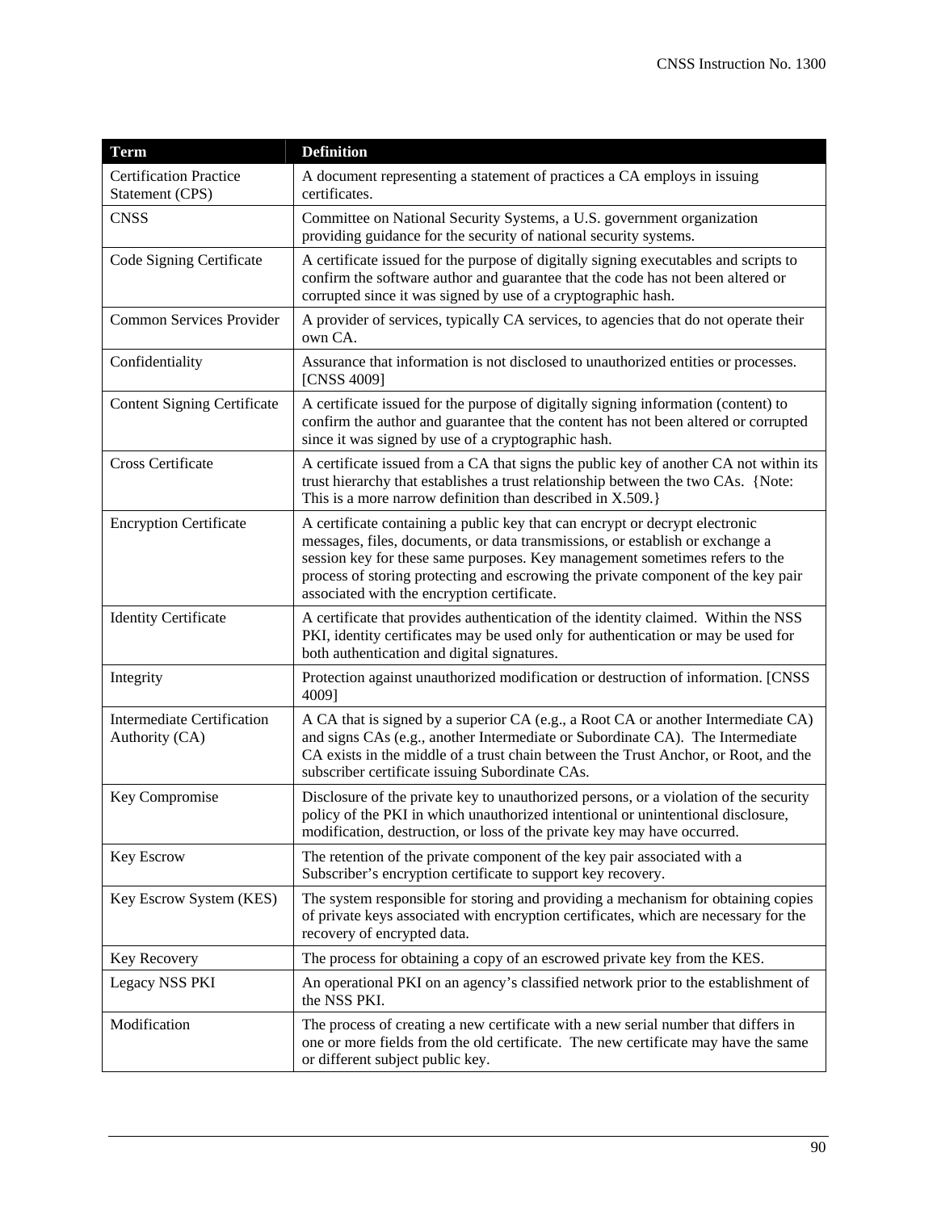| Term | Definition |
| --- | --- |
| Certification Practice Statement (CPS) | A document representing a statement of practices a CA employs in issuing certificates. |
| CNSS | Committee on National Security Systems, a U.S. government organization providing guidance for the security of national security systems. |
| Code Signing Certificate | A certificate issued for the purpose of digitally signing executables and scripts to confirm the software author and guarantee that the code has not been altered or corrupted since it was signed by use of a cryptographic hash. |
| Common Services Provider | A provider of services, typically CA services, to agencies that do not operate their own CA. |
| Confidentiality | Assurance that information is not disclosed to unauthorized entities or processes. [CNSS 4009] |
| Content Signing Certificate | A certificate issued for the purpose of digitally signing information (content) to confirm the author and guarantee that the content has not been altered or corrupted since it was signed by use of a cryptographic hash. |
| Cross Certificate | A certificate issued from a CA that signs the public key of another CA not within its trust hierarchy that establishes a trust relationship between the two CAs. {Note: This is a more narrow definition than described in X.509.} |
| Encryption Certificate | A certificate containing a public key that can encrypt or decrypt electronic messages, files, documents, or data transmissions, or establish or exchange a session key for these same purposes. Key management sometimes refers to the process of storing protecting and escrowing the private component of the key pair associated with the encryption certificate. |
| Identity Certificate | A certificate that provides authentication of the identity claimed. Within the NSS PKI, identity certificates may be used only for authentication or may be used for both authentication and digital signatures. |
| Integrity | Protection against unauthorized modification or destruction of information. [CNSS 4009] |
| Intermediate Certification Authority (CA) | A CA that is signed by a superior CA (e.g., a Root CA or another Intermediate CA) and signs CAs (e.g., another Intermediate or Subordinate CA). The Intermediate CA exists in the middle of a trust chain between the Trust Anchor, or Root, and the subscriber certificate issuing Subordinate CAs. |
| Key Compromise | Disclosure of the private key to unauthorized persons, or a violation of the security policy of the PKI in which unauthorized intentional or unintentional disclosure, modification, destruction, or loss of the private key may have occurred. |
| Key Escrow | The retention of the private component of the key pair associated with a Subscriber's encryption certificate to support key recovery. |
| Key Escrow System (KES) | The system responsible for storing and providing a mechanism for obtaining copies of private keys associated with encryption certificates, which are necessary for the recovery of encrypted data. |
| Key Recovery | The process for obtaining a copy of an escrowed private key from the KES. |
| Legacy NSS PKI | An operational PKI on an agency's classified network prior to the establishment of the NSS PKI. |
| Modification | The process of creating a new certificate with a new serial number that differs in one or more fields from the old certificate. The new certificate may have the same or different subject public key. |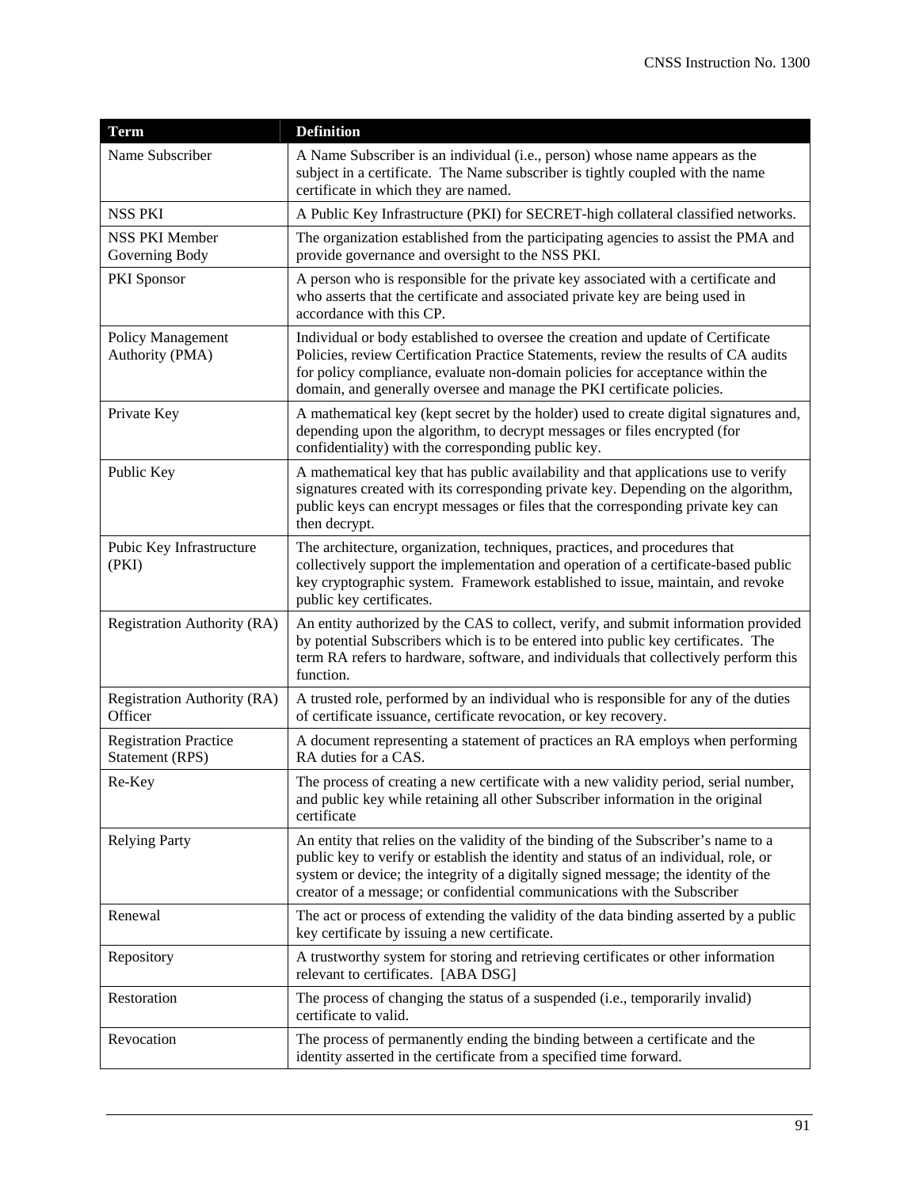| Term | Definition |
|---|---|
| Name Subscriber | A Name Subscriber is an individual (i.e., person) whose name appears as the subject in a certificate. The Name subscriber is tightly coupled with the name certificate in which they are named. |
| NSS PKI | A Public Key Infrastructure (PKI) for SECRET-high collateral classified networks. |
| NSS PKI Member Governing Body | The organization established from the participating agencies to assist the PMA and provide governance and oversight to the NSS PKI. |
| PKI Sponsor | A person who is responsible for the private key associated with a certificate and who asserts that the certificate and associated private key are being used in accordance with this CP. |
| Policy Management Authority (PMA) | Individual or body established to oversee the creation and update of Certificate Policies, review Certification Practice Statements, review the results of CA audits for policy compliance, evaluate non-domain policies for acceptance within the domain, and generally oversee and manage the PKI certificate policies. |
| Private Key | A mathematical key (kept secret by the holder) used to create digital signatures and, depending upon the algorithm, to decrypt messages or files encrypted (for confidentiality) with the corresponding public key. |
| Public Key | A mathematical key that has public availability and that applications use to verify signatures created with its corresponding private key. Depending on the algorithm, public keys can encrypt messages or files that the corresponding private key can then decrypt. |
| Pubic Key Infrastructure (PKI) | The architecture, organization, techniques, practices, and procedures that collectively support the implementation and operation of a certificate-based public key cryptographic system. Framework established to issue, maintain, and revoke public key certificates. |
| Registration Authority (RA) | An entity authorized by the CAS to collect, verify, and submit information provided by potential Subscribers which is to be entered into public key certificates. The term RA refers to hardware, software, and individuals that collectively perform this function. |
| Registration Authority (RA) Officer | A trusted role, performed by an individual who is responsible for any of the duties of certificate issuance, certificate revocation, or key recovery. |
| Registration Practice Statement (RPS) | A document representing a statement of practices an RA employs when performing RA duties for a CAS. |
| Re-Key | The process of creating a new certificate with a new validity period, serial number, and public key while retaining all other Subscriber information in the original certificate |
| Relying Party | An entity that relies on the validity of the binding of the Subscriber's name to a public key to verify or establish the identity and status of an individual, role, or system or device; the integrity of a digitally signed message; the identity of the creator of a message; or confidential communications with the Subscriber |
| Renewal | The act or process of extending the validity of the data binding asserted by a public key certificate by issuing a new certificate. |
| Repository | A trustworthy system for storing and retrieving certificates or other information relevant to certificates. [ABA DSG] |
| Restoration | The process of changing the status of a suspended (i.e., temporarily invalid) certificate to valid. |
| Revocation | The process of permanently ending the binding between a certificate and the identity asserted in the certificate from a specified time forward. |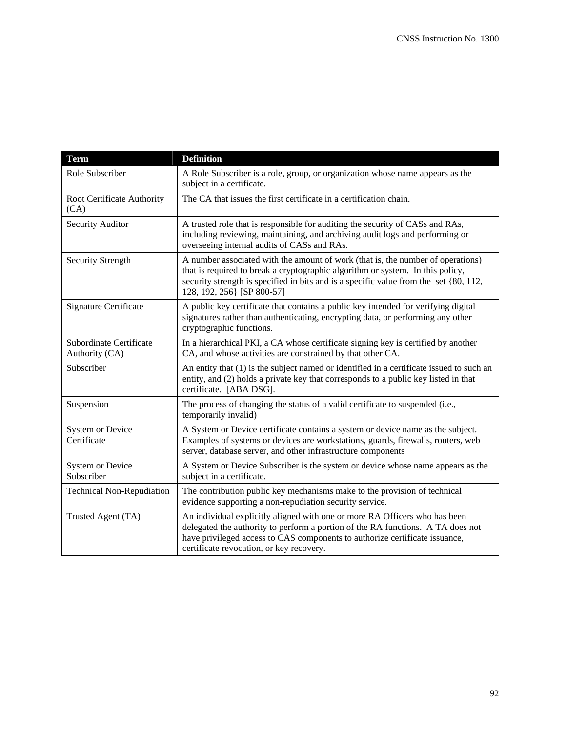| Term | Definition |
| --- | --- |
| Role Subscriber | A Role Subscriber is a role, group, or organization whose name appears as the subject in a certificate. |
| Root Certificate Authority (CA) | The CA that issues the first certificate in a certification chain. |
| Security Auditor | A trusted role that is responsible for auditing the security of CASs and RAs, including reviewing, maintaining, and archiving audit logs and performing or overseeing internal audits of CASs and RAs. |
| Security Strength | A number associated with the amount of work (that is, the number of operations) that is required to break a cryptographic algorithm or system. In this policy, security strength is specified in bits and is a specific value from the set {80, 112, 128, 192, 256} [SP 800-57] |
| Signature Certificate | A public key certificate that contains a public key intended for verifying digital signatures rather than authenticating, encrypting data, or performing any other cryptographic functions. |
| Subordinate Certificate Authority (CA) | In a hierarchical PKI, a CA whose certificate signing key is certified by another CA, and whose activities are constrained by that other CA. |
| Subscriber | An entity that (1) is the subject named or identified in a certificate issued to such an entity, and (2) holds a private key that corresponds to a public key listed in that certificate. [ABA DSG]. |
| Suspension | The process of changing the status of a valid certificate to suspended (i.e., temporarily invalid) |
| System or Device Certificate | A System or Device certificate contains a system or device name as the subject. Examples of systems or devices are workstations, guards, firewalls, routers, web server, database server, and other infrastructure components |
| System or Device Subscriber | A System or Device Subscriber is the system or device whose name appears as the subject in a certificate. |
| Technical Non-Repudiation | The contribution public key mechanisms make to the provision of technical evidence supporting a non-repudiation security service. |
| Trusted Agent (TA) | An individual explicitly aligned with one or more RA Officers who has been delegated the authority to perform a portion of the RA functions. A TA does not have privileged access to CAS components to authorize certificate issuance, certificate revocation, or key recovery. |